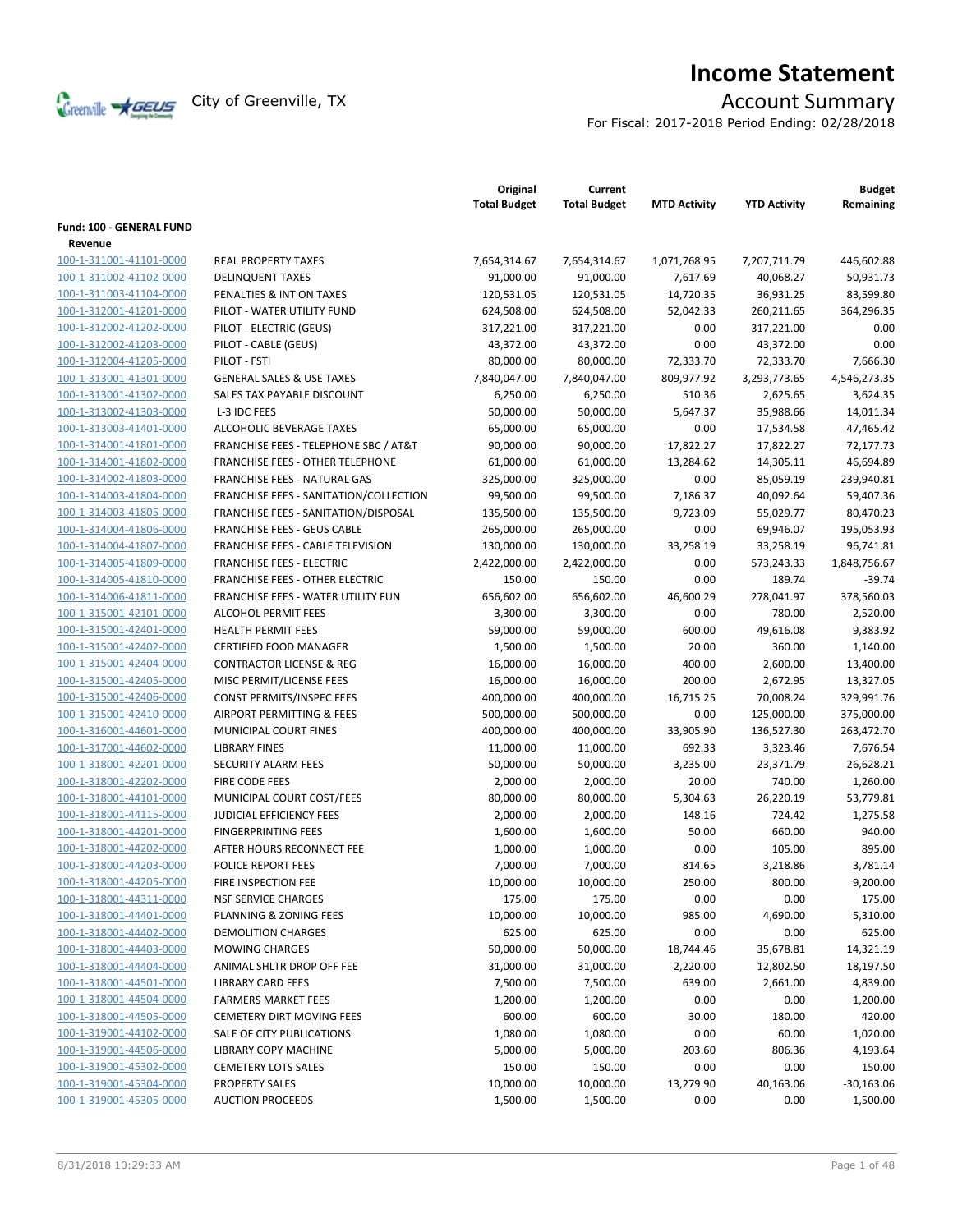# Income Statement

City of Greenville, TX

## Account Summary

For Fiscal: 2017-2018 Period Ending: 02/28/2018

| | | Original Total Budget | Current Total Budget | MTD Activity | YTD Activity | Budget Remaining |
|---|---|---|---|---|---|---|
| **Fund: 100 - GENERAL FUND** | | | | | | |
| **Revenue** | | | | | | |
| 100-1-311001-41101-0000 | REAL PROPERTY TAXES | 7,654,314.67 | 7,654,314.67 | 1,071,768.95 | 7,207,711.79 | 446,602.88 |
| 100-1-311002-41102-0000 | DELINQUENT TAXES | 91,000.00 | 91,000.00 | 7,617.69 | 40,068.27 | 50,931.73 |
| 100-1-311003-41104-0000 | PENALTIES & INT ON TAXES | 120,531.05 | 120,531.05 | 14,720.35 | 36,931.25 | 83,599.80 |
| 100-1-312001-41201-0000 | PILOT - WATER UTILITY FUND | 624,508.00 | 624,508.00 | 52,042.33 | 260,211.65 | 364,296.35 |
| 100-1-312002-41202-0000 | PILOT - ELECTRIC (GEUS) | 317,221.00 | 317,221.00 | 0.00 | 317,221.00 | 0.00 |
| 100-1-312002-41203-0000 | PILOT - CABLE (GEUS) | 43,372.00 | 43,372.00 | 0.00 | 43,372.00 | 0.00 |
| 100-1-312004-41205-0000 | PILOT - FSTI | 80,000.00 | 80,000.00 | 72,333.70 | 72,333.70 | 7,666.30 |
| 100-1-313001-41301-0000 | GENERAL SALES & USE TAXES | 7,840,047.00 | 7,840,047.00 | 809,977.92 | 3,293,773.65 | 4,546,273.35 |
| 100-1-313001-41302-0000 | SALES TAX PAYABLE DISCOUNT | 6,250.00 | 6,250.00 | 510.36 | 2,625.65 | 3,624.35 |
| 100-1-313002-41303-0000 | L-3 IDC FEES | 50,000.00 | 50,000.00 | 5,647.37 | 35,988.66 | 14,011.34 |
| 100-1-313003-41401-0000 | ALCOHOLIC BEVERAGE TAXES | 65,000.00 | 65,000.00 | 0.00 | 17,534.58 | 47,465.42 |
| 100-1-314001-41801-0000 | FRANCHISE FEES - TELEPHONE SBC / AT&T | 90,000.00 | 90,000.00 | 17,822.27 | 17,822.27 | 72,177.73 |
| 100-1-314001-41802-0000 | FRANCHISE FEES - OTHER TELEPHONE | 61,000.00 | 61,000.00 | 13,284.62 | 14,305.11 | 46,694.89 |
| 100-1-314002-41803-0000 | FRANCHISE FEES - NATURAL GAS | 325,000.00 | 325,000.00 | 0.00 | 85,059.19 | 239,940.81 |
| 100-1-314003-41804-0000 | FRANCHISE FEES - SANITATION/COLLECTION | 99,500.00 | 99,500.00 | 7,186.37 | 40,092.64 | 59,407.36 |
| 100-1-314003-41805-0000 | FRANCHISE FEES - SANITATION/DISPOSAL | 135,500.00 | 135,500.00 | 9,723.09 | 55,029.77 | 80,470.23 |
| 100-1-314004-41806-0000 | FRANCHISE FEES - GEUS CABLE | 265,000.00 | 265,000.00 | 0.00 | 69,946.07 | 195,053.93 |
| 100-1-314004-41807-0000 | FRANCHISE FEES - CABLE TELEVISION | 130,000.00 | 130,000.00 | 33,258.19 | 33,258.19 | 96,741.81 |
| 100-1-314005-41809-0000 | FRANCHISE FEES - ELECTRIC | 2,422,000.00 | 2,422,000.00 | 0.00 | 573,243.33 | 1,848,756.67 |
| 100-1-314005-41810-0000 | FRANCHISE FEES - OTHER ELECTRIC | 150.00 | 150.00 | 0.00 | 189.74 | -39.74 |
| 100-1-314006-41811-0000 | FRANCHISE FEES - WATER UTILITY FUN | 656,602.00 | 656,602.00 | 46,600.29 | 278,041.97 | 378,560.03 |
| 100-1-315001-42101-0000 | ALCOHOL PERMIT FEES | 3,300.00 | 3,300.00 | 0.00 | 780.00 | 2,520.00 |
| 100-1-315001-42401-0000 | HEALTH PERMIT FEES | 59,000.00 | 59,000.00 | 600.00 | 49,616.08 | 9,383.92 |
| 100-1-315001-42402-0000 | CERTIFIED FOOD MANAGER | 1,500.00 | 1,500.00 | 20.00 | 360.00 | 1,140.00 |
| 100-1-315001-42404-0000 | CONTRACTOR LICENSE & REG | 16,000.00 | 16,000.00 | 400.00 | 2,600.00 | 13,400.00 |
| 100-1-315001-42405-0000 | MISC PERMIT/LICENSE FEES | 16,000.00 | 16,000.00 | 200.00 | 2,672.95 | 13,327.05 |
| 100-1-315001-42406-0000 | CONST PERMITS/INSPEC FEES | 400,000.00 | 400,000.00 | 16,715.25 | 70,008.24 | 329,991.76 |
| 100-1-315001-42410-0000 | AIRPORT PERMITTING & FEES | 500,000.00 | 500,000.00 | 0.00 | 125,000.00 | 375,000.00 |
| 100-1-316001-44601-0000 | MUNICIPAL COURT FINES | 400,000.00 | 400,000.00 | 33,905.90 | 136,527.30 | 263,472.70 |
| 100-1-317001-44602-0000 | LIBRARY FINES | 11,000.00 | 11,000.00 | 692.33 | 3,323.46 | 7,676.54 |
| 100-1-318001-42201-0000 | SECURITY ALARM FEES | 50,000.00 | 50,000.00 | 3,235.00 | 23,371.79 | 26,628.21 |
| 100-1-318001-42202-0000 | FIRE CODE FEES | 2,000.00 | 2,000.00 | 20.00 | 740.00 | 1,260.00 |
| 100-1-318001-44101-0000 | MUNICIPAL COURT COST/FEES | 80,000.00 | 80,000.00 | 5,304.63 | 26,220.19 | 53,779.81 |
| 100-1-318001-44115-0000 | JUDICIAL EFFICIENCY FEES | 2,000.00 | 2,000.00 | 148.16 | 724.42 | 1,275.58 |
| 100-1-318001-44201-0000 | FINGERPRINTING FEES | 1,600.00 | 1,600.00 | 50.00 | 660.00 | 940.00 |
| 100-1-318001-44202-0000 | AFTER HOURS RECONNECT FEE | 1,000.00 | 1,000.00 | 0.00 | 105.00 | 895.00 |
| 100-1-318001-44203-0000 | POLICE REPORT FEES | 7,000.00 | 7,000.00 | 814.65 | 3,218.86 | 3,781.14 |
| 100-1-318001-44205-0000 | FIRE INSPECTION FEE | 10,000.00 | 10,000.00 | 250.00 | 800.00 | 9,200.00 |
| 100-1-318001-44311-0000 | NSF SERVICE CHARGES | 175.00 | 175.00 | 0.00 | 0.00 | 175.00 |
| 100-1-318001-44401-0000 | PLANNING & ZONING FEES | 10,000.00 | 10,000.00 | 985.00 | 4,690.00 | 5,310.00 |
| 100-1-318001-44402-0000 | DEMOLITION CHARGES | 625.00 | 625.00 | 0.00 | 0.00 | 625.00 |
| 100-1-318001-44403-0000 | MOWING CHARGES | 50,000.00 | 50,000.00 | 18,744.46 | 35,678.81 | 14,321.19 |
| 100-1-318001-44404-0000 | ANIMAL SHLTR DROP OFF FEE | 31,000.00 | 31,000.00 | 2,220.00 | 12,802.50 | 18,197.50 |
| 100-1-318001-44501-0000 | LIBRARY CARD FEES | 7,500.00 | 7,500.00 | 639.00 | 2,661.00 | 4,839.00 |
| 100-1-318001-44504-0000 | FARMERS MARKET FEES | 1,200.00 | 1,200.00 | 0.00 | 0.00 | 1,200.00 |
| 100-1-318001-44505-0000 | CEMETERY DIRT MOVING FEES | 600.00 | 600.00 | 30.00 | 180.00 | 420.00 |
| 100-1-319001-44102-0000 | SALE OF CITY PUBLICATIONS | 1,080.00 | 1,080.00 | 0.00 | 60.00 | 1,020.00 |
| 100-1-319001-44506-0000 | LIBRARY COPY MACHINE | 5,000.00 | 5,000.00 | 203.60 | 806.36 | 4,193.64 |
| 100-1-319001-45302-0000 | CEMETERY LOTS SALES | 150.00 | 150.00 | 0.00 | 0.00 | 150.00 |
| 100-1-319001-45304-0000 | PROPERTY SALES | 10,000.00 | 10,000.00 | 13,279.90 | 40,163.06 | -30,163.06 |
| 100-1-319001-45305-0000 | AUCTION PROCEEDS | 1,500.00 | 1,500.00 | 0.00 | 0.00 | 1,500.00 |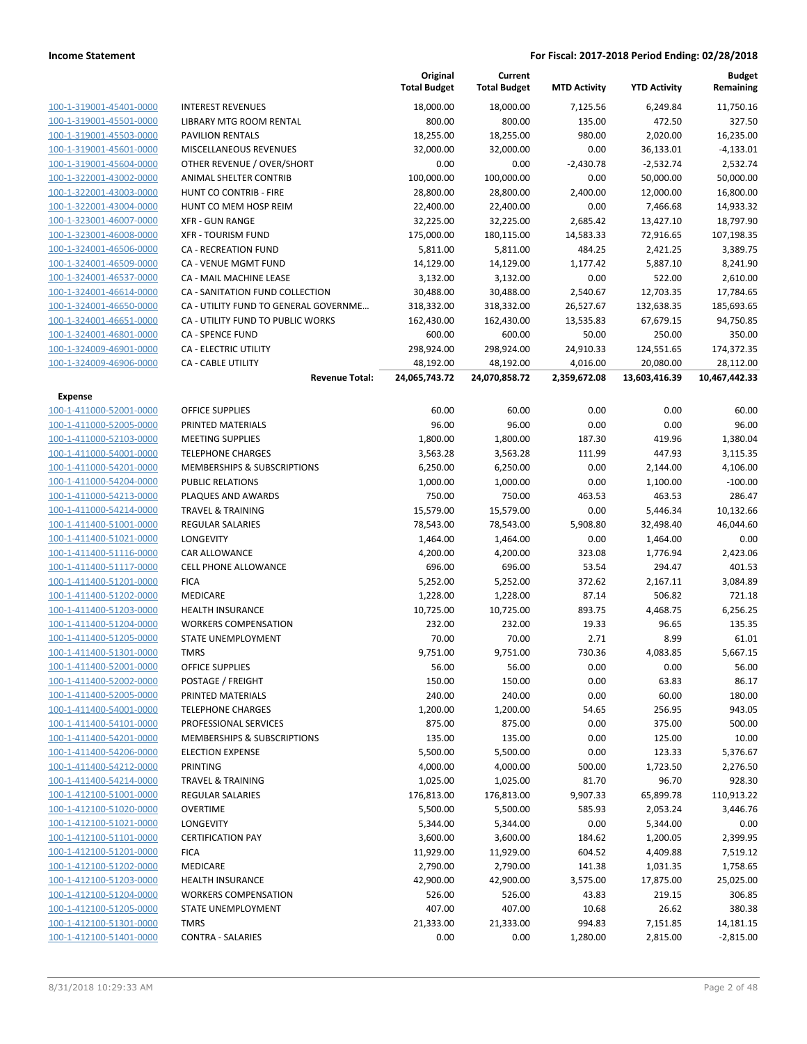**Income Statement** — **For Fiscal: 2017-2018 Period Ending: 02/28/2018**

| | | Original Total Budget | Current Total Budget | MTD Activity | YTD Activity | Budget Remaining |
|---|---|---|---|---|---|---|
| 100-1-319001-45401-0000 | INTEREST REVENUES | 18,000.00 | 18,000.00 | 7,125.56 | 6,249.84 | 11,750.16 |
| 100-1-319001-45501-0000 | LIBRARY MTG ROOM RENTAL | 800.00 | 800.00 | 135.00 | 472.50 | 327.50 |
| 100-1-319001-45503-0000 | PAVILION RENTALS | 18,255.00 | 18,255.00 | 980.00 | 2,020.00 | 16,235.00 |
| 100-1-319001-45601-0000 | MISCELLANEOUS REVENUES | 32,000.00 | 32,000.00 | 0.00 | 36,133.01 | -4,133.01 |
| 100-1-319001-45604-0000 | OTHER REVENUE / OVER/SHORT | 0.00 | 0.00 | -2,430.78 | -2,532.74 | 2,532.74 |
| 100-1-322001-43002-0000 | ANIMAL SHELTER CONTRIB | 100,000.00 | 100,000.00 | 0.00 | 50,000.00 | 50,000.00 |
| 100-1-322001-43003-0000 | HUNT CO CONTRIB - FIRE | 28,800.00 | 28,800.00 | 2,400.00 | 12,000.00 | 16,800.00 |
| 100-1-322001-43004-0000 | HUNT CO MEM HOSP REIM | 22,400.00 | 22,400.00 | 0.00 | 7,466.68 | 14,933.32 |
| 100-1-323001-46007-0000 | XFR - GUN RANGE | 32,225.00 | 32,225.00 | 2,685.42 | 13,427.10 | 18,797.90 |
| 100-1-323001-46008-0000 | XFR - TOURISM FUND | 175,000.00 | 180,115.00 | 14,583.33 | 72,916.65 | 107,198.35 |
| 100-1-324001-46506-0000 | CA - RECREATION FUND | 5,811.00 | 5,811.00 | 484.25 | 2,421.25 | 3,389.75 |
| 100-1-324001-46509-0000 | CA - VENUE MGMT FUND | 14,129.00 | 14,129.00 | 1,177.42 | 5,887.10 | 8,241.90 |
| 100-1-324001-46537-0000 | CA - MAIL MACHINE LEASE | 3,132.00 | 3,132.00 | 0.00 | 522.00 | 2,610.00 |
| 100-1-324001-46614-0000 | CA - SANITATION FUND COLLECTION | 30,488.00 | 30,488.00 | 2,540.67 | 12,703.35 | 17,784.65 |
| 100-1-324001-46650-0000 | CA - UTILITY FUND TO GENERAL GOVERNME… | 318,332.00 | 318,332.00 | 26,527.67 | 132,638.35 | 185,693.65 |
| 100-1-324001-46651-0000 | CA - UTILITY FUND TO PUBLIC WORKS | 162,430.00 | 162,430.00 | 13,535.83 | 67,679.15 | 94,750.85 |
| 100-1-324001-46801-0000 | CA - SPENCE FUND | 600.00 | 600.00 | 50.00 | 250.00 | 350.00 |
| 100-1-324009-46901-0000 | CA - ELECTRIC UTILITY | 298,924.00 | 298,924.00 | 24,910.33 | 124,551.65 | 174,372.35 |
| 100-1-324009-46906-0000 | CA - CABLE UTILITY | 48,192.00 | 48,192.00 | 4,016.00 | 20,080.00 | 28,112.00 |
| | **Revenue Total:** | **24,065,743.72** | **24,070,858.72** | **2,359,672.08** | **13,603,416.39** | **10,467,442.33** |
| **Expense** | | | | | | |
| 100-1-411000-52001-0000 | OFFICE SUPPLIES | 60.00 | 60.00 | 0.00 | 0.00 | 60.00 |
| 100-1-411000-52005-0000 | PRINTED MATERIALS | 96.00 | 96.00 | 0.00 | 0.00 | 96.00 |
| 100-1-411000-52103-0000 | MEETING SUPPLIES | 1,800.00 | 1,800.00 | 187.30 | 419.96 | 1,380.04 |
| 100-1-411000-54001-0000 | TELEPHONE CHARGES | 3,563.28 | 3,563.28 | 111.99 | 447.93 | 3,115.35 |
| 100-1-411000-54201-0000 | MEMBERSHIPS & SUBSCRIPTIONS | 6,250.00 | 6,250.00 | 0.00 | 2,144.00 | 4,106.00 |
| 100-1-411000-54204-0000 | PUBLIC RELATIONS | 1,000.00 | 1,000.00 | 0.00 | 1,100.00 | -100.00 |
| 100-1-411000-54213-0000 | PLAQUES AND AWARDS | 750.00 | 750.00 | 463.53 | 463.53 | 286.47 |
| 100-1-411000-54214-0000 | TRAVEL & TRAINING | 15,579.00 | 15,579.00 | 0.00 | 5,446.34 | 10,132.66 |
| 100-1-411400-51001-0000 | REGULAR SALARIES | 78,543.00 | 78,543.00 | 5,908.80 | 32,498.40 | 46,044.60 |
| 100-1-411400-51021-0000 | LONGEVITY | 1,464.00 | 1,464.00 | 0.00 | 1,464.00 | 0.00 |
| 100-1-411400-51116-0000 | CAR ALLOWANCE | 4,200.00 | 4,200.00 | 323.08 | 1,776.94 | 2,423.06 |
| 100-1-411400-51117-0000 | CELL PHONE ALLOWANCE | 696.00 | 696.00 | 53.54 | 294.47 | 401.53 |
| 100-1-411400-51201-0000 | FICA | 5,252.00 | 5,252.00 | 372.62 | 2,167.11 | 3,084.89 |
| 100-1-411400-51202-0000 | MEDICARE | 1,228.00 | 1,228.00 | 87.14 | 506.82 | 721.18 |
| 100-1-411400-51203-0000 | HEALTH INSURANCE | 10,725.00 | 10,725.00 | 893.75 | 4,468.75 | 6,256.25 |
| 100-1-411400-51204-0000 | WORKERS COMPENSATION | 232.00 | 232.00 | 19.33 | 96.65 | 135.35 |
| 100-1-411400-51205-0000 | STATE UNEMPLOYMENT | 70.00 | 70.00 | 2.71 | 8.99 | 61.01 |
| 100-1-411400-51301-0000 | TMRS | 9,751.00 | 9,751.00 | 730.36 | 4,083.85 | 5,667.15 |
| 100-1-411400-52001-0000 | OFFICE SUPPLIES | 56.00 | 56.00 | 0.00 | 0.00 | 56.00 |
| 100-1-411400-52002-0000 | POSTAGE / FREIGHT | 150.00 | 150.00 | 0.00 | 63.83 | 86.17 |
| 100-1-411400-52005-0000 | PRINTED MATERIALS | 240.00 | 240.00 | 0.00 | 60.00 | 180.00 |
| 100-1-411400-54001-0000 | TELEPHONE CHARGES | 1,200.00 | 1,200.00 | 54.65 | 256.95 | 943.05 |
| 100-1-411400-54101-0000 | PROFESSIONAL SERVICES | 875.00 | 875.00 | 0.00 | 375.00 | 500.00 |
| 100-1-411400-54201-0000 | MEMBERSHIPS & SUBSCRIPTIONS | 135.00 | 135.00 | 0.00 | 125.00 | 10.00 |
| 100-1-411400-54206-0000 | ELECTION EXPENSE | 5,500.00 | 5,500.00 | 0.00 | 123.33 | 5,376.67 |
| 100-1-411400-54212-0000 | PRINTING | 4,000.00 | 4,000.00 | 500.00 | 1,723.50 | 2,276.50 |
| 100-1-411400-54214-0000 | TRAVEL & TRAINING | 1,025.00 | 1,025.00 | 81.70 | 96.70 | 928.30 |
| 100-1-412100-51001-0000 | REGULAR SALARIES | 176,813.00 | 176,813.00 | 9,907.33 | 65,899.78 | 110,913.22 |
| 100-1-412100-51020-0000 | OVERTIME | 5,500.00 | 5,500.00 | 585.93 | 2,053.24 | 3,446.76 |
| 100-1-412100-51021-0000 | LONGEVITY | 5,344.00 | 5,344.00 | 0.00 | 5,344.00 | 0.00 |
| 100-1-412100-51101-0000 | CERTIFICATION PAY | 3,600.00 | 3,600.00 | 184.62 | 1,200.05 | 2,399.95 |
| 100-1-412100-51201-0000 | FICA | 11,929.00 | 11,929.00 | 604.52 | 4,409.88 | 7,519.12 |
| 100-1-412100-51202-0000 | MEDICARE | 2,790.00 | 2,790.00 | 141.38 | 1,031.35 | 1,758.65 |
| 100-1-412100-51203-0000 | HEALTH INSURANCE | 42,900.00 | 42,900.00 | 3,575.00 | 17,875.00 | 25,025.00 |
| 100-1-412100-51204-0000 | WORKERS COMPENSATION | 526.00 | 526.00 | 43.83 | 219.15 | 306.85 |
| 100-1-412100-51205-0000 | STATE UNEMPLOYMENT | 407.00 | 407.00 | 10.68 | 26.62 | 380.38 |
| 100-1-412100-51301-0000 | TMRS | 21,333.00 | 21,333.00 | 994.83 | 7,151.85 | 14,181.15 |
| 100-1-412100-51401-0000 | CONTRA - SALARIES | 0.00 | 0.00 | 1,280.00 | 2,815.00 | -2,815.00 |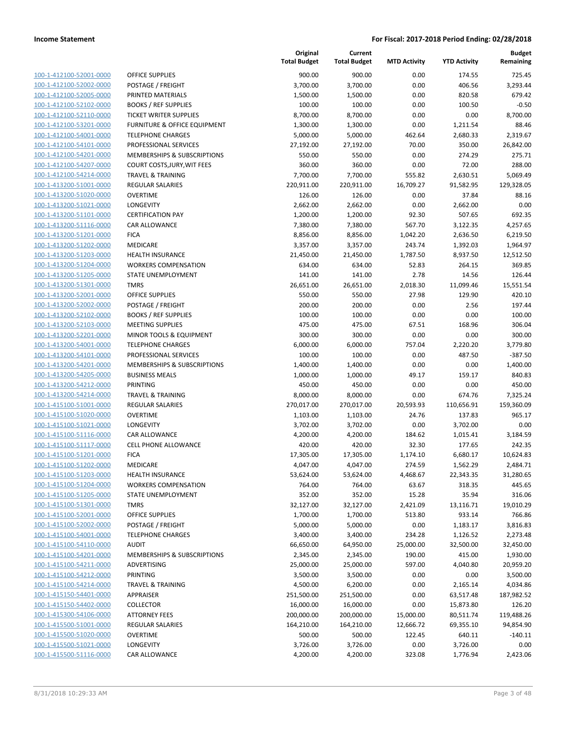**Income Statement** — For Fiscal: 2017-2018 Period Ending: 02/28/2018

| | | Original Total Budget | Current Total Budget | MTD Activity | YTD Activity | Budget Remaining |
|---|---|---|---|---|---|---|
| 100-1-412100-52001-0000 | OFFICE SUPPLIES | 900.00 | 900.00 | 0.00 | 174.55 | 725.45 |
| 100-1-412100-52002-0000 | POSTAGE / FREIGHT | 3,700.00 | 3,700.00 | 0.00 | 406.56 | 3,293.44 |
| 100-1-412100-52005-0000 | PRINTED MATERIALS | 1,500.00 | 1,500.00 | 0.00 | 820.58 | 679.42 |
| 100-1-412100-52102-0000 | BOOKS / REF SUPPLIES | 100.00 | 100.00 | 0.00 | 100.50 | -0.50 |
| 100-1-412100-52110-0000 | TICKET WRITER SUPPLIES | 8,700.00 | 8,700.00 | 0.00 | 0.00 | 8,700.00 |
| 100-1-412100-53201-0000 | FURNITURE & OFFICE EQUIPMENT | 1,300.00 | 1,300.00 | 0.00 | 1,211.54 | 88.46 |
| 100-1-412100-54001-0000 | TELEPHONE CHARGES | 5,000.00 | 5,000.00 | 462.64 | 2,680.33 | 2,319.67 |
| 100-1-412100-54101-0000 | PROFESSIONAL SERVICES | 27,192.00 | 27,192.00 | 70.00 | 350.00 | 26,842.00 |
| 100-1-412100-54201-0000 | MEMBERSHIPS & SUBSCRIPTIONS | 550.00 | 550.00 | 0.00 | 274.29 | 275.71 |
| 100-1-412100-54207-0000 | COURT COSTS,JURY,WIT FEES | 360.00 | 360.00 | 0.00 | 72.00 | 288.00 |
| 100-1-412100-54214-0000 | TRAVEL & TRAINING | 7,700.00 | 7,700.00 | 555.82 | 2,630.51 | 5,069.49 |
| 100-1-413200-51001-0000 | REGULAR SALARIES | 220,911.00 | 220,911.00 | 16,709.27 | 91,582.95 | 129,328.05 |
| 100-1-413200-51020-0000 | OVERTIME | 126.00 | 126.00 | 0.00 | 37.84 | 88.16 |
| 100-1-413200-51021-0000 | LONGEVITY | 2,662.00 | 2,662.00 | 0.00 | 2,662.00 | 0.00 |
| 100-1-413200-51101-0000 | CERTIFICATION PAY | 1,200.00 | 1,200.00 | 92.30 | 507.65 | 692.35 |
| 100-1-413200-51116-0000 | CAR ALLOWANCE | 7,380.00 | 7,380.00 | 567.70 | 3,122.35 | 4,257.65 |
| 100-1-413200-51201-0000 | FICA | 8,856.00 | 8,856.00 | 1,042.20 | 2,636.50 | 6,219.50 |
| 100-1-413200-51202-0000 | MEDICARE | 3,357.00 | 3,357.00 | 243.74 | 1,392.03 | 1,964.97 |
| 100-1-413200-51203-0000 | HEALTH INSURANCE | 21,450.00 | 21,450.00 | 1,787.50 | 8,937.50 | 12,512.50 |
| 100-1-413200-51204-0000 | WORKERS COMPENSATION | 634.00 | 634.00 | 52.83 | 264.15 | 369.85 |
| 100-1-413200-51205-0000 | STATE UNEMPLOYMENT | 141.00 | 141.00 | 2.78 | 14.56 | 126.44 |
| 100-1-413200-51301-0000 | TMRS | 26,651.00 | 26,651.00 | 2,018.30 | 11,099.46 | 15,551.54 |
| 100-1-413200-52001-0000 | OFFICE SUPPLIES | 550.00 | 550.00 | 27.98 | 129.90 | 420.10 |
| 100-1-413200-52002-0000 | POSTAGE / FREIGHT | 200.00 | 200.00 | 0.00 | 2.56 | 197.44 |
| 100-1-413200-52102-0000 | BOOKS / REF SUPPLIES | 100.00 | 100.00 | 0.00 | 0.00 | 100.00 |
| 100-1-413200-52103-0000 | MEETING SUPPLIES | 475.00 | 475.00 | 67.51 | 168.96 | 306.04 |
| 100-1-413200-52201-0000 | MINOR TOOLS & EQUIPMENT | 300.00 | 300.00 | 0.00 | 0.00 | 300.00 |
| 100-1-413200-54001-0000 | TELEPHONE CHARGES | 6,000.00 | 6,000.00 | 757.04 | 2,220.20 | 3,779.80 |
| 100-1-413200-54101-0000 | PROFESSIONAL SERVICES | 100.00 | 100.00 | 0.00 | 487.50 | -387.50 |
| 100-1-413200-54201-0000 | MEMBERSHIPS & SUBSCRIPTIONS | 1,400.00 | 1,400.00 | 0.00 | 0.00 | 1,400.00 |
| 100-1-413200-54205-0000 | BUSINESS MEALS | 1,000.00 | 1,000.00 | 49.17 | 159.17 | 840.83 |
| 100-1-413200-54212-0000 | PRINTING | 450.00 | 450.00 | 0.00 | 0.00 | 450.00 |
| 100-1-413200-54214-0000 | TRAVEL & TRAINING | 8,000.00 | 8,000.00 | 0.00 | 674.76 | 7,325.24 |
| 100-1-415100-51001-0000 | REGULAR SALARIES | 270,017.00 | 270,017.00 | 20,593.93 | 110,656.91 | 159,360.09 |
| 100-1-415100-51020-0000 | OVERTIME | 1,103.00 | 1,103.00 | 24.76 | 137.83 | 965.17 |
| 100-1-415100-51021-0000 | LONGEVITY | 3,702.00 | 3,702.00 | 0.00 | 3,702.00 | 0.00 |
| 100-1-415100-51116-0000 | CAR ALLOWANCE | 4,200.00 | 4,200.00 | 184.62 | 1,015.41 | 3,184.59 |
| 100-1-415100-51117-0000 | CELL PHONE ALLOWANCE | 420.00 | 420.00 | 32.30 | 177.65 | 242.35 |
| 100-1-415100-51201-0000 | FICA | 17,305.00 | 17,305.00 | 1,174.10 | 6,680.17 | 10,624.83 |
| 100-1-415100-51202-0000 | MEDICARE | 4,047.00 | 4,047.00 | 274.59 | 1,562.29 | 2,484.71 |
| 100-1-415100-51203-0000 | HEALTH INSURANCE | 53,624.00 | 53,624.00 | 4,468.67 | 22,343.35 | 31,280.65 |
| 100-1-415100-51204-0000 | WORKERS COMPENSATION | 764.00 | 764.00 | 63.67 | 318.35 | 445.65 |
| 100-1-415100-51205-0000 | STATE UNEMPLOYMENT | 352.00 | 352.00 | 15.28 | 35.94 | 316.06 |
| 100-1-415100-51301-0000 | TMRS | 32,127.00 | 32,127.00 | 2,421.09 | 13,116.71 | 19,010.29 |
| 100-1-415100-52001-0000 | OFFICE SUPPLIES | 1,700.00 | 1,700.00 | 513.80 | 933.14 | 766.86 |
| 100-1-415100-52002-0000 | POSTAGE / FREIGHT | 5,000.00 | 5,000.00 | 0.00 | 1,183.17 | 3,816.83 |
| 100-1-415100-54001-0000 | TELEPHONE CHARGES | 3,400.00 | 3,400.00 | 234.28 | 1,126.52 | 2,273.48 |
| 100-1-415100-54110-0000 | AUDIT | 66,650.00 | 64,950.00 | 25,000.00 | 32,500.00 | 32,450.00 |
| 100-1-415100-54201-0000 | MEMBERSHIPS & SUBSCRIPTIONS | 2,345.00 | 2,345.00 | 190.00 | 415.00 | 1,930.00 |
| 100-1-415100-54211-0000 | ADVERTISING | 25,000.00 | 25,000.00 | 597.00 | 4,040.80 | 20,959.20 |
| 100-1-415100-54212-0000 | PRINTING | 3,500.00 | 3,500.00 | 0.00 | 0.00 | 3,500.00 |
| 100-1-415100-54214-0000 | TRAVEL & TRAINING | 4,500.00 | 6,200.00 | 0.00 | 2,165.14 | 4,034.86 |
| 100-1-415150-54401-0000 | APPRAISER | 251,500.00 | 251,500.00 | 0.00 | 63,517.48 | 187,982.52 |
| 100-1-415150-54402-0000 | COLLECTOR | 16,000.00 | 16,000.00 | 0.00 | 15,873.80 | 126.20 |
| 100-1-415300-54106-0000 | ATTORNEY FEES | 200,000.00 | 200,000.00 | 15,000.00 | 80,511.74 | 119,488.26 |
| 100-1-415500-51001-0000 | REGULAR SALARIES | 164,210.00 | 164,210.00 | 12,666.72 | 69,355.10 | 94,854.90 |
| 100-1-415500-51020-0000 | OVERTIME | 500.00 | 500.00 | 122.45 | 640.11 | -140.11 |
| 100-1-415500-51021-0000 | LONGEVITY | 3,726.00 | 3,726.00 | 0.00 | 3,726.00 | 0.00 |
| 100-1-415500-51116-0000 | CAR ALLOWANCE | 4,200.00 | 4,200.00 | 323.08 | 1,776.94 | 2,423.06 |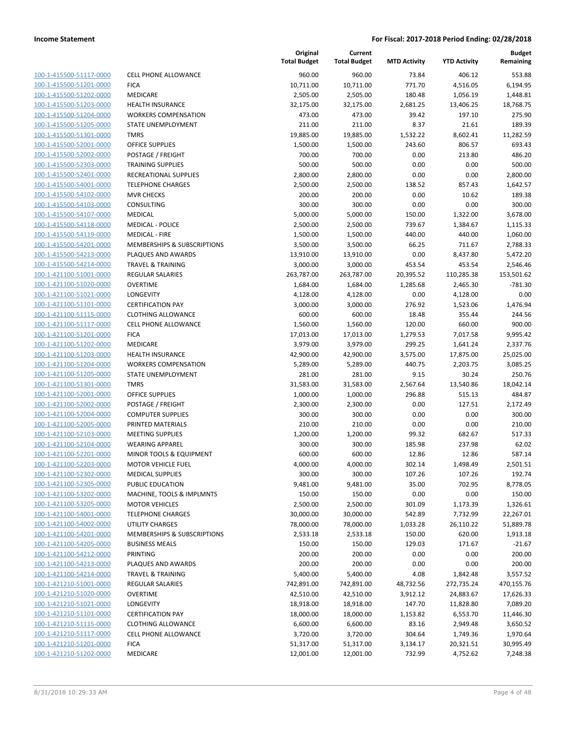**Income Statement** — **For Fiscal: 2017-2018 Period Ending: 02/28/2018**

| | | Original Total Budget | Current Total Budget | MTD Activity | YTD Activity | Budget Remaining |
|---|---|---|---|---|---|---|
| 100-1-415500-51117-0000 | CELL PHONE ALLOWANCE | 960.00 | 960.00 | 73.84 | 406.12 | 553.88 |
| 100-1-415500-51201-0000 | FICA | 10,711.00 | 10,711.00 | 771.70 | 4,516.05 | 6,194.95 |
| 100-1-415500-51202-0000 | MEDICARE | 2,505.00 | 2,505.00 | 180.48 | 1,056.19 | 1,448.81 |
| 100-1-415500-51203-0000 | HEALTH INSURANCE | 32,175.00 | 32,175.00 | 2,681.25 | 13,406.25 | 18,768.75 |
| 100-1-415500-51204-0000 | WORKERS COMPENSATION | 473.00 | 473.00 | 39.42 | 197.10 | 275.90 |
| 100-1-415500-51205-0000 | STATE UNEMPLOYMENT | 211.00 | 211.00 | 8.37 | 21.61 | 189.39 |
| 100-1-415500-51301-0000 | TMRS | 19,885.00 | 19,885.00 | 1,532.22 | 8,602.41 | 11,282.59 |
| 100-1-415500-52001-0000 | OFFICE SUPPLIES | 1,500.00 | 1,500.00 | 243.60 | 806.57 | 693.43 |
| 100-1-415500-52002-0000 | POSTAGE / FREIGHT | 700.00 | 700.00 | 0.00 | 213.80 | 486.20 |
| 100-1-415500-52303-0000 | TRAINING SUPPLIES | 500.00 | 500.00 | 0.00 | 0.00 | 500.00 |
| 100-1-415500-52401-0000 | RECREATIONAL SUPPLIES | 2,800.00 | 2,800.00 | 0.00 | 0.00 | 2,800.00 |
| 100-1-415500-54001-0000 | TELEPHONE CHARGES | 2,500.00 | 2,500.00 | 138.52 | 857.43 | 1,642.57 |
| 100-1-415500-54102-0000 | MVR CHECKS | 200.00 | 200.00 | 0.00 | 10.62 | 189.38 |
| 100-1-415500-54103-0000 | CONSULTING | 300.00 | 300.00 | 0.00 | 0.00 | 300.00 |
| 100-1-415500-54107-0000 | MEDICAL | 5,000.00 | 5,000.00 | 150.00 | 1,322.00 | 3,678.00 |
| 100-1-415500-54118-0000 | MEDICAL - POLICE | 2,500.00 | 2,500.00 | 739.67 | 1,384.67 | 1,115.33 |
| 100-1-415500-54119-0000 | MEDICAL - FIRE | 1,500.00 | 1,500.00 | 440.00 | 440.00 | 1,060.00 |
| 100-1-415500-54201-0000 | MEMBERSHIPS & SUBSCRIPTIONS | 3,500.00 | 3,500.00 | 66.25 | 711.67 | 2,788.33 |
| 100-1-415500-54213-0000 | PLAQUES AND AWARDS | 13,910.00 | 13,910.00 | 0.00 | 8,437.80 | 5,472.20 |
| 100-1-415500-54214-0000 | TRAVEL & TRAINING | 3,000.00 | 3,000.00 | 453.54 | 453.54 | 2,546.46 |
| 100-1-421100-51001-0000 | REGULAR SALARIES | 263,787.00 | 263,787.00 | 20,395.52 | 110,285.38 | 153,501.62 |
| 100-1-421100-51020-0000 | OVERTIME | 1,684.00 | 1,684.00 | 1,285.68 | 2,465.30 | -781.30 |
| 100-1-421100-51021-0000 | LONGEVITY | 4,128.00 | 4,128.00 | 0.00 | 4,128.00 | 0.00 |
| 100-1-421100-51101-0000 | CERTIFICATION PAY | 3,000.00 | 3,000.00 | 276.92 | 1,523.06 | 1,476.94 |
| 100-1-421100-51115-0000 | CLOTHING ALLOWANCE | 600.00 | 600.00 | 18.48 | 355.44 | 244.56 |
| 100-1-421100-51117-0000 | CELL PHONE ALLOWANCE | 1,560.00 | 1,560.00 | 120.00 | 660.00 | 900.00 |
| 100-1-421100-51201-0000 | FICA | 17,013.00 | 17,013.00 | 1,279.53 | 7,017.58 | 9,995.42 |
| 100-1-421100-51202-0000 | MEDICARE | 3,979.00 | 3,979.00 | 299.25 | 1,641.24 | 2,337.76 |
| 100-1-421100-51203-0000 | HEALTH INSURANCE | 42,900.00 | 42,900.00 | 3,575.00 | 17,875.00 | 25,025.00 |
| 100-1-421100-51204-0000 | WORKERS COMPENSATION | 5,289.00 | 5,289.00 | 440.75 | 2,203.75 | 3,085.25 |
| 100-1-421100-51205-0000 | STATE UNEMPLOYMENT | 281.00 | 281.00 | 9.15 | 30.24 | 250.76 |
| 100-1-421100-51301-0000 | TMRS | 31,583.00 | 31,583.00 | 2,567.64 | 13,540.86 | 18,042.14 |
| 100-1-421100-52001-0000 | OFFICE SUPPLIES | 1,000.00 | 1,000.00 | 296.88 | 515.13 | 484.87 |
| 100-1-421100-52002-0000 | POSTAGE / FREIGHT | 2,300.00 | 2,300.00 | 0.00 | 127.51 | 2,172.49 |
| 100-1-421100-52004-0000 | COMPUTER SUPPLIES | 300.00 | 300.00 | 0.00 | 0.00 | 300.00 |
| 100-1-421100-52005-0000 | PRINTED MATERIALS | 210.00 | 210.00 | 0.00 | 0.00 | 210.00 |
| 100-1-421100-52103-0000 | MEETING SUPPLIES | 1,200.00 | 1,200.00 | 99.32 | 682.67 | 517.33 |
| 100-1-421100-52104-0000 | WEARING APPAREL | 300.00 | 300.00 | 185.98 | 237.98 | 62.02 |
| 100-1-421100-52201-0000 | MINOR TOOLS & EQUIPMENT | 600.00 | 600.00 | 12.86 | 12.86 | 587.14 |
| 100-1-421100-52203-0000 | MOTOR VEHICLE FUEL | 4,000.00 | 4,000.00 | 302.14 | 1,498.49 | 2,501.51 |
| 100-1-421100-52302-0000 | MEDICAL SUPPLIES | 300.00 | 300.00 | 107.26 | 107.26 | 192.74 |
| 100-1-421100-52305-0000 | PUBLIC EDUCATION | 9,481.00 | 9,481.00 | 35.00 | 702.95 | 8,778.05 |
| 100-1-421100-53202-0000 | MACHINE, TOOLS & IMPLMNTS | 150.00 | 150.00 | 0.00 | 0.00 | 150.00 |
| 100-1-421100-53205-0000 | MOTOR VEHICLES | 2,500.00 | 2,500.00 | 301.09 | 1,173.39 | 1,326.61 |
| 100-1-421100-54001-0000 | TELEPHONE CHARGES | 30,000.00 | 30,000.00 | 542.89 | 7,732.99 | 22,267.01 |
| 100-1-421100-54002-0000 | UTILITY CHARGES | 78,000.00 | 78,000.00 | 1,033.28 | 26,110.22 | 51,889.78 |
| 100-1-421100-54201-0000 | MEMBERSHIPS & SUBSCRIPTIONS | 2,533.18 | 2,533.18 | 150.00 | 620.00 | 1,913.18 |
| 100-1-421100-54205-0000 | BUSINESS MEALS | 150.00 | 150.00 | 129.03 | 171.67 | -21.67 |
| 100-1-421100-54212-0000 | PRINTING | 200.00 | 200.00 | 0.00 | 0.00 | 200.00 |
| 100-1-421100-54213-0000 | PLAQUES AND AWARDS | 200.00 | 200.00 | 0.00 | 0.00 | 200.00 |
| 100-1-421100-54214-0000 | TRAVEL & TRAINING | 5,400.00 | 5,400.00 | 4.08 | 1,842.48 | 3,557.52 |
| 100-1-421210-51001-0000 | REGULAR SALARIES | 742,891.00 | 742,891.00 | 48,732.56 | 272,735.24 | 470,155.76 |
| 100-1-421210-51020-0000 | OVERTIME | 42,510.00 | 42,510.00 | 3,912.12 | 24,883.67 | 17,626.33 |
| 100-1-421210-51021-0000 | LONGEVITY | 18,918.00 | 18,918.00 | 147.70 | 11,828.80 | 7,089.20 |
| 100-1-421210-51101-0000 | CERTIFICATION PAY | 18,000.00 | 18,000.00 | 1,153.82 | 6,553.70 | 11,446.30 |
| 100-1-421210-51115-0000 | CLOTHING ALLOWANCE | 6,600.00 | 6,600.00 | 83.16 | 2,949.48 | 3,650.52 |
| 100-1-421210-51117-0000 | CELL PHONE ALLOWANCE | 3,720.00 | 3,720.00 | 304.64 | 1,749.36 | 1,970.64 |
| 100-1-421210-51201-0000 | FICA | 51,317.00 | 51,317.00 | 3,134.17 | 20,321.51 | 30,995.49 |
| 100-1-421210-51202-0000 | MEDICARE | 12,001.00 | 12,001.00 | 732.99 | 4,752.62 | 7,248.38 |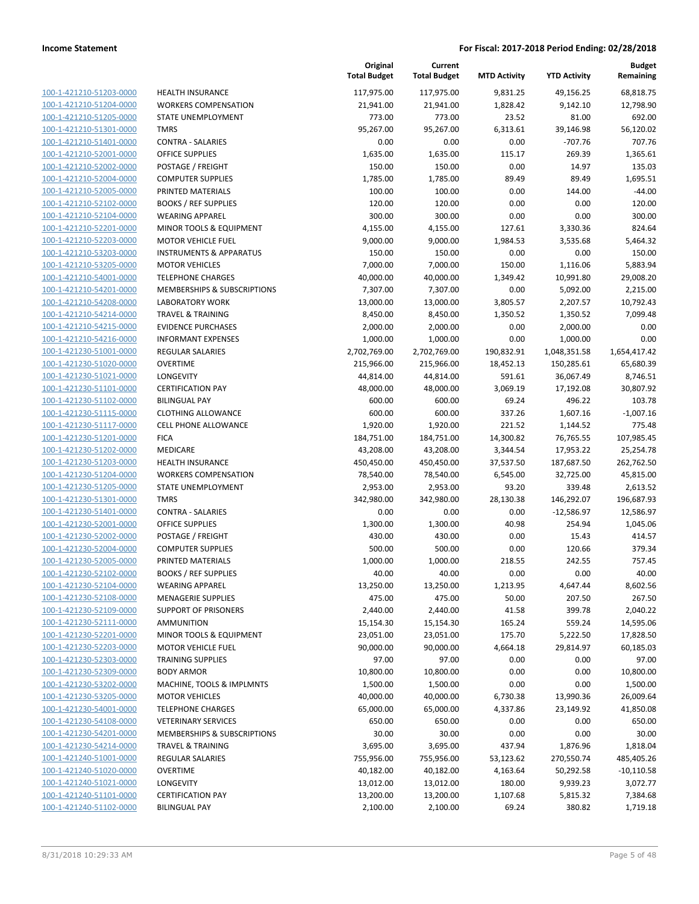| | | Original Total Budget | Current Total Budget | MTD Activity | YTD Activity | Budget Remaining |
|---|---|---|---|---|---|---|
| 100-1-421210-51203-0000 | HEALTH INSURANCE | 117,975.00 | 117,975.00 | 9,831.25 | 49,156.25 | 68,818.75 |
| 100-1-421210-51204-0000 | WORKERS COMPENSATION | 21,941.00 | 21,941.00 | 1,828.42 | 9,142.10 | 12,798.90 |
| 100-1-421210-51205-0000 | STATE UNEMPLOYMENT | 773.00 | 773.00 | 23.52 | 81.00 | 692.00 |
| 100-1-421210-51301-0000 | TMRS | 95,267.00 | 95,267.00 | 6,313.61 | 39,146.98 | 56,120.02 |
| 100-1-421210-51401-0000 | CONTRA - SALARIES | 0.00 | 0.00 | 0.00 | -707.76 | 707.76 |
| 100-1-421210-52001-0000 | OFFICE SUPPLIES | 1,635.00 | 1,635.00 | 115.17 | 269.39 | 1,365.61 |
| 100-1-421210-52002-0000 | POSTAGE / FREIGHT | 150.00 | 150.00 | 0.00 | 14.97 | 135.03 |
| 100-1-421210-52004-0000 | COMPUTER SUPPLIES | 1,785.00 | 1,785.00 | 89.49 | 89.49 | 1,695.51 |
| 100-1-421210-52005-0000 | PRINTED MATERIALS | 100.00 | 100.00 | 0.00 | 144.00 | -44.00 |
| 100-1-421210-52102-0000 | BOOKS / REF SUPPLIES | 120.00 | 120.00 | 0.00 | 0.00 | 120.00 |
| 100-1-421210-52104-0000 | WEARING APPAREL | 300.00 | 300.00 | 0.00 | 0.00 | 300.00 |
| 100-1-421210-52201-0000 | MINOR TOOLS & EQUIPMENT | 4,155.00 | 4,155.00 | 127.61 | 3,330.36 | 824.64 |
| 100-1-421210-52203-0000 | MOTOR VEHICLE FUEL | 9,000.00 | 9,000.00 | 1,984.53 | 3,535.68 | 5,464.32 |
| 100-1-421210-53203-0000 | INSTRUMENTS & APPARATUS | 150.00 | 150.00 | 0.00 | 0.00 | 150.00 |
| 100-1-421210-53205-0000 | MOTOR VEHICLES | 7,000.00 | 7,000.00 | 150.00 | 1,116.06 | 5,883.94 |
| 100-1-421210-54001-0000 | TELEPHONE CHARGES | 40,000.00 | 40,000.00 | 1,349.42 | 10,991.80 | 29,008.20 |
| 100-1-421210-54201-0000 | MEMBERSHIPS & SUBSCRIPTIONS | 7,307.00 | 7,307.00 | 0.00 | 5,092.00 | 2,215.00 |
| 100-1-421210-54208-0000 | LABORATORY WORK | 13,000.00 | 13,000.00 | 3,805.57 | 2,207.57 | 10,792.43 |
| 100-1-421210-54214-0000 | TRAVEL & TRAINING | 8,450.00 | 8,450.00 | 1,350.52 | 1,350.52 | 7,099.48 |
| 100-1-421210-54215-0000 | EVIDENCE PURCHASES | 2,000.00 | 2,000.00 | 0.00 | 2,000.00 | 0.00 |
| 100-1-421210-54216-0000 | INFORMANT EXPENSES | 1,000.00 | 1,000.00 | 0.00 | 1,000.00 | 0.00 |
| 100-1-421230-51001-0000 | REGULAR SALARIES | 2,702,769.00 | 2,702,769.00 | 190,832.91 | 1,048,351.58 | 1,654,417.42 |
| 100-1-421230-51020-0000 | OVERTIME | 215,966.00 | 215,966.00 | 18,452.13 | 150,285.61 | 65,680.39 |
| 100-1-421230-51021-0000 | LONGEVITY | 44,814.00 | 44,814.00 | 591.61 | 36,067.49 | 8,746.51 |
| 100-1-421230-51101-0000 | CERTIFICATION PAY | 48,000.00 | 48,000.00 | 3,069.19 | 17,192.08 | 30,807.92 |
| 100-1-421230-51102-0000 | BILINGUAL PAY | 600.00 | 600.00 | 69.24 | 496.22 | 103.78 |
| 100-1-421230-51115-0000 | CLOTHING ALLOWANCE | 600.00 | 600.00 | 337.26 | 1,607.16 | -1,007.16 |
| 100-1-421230-51117-0000 | CELL PHONE ALLOWANCE | 1,920.00 | 1,920.00 | 221.52 | 1,144.52 | 775.48 |
| 100-1-421230-51201-0000 | FICA | 184,751.00 | 184,751.00 | 14,300.82 | 76,765.55 | 107,985.45 |
| 100-1-421230-51202-0000 | MEDICARE | 43,208.00 | 43,208.00 | 3,344.54 | 17,953.22 | 25,254.78 |
| 100-1-421230-51203-0000 | HEALTH INSURANCE | 450,450.00 | 450,450.00 | 37,537.50 | 187,687.50 | 262,762.50 |
| 100-1-421230-51204-0000 | WORKERS COMPENSATION | 78,540.00 | 78,540.00 | 6,545.00 | 32,725.00 | 45,815.00 |
| 100-1-421230-51205-0000 | STATE UNEMPLOYMENT | 2,953.00 | 2,953.00 | 93.20 | 339.48 | 2,613.52 |
| 100-1-421230-51301-0000 | TMRS | 342,980.00 | 342,980.00 | 28,130.38 | 146,292.07 | 196,687.93 |
| 100-1-421230-51401-0000 | CONTRA - SALARIES | 0.00 | 0.00 | 0.00 | -12,586.97 | 12,586.97 |
| 100-1-421230-52001-0000 | OFFICE SUPPLIES | 1,300.00 | 1,300.00 | 40.98 | 254.94 | 1,045.06 |
| 100-1-421230-52002-0000 | POSTAGE / FREIGHT | 430.00 | 430.00 | 0.00 | 15.43 | 414.57 |
| 100-1-421230-52004-0000 | COMPUTER SUPPLIES | 500.00 | 500.00 | 0.00 | 120.66 | 379.34 |
| 100-1-421230-52005-0000 | PRINTED MATERIALS | 1,000.00 | 1,000.00 | 218.55 | 242.55 | 757.45 |
| 100-1-421230-52102-0000 | BOOKS / REF SUPPLIES | 40.00 | 40.00 | 0.00 | 0.00 | 40.00 |
| 100-1-421230-52104-0000 | WEARING APPAREL | 13,250.00 | 13,250.00 | 1,213.95 | 4,647.44 | 8,602.56 |
| 100-1-421230-52108-0000 | MENAGERIE SUPPLIES | 475.00 | 475.00 | 50.00 | 207.50 | 267.50 |
| 100-1-421230-52109-0000 | SUPPORT OF PRISONERS | 2,440.00 | 2,440.00 | 41.58 | 399.78 | 2,040.22 |
| 100-1-421230-52111-0000 | AMMUNITION | 15,154.30 | 15,154.30 | 165.24 | 559.24 | 14,595.06 |
| 100-1-421230-52201-0000 | MINOR TOOLS & EQUIPMENT | 23,051.00 | 23,051.00 | 175.70 | 5,222.50 | 17,828.50 |
| 100-1-421230-52203-0000 | MOTOR VEHICLE FUEL | 90,000.00 | 90,000.00 | 4,664.18 | 29,814.97 | 60,185.03 |
| 100-1-421230-52303-0000 | TRAINING SUPPLIES | 97.00 | 97.00 | 0.00 | 0.00 | 97.00 |
| 100-1-421230-52309-0000 | BODY ARMOR | 10,800.00 | 10,800.00 | 0.00 | 0.00 | 10,800.00 |
| 100-1-421230-53202-0000 | MACHINE, TOOLS & IMPLMNTS | 1,500.00 | 1,500.00 | 0.00 | 0.00 | 1,500.00 |
| 100-1-421230-53205-0000 | MOTOR VEHICLES | 40,000.00 | 40,000.00 | 6,730.38 | 13,990.36 | 26,009.64 |
| 100-1-421230-54001-0000 | TELEPHONE CHARGES | 65,000.00 | 65,000.00 | 4,337.86 | 23,149.92 | 41,850.08 |
| 100-1-421230-54108-0000 | VETERINARY SERVICES | 650.00 | 650.00 | 0.00 | 0.00 | 650.00 |
| 100-1-421230-54201-0000 | MEMBERSHIPS & SUBSCRIPTIONS | 30.00 | 30.00 | 0.00 | 0.00 | 30.00 |
| 100-1-421230-54214-0000 | TRAVEL & TRAINING | 3,695.00 | 3,695.00 | 437.94 | 1,876.96 | 1,818.04 |
| 100-1-421240-51001-0000 | REGULAR SALARIES | 755,956.00 | 755,956.00 | 53,123.62 | 270,550.74 | 485,405.26 |
| 100-1-421240-51020-0000 | OVERTIME | 40,182.00 | 40,182.00 | 4,163.64 | 50,292.58 | -10,110.58 |
| 100-1-421240-51021-0000 | LONGEVITY | 13,012.00 | 13,012.00 | 180.00 | 9,939.23 | 3,072.77 |
| 100-1-421240-51101-0000 | CERTIFICATION PAY | 13,200.00 | 13,200.00 | 1,107.68 | 5,815.32 | 7,384.68 |
| 100-1-421240-51102-0000 | BILINGUAL PAY | 2,100.00 | 2,100.00 | 69.24 | 380.82 | 1,719.18 |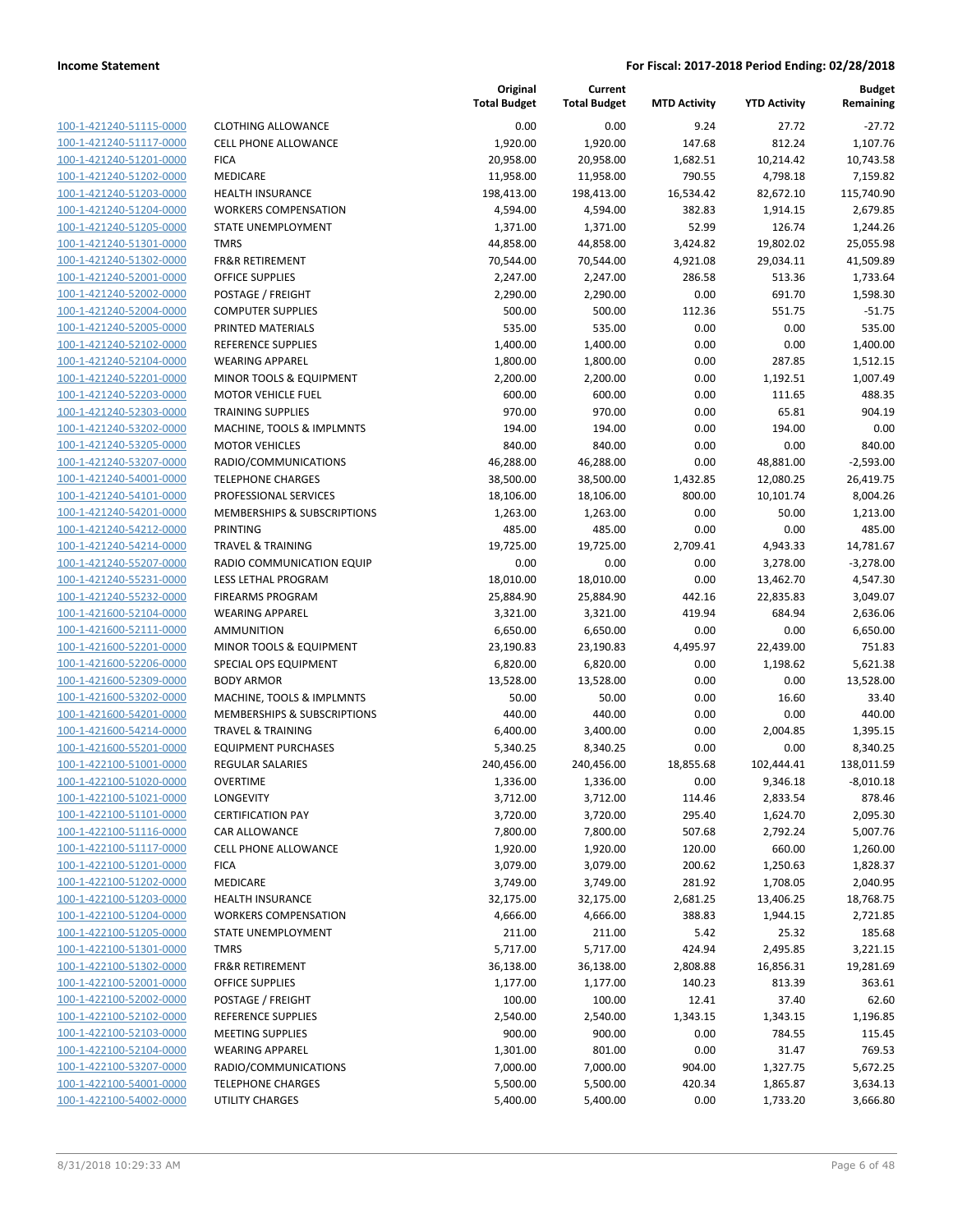**Income Statement** | **For Fiscal: 2017-2018 Period Ending: 02/28/2018**

| | | Original Total Budget | Current Total Budget | MTD Activity | YTD Activity | Budget Remaining |
|---|---|---|---|---|---|---|
| 100-1-421240-51115-0000 | CLOTHING ALLOWANCE | 0.00 | 0.00 | 9.24 | 27.72 | -27.72 |
| 100-1-421240-51117-0000 | CELL PHONE ALLOWANCE | 1,920.00 | 1,920.00 | 147.68 | 812.24 | 1,107.76 |
| 100-1-421240-51201-0000 | FICA | 20,958.00 | 20,958.00 | 1,682.51 | 10,214.42 | 10,743.58 |
| 100-1-421240-51202-0000 | MEDICARE | 11,958.00 | 11,958.00 | 790.55 | 4,798.18 | 7,159.82 |
| 100-1-421240-51203-0000 | HEALTH INSURANCE | 198,413.00 | 198,413.00 | 16,534.42 | 82,672.10 | 115,740.90 |
| 100-1-421240-51204-0000 | WORKERS COMPENSATION | 4,594.00 | 4,594.00 | 382.83 | 1,914.15 | 2,679.85 |
| 100-1-421240-51205-0000 | STATE UNEMPLOYMENT | 1,371.00 | 1,371.00 | 52.99 | 126.74 | 1,244.26 |
| 100-1-421240-51301-0000 | TMRS | 44,858.00 | 44,858.00 | 3,424.82 | 19,802.02 | 25,055.98 |
| 100-1-421240-51302-0000 | FR&R RETIREMENT | 70,544.00 | 70,544.00 | 4,921.08 | 29,034.11 | 41,509.89 |
| 100-1-421240-52001-0000 | OFFICE SUPPLIES | 2,247.00 | 2,247.00 | 286.58 | 513.36 | 1,733.64 |
| 100-1-421240-52002-0000 | POSTAGE / FREIGHT | 2,290.00 | 2,290.00 | 0.00 | 691.70 | 1,598.30 |
| 100-1-421240-52004-0000 | COMPUTER SUPPLIES | 500.00 | 500.00 | 112.36 | 551.75 | -51.75 |
| 100-1-421240-52005-0000 | PRINTED MATERIALS | 535.00 | 535.00 | 0.00 | 0.00 | 535.00 |
| 100-1-421240-52102-0000 | REFERENCE SUPPLIES | 1,400.00 | 1,400.00 | 0.00 | 0.00 | 1,400.00 |
| 100-1-421240-52104-0000 | WEARING APPAREL | 1,800.00 | 1,800.00 | 0.00 | 287.85 | 1,512.15 |
| 100-1-421240-52201-0000 | MINOR TOOLS & EQUIPMENT | 2,200.00 | 2,200.00 | 0.00 | 1,192.51 | 1,007.49 |
| 100-1-421240-52203-0000 | MOTOR VEHICLE FUEL | 600.00 | 600.00 | 0.00 | 111.65 | 488.35 |
| 100-1-421240-52303-0000 | TRAINING SUPPLIES | 970.00 | 970.00 | 0.00 | 65.81 | 904.19 |
| 100-1-421240-53202-0000 | MACHINE, TOOLS & IMPLMNTS | 194.00 | 194.00 | 0.00 | 194.00 | 0.00 |
| 100-1-421240-53205-0000 | MOTOR VEHICLES | 840.00 | 840.00 | 0.00 | 0.00 | 840.00 |
| 100-1-421240-53207-0000 | RADIO/COMMUNICATIONS | 46,288.00 | 46,288.00 | 0.00 | 48,881.00 | -2,593.00 |
| 100-1-421240-54001-0000 | TELEPHONE CHARGES | 38,500.00 | 38,500.00 | 1,432.85 | 12,080.25 | 26,419.75 |
| 100-1-421240-54101-0000 | PROFESSIONAL SERVICES | 18,106.00 | 18,106.00 | 800.00 | 10,101.74 | 8,004.26 |
| 100-1-421240-54201-0000 | MEMBERSHIPS & SUBSCRIPTIONS | 1,263.00 | 1,263.00 | 0.00 | 50.00 | 1,213.00 |
| 100-1-421240-54212-0000 | PRINTING | 485.00 | 485.00 | 0.00 | 0.00 | 485.00 |
| 100-1-421240-54214-0000 | TRAVEL & TRAINING | 19,725.00 | 19,725.00 | 2,709.41 | 4,943.33 | 14,781.67 |
| 100-1-421240-55207-0000 | RADIO COMMUNICATION EQUIP | 0.00 | 0.00 | 0.00 | 3,278.00 | -3,278.00 |
| 100-1-421240-55231-0000 | LESS LETHAL PROGRAM | 18,010.00 | 18,010.00 | 0.00 | 13,462.70 | 4,547.30 |
| 100-1-421240-55232-0000 | FIREARMS PROGRAM | 25,884.90 | 25,884.90 | 442.16 | 22,835.83 | 3,049.07 |
| 100-1-421600-52104-0000 | WEARING APPAREL | 3,321.00 | 3,321.00 | 419.94 | 684.94 | 2,636.06 |
| 100-1-421600-52111-0000 | AMMUNITION | 6,650.00 | 6,650.00 | 0.00 | 0.00 | 6,650.00 |
| 100-1-421600-52201-0000 | MINOR TOOLS & EQUIPMENT | 23,190.83 | 23,190.83 | 4,495.97 | 22,439.00 | 751.83 |
| 100-1-421600-52206-0000 | SPECIAL OPS EQUIPMENT | 6,820.00 | 6,820.00 | 0.00 | 1,198.62 | 5,621.38 |
| 100-1-421600-52309-0000 | BODY ARMOR | 13,528.00 | 13,528.00 | 0.00 | 0.00 | 13,528.00 |
| 100-1-421600-53202-0000 | MACHINE, TOOLS & IMPLMNTS | 50.00 | 50.00 | 0.00 | 16.60 | 33.40 |
| 100-1-421600-54201-0000 | MEMBERSHIPS & SUBSCRIPTIONS | 440.00 | 440.00 | 0.00 | 0.00 | 440.00 |
| 100-1-421600-54214-0000 | TRAVEL & TRAINING | 6,400.00 | 3,400.00 | 0.00 | 2,004.85 | 1,395.15 |
| 100-1-421600-55201-0000 | EQUIPMENT PURCHASES | 5,340.25 | 8,340.25 | 0.00 | 0.00 | 8,340.25 |
| 100-1-422100-51001-0000 | REGULAR SALARIES | 240,456.00 | 240,456.00 | 18,855.68 | 102,444.41 | 138,011.59 |
| 100-1-422100-51020-0000 | OVERTIME | 1,336.00 | 1,336.00 | 0.00 | 9,346.18 | -8,010.18 |
| 100-1-422100-51021-0000 | LONGEVITY | 3,712.00 | 3,712.00 | 114.46 | 2,833.54 | 878.46 |
| 100-1-422100-51101-0000 | CERTIFICATION PAY | 3,720.00 | 3,720.00 | 295.40 | 1,624.70 | 2,095.30 |
| 100-1-422100-51116-0000 | CAR ALLOWANCE | 7,800.00 | 7,800.00 | 507.68 | 2,792.24 | 5,007.76 |
| 100-1-422100-51117-0000 | CELL PHONE ALLOWANCE | 1,920.00 | 1,920.00 | 120.00 | 660.00 | 1,260.00 |
| 100-1-422100-51201-0000 | FICA | 3,079.00 | 3,079.00 | 200.62 | 1,250.63 | 1,828.37 |
| 100-1-422100-51202-0000 | MEDICARE | 3,749.00 | 3,749.00 | 281.92 | 1,708.05 | 2,040.95 |
| 100-1-422100-51203-0000 | HEALTH INSURANCE | 32,175.00 | 32,175.00 | 2,681.25 | 13,406.25 | 18,768.75 |
| 100-1-422100-51204-0000 | WORKERS COMPENSATION | 4,666.00 | 4,666.00 | 388.83 | 1,944.15 | 2,721.85 |
| 100-1-422100-51205-0000 | STATE UNEMPLOYMENT | 211.00 | 211.00 | 5.42 | 25.32 | 185.68 |
| 100-1-422100-51301-0000 | TMRS | 5,717.00 | 5,717.00 | 424.94 | 2,495.85 | 3,221.15 |
| 100-1-422100-51302-0000 | FR&R RETIREMENT | 36,138.00 | 36,138.00 | 2,808.88 | 16,856.31 | 19,281.69 |
| 100-1-422100-52001-0000 | OFFICE SUPPLIES | 1,177.00 | 1,177.00 | 140.23 | 813.39 | 363.61 |
| 100-1-422100-52002-0000 | POSTAGE / FREIGHT | 100.00 | 100.00 | 12.41 | 37.40 | 62.60 |
| 100-1-422100-52102-0000 | REFERENCE SUPPLIES | 2,540.00 | 2,540.00 | 1,343.15 | 1,343.15 | 1,196.85 |
| 100-1-422100-52103-0000 | MEETING SUPPLIES | 900.00 | 900.00 | 0.00 | 784.55 | 115.45 |
| 100-1-422100-52104-0000 | WEARING APPAREL | 1,301.00 | 801.00 | 0.00 | 31.47 | 769.53 |
| 100-1-422100-53207-0000 | RADIO/COMMUNICATIONS | 7,000.00 | 7,000.00 | 904.00 | 1,327.75 | 5,672.25 |
| 100-1-422100-54001-0000 | TELEPHONE CHARGES | 5,500.00 | 5,500.00 | 420.34 | 1,865.87 | 3,634.13 |
| 100-1-422100-54002-0000 | UTILITY CHARGES | 5,400.00 | 5,400.00 | 0.00 | 1,733.20 | 3,666.80 |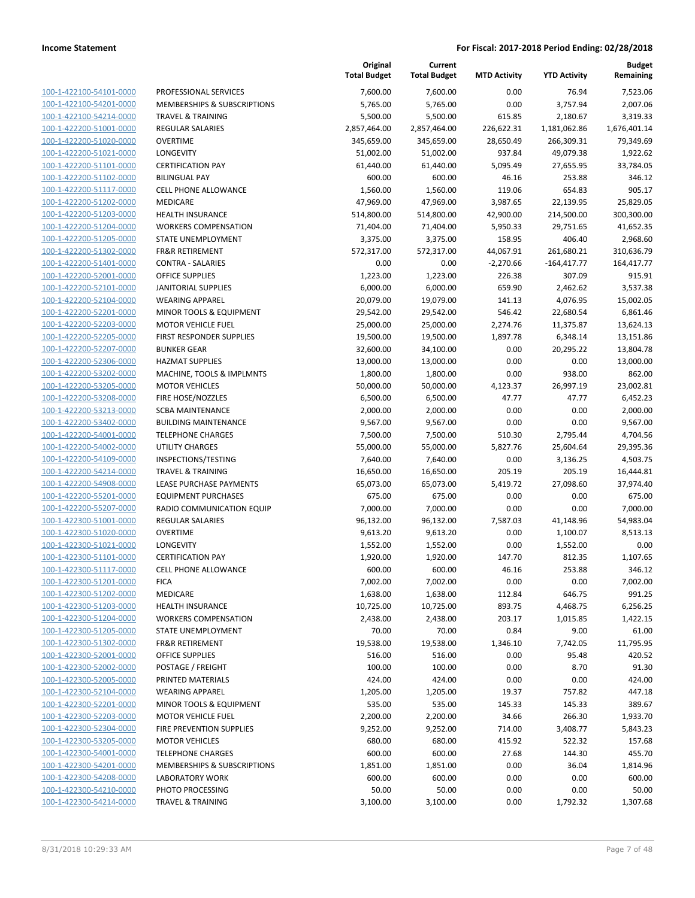| | | Original Total Budget | Current Total Budget | MTD Activity | YTD Activity | Budget Remaining |
|---|---|---|---|---|---|---|
| 100-1-422100-54101-0000 | PROFESSIONAL SERVICES | 7,600.00 | 7,600.00 | 0.00 | 76.94 | 7,523.06 |
| 100-1-422100-54201-0000 | MEMBERSHIPS & SUBSCRIPTIONS | 5,765.00 | 5,765.00 | 0.00 | 3,757.94 | 2,007.06 |
| 100-1-422100-54214-0000 | TRAVEL & TRAINING | 5,500.00 | 5,500.00 | 615.85 | 2,180.67 | 3,319.33 |
| 100-1-422200-51001-0000 | REGULAR SALARIES | 2,857,464.00 | 2,857,464.00 | 226,622.31 | 1,181,062.86 | 1,676,401.14 |
| 100-1-422200-51020-0000 | OVERTIME | 345,659.00 | 345,659.00 | 28,650.49 | 266,309.31 | 79,349.69 |
| 100-1-422200-51021-0000 | LONGEVITY | 51,002.00 | 51,002.00 | 937.84 | 49,079.38 | 1,922.62 |
| 100-1-422200-51101-0000 | CERTIFICATION PAY | 61,440.00 | 61,440.00 | 5,095.49 | 27,655.95 | 33,784.05 |
| 100-1-422200-51102-0000 | BILINGUAL PAY | 600.00 | 600.00 | 46.16 | 253.88 | 346.12 |
| 100-1-422200-51117-0000 | CELL PHONE ALLOWANCE | 1,560.00 | 1,560.00 | 119.06 | 654.83 | 905.17 |
| 100-1-422200-51202-0000 | MEDICARE | 47,969.00 | 47,969.00 | 3,987.65 | 22,139.95 | 25,829.05 |
| 100-1-422200-51203-0000 | HEALTH INSURANCE | 514,800.00 | 514,800.00 | 42,900.00 | 214,500.00 | 300,300.00 |
| 100-1-422200-51204-0000 | WORKERS COMPENSATION | 71,404.00 | 71,404.00 | 5,950.33 | 29,751.65 | 41,652.35 |
| 100-1-422200-51205-0000 | STATE UNEMPLOYMENT | 3,375.00 | 3,375.00 | 158.95 | 406.40 | 2,968.60 |
| 100-1-422200-51302-0000 | FR&R RETIREMENT | 572,317.00 | 572,317.00 | 44,067.91 | 261,680.21 | 310,636.79 |
| 100-1-422200-51401-0000 | CONTRA - SALARIES | 0.00 | 0.00 | -2,270.66 | -164,417.77 | 164,417.77 |
| 100-1-422200-52001-0000 | OFFICE SUPPLIES | 1,223.00 | 1,223.00 | 226.38 | 307.09 | 915.91 |
| 100-1-422200-52101-0000 | JANITORIAL SUPPLIES | 6,000.00 | 6,000.00 | 659.90 | 2,462.62 | 3,537.38 |
| 100-1-422200-52104-0000 | WEARING APPAREL | 20,079.00 | 19,079.00 | 141.13 | 4,076.95 | 15,002.05 |
| 100-1-422200-52201-0000 | MINOR TOOLS & EQUIPMENT | 29,542.00 | 29,542.00 | 546.42 | 22,680.54 | 6,861.46 |
| 100-1-422200-52203-0000 | MOTOR VEHICLE FUEL | 25,000.00 | 25,000.00 | 2,274.76 | 11,375.87 | 13,624.13 |
| 100-1-422200-52205-0000 | FIRST RESPONDER SUPPLIES | 19,500.00 | 19,500.00 | 1,897.78 | 6,348.14 | 13,151.86 |
| 100-1-422200-52207-0000 | BUNKER GEAR | 32,600.00 | 34,100.00 | 0.00 | 20,295.22 | 13,804.78 |
| 100-1-422200-52306-0000 | HAZMAT SUPPLIES | 13,000.00 | 13,000.00 | 0.00 | 0.00 | 13,000.00 |
| 100-1-422200-53202-0000 | MACHINE, TOOLS & IMPLMNTS | 1,800.00 | 1,800.00 | 0.00 | 938.00 | 862.00 |
| 100-1-422200-53205-0000 | MOTOR VEHICLES | 50,000.00 | 50,000.00 | 4,123.37 | 26,997.19 | 23,002.81 |
| 100-1-422200-53208-0000 | FIRE HOSE/NOZZLES | 6,500.00 | 6,500.00 | 47.77 | 47.77 | 6,452.23 |
| 100-1-422200-53213-0000 | SCBA MAINTENANCE | 2,000.00 | 2,000.00 | 0.00 | 0.00 | 2,000.00 |
| 100-1-422200-53402-0000 | BUILDING MAINTENANCE | 9,567.00 | 9,567.00 | 0.00 | 0.00 | 9,567.00 |
| 100-1-422200-54001-0000 | TELEPHONE CHARGES | 7,500.00 | 7,500.00 | 510.30 | 2,795.44 | 4,704.56 |
| 100-1-422200-54002-0000 | UTILITY CHARGES | 55,000.00 | 55,000.00 | 5,827.76 | 25,604.64 | 29,395.36 |
| 100-1-422200-54109-0000 | INSPECTIONS/TESTING | 7,640.00 | 7,640.00 | 0.00 | 3,136.25 | 4,503.75 |
| 100-1-422200-54214-0000 | TRAVEL & TRAINING | 16,650.00 | 16,650.00 | 205.19 | 205.19 | 16,444.81 |
| 100-1-422200-54908-0000 | LEASE PURCHASE PAYMENTS | 65,073.00 | 65,073.00 | 5,419.72 | 27,098.60 | 37,974.40 |
| 100-1-422200-55201-0000 | EQUIPMENT PURCHASES | 675.00 | 675.00 | 0.00 | 0.00 | 675.00 |
| 100-1-422200-55207-0000 | RADIO COMMUNICATION EQUIP | 7,000.00 | 7,000.00 | 0.00 | 0.00 | 7,000.00 |
| 100-1-422300-51001-0000 | REGULAR SALARIES | 96,132.00 | 96,132.00 | 7,587.03 | 41,148.96 | 54,983.04 |
| 100-1-422300-51020-0000 | OVERTIME | 9,613.20 | 9,613.20 | 0.00 | 1,100.07 | 8,513.13 |
| 100-1-422300-51021-0000 | LONGEVITY | 1,552.00 | 1,552.00 | 0.00 | 1,552.00 | 0.00 |
| 100-1-422300-51101-0000 | CERTIFICATION PAY | 1,920.00 | 1,920.00 | 147.70 | 812.35 | 1,107.65 |
| 100-1-422300-51117-0000 | CELL PHONE ALLOWANCE | 600.00 | 600.00 | 46.16 | 253.88 | 346.12 |
| 100-1-422300-51201-0000 | FICA | 7,002.00 | 7,002.00 | 0.00 | 0.00 | 7,002.00 |
| 100-1-422300-51202-0000 | MEDICARE | 1,638.00 | 1,638.00 | 112.84 | 646.75 | 991.25 |
| 100-1-422300-51203-0000 | HEALTH INSURANCE | 10,725.00 | 10,725.00 | 893.75 | 4,468.75 | 6,256.25 |
| 100-1-422300-51204-0000 | WORKERS COMPENSATION | 2,438.00 | 2,438.00 | 203.17 | 1,015.85 | 1,422.15 |
| 100-1-422300-51205-0000 | STATE UNEMPLOYMENT | 70.00 | 70.00 | 0.84 | 9.00 | 61.00 |
| 100-1-422300-51302-0000 | FR&R RETIREMENT | 19,538.00 | 19,538.00 | 1,346.10 | 7,742.05 | 11,795.95 |
| 100-1-422300-52001-0000 | OFFICE SUPPLIES | 516.00 | 516.00 | 0.00 | 95.48 | 420.52 |
| 100-1-422300-52002-0000 | POSTAGE / FREIGHT | 100.00 | 100.00 | 0.00 | 8.70 | 91.30 |
| 100-1-422300-52005-0000 | PRINTED MATERIALS | 424.00 | 424.00 | 0.00 | 0.00 | 424.00 |
| 100-1-422300-52104-0000 | WEARING APPAREL | 1,205.00 | 1,205.00 | 19.37 | 757.82 | 447.18 |
| 100-1-422300-52201-0000 | MINOR TOOLS & EQUIPMENT | 535.00 | 535.00 | 145.33 | 145.33 | 389.67 |
| 100-1-422300-52203-0000 | MOTOR VEHICLE FUEL | 2,200.00 | 2,200.00 | 34.66 | 266.30 | 1,933.70 |
| 100-1-422300-52304-0000 | FIRE PREVENTION SUPPLIES | 9,252.00 | 9,252.00 | 714.00 | 3,408.77 | 5,843.23 |
| 100-1-422300-53205-0000 | MOTOR VEHICLES | 680.00 | 680.00 | 415.92 | 522.32 | 157.68 |
| 100-1-422300-54001-0000 | TELEPHONE CHARGES | 600.00 | 600.00 | 27.68 | 144.30 | 455.70 |
| 100-1-422300-54201-0000 | MEMBERSHIPS & SUBSCRIPTIONS | 1,851.00 | 1,851.00 | 0.00 | 36.04 | 1,814.96 |
| 100-1-422300-54208-0000 | LABORATORY WORK | 600.00 | 600.00 | 0.00 | 0.00 | 600.00 |
| 100-1-422300-54210-0000 | PHOTO PROCESSING | 50.00 | 50.00 | 0.00 | 0.00 | 50.00 |
| 100-1-422300-54214-0000 | TRAVEL & TRAINING | 3,100.00 | 3,100.00 | 0.00 | 1,792.32 | 1,307.68 |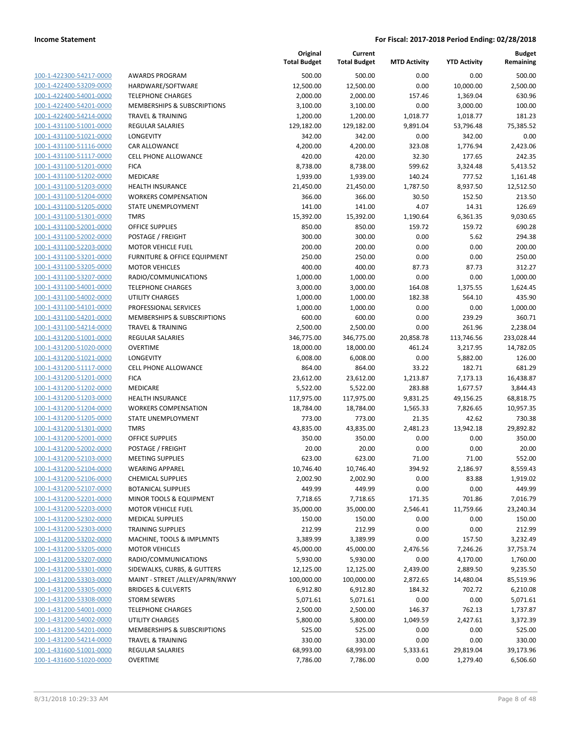| | | Original Total Budget | Current Total Budget | MTD Activity | YTD Activity | Budget Remaining |
|---|---|---|---|---|---|---|
| 100-1-422300-54217-0000 | AWARDS PROGRAM | 500.00 | 500.00 | 0.00 | 0.00 | 500.00 |
| 100-1-422400-53209-0000 | HARDWARE/SOFTWARE | 12,500.00 | 12,500.00 | 0.00 | 10,000.00 | 2,500.00 |
| 100-1-422400-54001-0000 | TELEPHONE CHARGES | 2,000.00 | 2,000.00 | 157.46 | 1,369.04 | 630.96 |
| 100-1-422400-54201-0000 | MEMBERSHIPS & SUBSCRIPTIONS | 3,100.00 | 3,100.00 | 0.00 | 3,000.00 | 100.00 |
| 100-1-422400-54214-0000 | TRAVEL & TRAINING | 1,200.00 | 1,200.00 | 1,018.77 | 1,018.77 | 181.23 |
| 100-1-431100-51001-0000 | REGULAR SALARIES | 129,182.00 | 129,182.00 | 9,891.04 | 53,796.48 | 75,385.52 |
| 100-1-431100-51021-0000 | LONGEVITY | 342.00 | 342.00 | 0.00 | 342.00 | 0.00 |
| 100-1-431100-51116-0000 | CAR ALLOWANCE | 4,200.00 | 4,200.00 | 323.08 | 1,776.94 | 2,423.06 |
| 100-1-431100-51117-0000 | CELL PHONE ALLOWANCE | 420.00 | 420.00 | 32.30 | 177.65 | 242.35 |
| 100-1-431100-51201-0000 | FICA | 8,738.00 | 8,738.00 | 599.62 | 3,324.48 | 5,413.52 |
| 100-1-431100-51202-0000 | MEDICARE | 1,939.00 | 1,939.00 | 140.24 | 777.52 | 1,161.48 |
| 100-1-431100-51203-0000 | HEALTH INSURANCE | 21,450.00 | 21,450.00 | 1,787.50 | 8,937.50 | 12,512.50 |
| 100-1-431100-51204-0000 | WORKERS COMPENSATION | 366.00 | 366.00 | 30.50 | 152.50 | 213.50 |
| 100-1-431100-51205-0000 | STATE UNEMPLOYMENT | 141.00 | 141.00 | 4.07 | 14.31 | 126.69 |
| 100-1-431100-51301-0000 | TMRS | 15,392.00 | 15,392.00 | 1,190.64 | 6,361.35 | 9,030.65 |
| 100-1-431100-52001-0000 | OFFICE SUPPLIES | 850.00 | 850.00 | 159.72 | 159.72 | 690.28 |
| 100-1-431100-52002-0000 | POSTAGE / FREIGHT | 300.00 | 300.00 | 0.00 | 5.62 | 294.38 |
| 100-1-431100-52203-0000 | MOTOR VEHICLE FUEL | 200.00 | 200.00 | 0.00 | 0.00 | 200.00 |
| 100-1-431100-53201-0000 | FURNITURE & OFFICE EQUIPMENT | 250.00 | 250.00 | 0.00 | 0.00 | 250.00 |
| 100-1-431100-53205-0000 | MOTOR VEHICLES | 400.00 | 400.00 | 87.73 | 87.73 | 312.27 |
| 100-1-431100-53207-0000 | RADIO/COMMUNICATIONS | 1,000.00 | 1,000.00 | 0.00 | 0.00 | 1,000.00 |
| 100-1-431100-54001-0000 | TELEPHONE CHARGES | 3,000.00 | 3,000.00 | 164.08 | 1,375.55 | 1,624.45 |
| 100-1-431100-54002-0000 | UTILITY CHARGES | 1,000.00 | 1,000.00 | 182.38 | 564.10 | 435.90 |
| 100-1-431100-54101-0000 | PROFESSIONAL SERVICES | 1,000.00 | 1,000.00 | 0.00 | 0.00 | 1,000.00 |
| 100-1-431100-54201-0000 | MEMBERSHIPS & SUBSCRIPTIONS | 600.00 | 600.00 | 0.00 | 239.29 | 360.71 |
| 100-1-431100-54214-0000 | TRAVEL & TRAINING | 2,500.00 | 2,500.00 | 0.00 | 261.96 | 2,238.04 |
| 100-1-431200-51001-0000 | REGULAR SALARIES | 346,775.00 | 346,775.00 | 20,858.78 | 113,746.56 | 233,028.44 |
| 100-1-431200-51020-0000 | OVERTIME | 18,000.00 | 18,000.00 | 461.24 | 3,217.95 | 14,782.05 |
| 100-1-431200-51021-0000 | LONGEVITY | 6,008.00 | 6,008.00 | 0.00 | 5,882.00 | 126.00 |
| 100-1-431200-51117-0000 | CELL PHONE ALLOWANCE | 864.00 | 864.00 | 33.22 | 182.71 | 681.29 |
| 100-1-431200-51201-0000 | FICA | 23,612.00 | 23,612.00 | 1,213.87 | 7,173.13 | 16,438.87 |
| 100-1-431200-51202-0000 | MEDICARE | 5,522.00 | 5,522.00 | 283.88 | 1,677.57 | 3,844.43 |
| 100-1-431200-51203-0000 | HEALTH INSURANCE | 117,975.00 | 117,975.00 | 9,831.25 | 49,156.25 | 68,818.75 |
| 100-1-431200-51204-0000 | WORKERS COMPENSATION | 18,784.00 | 18,784.00 | 1,565.33 | 7,826.65 | 10,957.35 |
| 100-1-431200-51205-0000 | STATE UNEMPLOYMENT | 773.00 | 773.00 | 21.35 | 42.62 | 730.38 |
| 100-1-431200-51301-0000 | TMRS | 43,835.00 | 43,835.00 | 2,481.23 | 13,942.18 | 29,892.82 |
| 100-1-431200-52001-0000 | OFFICE SUPPLIES | 350.00 | 350.00 | 0.00 | 0.00 | 350.00 |
| 100-1-431200-52002-0000 | POSTAGE / FREIGHT | 20.00 | 20.00 | 0.00 | 0.00 | 20.00 |
| 100-1-431200-52103-0000 | MEETING SUPPLIES | 623.00 | 623.00 | 71.00 | 71.00 | 552.00 |
| 100-1-431200-52104-0000 | WEARING APPAREL | 10,746.40 | 10,746.40 | 394.92 | 2,186.97 | 8,559.43 |
| 100-1-431200-52106-0000 | CHEMICAL SUPPLIES | 2,002.90 | 2,002.90 | 0.00 | 83.88 | 1,919.02 |
| 100-1-431200-52107-0000 | BOTANICAL SUPPLIES | 449.99 | 449.99 | 0.00 | 0.00 | 449.99 |
| 100-1-431200-52201-0000 | MINOR TOOLS & EQUIPMENT | 7,718.65 | 7,718.65 | 171.35 | 701.86 | 7,016.79 |
| 100-1-431200-52203-0000 | MOTOR VEHICLE FUEL | 35,000.00 | 35,000.00 | 2,546.41 | 11,759.66 | 23,240.34 |
| 100-1-431200-52302-0000 | MEDICAL SUPPLIES | 150.00 | 150.00 | 0.00 | 0.00 | 150.00 |
| 100-1-431200-52303-0000 | TRAINING SUPPLIES | 212.99 | 212.99 | 0.00 | 0.00 | 212.99 |
| 100-1-431200-53202-0000 | MACHINE, TOOLS & IMPLMNTS | 3,389.99 | 3,389.99 | 0.00 | 157.50 | 3,232.49 |
| 100-1-431200-53205-0000 | MOTOR VEHICLES | 45,000.00 | 45,000.00 | 2,476.56 | 7,246.26 | 37,753.74 |
| 100-1-431200-53207-0000 | RADIO/COMMUNICATIONS | 5,930.00 | 5,930.00 | 0.00 | 4,170.00 | 1,760.00 |
| 100-1-431200-53301-0000 | SIDEWALKS, CURBS, & GUTTERS | 12,125.00 | 12,125.00 | 2,439.00 | 2,889.50 | 9,235.50 |
| 100-1-431200-53303-0000 | MAINT - STREET /ALLEY/APRN/RNWY | 100,000.00 | 100,000.00 | 2,872.65 | 14,480.04 | 85,519.96 |
| 100-1-431200-53305-0000 | BRIDGES & CULVERTS | 6,912.80 | 6,912.80 | 184.32 | 702.72 | 6,210.08 |
| 100-1-431200-53308-0000 | STORM SEWERS | 5,071.61 | 5,071.61 | 0.00 | 0.00 | 5,071.61 |
| 100-1-431200-54001-0000 | TELEPHONE CHARGES | 2,500.00 | 2,500.00 | 146.37 | 762.13 | 1,737.87 |
| 100-1-431200-54002-0000 | UTILITY CHARGES | 5,800.00 | 5,800.00 | 1,049.59 | 2,427.61 | 3,372.39 |
| 100-1-431200-54201-0000 | MEMBERSHIPS & SUBSCRIPTIONS | 525.00 | 525.00 | 0.00 | 0.00 | 525.00 |
| 100-1-431200-54214-0000 | TRAVEL & TRAINING | 330.00 | 330.00 | 0.00 | 0.00 | 330.00 |
| 100-1-431600-51001-0000 | REGULAR SALARIES | 68,993.00 | 68,993.00 | 5,333.61 | 29,819.04 | 39,173.96 |
| 100-1-431600-51020-0000 | OVERTIME | 7,786.00 | 7,786.00 | 0.00 | 1,279.40 | 6,506.60 |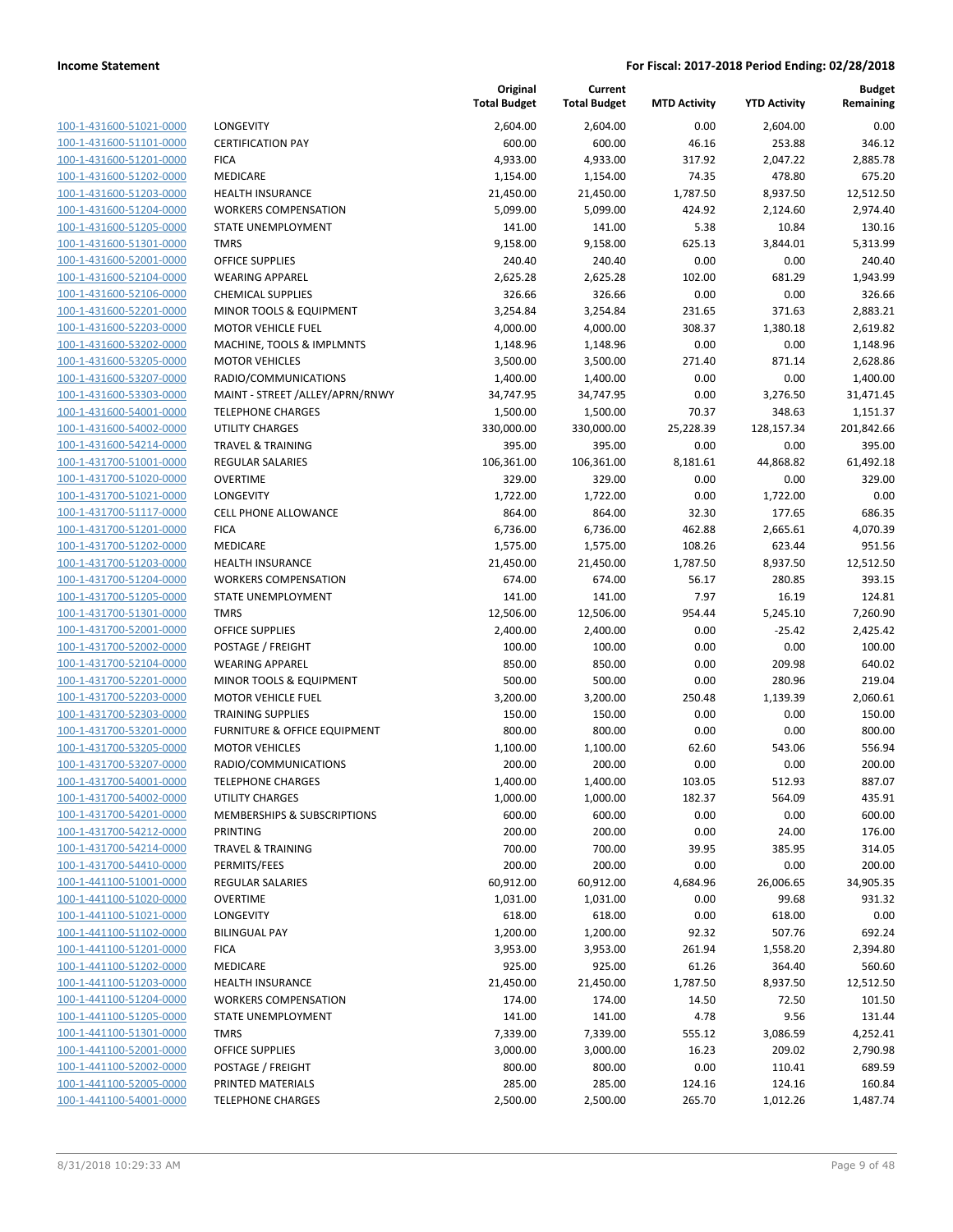**Income Statement** | **For Fiscal: 2017-2018 Period Ending: 02/28/2018**

| | | Original Total Budget | Current Total Budget | MTD Activity | YTD Activity | Budget Remaining |
|---|---|---|---|---|---|---|
| 100-1-431600-51021-0000 | LONGEVITY | 2,604.00 | 2,604.00 | 0.00 | 2,604.00 | 0.00 |
| 100-1-431600-51101-0000 | CERTIFICATION PAY | 600.00 | 600.00 | 46.16 | 253.88 | 346.12 |
| 100-1-431600-51201-0000 | FICA | 4,933.00 | 4,933.00 | 317.92 | 2,047.22 | 2,885.78 |
| 100-1-431600-51202-0000 | MEDICARE | 1,154.00 | 1,154.00 | 74.35 | 478.80 | 675.20 |
| 100-1-431600-51203-0000 | HEALTH INSURANCE | 21,450.00 | 21,450.00 | 1,787.50 | 8,937.50 | 12,512.50 |
| 100-1-431600-51204-0000 | WORKERS COMPENSATION | 5,099.00 | 5,099.00 | 424.92 | 2,124.60 | 2,974.40 |
| 100-1-431600-51205-0000 | STATE UNEMPLOYMENT | 141.00 | 141.00 | 5.38 | 10.84 | 130.16 |
| 100-1-431600-51301-0000 | TMRS | 9,158.00 | 9,158.00 | 625.13 | 3,844.01 | 5,313.99 |
| 100-1-431600-52001-0000 | OFFICE SUPPLIES | 240.40 | 240.40 | 0.00 | 0.00 | 240.40 |
| 100-1-431600-52104-0000 | WEARING APPAREL | 2,625.28 | 2,625.28 | 102.00 | 681.29 | 1,943.99 |
| 100-1-431600-52106-0000 | CHEMICAL SUPPLIES | 326.66 | 326.66 | 0.00 | 0.00 | 326.66 |
| 100-1-431600-52201-0000 | MINOR TOOLS & EQUIPMENT | 3,254.84 | 3,254.84 | 231.65 | 371.63 | 2,883.21 |
| 100-1-431600-52203-0000 | MOTOR VEHICLE FUEL | 4,000.00 | 4,000.00 | 308.37 | 1,380.18 | 2,619.82 |
| 100-1-431600-53202-0000 | MACHINE, TOOLS & IMPLMNTS | 1,148.96 | 1,148.96 | 0.00 | 0.00 | 1,148.96 |
| 100-1-431600-53205-0000 | MOTOR VEHICLES | 3,500.00 | 3,500.00 | 271.40 | 871.14 | 2,628.86 |
| 100-1-431600-53207-0000 | RADIO/COMMUNICATIONS | 1,400.00 | 1,400.00 | 0.00 | 0.00 | 1,400.00 |
| 100-1-431600-53303-0000 | MAINT - STREET /ALLEY/APRN/RNWY | 34,747.95 | 34,747.95 | 0.00 | 3,276.50 | 31,471.45 |
| 100-1-431600-54001-0000 | TELEPHONE CHARGES | 1,500.00 | 1,500.00 | 70.37 | 348.63 | 1,151.37 |
| 100-1-431600-54002-0000 | UTILITY CHARGES | 330,000.00 | 330,000.00 | 25,228.39 | 128,157.34 | 201,842.66 |
| 100-1-431600-54214-0000 | TRAVEL & TRAINING | 395.00 | 395.00 | 0.00 | 0.00 | 395.00 |
| 100-1-431700-51001-0000 | REGULAR SALARIES | 106,361.00 | 106,361.00 | 8,181.61 | 44,868.82 | 61,492.18 |
| 100-1-431700-51020-0000 | OVERTIME | 329.00 | 329.00 | 0.00 | 0.00 | 329.00 |
| 100-1-431700-51021-0000 | LONGEVITY | 1,722.00 | 1,722.00 | 0.00 | 1,722.00 | 0.00 |
| 100-1-431700-51117-0000 | CELL PHONE ALLOWANCE | 864.00 | 864.00 | 32.30 | 177.65 | 686.35 |
| 100-1-431700-51201-0000 | FICA | 6,736.00 | 6,736.00 | 462.88 | 2,665.61 | 4,070.39 |
| 100-1-431700-51202-0000 | MEDICARE | 1,575.00 | 1,575.00 | 108.26 | 623.44 | 951.56 |
| 100-1-431700-51203-0000 | HEALTH INSURANCE | 21,450.00 | 21,450.00 | 1,787.50 | 8,937.50 | 12,512.50 |
| 100-1-431700-51204-0000 | WORKERS COMPENSATION | 674.00 | 674.00 | 56.17 | 280.85 | 393.15 |
| 100-1-431700-51205-0000 | STATE UNEMPLOYMENT | 141.00 | 141.00 | 7.97 | 16.19 | 124.81 |
| 100-1-431700-51301-0000 | TMRS | 12,506.00 | 12,506.00 | 954.44 | 5,245.10 | 7,260.90 |
| 100-1-431700-52001-0000 | OFFICE SUPPLIES | 2,400.00 | 2,400.00 | 0.00 | -25.42 | 2,425.42 |
| 100-1-431700-52002-0000 | POSTAGE / FREIGHT | 100.00 | 100.00 | 0.00 | 0.00 | 100.00 |
| 100-1-431700-52104-0000 | WEARING APPAREL | 850.00 | 850.00 | 0.00 | 209.98 | 640.02 |
| 100-1-431700-52201-0000 | MINOR TOOLS & EQUIPMENT | 500.00 | 500.00 | 0.00 | 280.96 | 219.04 |
| 100-1-431700-52203-0000 | MOTOR VEHICLE FUEL | 3,200.00 | 3,200.00 | 250.48 | 1,139.39 | 2,060.61 |
| 100-1-431700-52303-0000 | TRAINING SUPPLIES | 150.00 | 150.00 | 0.00 | 0.00 | 150.00 |
| 100-1-431700-53201-0000 | FURNITURE & OFFICE EQUIPMENT | 800.00 | 800.00 | 0.00 | 0.00 | 800.00 |
| 100-1-431700-53205-0000 | MOTOR VEHICLES | 1,100.00 | 1,100.00 | 62.60 | 543.06 | 556.94 |
| 100-1-431700-53207-0000 | RADIO/COMMUNICATIONS | 200.00 | 200.00 | 0.00 | 0.00 | 200.00 |
| 100-1-431700-54001-0000 | TELEPHONE CHARGES | 1,400.00 | 1,400.00 | 103.05 | 512.93 | 887.07 |
| 100-1-431700-54002-0000 | UTILITY CHARGES | 1,000.00 | 1,000.00 | 182.37 | 564.09 | 435.91 |
| 100-1-431700-54201-0000 | MEMBERSHIPS & SUBSCRIPTIONS | 600.00 | 600.00 | 0.00 | 0.00 | 600.00 |
| 100-1-431700-54212-0000 | PRINTING | 200.00 | 200.00 | 0.00 | 24.00 | 176.00 |
| 100-1-431700-54214-0000 | TRAVEL & TRAINING | 700.00 | 700.00 | 39.95 | 385.95 | 314.05 |
| 100-1-431700-54410-0000 | PERMITS/FEES | 200.00 | 200.00 | 0.00 | 0.00 | 200.00 |
| 100-1-441100-51001-0000 | REGULAR SALARIES | 60,912.00 | 60,912.00 | 4,684.96 | 26,006.65 | 34,905.35 |
| 100-1-441100-51020-0000 | OVERTIME | 1,031.00 | 1,031.00 | 0.00 | 99.68 | 931.32 |
| 100-1-441100-51021-0000 | LONGEVITY | 618.00 | 618.00 | 0.00 | 618.00 | 0.00 |
| 100-1-441100-51102-0000 | BILINGUAL PAY | 1,200.00 | 1,200.00 | 92.32 | 507.76 | 692.24 |
| 100-1-441100-51201-0000 | FICA | 3,953.00 | 3,953.00 | 261.94 | 1,558.20 | 2,394.80 |
| 100-1-441100-51202-0000 | MEDICARE | 925.00 | 925.00 | 61.26 | 364.40 | 560.60 |
| 100-1-441100-51203-0000 | HEALTH INSURANCE | 21,450.00 | 21,450.00 | 1,787.50 | 8,937.50 | 12,512.50 |
| 100-1-441100-51204-0000 | WORKERS COMPENSATION | 174.00 | 174.00 | 14.50 | 72.50 | 101.50 |
| 100-1-441100-51205-0000 | STATE UNEMPLOYMENT | 141.00 | 141.00 | 4.78 | 9.56 | 131.44 |
| 100-1-441100-51301-0000 | TMRS | 7,339.00 | 7,339.00 | 555.12 | 3,086.59 | 4,252.41 |
| 100-1-441100-52001-0000 | OFFICE SUPPLIES | 3,000.00 | 3,000.00 | 16.23 | 209.02 | 2,790.98 |
| 100-1-441100-52002-0000 | POSTAGE / FREIGHT | 800.00 | 800.00 | 0.00 | 110.41 | 689.59 |
| 100-1-441100-52005-0000 | PRINTED MATERIALS | 285.00 | 285.00 | 124.16 | 124.16 | 160.84 |
| 100-1-441100-54001-0000 | TELEPHONE CHARGES | 2,500.00 | 2,500.00 | 265.70 | 1,012.26 | 1,487.74 |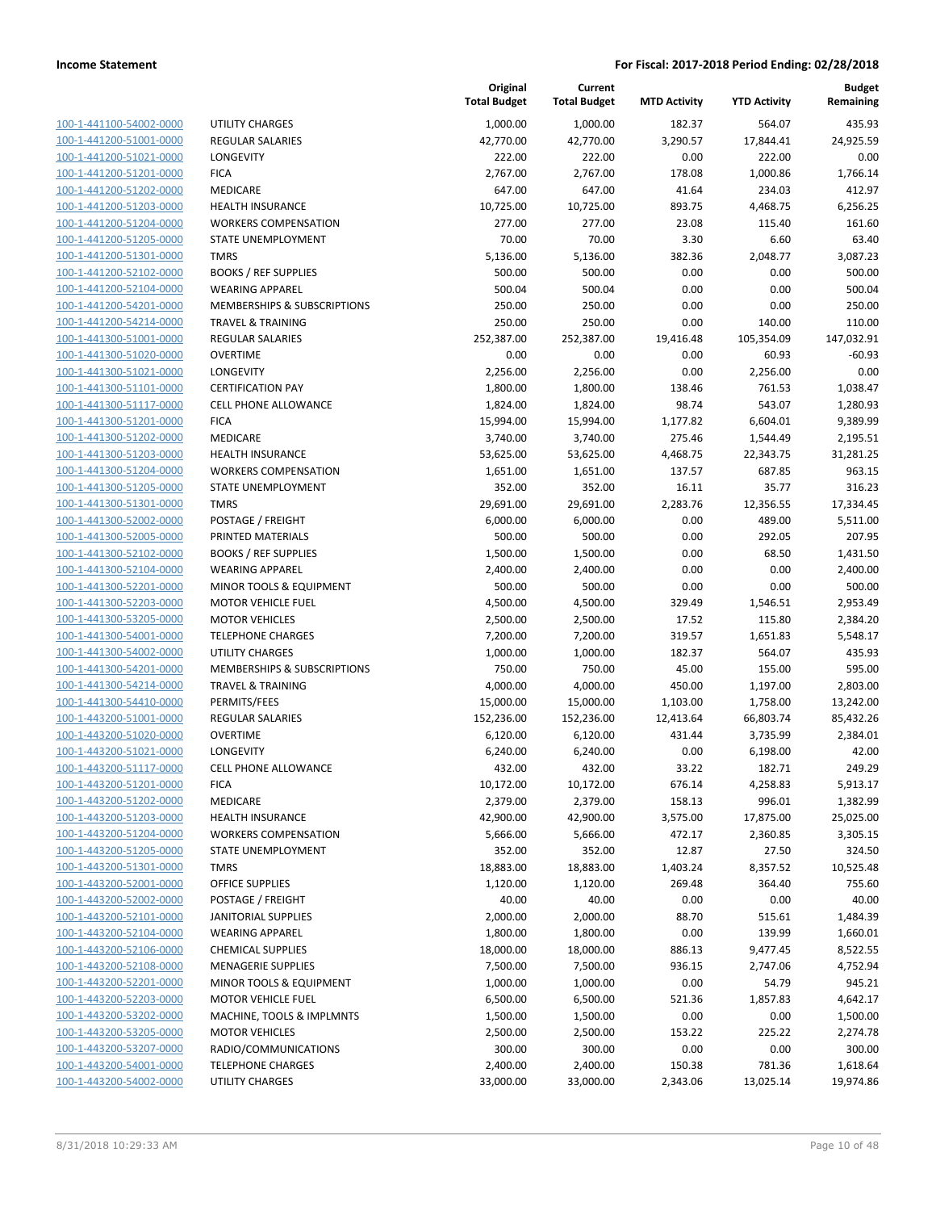**Income Statement** — For Fiscal: 2017-2018 Period Ending: 02/28/2018

| | | Original Total Budget | Current Total Budget | MTD Activity | YTD Activity | Budget Remaining |
|---|---|---|---|---|---|---|
| 100-1-441100-54002-0000 | UTILITY CHARGES | 1,000.00 | 1,000.00 | 182.37 | 564.07 | 435.93 |
| 100-1-441200-51001-0000 | REGULAR SALARIES | 42,770.00 | 42,770.00 | 3,290.57 | 17,844.41 | 24,925.59 |
| 100-1-441200-51021-0000 | LONGEVITY | 222.00 | 222.00 | 0.00 | 222.00 | 0.00 |
| 100-1-441200-51201-0000 | FICA | 2,767.00 | 2,767.00 | 178.08 | 1,000.86 | 1,766.14 |
| 100-1-441200-51202-0000 | MEDICARE | 647.00 | 647.00 | 41.64 | 234.03 | 412.97 |
| 100-1-441200-51203-0000 | HEALTH INSURANCE | 10,725.00 | 10,725.00 | 893.75 | 4,468.75 | 6,256.25 |
| 100-1-441200-51204-0000 | WORKERS COMPENSATION | 277.00 | 277.00 | 23.08 | 115.40 | 161.60 |
| 100-1-441200-51205-0000 | STATE UNEMPLOYMENT | 70.00 | 70.00 | 3.30 | 6.60 | 63.40 |
| 100-1-441200-51301-0000 | TMRS | 5,136.00 | 5,136.00 | 382.36 | 2,048.77 | 3,087.23 |
| 100-1-441200-52102-0000 | BOOKS / REF SUPPLIES | 500.00 | 500.00 | 0.00 | 0.00 | 500.00 |
| 100-1-441200-52104-0000 | WEARING APPAREL | 500.04 | 500.04 | 0.00 | 0.00 | 500.04 |
| 100-1-441200-54201-0000 | MEMBERSHIPS & SUBSCRIPTIONS | 250.00 | 250.00 | 0.00 | 0.00 | 250.00 |
| 100-1-441200-54214-0000 | TRAVEL & TRAINING | 250.00 | 250.00 | 0.00 | 140.00 | 110.00 |
| 100-1-441300-51001-0000 | REGULAR SALARIES | 252,387.00 | 252,387.00 | 19,416.48 | 105,354.09 | 147,032.91 |
| 100-1-441300-51020-0000 | OVERTIME | 0.00 | 0.00 | 0.00 | 60.93 | -60.93 |
| 100-1-441300-51021-0000 | LONGEVITY | 2,256.00 | 2,256.00 | 0.00 | 2,256.00 | 0.00 |
| 100-1-441300-51101-0000 | CERTIFICATION PAY | 1,800.00 | 1,800.00 | 138.46 | 761.53 | 1,038.47 |
| 100-1-441300-51117-0000 | CELL PHONE ALLOWANCE | 1,824.00 | 1,824.00 | 98.74 | 543.07 | 1,280.93 |
| 100-1-441300-51201-0000 | FICA | 15,994.00 | 15,994.00 | 1,177.82 | 6,604.01 | 9,389.99 |
| 100-1-441300-51202-0000 | MEDICARE | 3,740.00 | 3,740.00 | 275.46 | 1,544.49 | 2,195.51 |
| 100-1-441300-51203-0000 | HEALTH INSURANCE | 53,625.00 | 53,625.00 | 4,468.75 | 22,343.75 | 31,281.25 |
| 100-1-441300-51204-0000 | WORKERS COMPENSATION | 1,651.00 | 1,651.00 | 137.57 | 687.85 | 963.15 |
| 100-1-441300-51205-0000 | STATE UNEMPLOYMENT | 352.00 | 352.00 | 16.11 | 35.77 | 316.23 |
| 100-1-441300-51301-0000 | TMRS | 29,691.00 | 29,691.00 | 2,283.76 | 12,356.55 | 17,334.45 |
| 100-1-441300-52002-0000 | POSTAGE / FREIGHT | 6,000.00 | 6,000.00 | 0.00 | 489.00 | 5,511.00 |
| 100-1-441300-52005-0000 | PRINTED MATERIALS | 500.00 | 500.00 | 0.00 | 292.05 | 207.95 |
| 100-1-441300-52102-0000 | BOOKS / REF SUPPLIES | 1,500.00 | 1,500.00 | 0.00 | 68.50 | 1,431.50 |
| 100-1-441300-52104-0000 | WEARING APPAREL | 2,400.00 | 2,400.00 | 0.00 | 0.00 | 2,400.00 |
| 100-1-441300-52201-0000 | MINOR TOOLS & EQUIPMENT | 500.00 | 500.00 | 0.00 | 0.00 | 500.00 |
| 100-1-441300-52203-0000 | MOTOR VEHICLE FUEL | 4,500.00 | 4,500.00 | 329.49 | 1,546.51 | 2,953.49 |
| 100-1-441300-53205-0000 | MOTOR VEHICLES | 2,500.00 | 2,500.00 | 17.52 | 115.80 | 2,384.20 |
| 100-1-441300-54001-0000 | TELEPHONE CHARGES | 7,200.00 | 7,200.00 | 319.57 | 1,651.83 | 5,548.17 |
| 100-1-441300-54002-0000 | UTILITY CHARGES | 1,000.00 | 1,000.00 | 182.37 | 564.07 | 435.93 |
| 100-1-441300-54201-0000 | MEMBERSHIPS & SUBSCRIPTIONS | 750.00 | 750.00 | 45.00 | 155.00 | 595.00 |
| 100-1-441300-54214-0000 | TRAVEL & TRAINING | 4,000.00 | 4,000.00 | 450.00 | 1,197.00 | 2,803.00 |
| 100-1-441300-54410-0000 | PERMITS/FEES | 15,000.00 | 15,000.00 | 1,103.00 | 1,758.00 | 13,242.00 |
| 100-1-443200-51001-0000 | REGULAR SALARIES | 152,236.00 | 152,236.00 | 12,413.64 | 66,803.74 | 85,432.26 |
| 100-1-443200-51020-0000 | OVERTIME | 6,120.00 | 6,120.00 | 431.44 | 3,735.99 | 2,384.01 |
| 100-1-443200-51021-0000 | LONGEVITY | 6,240.00 | 6,240.00 | 0.00 | 6,198.00 | 42.00 |
| 100-1-443200-51117-0000 | CELL PHONE ALLOWANCE | 432.00 | 432.00 | 33.22 | 182.71 | 249.29 |
| 100-1-443200-51201-0000 | FICA | 10,172.00 | 10,172.00 | 676.14 | 4,258.83 | 5,913.17 |
| 100-1-443200-51202-0000 | MEDICARE | 2,379.00 | 2,379.00 | 158.13 | 996.01 | 1,382.99 |
| 100-1-443200-51203-0000 | HEALTH INSURANCE | 42,900.00 | 42,900.00 | 3,575.00 | 17,875.00 | 25,025.00 |
| 100-1-443200-51204-0000 | WORKERS COMPENSATION | 5,666.00 | 5,666.00 | 472.17 | 2,360.85 | 3,305.15 |
| 100-1-443200-51205-0000 | STATE UNEMPLOYMENT | 352.00 | 352.00 | 12.87 | 27.50 | 324.50 |
| 100-1-443200-51301-0000 | TMRS | 18,883.00 | 18,883.00 | 1,403.24 | 8,357.52 | 10,525.48 |
| 100-1-443200-52001-0000 | OFFICE SUPPLIES | 1,120.00 | 1,120.00 | 269.48 | 364.40 | 755.60 |
| 100-1-443200-52002-0000 | POSTAGE / FREIGHT | 40.00 | 40.00 | 0.00 | 0.00 | 40.00 |
| 100-1-443200-52101-0000 | JANITORIAL SUPPLIES | 2,000.00 | 2,000.00 | 88.70 | 515.61 | 1,484.39 |
| 100-1-443200-52104-0000 | WEARING APPAREL | 1,800.00 | 1,800.00 | 0.00 | 139.99 | 1,660.01 |
| 100-1-443200-52106-0000 | CHEMICAL SUPPLIES | 18,000.00 | 18,000.00 | 886.13 | 9,477.45 | 8,522.55 |
| 100-1-443200-52108-0000 | MENAGERIE SUPPLIES | 7,500.00 | 7,500.00 | 936.15 | 2,747.06 | 4,752.94 |
| 100-1-443200-52201-0000 | MINOR TOOLS & EQUIPMENT | 1,000.00 | 1,000.00 | 0.00 | 54.79 | 945.21 |
| 100-1-443200-52203-0000 | MOTOR VEHICLE FUEL | 6,500.00 | 6,500.00 | 521.36 | 1,857.83 | 4,642.17 |
| 100-1-443200-53202-0000 | MACHINE, TOOLS & IMPLMNTS | 1,500.00 | 1,500.00 | 0.00 | 0.00 | 1,500.00 |
| 100-1-443200-53205-0000 | MOTOR VEHICLES | 2,500.00 | 2,500.00 | 153.22 | 225.22 | 2,274.78 |
| 100-1-443200-53207-0000 | RADIO/COMMUNICATIONS | 300.00 | 300.00 | 0.00 | 0.00 | 300.00 |
| 100-1-443200-54001-0000 | TELEPHONE CHARGES | 2,400.00 | 2,400.00 | 150.38 | 781.36 | 1,618.64 |
| 100-1-443200-54002-0000 | UTILITY CHARGES | 33,000.00 | 33,000.00 | 2,343.06 | 13,025.14 | 19,974.86 |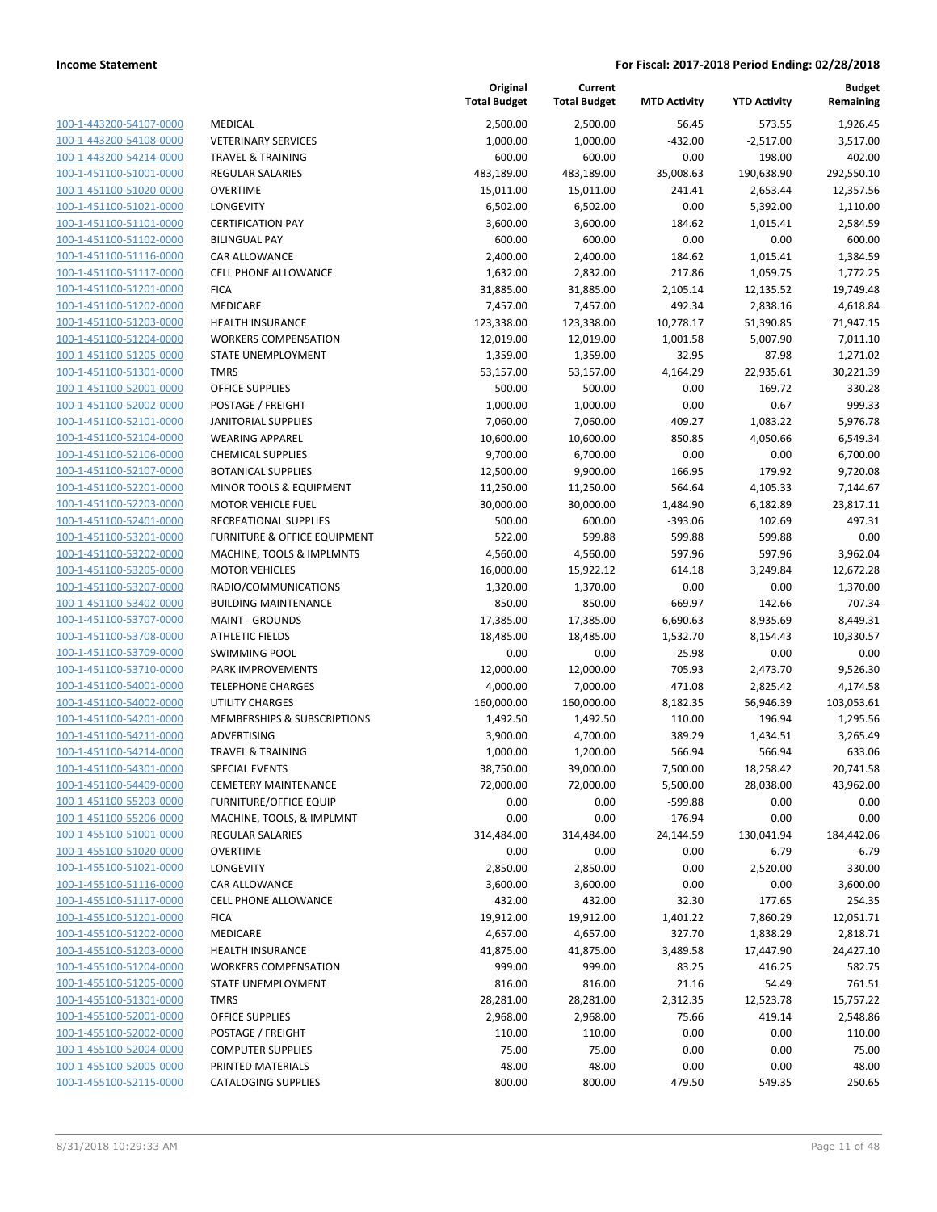**Income Statement** | **For Fiscal: 2017-2018 Period Ending: 02/28/2018**

| | | Original Total Budget | Current Total Budget | MTD Activity | YTD Activity | Budget Remaining |
|---|---|---|---|---|---|---|
| 100-1-443200-54107-0000 | MEDICAL | 2,500.00 | 2,500.00 | 56.45 | 573.55 | 1,926.45 |
| 100-1-443200-54108-0000 | VETERINARY SERVICES | 1,000.00 | 1,000.00 | -432.00 | -2,517.00 | 3,517.00 |
| 100-1-443200-54214-0000 | TRAVEL & TRAINING | 600.00 | 600.00 | 0.00 | 198.00 | 402.00 |
| 100-1-451100-51001-0000 | REGULAR SALARIES | 483,189.00 | 483,189.00 | 35,008.63 | 190,638.90 | 292,550.10 |
| 100-1-451100-51020-0000 | OVERTIME | 15,011.00 | 15,011.00 | 241.41 | 2,653.44 | 12,357.56 |
| 100-1-451100-51021-0000 | LONGEVITY | 6,502.00 | 6,502.00 | 0.00 | 5,392.00 | 1,110.00 |
| 100-1-451100-51101-0000 | CERTIFICATION PAY | 3,600.00 | 3,600.00 | 184.62 | 1,015.41 | 2,584.59 |
| 100-1-451100-51102-0000 | BILINGUAL PAY | 600.00 | 600.00 | 0.00 | 0.00 | 600.00 |
| 100-1-451100-51116-0000 | CAR ALLOWANCE | 2,400.00 | 2,400.00 | 184.62 | 1,015.41 | 1,384.59 |
| 100-1-451100-51117-0000 | CELL PHONE ALLOWANCE | 1,632.00 | 2,832.00 | 217.86 | 1,059.75 | 1,772.25 |
| 100-1-451100-51201-0000 | FICA | 31,885.00 | 31,885.00 | 2,105.14 | 12,135.52 | 19,749.48 |
| 100-1-451100-51202-0000 | MEDICARE | 7,457.00 | 7,457.00 | 492.34 | 2,838.16 | 4,618.84 |
| 100-1-451100-51203-0000 | HEALTH INSURANCE | 123,338.00 | 123,338.00 | 10,278.17 | 51,390.85 | 71,947.15 |
| 100-1-451100-51204-0000 | WORKERS COMPENSATION | 12,019.00 | 12,019.00 | 1,001.58 | 5,007.90 | 7,011.10 |
| 100-1-451100-51205-0000 | STATE UNEMPLOYMENT | 1,359.00 | 1,359.00 | 32.95 | 87.98 | 1,271.02 |
| 100-1-451100-51301-0000 | TMRS | 53,157.00 | 53,157.00 | 4,164.29 | 22,935.61 | 30,221.39 |
| 100-1-451100-52001-0000 | OFFICE SUPPLIES | 500.00 | 500.00 | 0.00 | 169.72 | 330.28 |
| 100-1-451100-52002-0000 | POSTAGE / FREIGHT | 1,000.00 | 1,000.00 | 0.00 | 0.67 | 999.33 |
| 100-1-451100-52101-0000 | JANITORIAL SUPPLIES | 7,060.00 | 7,060.00 | 409.27 | 1,083.22 | 5,976.78 |
| 100-1-451100-52104-0000 | WEARING APPAREL | 10,600.00 | 10,600.00 | 850.85 | 4,050.66 | 6,549.34 |
| 100-1-451100-52106-0000 | CHEMICAL SUPPLIES | 9,700.00 | 6,700.00 | 0.00 | 0.00 | 6,700.00 |
| 100-1-451100-52107-0000 | BOTANICAL SUPPLIES | 12,500.00 | 9,900.00 | 166.95 | 179.92 | 9,720.08 |
| 100-1-451100-52201-0000 | MINOR TOOLS & EQUIPMENT | 11,250.00 | 11,250.00 | 564.64 | 4,105.33 | 7,144.67 |
| 100-1-451100-52203-0000 | MOTOR VEHICLE FUEL | 30,000.00 | 30,000.00 | 1,484.90 | 6,182.89 | 23,817.11 |
| 100-1-451100-52401-0000 | RECREATIONAL SUPPLIES | 500.00 | 600.00 | -393.06 | 102.69 | 497.31 |
| 100-1-451100-53201-0000 | FURNITURE & OFFICE EQUIPMENT | 522.00 | 599.88 | 599.88 | 599.88 | 0.00 |
| 100-1-451100-53202-0000 | MACHINE, TOOLS & IMPLMNTS | 4,560.00 | 4,560.00 | 597.96 | 597.96 | 3,962.04 |
| 100-1-451100-53205-0000 | MOTOR VEHICLES | 16,000.00 | 15,922.12 | 614.18 | 3,249.84 | 12,672.28 |
| 100-1-451100-53207-0000 | RADIO/COMMUNICATIONS | 1,320.00 | 1,370.00 | 0.00 | 0.00 | 1,370.00 |
| 100-1-451100-53402-0000 | BUILDING MAINTENANCE | 850.00 | 850.00 | -669.97 | 142.66 | 707.34 |
| 100-1-451100-53707-0000 | MAINT - GROUNDS | 17,385.00 | 17,385.00 | 6,690.63 | 8,935.69 | 8,449.31 |
| 100-1-451100-53708-0000 | ATHLETIC FIELDS | 18,485.00 | 18,485.00 | 1,532.70 | 8,154.43 | 10,330.57 |
| 100-1-451100-53709-0000 | SWIMMING POOL | 0.00 | 0.00 | -25.98 | 0.00 | 0.00 |
| 100-1-451100-53710-0000 | PARK IMPROVEMENTS | 12,000.00 | 12,000.00 | 705.93 | 2,473.70 | 9,526.30 |
| 100-1-451100-54001-0000 | TELEPHONE CHARGES | 4,000.00 | 7,000.00 | 471.08 | 2,825.42 | 4,174.58 |
| 100-1-451100-54002-0000 | UTILITY CHARGES | 160,000.00 | 160,000.00 | 8,182.35 | 56,946.39 | 103,053.61 |
| 100-1-451100-54201-0000 | MEMBERSHIPS & SUBSCRIPTIONS | 1,492.50 | 1,492.50 | 110.00 | 196.94 | 1,295.56 |
| 100-1-451100-54211-0000 | ADVERTISING | 3,900.00 | 4,700.00 | 389.29 | 1,434.51 | 3,265.49 |
| 100-1-451100-54214-0000 | TRAVEL & TRAINING | 1,000.00 | 1,200.00 | 566.94 | 566.94 | 633.06 |
| 100-1-451100-54301-0000 | SPECIAL EVENTS | 38,750.00 | 39,000.00 | 7,500.00 | 18,258.42 | 20,741.58 |
| 100-1-451100-54409-0000 | CEMETERY MAINTENANCE | 72,000.00 | 72,000.00 | 5,500.00 | 28,038.00 | 43,962.00 |
| 100-1-451100-55203-0000 | FURNITURE/OFFICE EQUIP | 0.00 | 0.00 | -599.88 | 0.00 | 0.00 |
| 100-1-451100-55206-0000 | MACHINE, TOOLS, & IMPLMNT | 0.00 | 0.00 | -176.94 | 0.00 | 0.00 |
| 100-1-455100-51001-0000 | REGULAR SALARIES | 314,484.00 | 314,484.00 | 24,144.59 | 130,041.94 | 184,442.06 |
| 100-1-455100-51020-0000 | OVERTIME | 0.00 | 0.00 | 0.00 | 6.79 | -6.79 |
| 100-1-455100-51021-0000 | LONGEVITY | 2,850.00 | 2,850.00 | 0.00 | 2,520.00 | 330.00 |
| 100-1-455100-51116-0000 | CAR ALLOWANCE | 3,600.00 | 3,600.00 | 0.00 | 0.00 | 3,600.00 |
| 100-1-455100-51117-0000 | CELL PHONE ALLOWANCE | 432.00 | 432.00 | 32.30 | 177.65 | 254.35 |
| 100-1-455100-51201-0000 | FICA | 19,912.00 | 19,912.00 | 1,401.22 | 7,860.29 | 12,051.71 |
| 100-1-455100-51202-0000 | MEDICARE | 4,657.00 | 4,657.00 | 327.70 | 1,838.29 | 2,818.71 |
| 100-1-455100-51203-0000 | HEALTH INSURANCE | 41,875.00 | 41,875.00 | 3,489.58 | 17,447.90 | 24,427.10 |
| 100-1-455100-51204-0000 | WORKERS COMPENSATION | 999.00 | 999.00 | 83.25 | 416.25 | 582.75 |
| 100-1-455100-51205-0000 | STATE UNEMPLOYMENT | 816.00 | 816.00 | 21.16 | 54.49 | 761.51 |
| 100-1-455100-51301-0000 | TMRS | 28,281.00 | 28,281.00 | 2,312.35 | 12,523.78 | 15,757.22 |
| 100-1-455100-52001-0000 | OFFICE SUPPLIES | 2,968.00 | 2,968.00 | 75.66 | 419.14 | 2,548.86 |
| 100-1-455100-52002-0000 | POSTAGE / FREIGHT | 110.00 | 110.00 | 0.00 | 0.00 | 110.00 |
| 100-1-455100-52004-0000 | COMPUTER SUPPLIES | 75.00 | 75.00 | 0.00 | 0.00 | 75.00 |
| 100-1-455100-52005-0000 | PRINTED MATERIALS | 48.00 | 48.00 | 0.00 | 0.00 | 48.00 |
| 100-1-455100-52115-0000 | CATALOGING SUPPLIES | 800.00 | 800.00 | 479.50 | 549.35 | 250.65 |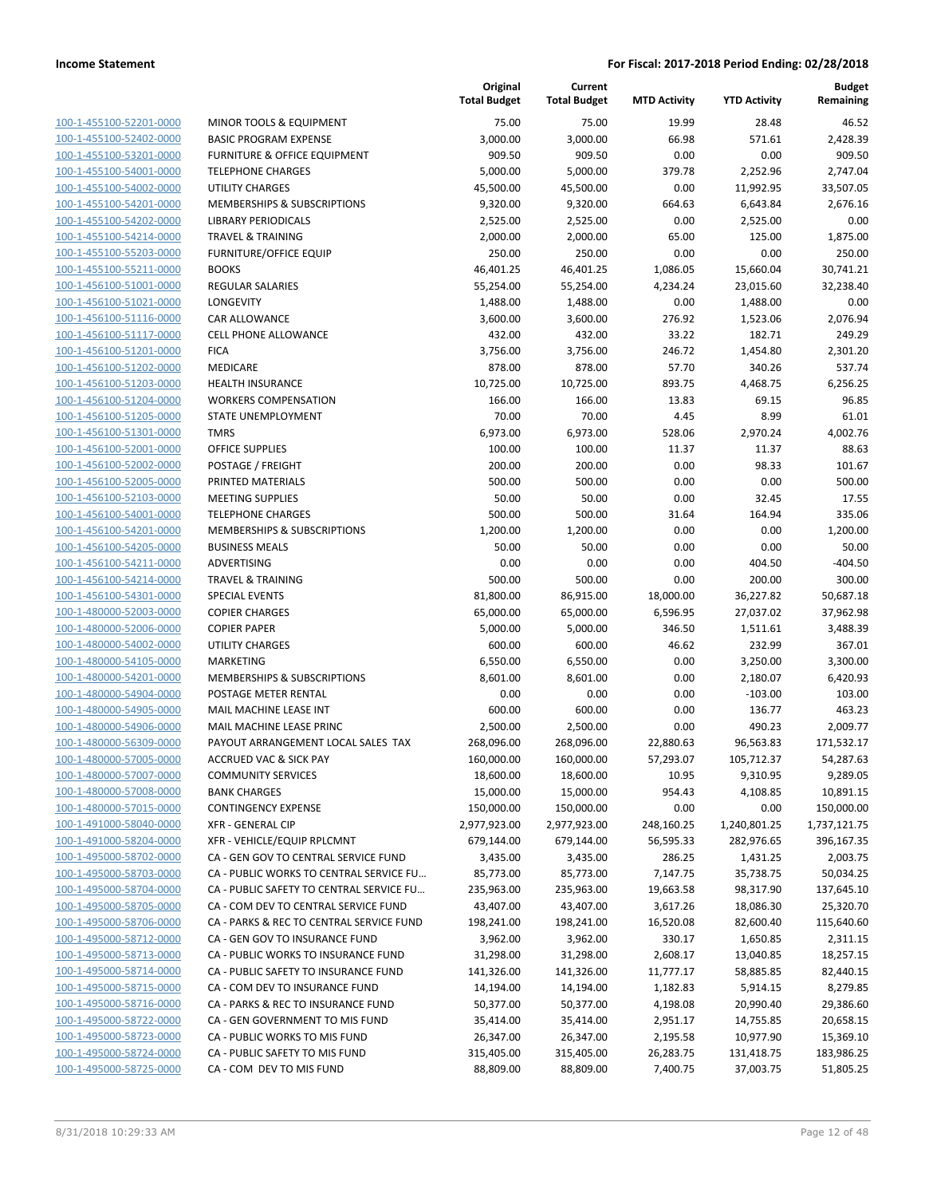**Income Statement** — **For Fiscal: 2017-2018 Period Ending: 02/28/2018**

| | | Original Total Budget | Current Total Budget | MTD Activity | YTD Activity | Budget Remaining |
|---|---|---|---|---|---|---|
| 100-1-455100-52201-0000 | MINOR TOOLS & EQUIPMENT | 75.00 | 75.00 | 19.99 | 28.48 | 46.52 |
| 100-1-455100-52402-0000 | BASIC PROGRAM EXPENSE | 3,000.00 | 3,000.00 | 66.98 | 571.61 | 2,428.39 |
| 100-1-455100-53201-0000 | FURNITURE & OFFICE EQUIPMENT | 909.50 | 909.50 | 0.00 | 0.00 | 909.50 |
| 100-1-455100-54001-0000 | TELEPHONE CHARGES | 5,000.00 | 5,000.00 | 379.78 | 2,252.96 | 2,747.04 |
| 100-1-455100-54002-0000 | UTILITY CHARGES | 45,500.00 | 45,500.00 | 0.00 | 11,992.95 | 33,507.05 |
| 100-1-455100-54201-0000 | MEMBERSHIPS & SUBSCRIPTIONS | 9,320.00 | 9,320.00 | 664.63 | 6,643.84 | 2,676.16 |
| 100-1-455100-54202-0000 | LIBRARY PERIODICALS | 2,525.00 | 2,525.00 | 0.00 | 2,525.00 | 0.00 |
| 100-1-455100-54214-0000 | TRAVEL & TRAINING | 2,000.00 | 2,000.00 | 65.00 | 125.00 | 1,875.00 |
| 100-1-455100-55203-0000 | FURNITURE/OFFICE EQUIP | 250.00 | 250.00 | 0.00 | 0.00 | 250.00 |
| 100-1-455100-55211-0000 | BOOKS | 46,401.25 | 46,401.25 | 1,086.05 | 15,660.04 | 30,741.21 |
| 100-1-456100-51001-0000 | REGULAR SALARIES | 55,254.00 | 55,254.00 | 4,234.24 | 23,015.60 | 32,238.40 |
| 100-1-456100-51021-0000 | LONGEVITY | 1,488.00 | 1,488.00 | 0.00 | 1,488.00 | 0.00 |
| 100-1-456100-51116-0000 | CAR ALLOWANCE | 3,600.00 | 3,600.00 | 276.92 | 1,523.06 | 2,076.94 |
| 100-1-456100-51117-0000 | CELL PHONE ALLOWANCE | 432.00 | 432.00 | 33.22 | 182.71 | 249.29 |
| 100-1-456100-51201-0000 | FICA | 3,756.00 | 3,756.00 | 246.72 | 1,454.80 | 2,301.20 |
| 100-1-456100-51202-0000 | MEDICARE | 878.00 | 878.00 | 57.70 | 340.26 | 537.74 |
| 100-1-456100-51203-0000 | HEALTH INSURANCE | 10,725.00 | 10,725.00 | 893.75 | 4,468.75 | 6,256.25 |
| 100-1-456100-51204-0000 | WORKERS COMPENSATION | 166.00 | 166.00 | 13.83 | 69.15 | 96.85 |
| 100-1-456100-51205-0000 | STATE UNEMPLOYMENT | 70.00 | 70.00 | 4.45 | 8.99 | 61.01 |
| 100-1-456100-51301-0000 | TMRS | 6,973.00 | 6,973.00 | 528.06 | 2,970.24 | 4,002.76 |
| 100-1-456100-52001-0000 | OFFICE SUPPLIES | 100.00 | 100.00 | 11.37 | 11.37 | 88.63 |
| 100-1-456100-52002-0000 | POSTAGE / FREIGHT | 200.00 | 200.00 | 0.00 | 98.33 | 101.67 |
| 100-1-456100-52005-0000 | PRINTED MATERIALS | 500.00 | 500.00 | 0.00 | 0.00 | 500.00 |
| 100-1-456100-52103-0000 | MEETING SUPPLIES | 50.00 | 50.00 | 0.00 | 32.45 | 17.55 |
| 100-1-456100-54001-0000 | TELEPHONE CHARGES | 500.00 | 500.00 | 31.64 | 164.94 | 335.06 |
| 100-1-456100-54201-0000 | MEMBERSHIPS & SUBSCRIPTIONS | 1,200.00 | 1,200.00 | 0.00 | 0.00 | 1,200.00 |
| 100-1-456100-54205-0000 | BUSINESS MEALS | 50.00 | 50.00 | 0.00 | 0.00 | 50.00 |
| 100-1-456100-54211-0000 | ADVERTISING | 0.00 | 0.00 | 0.00 | 404.50 | -404.50 |
| 100-1-456100-54214-0000 | TRAVEL & TRAINING | 500.00 | 500.00 | 0.00 | 200.00 | 300.00 |
| 100-1-456100-54301-0000 | SPECIAL EVENTS | 81,800.00 | 86,915.00 | 18,000.00 | 36,227.82 | 50,687.18 |
| 100-1-480000-52003-0000 | COPIER CHARGES | 65,000.00 | 65,000.00 | 6,596.95 | 27,037.02 | 37,962.98 |
| 100-1-480000-52006-0000 | COPIER PAPER | 5,000.00 | 5,000.00 | 346.50 | 1,511.61 | 3,488.39 |
| 100-1-480000-54002-0000 | UTILITY CHARGES | 600.00 | 600.00 | 46.62 | 232.99 | 367.01 |
| 100-1-480000-54105-0000 | MARKETING | 6,550.00 | 6,550.00 | 0.00 | 3,250.00 | 3,300.00 |
| 100-1-480000-54201-0000 | MEMBERSHIPS & SUBSCRIPTIONS | 8,601.00 | 8,601.00 | 0.00 | 2,180.07 | 6,420.93 |
| 100-1-480000-54904-0000 | POSTAGE METER RENTAL | 0.00 | 0.00 | 0.00 | -103.00 | 103.00 |
| 100-1-480000-54905-0000 | MAIL MACHINE LEASE INT | 600.00 | 600.00 | 0.00 | 136.77 | 463.23 |
| 100-1-480000-54906-0000 | MAIL MACHINE LEASE PRINC | 2,500.00 | 2,500.00 | 0.00 | 490.23 | 2,009.77 |
| 100-1-480000-56309-0000 | PAYOUT ARRANGEMENT LOCAL SALES TAX | 268,096.00 | 268,096.00 | 22,880.63 | 96,563.83 | 171,532.17 |
| 100-1-480000-57005-0000 | ACCRUED VAC & SICK PAY | 160,000.00 | 160,000.00 | 57,293.07 | 105,712.37 | 54,287.63 |
| 100-1-480000-57007-0000 | COMMUNITY SERVICES | 18,600.00 | 18,600.00 | 10.95 | 9,310.95 | 9,289.05 |
| 100-1-480000-57008-0000 | BANK CHARGES | 15,000.00 | 15,000.00 | 954.43 | 4,108.85 | 10,891.15 |
| 100-1-480000-57015-0000 | CONTINGENCY EXPENSE | 150,000.00 | 150,000.00 | 0.00 | 0.00 | 150,000.00 |
| 100-1-491000-58040-0000 | XFR - GENERAL CIP | 2,977,923.00 | 2,977,923.00 | 248,160.25 | 1,240,801.25 | 1,737,121.75 |
| 100-1-491000-58204-0000 | XFR - VEHICLE/EQUIP RPLCMNT | 679,144.00 | 679,144.00 | 56,595.33 | 282,976.65 | 396,167.35 |
| 100-1-495000-58702-0000 | CA - GEN GOV TO CENTRAL SERVICE FUND | 3,435.00 | 3,435.00 | 286.25 | 1,431.25 | 2,003.75 |
| 100-1-495000-58703-0000 | CA - PUBLIC WORKS TO CENTRAL SERVICE FU... | 85,773.00 | 85,773.00 | 7,147.75 | 35,738.75 | 50,034.25 |
| 100-1-495000-58704-0000 | CA - PUBLIC SAFETY TO CENTRAL SERVICE FU... | 235,963.00 | 235,963.00 | 19,663.58 | 98,317.90 | 137,645.10 |
| 100-1-495000-58705-0000 | CA - COM DEV TO CENTRAL SERVICE FUND | 43,407.00 | 43,407.00 | 3,617.26 | 18,086.30 | 25,320.70 |
| 100-1-495000-58706-0000 | CA - PARKS & REC TO CENTRAL SERVICE FUND | 198,241.00 | 198,241.00 | 16,520.08 | 82,600.40 | 115,640.60 |
| 100-1-495000-58712-0000 | CA - GEN GOV TO INSURANCE FUND | 3,962.00 | 3,962.00 | 330.17 | 1,650.85 | 2,311.15 |
| 100-1-495000-58713-0000 | CA - PUBLIC WORKS TO INSURANCE FUND | 31,298.00 | 31,298.00 | 2,608.17 | 13,040.85 | 18,257.15 |
| 100-1-495000-58714-0000 | CA - PUBLIC SAFETY TO INSURANCE FUND | 141,326.00 | 141,326.00 | 11,777.17 | 58,885.85 | 82,440.15 |
| 100-1-495000-58715-0000 | CA - COM DEV TO INSURANCE FUND | 14,194.00 | 14,194.00 | 1,182.83 | 5,914.15 | 8,279.85 |
| 100-1-495000-58716-0000 | CA - PARKS & REC TO INSURANCE FUND | 50,377.00 | 50,377.00 | 4,198.08 | 20,990.40 | 29,386.60 |
| 100-1-495000-58722-0000 | CA - GEN GOVERNMENT TO MIS FUND | 35,414.00 | 35,414.00 | 2,951.17 | 14,755.85 | 20,658.15 |
| 100-1-495000-58723-0000 | CA - PUBLIC WORKS TO MIS FUND | 26,347.00 | 26,347.00 | 2,195.58 | 10,977.90 | 15,369.10 |
| 100-1-495000-58724-0000 | CA - PUBLIC SAFETY TO MIS FUND | 315,405.00 | 315,405.00 | 26,283.75 | 131,418.75 | 183,986.25 |
| 100-1-495000-58725-0000 | CA - COM DEV TO MIS FUND | 88,809.00 | 88,809.00 | 7,400.75 | 37,003.75 | 51,805.25 |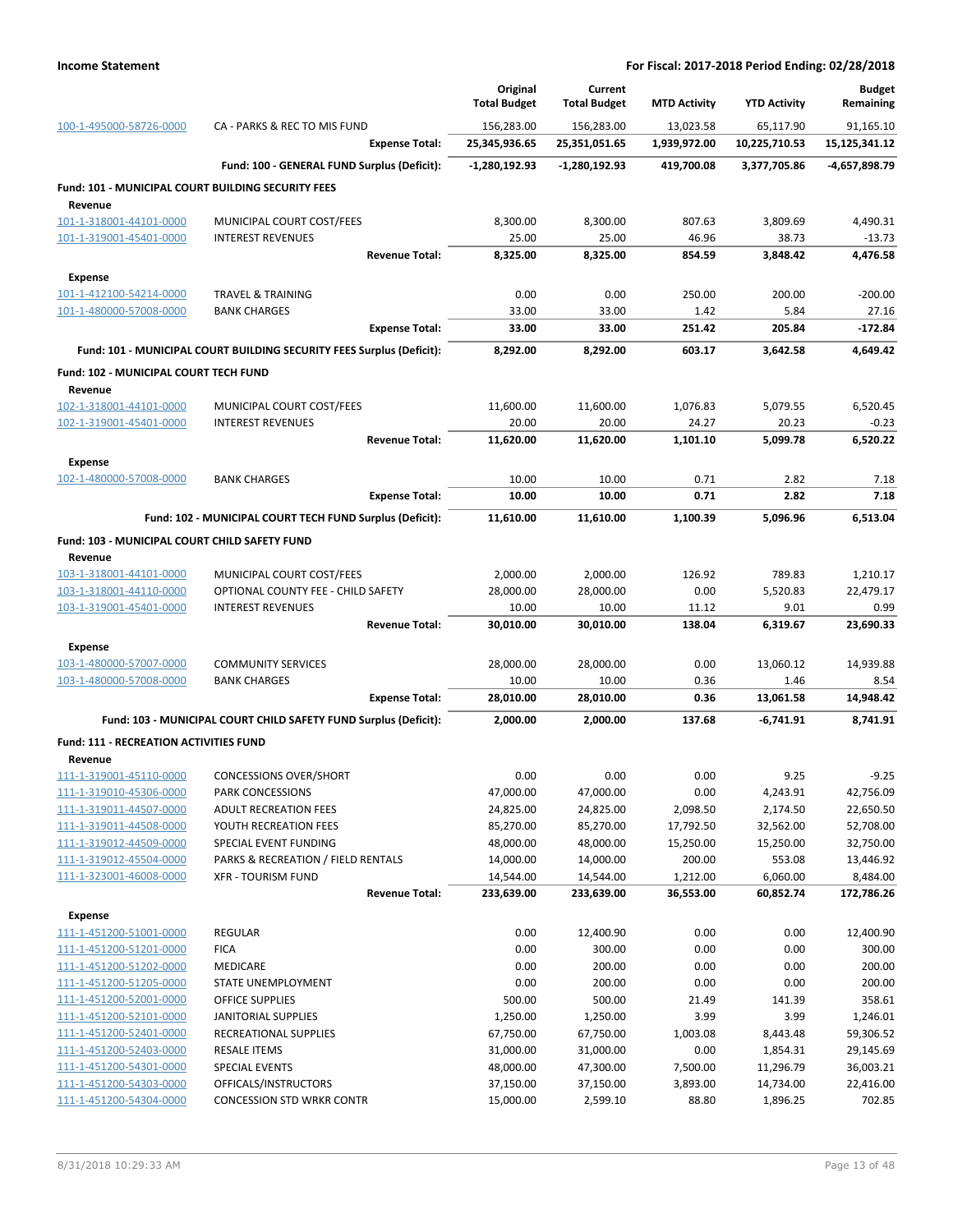**Income Statement** — For Fiscal: 2017-2018 Period Ending: 02/28/2018

| | | Original Total Budget | Current Total Budget | MTD Activity | YTD Activity | Budget Remaining |
|---|---|---|---|---|---|---|
| 100-1-495000-58726-0000 | CA - PARKS & REC TO MIS FUND | 156,283.00 | 156,283.00 | 13,023.58 | 65,117.90 | 91,165.10 |
| | **Expense Total:** | **25,345,936.65** | **25,351,051.65** | **1,939,972.00** | **10,225,710.53** | **15,125,341.12** |
| | **Fund: 100 - GENERAL FUND Surplus (Deficit):** | **-1,280,192.93** | **-1,280,192.93** | **419,700.08** | **3,377,705.86** | **-4,657,898.79** |
| **Fund: 101 - MUNICIPAL COURT BUILDING SECURITY FEES** | | | | | | |
| **Revenue** | | | | | | |
| 101-1-318001-44101-0000 | MUNICIPAL COURT COST/FEES | 8,300.00 | 8,300.00 | 807.63 | 3,809.69 | 4,490.31 |
| 101-1-319001-45401-0000 | INTEREST REVENUES | 25.00 | 25.00 | 46.96 | 38.73 | -13.73 |
| | **Revenue Total:** | **8,325.00** | **8,325.00** | **854.59** | **3,848.42** | **4,476.58** |
| **Expense** | | | | | | |
| 101-1-412100-54214-0000 | TRAVEL & TRAINING | 0.00 | 0.00 | 250.00 | 200.00 | -200.00 |
| 101-1-480000-57008-0000 | BANK CHARGES | 33.00 | 33.00 | 1.42 | 5.84 | 27.16 |
| | **Expense Total:** | **33.00** | **33.00** | **251.42** | **205.84** | **-172.84** |
| | **Fund: 101 - MUNICIPAL COURT BUILDING SECURITY FEES Surplus (Deficit):** | **8,292.00** | **8,292.00** | **603.17** | **3,642.58** | **4,649.42** |
| **Fund: 102 - MUNICIPAL COURT TECH FUND** | | | | | | |
| **Revenue** | | | | | | |
| 102-1-318001-44101-0000 | MUNICIPAL COURT COST/FEES | 11,600.00 | 11,600.00 | 1,076.83 | 5,079.55 | 6,520.45 |
| 102-1-319001-45401-0000 | INTEREST REVENUES | 20.00 | 20.00 | 24.27 | 20.23 | -0.23 |
| | **Revenue Total:** | **11,620.00** | **11,620.00** | **1,101.10** | **5,099.78** | **6,520.22** |
| **Expense** | | | | | | |
| 102-1-480000-57008-0000 | BANK CHARGES | 10.00 | 10.00 | 0.71 | 2.82 | 7.18 |
| | **Expense Total:** | **10.00** | **10.00** | **0.71** | **2.82** | **7.18** |
| | **Fund: 102 - MUNICIPAL COURT TECH FUND Surplus (Deficit):** | **11,610.00** | **11,610.00** | **1,100.39** | **5,096.96** | **6,513.04** |
| **Fund: 103 - MUNICIPAL COURT CHILD SAFETY FUND** | | | | | | |
| **Revenue** | | | | | | |
| 103-1-318001-44101-0000 | MUNICIPAL COURT COST/FEES | 2,000.00 | 2,000.00 | 126.92 | 789.83 | 1,210.17 |
| 103-1-318001-44110-0000 | OPTIONAL COUNTY FEE - CHILD SAFETY | 28,000.00 | 28,000.00 | 0.00 | 5,520.83 | 22,479.17 |
| 103-1-319001-45401-0000 | INTEREST REVENUES | 10.00 | 10.00 | 11.12 | 9.01 | 0.99 |
| | **Revenue Total:** | **30,010.00** | **30,010.00** | **138.04** | **6,319.67** | **23,690.33** |
| **Expense** | | | | | | |
| 103-1-480000-57007-0000 | COMMUNITY SERVICES | 28,000.00 | 28,000.00 | 0.00 | 13,060.12 | 14,939.88 |
| 103-1-480000-57008-0000 | BANK CHARGES | 10.00 | 10.00 | 0.36 | 1.46 | 8.54 |
| | **Expense Total:** | **28,010.00** | **28,010.00** | **0.36** | **13,061.58** | **14,948.42** |
| | **Fund: 103 - MUNICIPAL COURT CHILD SAFETY FUND Surplus (Deficit):** | **2,000.00** | **2,000.00** | **137.68** | **-6,741.91** | **8,741.91** |
| **Fund: 111 - RECREATION ACTIVITIES FUND** | | | | | | |
| **Revenue** | | | | | | |
| 111-1-319001-45110-0000 | CONCESSIONS OVER/SHORT | 0.00 | 0.00 | 0.00 | 9.25 | -9.25 |
| 111-1-319010-45306-0000 | PARK CONCESSIONS | 47,000.00 | 47,000.00 | 0.00 | 4,243.91 | 42,756.09 |
| 111-1-319011-44507-0000 | ADULT RECREATION FEES | 24,825.00 | 24,825.00 | 2,098.50 | 2,174.50 | 22,650.50 |
| 111-1-319011-44508-0000 | YOUTH RECREATION FEES | 85,270.00 | 85,270.00 | 17,792.50 | 32,562.00 | 52,708.00 |
| 111-1-319012-44509-0000 | SPECIAL EVENT FUNDING | 48,000.00 | 48,000.00 | 15,250.00 | 15,250.00 | 32,750.00 |
| 111-1-319012-45504-0000 | PARKS & RECREATION / FIELD RENTALS | 14,000.00 | 14,000.00 | 200.00 | 553.08 | 13,446.92 |
| 111-1-323001-46008-0000 | XFR - TOURISM FUND | 14,544.00 | 14,544.00 | 1,212.00 | 6,060.00 | 8,484.00 |
| | **Revenue Total:** | **233,639.00** | **233,639.00** | **36,553.00** | **60,852.74** | **172,786.26** |
| **Expense** | | | | | | |
| 111-1-451200-51001-0000 | REGULAR | 0.00 | 12,400.90 | 0.00 | 0.00 | 12,400.90 |
| 111-1-451200-51201-0000 | FICA | 0.00 | 300.00 | 0.00 | 0.00 | 300.00 |
| 111-1-451200-51202-0000 | MEDICARE | 0.00 | 200.00 | 0.00 | 0.00 | 200.00 |
| 111-1-451200-51205-0000 | STATE UNEMPLOYMENT | 0.00 | 200.00 | 0.00 | 0.00 | 200.00 |
| 111-1-451200-52001-0000 | OFFICE SUPPLIES | 500.00 | 500.00 | 21.49 | 141.39 | 358.61 |
| 111-1-451200-52101-0000 | JANITORIAL SUPPLIES | 1,250.00 | 1,250.00 | 3.99 | 3.99 | 1,246.01 |
| 111-1-451200-52401-0000 | RECREATIONAL SUPPLIES | 67,750.00 | 67,750.00 | 1,003.08 | 8,443.48 | 59,306.52 |
| 111-1-451200-52403-0000 | RESALE ITEMS | 31,000.00 | 31,000.00 | 0.00 | 1,854.31 | 29,145.69 |
| 111-1-451200-54301-0000 | SPECIAL EVENTS | 48,000.00 | 47,300.00 | 7,500.00 | 11,296.79 | 36,003.21 |
| 111-1-451200-54303-0000 | OFFICALS/INSTRUCTORS | 37,150.00 | 37,150.00 | 3,893.00 | 14,734.00 | 22,416.00 |
| 111-1-451200-54304-0000 | CONCESSION STD WRKR CONTR | 15,000.00 | 2,599.10 | 88.80 | 1,896.25 | 702.85 |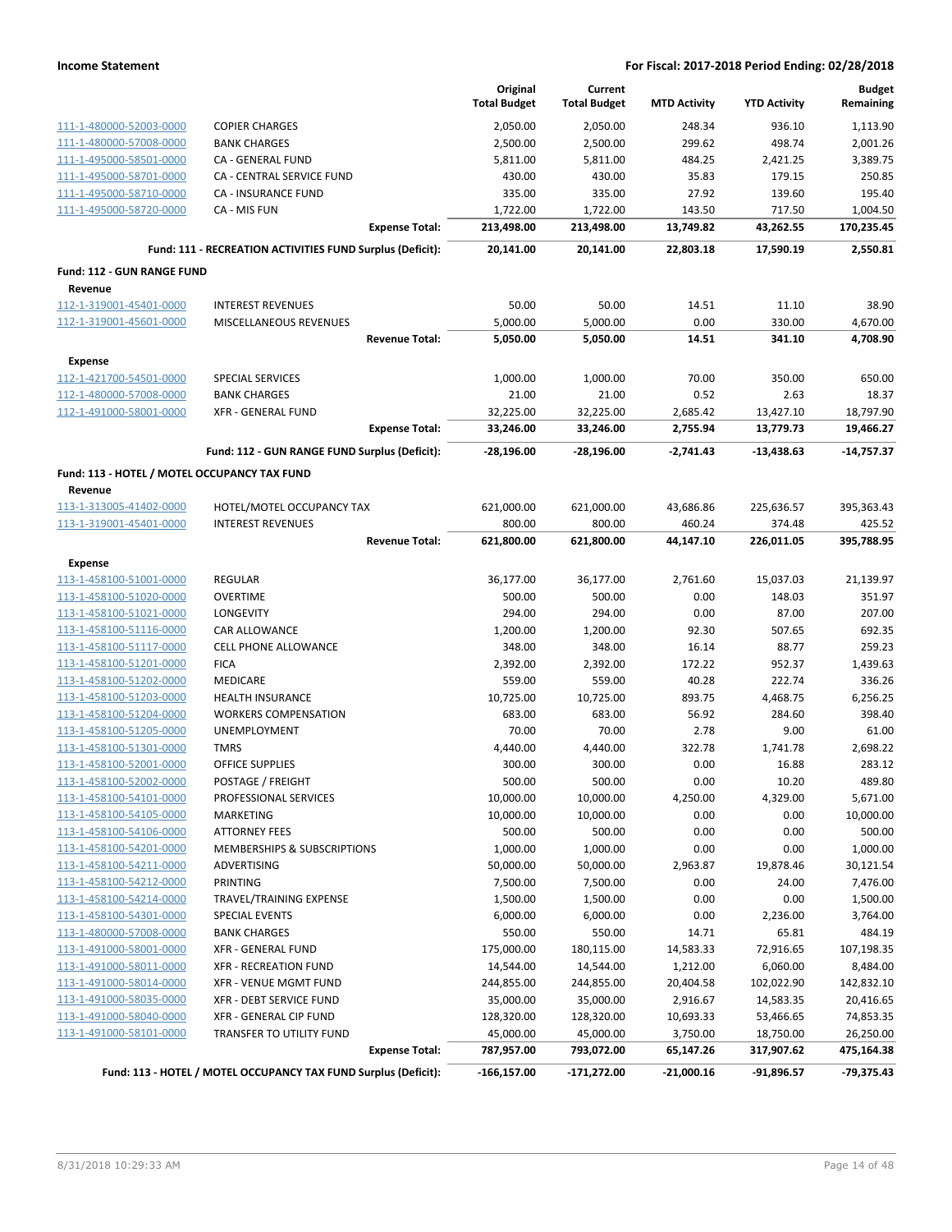| | | Original Total Budget | Current Total Budget | MTD Activity | YTD Activity | Budget Remaining |
|---|---|---|---|---|---|---|
| 111-1-480000-52003-0000 | COPIER CHARGES | 2,050.00 | 2,050.00 | 248.34 | 936.10 | 1,113.90 |
| 111-1-480000-57008-0000 | BANK CHARGES | 2,500.00 | 2,500.00 | 299.62 | 498.74 | 2,001.26 |
| 111-1-495000-58501-0000 | CA - GENERAL FUND | 5,811.00 | 5,811.00 | 484.25 | 2,421.25 | 3,389.75 |
| 111-1-495000-58701-0000 | CA - CENTRAL SERVICE FUND | 430.00 | 430.00 | 35.83 | 179.15 | 250.85 |
| 111-1-495000-58710-0000 | CA - INSURANCE FUND | 335.00 | 335.00 | 27.92 | 139.60 | 195.40 |
| 111-1-495000-58720-0000 | CA - MIS FUN | 1,722.00 | 1,722.00 | 143.50 | 717.50 | 1,004.50 |
| | **Expense Total:** | **213,498.00** | **213,498.00** | **13,749.82** | **43,262.55** | **170,235.45** |
| | **Fund: 111 - RECREATION ACTIVITIES FUND Surplus (Deficit):** | **20,141.00** | **20,141.00** | **22,803.18** | **17,590.19** | **2,550.81** |
| **Fund: 112 - GUN RANGE FUND** | | | | | | |
| **Revenue** | | | | | | |
| 112-1-319001-45401-0000 | INTEREST REVENUES | 50.00 | 50.00 | 14.51 | 11.10 | 38.90 |
| 112-1-319001-45601-0000 | MISCELLANEOUS REVENUES | 5,000.00 | 5,000.00 | 0.00 | 330.00 | 4,670.00 |
| | **Revenue Total:** | **5,050.00** | **5,050.00** | **14.51** | **341.10** | **4,708.90** |
| **Expense** | | | | | | |
| 112-1-421700-54501-0000 | SPECIAL SERVICES | 1,000.00 | 1,000.00 | 70.00 | 350.00 | 650.00 |
| 112-1-480000-57008-0000 | BANK CHARGES | 21.00 | 21.00 | 0.52 | 2.63 | 18.37 |
| 112-1-491000-58001-0000 | XFR - GENERAL FUND | 32,225.00 | 32,225.00 | 2,685.42 | 13,427.10 | 18,797.90 |
| | **Expense Total:** | **33,246.00** | **33,246.00** | **2,755.94** | **13,779.73** | **19,466.27** |
| | **Fund: 112 - GUN RANGE FUND Surplus (Deficit):** | **-28,196.00** | **-28,196.00** | **-2,741.43** | **-13,438.63** | **-14,757.37** |
| **Fund: 113 - HOTEL / MOTEL OCCUPANCY TAX FUND** | | | | | | |
| **Revenue** | | | | | | |
| 113-1-313005-41402-0000 | HOTEL/MOTEL OCCUPANCY TAX | 621,000.00 | 621,000.00 | 43,686.86 | 225,636.57 | 395,363.43 |
| 113-1-319001-45401-0000 | INTEREST REVENUES | 800.00 | 800.00 | 460.24 | 374.48 | 425.52 |
| | **Revenue Total:** | **621,800.00** | **621,800.00** | **44,147.10** | **226,011.05** | **395,788.95** |
| **Expense** | | | | | | |
| 113-1-458100-51001-0000 | REGULAR | 36,177.00 | 36,177.00 | 2,761.60 | 15,037.03 | 21,139.97 |
| 113-1-458100-51020-0000 | OVERTIME | 500.00 | 500.00 | 0.00 | 148.03 | 351.97 |
| 113-1-458100-51021-0000 | LONGEVITY | 294.00 | 294.00 | 0.00 | 87.00 | 207.00 |
| 113-1-458100-51116-0000 | CAR ALLOWANCE | 1,200.00 | 1,200.00 | 92.30 | 507.65 | 692.35 |
| 113-1-458100-51117-0000 | CELL PHONE ALLOWANCE | 348.00 | 348.00 | 16.14 | 88.77 | 259.23 |
| 113-1-458100-51201-0000 | FICA | 2,392.00 | 2,392.00 | 172.22 | 952.37 | 1,439.63 |
| 113-1-458100-51202-0000 | MEDICARE | 559.00 | 559.00 | 40.28 | 222.74 | 336.26 |
| 113-1-458100-51203-0000 | HEALTH INSURANCE | 10,725.00 | 10,725.00 | 893.75 | 4,468.75 | 6,256.25 |
| 113-1-458100-51204-0000 | WORKERS COMPENSATION | 683.00 | 683.00 | 56.92 | 284.60 | 398.40 |
| 113-1-458100-51205-0000 | UNEMPLOYMENT | 70.00 | 70.00 | 2.78 | 9.00 | 61.00 |
| 113-1-458100-51301-0000 | TMRS | 4,440.00 | 4,440.00 | 322.78 | 1,741.78 | 2,698.22 |
| 113-1-458100-52001-0000 | OFFICE SUPPLIES | 300.00 | 300.00 | 0.00 | 16.88 | 283.12 |
| 113-1-458100-52002-0000 | POSTAGE / FREIGHT | 500.00 | 500.00 | 0.00 | 10.20 | 489.80 |
| 113-1-458100-54101-0000 | PROFESSIONAL SERVICES | 10,000.00 | 10,000.00 | 4,250.00 | 4,329.00 | 5,671.00 |
| 113-1-458100-54105-0000 | MARKETING | 10,000.00 | 10,000.00 | 0.00 | 0.00 | 10,000.00 |
| 113-1-458100-54106-0000 | ATTORNEY FEES | 500.00 | 500.00 | 0.00 | 0.00 | 500.00 |
| 113-1-458100-54201-0000 | MEMBERSHIPS & SUBSCRIPTIONS | 1,000.00 | 1,000.00 | 0.00 | 0.00 | 1,000.00 |
| 113-1-458100-54211-0000 | ADVERTISING | 50,000.00 | 50,000.00 | 2,963.87 | 19,878.46 | 30,121.54 |
| 113-1-458100-54212-0000 | PRINTING | 7,500.00 | 7,500.00 | 0.00 | 24.00 | 7,476.00 |
| 113-1-458100-54214-0000 | TRAVEL/TRAINING EXPENSE | 1,500.00 | 1,500.00 | 0.00 | 0.00 | 1,500.00 |
| 113-1-458100-54301-0000 | SPECIAL EVENTS | 6,000.00 | 6,000.00 | 0.00 | 2,236.00 | 3,764.00 |
| 113-1-480000-57008-0000 | BANK CHARGES | 550.00 | 550.00 | 14.71 | 65.81 | 484.19 |
| 113-1-491000-58001-0000 | XFR - GENERAL FUND | 175,000.00 | 180,115.00 | 14,583.33 | 72,916.65 | 107,198.35 |
| 113-1-491000-58011-0000 | XFR - RECREATION FUND | 14,544.00 | 14,544.00 | 1,212.00 | 6,060.00 | 8,484.00 |
| 113-1-491000-58014-0000 | XFR - VENUE MGMT FUND | 244,855.00 | 244,855.00 | 20,404.58 | 102,022.90 | 142,832.10 |
| 113-1-491000-58035-0000 | XFR - DEBT SERVICE FUND | 35,000.00 | 35,000.00 | 2,916.67 | 14,583.35 | 20,416.65 |
| 113-1-491000-58040-0000 | XFR - GENERAL CIP FUND | 128,320.00 | 128,320.00 | 10,693.33 | 53,466.65 | 74,853.35 |
| 113-1-491000-58101-0000 | TRANSFER TO UTILITY FUND | 45,000.00 | 45,000.00 | 3,750.00 | 18,750.00 | 26,250.00 |
| | **Expense Total:** | **787,957.00** | **793,072.00** | **65,147.26** | **317,907.62** | **475,164.38** |
| | **Fund: 113 - HOTEL / MOTEL OCCUPANCY TAX FUND Surplus (Deficit):** | **-166,157.00** | **-171,272.00** | **-21,000.16** | **-91,896.57** | **-79,375.43** |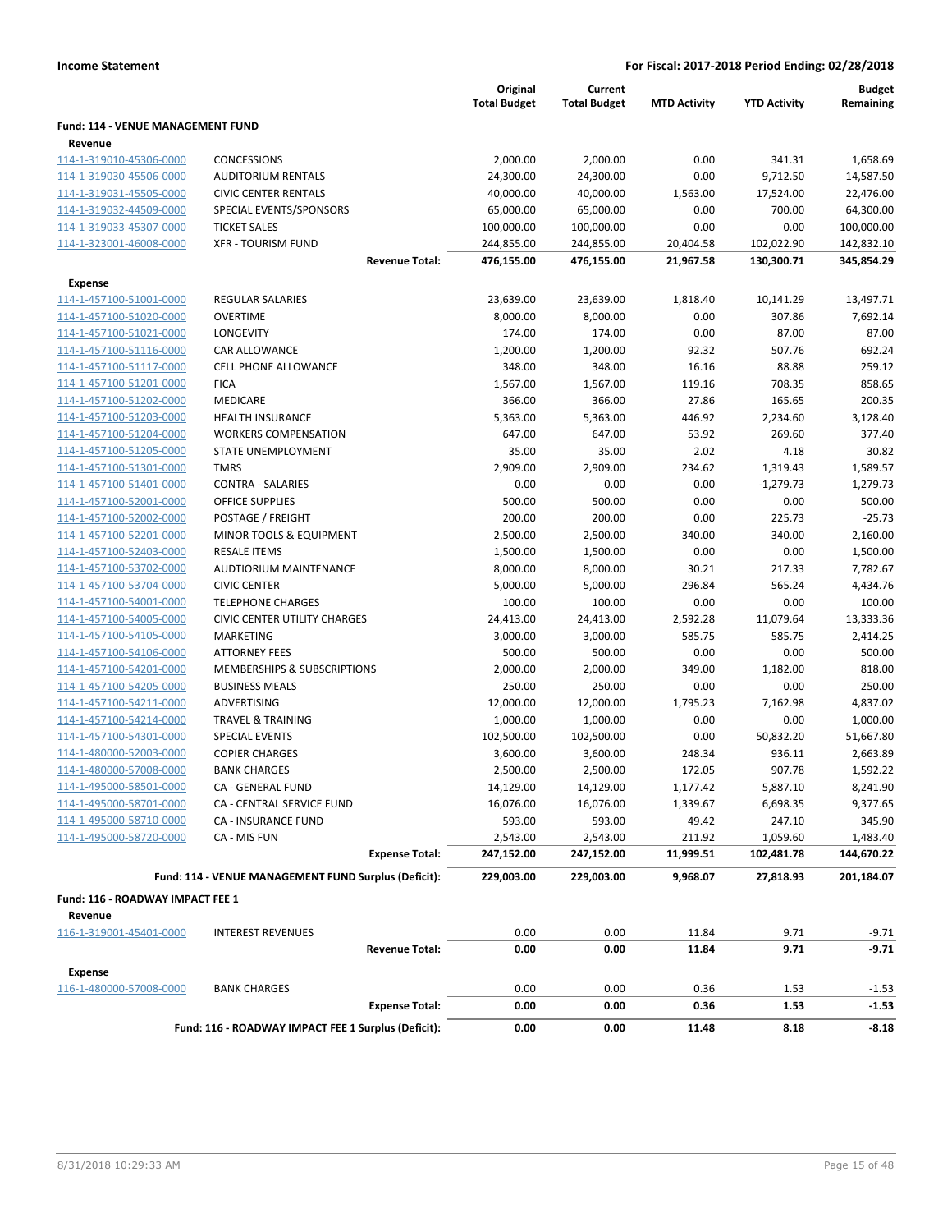**Income Statement** — **For Fiscal: 2017-2018 Period Ending: 02/28/2018**

| | | Original Total Budget | Current Total Budget | MTD Activity | YTD Activity | Budget Remaining |
|---|---|---|---|---|---|---|
| **Fund: 114 - VENUE MANAGEMENT FUND** | | | | | | |
| **Revenue** | | | | | | |
| 114-1-319010-45306-0000 | CONCESSIONS | 2,000.00 | 2,000.00 | 0.00 | 341.31 | 1,658.69 |
| 114-1-319030-45506-0000 | AUDITORIUM RENTALS | 24,300.00 | 24,300.00 | 0.00 | 9,712.50 | 14,587.50 |
| 114-1-319031-45505-0000 | CIVIC CENTER RENTALS | 40,000.00 | 40,000.00 | 1,563.00 | 17,524.00 | 22,476.00 |
| 114-1-319032-44509-0000 | SPECIAL EVENTS/SPONSORS | 65,000.00 | 65,000.00 | 0.00 | 700.00 | 64,300.00 |
| 114-1-319033-45307-0000 | TICKET SALES | 100,000.00 | 100,000.00 | 0.00 | 0.00 | 100,000.00 |
| 114-1-323001-46008-0000 | XFR - TOURISM FUND | 244,855.00 | 244,855.00 | 20,404.58 | 102,022.90 | 142,832.10 |
| | **Revenue Total:** | **476,155.00** | **476,155.00** | **21,967.58** | **130,300.71** | **345,854.29** |
| **Expense** | | | | | | |
| 114-1-457100-51001-0000 | REGULAR SALARIES | 23,639.00 | 23,639.00 | 1,818.40 | 10,141.29 | 13,497.71 |
| 114-1-457100-51020-0000 | OVERTIME | 8,000.00 | 8,000.00 | 0.00 | 307.86 | 7,692.14 |
| 114-1-457100-51021-0000 | LONGEVITY | 174.00 | 174.00 | 0.00 | 87.00 | 87.00 |
| 114-1-457100-51116-0000 | CAR ALLOWANCE | 1,200.00 | 1,200.00 | 92.32 | 507.76 | 692.24 |
| 114-1-457100-51117-0000 | CELL PHONE ALLOWANCE | 348.00 | 348.00 | 16.16 | 88.88 | 259.12 |
| 114-1-457100-51201-0000 | FICA | 1,567.00 | 1,567.00 | 119.16 | 708.35 | 858.65 |
| 114-1-457100-51202-0000 | MEDICARE | 366.00 | 366.00 | 27.86 | 165.65 | 200.35 |
| 114-1-457100-51203-0000 | HEALTH INSURANCE | 5,363.00 | 5,363.00 | 446.92 | 2,234.60 | 3,128.40 |
| 114-1-457100-51204-0000 | WORKERS COMPENSATION | 647.00 | 647.00 | 53.92 | 269.60 | 377.40 |
| 114-1-457100-51205-0000 | STATE UNEMPLOYMENT | 35.00 | 35.00 | 2.02 | 4.18 | 30.82 |
| 114-1-457100-51301-0000 | TMRS | 2,909.00 | 2,909.00 | 234.62 | 1,319.43 | 1,589.57 |
| 114-1-457100-51401-0000 | CONTRA - SALARIES | 0.00 | 0.00 | 0.00 | -1,279.73 | 1,279.73 |
| 114-1-457100-52001-0000 | OFFICE SUPPLIES | 500.00 | 500.00 | 0.00 | 0.00 | 500.00 |
| 114-1-457100-52002-0000 | POSTAGE / FREIGHT | 200.00 | 200.00 | 0.00 | 225.73 | -25.73 |
| 114-1-457100-52201-0000 | MINOR TOOLS & EQUIPMENT | 2,500.00 | 2,500.00 | 340.00 | 340.00 | 2,160.00 |
| 114-1-457100-52403-0000 | RESALE ITEMS | 1,500.00 | 1,500.00 | 0.00 | 0.00 | 1,500.00 |
| 114-1-457100-53702-0000 | AUDTIORIUM MAINTENANCE | 8,000.00 | 8,000.00 | 30.21 | 217.33 | 7,782.67 |
| 114-1-457100-53704-0000 | CIVIC CENTER | 5,000.00 | 5,000.00 | 296.84 | 565.24 | 4,434.76 |
| 114-1-457100-54001-0000 | TELEPHONE CHARGES | 100.00 | 100.00 | 0.00 | 0.00 | 100.00 |
| 114-1-457100-54005-0000 | CIVIC CENTER UTILITY CHARGES | 24,413.00 | 24,413.00 | 2,592.28 | 11,079.64 | 13,333.36 |
| 114-1-457100-54105-0000 | MARKETING | 3,000.00 | 3,000.00 | 585.75 | 585.75 | 2,414.25 |
| 114-1-457100-54106-0000 | ATTORNEY FEES | 500.00 | 500.00 | 0.00 | 0.00 | 500.00 |
| 114-1-457100-54201-0000 | MEMBERSHIPS & SUBSCRIPTIONS | 2,000.00 | 2,000.00 | 349.00 | 1,182.00 | 818.00 |
| 114-1-457100-54205-0000 | BUSINESS MEALS | 250.00 | 250.00 | 0.00 | 0.00 | 250.00 |
| 114-1-457100-54211-0000 | ADVERTISING | 12,000.00 | 12,000.00 | 1,795.23 | 7,162.98 | 4,837.02 |
| 114-1-457100-54214-0000 | TRAVEL & TRAINING | 1,000.00 | 1,000.00 | 0.00 | 0.00 | 1,000.00 |
| 114-1-457100-54301-0000 | SPECIAL EVENTS | 102,500.00 | 102,500.00 | 0.00 | 50,832.20 | 51,667.80 |
| 114-1-480000-52003-0000 | COPIER CHARGES | 3,600.00 | 3,600.00 | 248.34 | 936.11 | 2,663.89 |
| 114-1-480000-57008-0000 | BANK CHARGES | 2,500.00 | 2,500.00 | 172.05 | 907.78 | 1,592.22 |
| 114-1-495000-58501-0000 | CA - GENERAL FUND | 14,129.00 | 14,129.00 | 1,177.42 | 5,887.10 | 8,241.90 |
| 114-1-495000-58701-0000 | CA - CENTRAL SERVICE FUND | 16,076.00 | 16,076.00 | 1,339.67 | 6,698.35 | 9,377.65 |
| 114-1-495000-58710-0000 | CA - INSURANCE FUND | 593.00 | 593.00 | 49.42 | 247.10 | 345.90 |
| 114-1-495000-58720-0000 | CA - MIS FUN | 2,543.00 | 2,543.00 | 211.92 | 1,059.60 | 1,483.40 |
| | **Expense Total:** | **247,152.00** | **247,152.00** | **11,999.51** | **102,481.78** | **144,670.22** |
| | **Fund: 114 - VENUE MANAGEMENT FUND Surplus (Deficit):** | **229,003.00** | **229,003.00** | **9,968.07** | **27,818.93** | **201,184.07** |
| **Fund: 116 - ROADWAY IMPACT FEE 1** | | | | | | |
| **Revenue** | | | | | | |
| 116-1-319001-45401-0000 | INTEREST REVENUES | 0.00 | 0.00 | 11.84 | 9.71 | -9.71 |
| | **Revenue Total:** | **0.00** | **0.00** | **11.84** | **9.71** | **-9.71** |
| **Expense** | | | | | | |
| 116-1-480000-57008-0000 | BANK CHARGES | 0.00 | 0.00 | 0.36 | 1.53 | -1.53 |
| | **Expense Total:** | **0.00** | **0.00** | **0.36** | **1.53** | **-1.53** |
| | **Fund: 116 - ROADWAY IMPACT FEE 1 Surplus (Deficit):** | **0.00** | **0.00** | **11.48** | **8.18** | **-8.18** |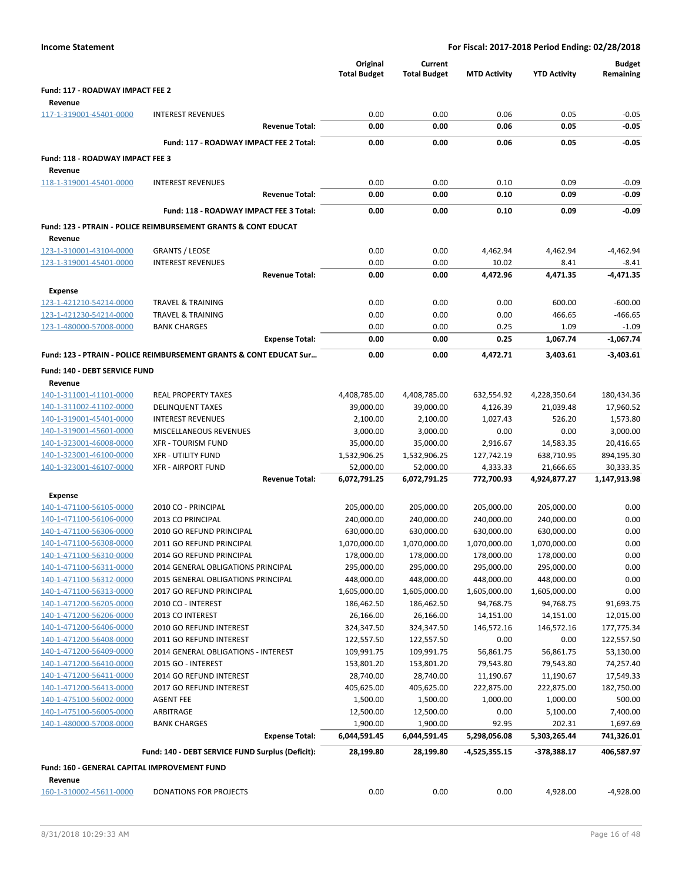**Income Statement** — For Fiscal: 2017-2018 Period Ending: 02/28/2018

| | | Original Total Budget | Current Total Budget | MTD Activity | YTD Activity | Budget Remaining |
|---|---|---|---|---|---|---|
| **Fund: 117 - ROADWAY IMPACT FEE 2** | | | | | | |
| **Revenue** | | | | | | |
| 117-1-319001-45401-0000 | INTEREST REVENUES | 0.00 | 0.00 | 0.06 | 0.05 | -0.05 |
| | **Revenue Total:** | **0.00** | **0.00** | **0.06** | **0.05** | **-0.05** |
| | **Fund: 117 - ROADWAY IMPACT FEE 2 Total:** | **0.00** | **0.00** | **0.06** | **0.05** | **-0.05** |
| **Fund: 118 - ROADWAY IMPACT FEE 3** | | | | | | |
| **Revenue** | | | | | | |
| 118-1-319001-45401-0000 | INTEREST REVENUES | 0.00 | 0.00 | 0.10 | 0.09 | -0.09 |
| | **Revenue Total:** | **0.00** | **0.00** | **0.10** | **0.09** | **-0.09** |
| | **Fund: 118 - ROADWAY IMPACT FEE 3 Total:** | **0.00** | **0.00** | **0.10** | **0.09** | **-0.09** |
| **Fund: 123 - PTRAIN - POLICE REIMBURSEMENT GRANTS & CONT EDUCAT** | | | | | | |
| **Revenue** | | | | | | |
| 123-1-310001-43104-0000 | GRANTS / LEOSE | 0.00 | 0.00 | 4,462.94 | 4,462.94 | -4,462.94 |
| 123-1-319001-45401-0000 | INTEREST REVENUES | 0.00 | 0.00 | 10.02 | 8.41 | -8.41 |
| | **Revenue Total:** | **0.00** | **0.00** | **4,472.96** | **4,471.35** | **-4,471.35** |
| **Expense** | | | | | | |
| 123-1-421210-54214-0000 | TRAVEL & TRAINING | 0.00 | 0.00 | 0.00 | 600.00 | -600.00 |
| 123-1-421230-54214-0000 | TRAVEL & TRAINING | 0.00 | 0.00 | 0.00 | 466.65 | -466.65 |
| 123-1-480000-57008-0000 | BANK CHARGES | 0.00 | 0.00 | 0.25 | 1.09 | -1.09 |
| | **Expense Total:** | **0.00** | **0.00** | **0.25** | **1,067.74** | **-1,067.74** |
| **Fund: 123 - PTRAIN - POLICE REIMBURSEMENT GRANTS & CONT EDUCAT Sur...** | | **0.00** | **0.00** | **4,472.71** | **3,403.61** | **-3,403.61** |
| **Fund: 140 - DEBT SERVICE FUND** | | | | | | |
| **Revenue** | | | | | | |
| 140-1-311001-41101-0000 | REAL PROPERTY TAXES | 4,408,785.00 | 4,408,785.00 | 632,554.92 | 4,228,350.64 | 180,434.36 |
| 140-1-311002-41102-0000 | DELINQUENT TAXES | 39,000.00 | 39,000.00 | 4,126.39 | 21,039.48 | 17,960.52 |
| 140-1-319001-45401-0000 | INTEREST REVENUES | 2,100.00 | 2,100.00 | 1,027.43 | 526.20 | 1,573.80 |
| 140-1-319001-45601-0000 | MISCELLANEOUS REVENUES | 3,000.00 | 3,000.00 | 0.00 | 0.00 | 3,000.00 |
| 140-1-323001-46008-0000 | XFR - TOURISM FUND | 35,000.00 | 35,000.00 | 2,916.67 | 14,583.35 | 20,416.65 |
| 140-1-323001-46100-0000 | XFR - UTILITY FUND | 1,532,906.25 | 1,532,906.25 | 127,742.19 | 638,710.95 | 894,195.30 |
| 140-1-323001-46107-0000 | XFR - AIRPORT FUND | 52,000.00 | 52,000.00 | 4,333.33 | 21,666.65 | 30,333.35 |
| | **Revenue Total:** | **6,072,791.25** | **6,072,791.25** | **772,700.93** | **4,924,877.27** | **1,147,913.98** |
| **Expense** | | | | | | |
| 140-1-471100-56105-0000 | 2010 CO - PRINCIPAL | 205,000.00 | 205,000.00 | 205,000.00 | 205,000.00 | 0.00 |
| 140-1-471100-56106-0000 | 2013 CO PRINCIPAL | 240,000.00 | 240,000.00 | 240,000.00 | 240,000.00 | 0.00 |
| 140-1-471100-56306-0000 | 2010 GO REFUND PRINCIPAL | 630,000.00 | 630,000.00 | 630,000.00 | 630,000.00 | 0.00 |
| 140-1-471100-56308-0000 | 2011 GO REFUND PRINCIPAL | 1,070,000.00 | 1,070,000.00 | 1,070,000.00 | 1,070,000.00 | 0.00 |
| 140-1-471100-56310-0000 | 2014 GO REFUND PRINCIPAL | 178,000.00 | 178,000.00 | 178,000.00 | 178,000.00 | 0.00 |
| 140-1-471100-56311-0000 | 2014 GENERAL OBLIGATIONS PRINCIPAL | 295,000.00 | 295,000.00 | 295,000.00 | 295,000.00 | 0.00 |
| 140-1-471100-56312-0000 | 2015 GENERAL OBLIGATIONS PRINCIPAL | 448,000.00 | 448,000.00 | 448,000.00 | 448,000.00 | 0.00 |
| 140-1-471100-56313-0000 | 2017 GO REFUND PRINCIPAL | 1,605,000.00 | 1,605,000.00 | 1,605,000.00 | 1,605,000.00 | 0.00 |
| 140-1-471200-56205-0000 | 2010 CO - INTEREST | 186,462.50 | 186,462.50 | 94,768.75 | 94,768.75 | 91,693.75 |
| 140-1-471200-56206-0000 | 2013 CO INTEREST | 26,166.00 | 26,166.00 | 14,151.00 | 14,151.00 | 12,015.00 |
| 140-1-471200-56406-0000 | 2010 GO REFUND INTEREST | 324,347.50 | 324,347.50 | 146,572.16 | 146,572.16 | 177,775.34 |
| 140-1-471200-56408-0000 | 2011 GO REFUND INTEREST | 122,557.50 | 122,557.50 | 0.00 | 0.00 | 122,557.50 |
| 140-1-471200-56409-0000 | 2014 GENERAL OBLIGATIONS - INTEREST | 109,991.75 | 109,991.75 | 56,861.75 | 56,861.75 | 53,130.00 |
| 140-1-471200-56410-0000 | 2015 GO - INTEREST | 153,801.20 | 153,801.20 | 79,543.80 | 79,543.80 | 74,257.40 |
| 140-1-471200-56411-0000 | 2014 GO REFUND INTEREST | 28,740.00 | 28,740.00 | 11,190.67 | 11,190.67 | 17,549.33 |
| 140-1-471200-56413-0000 | 2017 GO REFUND INTEREST | 405,625.00 | 405,625.00 | 222,875.00 | 222,875.00 | 182,750.00 |
| 140-1-475100-56002-0000 | AGENT FEE | 1,500.00 | 1,500.00 | 1,000.00 | 1,000.00 | 500.00 |
| 140-1-475100-56005-0000 | ARBITRAGE | 12,500.00 | 12,500.00 | 0.00 | 5,100.00 | 7,400.00 |
| 140-1-480000-57008-0000 | BANK CHARGES | 1,900.00 | 1,900.00 | 92.95 | 202.31 | 1,697.69 |
| | **Expense Total:** | **6,044,591.45** | **6,044,591.45** | **5,298,056.08** | **5,303,265.44** | **741,326.01** |
| | **Fund: 140 - DEBT SERVICE FUND Surplus (Deficit):** | **28,199.80** | **28,199.80** | **-4,525,355.15** | **-378,388.17** | **406,587.97** |
| **Fund: 160 - GENERAL CAPITAL IMPROVEMENT FUND** | | | | | | |
| **Revenue** | | | | | | |
| 160-1-310002-45611-0000 | DONATIONS FOR PROJECTS | 0.00 | 0.00 | 0.00 | 4,928.00 | -4,928.00 |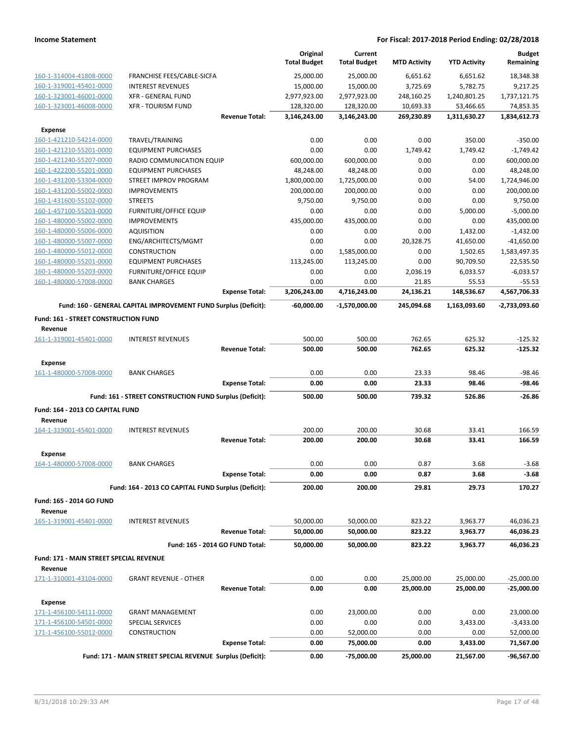**Income Statement** — **For Fiscal: 2017-2018 Period Ending: 02/28/2018**

| | | Original Total Budget | Current Total Budget | MTD Activity | YTD Activity | Budget Remaining |
|---|---|---|---|---|---|---|
| 160-1-314004-41808-0000 | FRANCHISE FEES/CABLE-SICFA | 25,000.00 | 25,000.00 | 6,651.62 | 6,651.62 | 18,348.38 |
| 160-1-319001-45401-0000 | INTEREST REVENUES | 15,000.00 | 15,000.00 | 3,725.69 | 5,782.75 | 9,217.25 |
| 160-1-323001-46001-0000 | XFR - GENERAL FUND | 2,977,923.00 | 2,977,923.00 | 248,160.25 | 1,240,801.25 | 1,737,121.75 |
| 160-1-323001-46008-0000 | XFR - TOURISM FUND | 128,320.00 | 128,320.00 | 10,693.33 | 53,466.65 | 74,853.35 |
| | **Revenue Total:** | **3,146,243.00** | **3,146,243.00** | **269,230.89** | **1,311,630.27** | **1,834,612.73** |
| **Expense** | | | | | | |
| 160-1-421210-54214-0000 | TRAVEL/TRAINING | 0.00 | 0.00 | 0.00 | 350.00 | -350.00 |
| 160-1-421210-55201-0000 | EQUIPMENT PURCHASES | 0.00 | 0.00 | 1,749.42 | 1,749.42 | -1,749.42 |
| 160-1-421240-55207-0000 | RADIO COMMUNICATION EQUIP | 600,000.00 | 600,000.00 | 0.00 | 0.00 | 600,000.00 |
| 160-1-422200-55201-0000 | EQUIPMENT PURCHASES | 48,248.00 | 48,248.00 | 0.00 | 0.00 | 48,248.00 |
| 160-1-431200-53304-0000 | STREET IMPROV PROGRAM | 1,800,000.00 | 1,725,000.00 | 0.00 | 54.00 | 1,724,946.00 |
| 160-1-431200-55002-0000 | IMPROVEMENTS | 200,000.00 | 200,000.00 | 0.00 | 0.00 | 200,000.00 |
| 160-1-431600-55102-0000 | STREETS | 9,750.00 | 9,750.00 | 0.00 | 0.00 | 9,750.00 |
| 160-1-457100-55203-0000 | FURNITURE/OFFICE EQUIP | 0.00 | 0.00 | 0.00 | 5,000.00 | -5,000.00 |
| 160-1-480000-55002-0000 | IMPROVEMENTS | 435,000.00 | 435,000.00 | 0.00 | 0.00 | 435,000.00 |
| 160-1-480000-55006-0000 | AQUISITION | 0.00 | 0.00 | 0.00 | 1,432.00 | -1,432.00 |
| 160-1-480000-55007-0000 | ENG/ARCHITECTS/MGMT | 0.00 | 0.00 | 20,328.75 | 41,650.00 | -41,650.00 |
| 160-1-480000-55012-0000 | CONSTRUCTION | 0.00 | 1,585,000.00 | 0.00 | 1,502.65 | 1,583,497.35 |
| 160-1-480000-55201-0000 | EQUIPMENT PURCHASES | 113,245.00 | 113,245.00 | 0.00 | 90,709.50 | 22,535.50 |
| 160-1-480000-55203-0000 | FURNITURE/OFFICE EQUIP | 0.00 | 0.00 | 2,036.19 | 6,033.57 | -6,033.57 |
| 160-1-480000-57008-0000 | BANK CHARGES | 0.00 | 0.00 | 21.85 | 55.53 | -55.53 |
| | **Expense Total:** | **3,206,243.00** | **4,716,243.00** | **24,136.21** | **148,536.67** | **4,567,706.33** |
| | **Fund: 160 - GENERAL CAPITAL IMPROVEMENT FUND Surplus (Deficit):** | **-60,000.00** | **-1,570,000.00** | **245,094.68** | **1,163,093.60** | **-2,733,093.60** |
| **Fund: 161 - STREET CONSTRUCTION FUND** | | | | | | |
| **Revenue** | | | | | | |
| 161-1-319001-45401-0000 | INTEREST REVENUES | 500.00 | 500.00 | 762.65 | 625.32 | -125.32 |
| | **Revenue Total:** | **500.00** | **500.00** | **762.65** | **625.32** | **-125.32** |
| **Expense** | | | | | | |
| 161-1-480000-57008-0000 | BANK CHARGES | 0.00 | 0.00 | 23.33 | 98.46 | -98.46 |
| | **Expense Total:** | **0.00** | **0.00** | **23.33** | **98.46** | **-98.46** |
| | **Fund: 161 - STREET CONSTRUCTION FUND Surplus (Deficit):** | **500.00** | **500.00** | **739.32** | **526.86** | **-26.86** |
| **Fund: 164 - 2013 CO CAPITAL FUND** | | | | | | |
| **Revenue** | | | | | | |
| 164-1-319001-45401-0000 | INTEREST REVENUES | 200.00 | 200.00 | 30.68 | 33.41 | 166.59 |
| | **Revenue Total:** | **200.00** | **200.00** | **30.68** | **33.41** | **166.59** |
| **Expense** | | | | | | |
| 164-1-480000-57008-0000 | BANK CHARGES | 0.00 | 0.00 | 0.87 | 3.68 | -3.68 |
| | **Expense Total:** | **0.00** | **0.00** | **0.87** | **3.68** | **-3.68** |
| | **Fund: 164 - 2013 CO CAPITAL FUND Surplus (Deficit):** | **200.00** | **200.00** | **29.81** | **29.73** | **170.27** |
| **Fund: 165 - 2014 GO FUND** | | | | | | |
| **Revenue** | | | | | | |
| 165-1-319001-45401-0000 | INTEREST REVENUES | 50,000.00 | 50,000.00 | 823.22 | 3,963.77 | 46,036.23 |
| | **Revenue Total:** | **50,000.00** | **50,000.00** | **823.22** | **3,963.77** | **46,036.23** |
| | **Fund: 165 - 2014 GO FUND Total:** | **50,000.00** | **50,000.00** | **823.22** | **3,963.77** | **46,036.23** |
| **Fund: 171 - MAIN STREET SPECIAL REVENUE** | | | | | | |
| **Revenue** | | | | | | |
| 171-1-310001-43104-0000 | GRANT REVENUE - OTHER | 0.00 | 0.00 | 25,000.00 | 25,000.00 | -25,000.00 |
| | **Revenue Total:** | **0.00** | **0.00** | **25,000.00** | **25,000.00** | **-25,000.00** |
| **Expense** | | | | | | |
| 171-1-456100-54111-0000 | GRANT MANAGEMENT | 0.00 | 23,000.00 | 0.00 | 0.00 | 23,000.00 |
| 171-1-456100-54501-0000 | SPECIAL SERVICES | 0.00 | 0.00 | 0.00 | 3,433.00 | -3,433.00 |
| 171-1-456100-55012-0000 | CONSTRUCTION | 0.00 | 52,000.00 | 0.00 | 0.00 | 52,000.00 |
| | **Expense Total:** | **0.00** | **75,000.00** | **0.00** | **3,433.00** | **71,567.00** |
| | **Fund: 171 - MAIN STREET SPECIAL REVENUE Surplus (Deficit):** | **0.00** | **-75,000.00** | **25,000.00** | **21,567.00** | **-96,567.00** |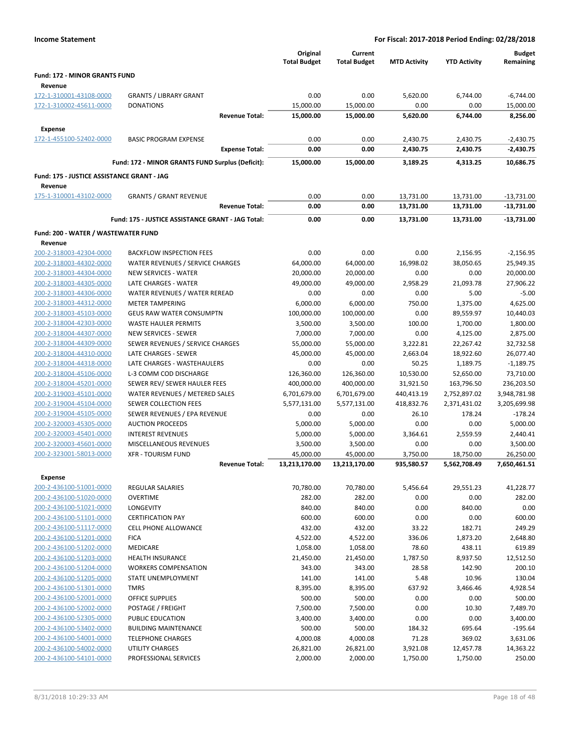**Income Statement** — **For Fiscal: 2017-2018 Period Ending: 02/28/2018**

| | | Original Total Budget | Current Total Budget | MTD Activity | YTD Activity | Budget Remaining |
|---|---|---|---|---|---|---|
| **Fund: 172 - MINOR GRANTS FUND** | | | | | | |
| **Revenue** | | | | | | |
| 172-1-310001-43108-0000 | GRANTS / LIBRARY GRANT | 0.00 | 0.00 | 5,620.00 | 6,744.00 | -6,744.00 |
| 172-1-310002-45611-0000 | DONATIONS | 15,000.00 | 15,000.00 | 0.00 | 0.00 | 15,000.00 |
| | **Revenue Total:** | **15,000.00** | **15,000.00** | **5,620.00** | **6,744.00** | **8,256.00** |
| **Expense** | | | | | | |
| 172-1-455100-52402-0000 | BASIC PROGRAM EXPENSE | 0.00 | 0.00 | 2,430.75 | 2,430.75 | -2,430.75 |
| | **Expense Total:** | **0.00** | **0.00** | **2,430.75** | **2,430.75** | **-2,430.75** |
| | **Fund: 172 - MINOR GRANTS FUND Surplus (Deficit):** | **15,000.00** | **15,000.00** | **3,189.25** | **4,313.25** | **10,686.75** |
| **Fund: 175 - JUSTICE ASSISTANCE GRANT - JAG** | | | | | | |
| **Revenue** | | | | | | |
| 175-1-310001-43102-0000 | GRANTS / GRANT REVENUE | 0.00 | 0.00 | 13,731.00 | 13,731.00 | -13,731.00 |
| | **Revenue Total:** | **0.00** | **0.00** | **13,731.00** | **13,731.00** | **-13,731.00** |
| | **Fund: 175 - JUSTICE ASSISTANCE GRANT - JAG Total:** | **0.00** | **0.00** | **13,731.00** | **13,731.00** | **-13,731.00** |
| **Fund: 200 - WATER / WASTEWATER FUND** | | | | | | |
| **Revenue** | | | | | | |
| 200-2-318003-42304-0000 | BACKFLOW INSPECTION FEES | 0.00 | 0.00 | 0.00 | 2,156.95 | -2,156.95 |
| 200-2-318003-44302-0000 | WATER REVENUES / SERVICE CHARGES | 64,000.00 | 64,000.00 | 16,998.02 | 38,050.65 | 25,949.35 |
| 200-2-318003-44304-0000 | NEW SERVICES - WATER | 20,000.00 | 20,000.00 | 0.00 | 0.00 | 20,000.00 |
| 200-2-318003-44305-0000 | LATE CHARGES - WATER | 49,000.00 | 49,000.00 | 2,958.29 | 21,093.78 | 27,906.22 |
| 200-2-318003-44306-0000 | WATER REVENUES / WATER REREAD | 0.00 | 0.00 | 0.00 | 5.00 | -5.00 |
| 200-2-318003-44312-0000 | METER TAMPERING | 6,000.00 | 6,000.00 | 750.00 | 1,375.00 | 4,625.00 |
| 200-2-318003-45103-0000 | GEUS RAW WATER CONSUMPTN | 100,000.00 | 100,000.00 | 0.00 | 89,559.97 | 10,440.03 |
| 200-2-318004-42303-0000 | WASTE HAULER PERMITS | 3,500.00 | 3,500.00 | 100.00 | 1,700.00 | 1,800.00 |
| 200-2-318004-44307-0000 | NEW SERVICES - SEWER | 7,000.00 | 7,000.00 | 0.00 | 4,125.00 | 2,875.00 |
| 200-2-318004-44309-0000 | SEWER REVENUES / SERVICE CHARGES | 55,000.00 | 55,000.00 | 3,222.81 | 22,267.42 | 32,732.58 |
| 200-2-318004-44310-0000 | LATE CHARGES - SEWER | 45,000.00 | 45,000.00 | 2,663.04 | 18,922.60 | 26,077.40 |
| 200-2-318004-44318-0000 | LATE CHARGES - WASTEHAULERS | 0.00 | 0.00 | 50.25 | 1,189.75 | -1,189.75 |
| 200-2-318004-45106-0000 | L-3 COMM COD DISCHARGE | 126,360.00 | 126,360.00 | 10,530.00 | 52,650.00 | 73,710.00 |
| 200-2-318004-45201-0000 | SEWER REV/ SEWER HAULER FEES | 400,000.00 | 400,000.00 | 31,921.50 | 163,796.50 | 236,203.50 |
| 200-2-319003-45101-0000 | WATER REVENUES / METERED SALES | 6,701,679.00 | 6,701,679.00 | 440,413.19 | 2,752,897.02 | 3,948,781.98 |
| 200-2-319004-45104-0000 | SEWER COLLECTION FEES | 5,577,131.00 | 5,577,131.00 | 418,832.76 | 2,371,431.02 | 3,205,699.98 |
| 200-2-319004-45105-0000 | SEWER REVENUES / EPA REVENUE | 0.00 | 0.00 | 26.10 | 178.24 | -178.24 |
| 200-2-320003-45305-0000 | AUCTION PROCEEDS | 5,000.00 | 5,000.00 | 0.00 | 0.00 | 5,000.00 |
| 200-2-320003-45401-0000 | INTEREST REVENUES | 5,000.00 | 5,000.00 | 3,364.61 | 2,559.59 | 2,440.41 |
| 200-2-320003-45601-0000 | MISCELLANEOUS REVENUES | 3,500.00 | 3,500.00 | 0.00 | 0.00 | 3,500.00 |
| 200-2-323001-58013-0000 | XFR - TOURISM FUND | 45,000.00 | 45,000.00 | 3,750.00 | 18,750.00 | 26,250.00 |
| | **Revenue Total:** | **13,213,170.00** | **13,213,170.00** | **935,580.57** | **5,562,708.49** | **7,650,461.51** |
| **Expense** | | | | | | |
| 200-2-436100-51001-0000 | REGULAR SALARIES | 70,780.00 | 70,780.00 | 5,456.64 | 29,551.23 | 41,228.77 |
| 200-2-436100-51020-0000 | OVERTIME | 282.00 | 282.00 | 0.00 | 0.00 | 282.00 |
| 200-2-436100-51021-0000 | LONGEVITY | 840.00 | 840.00 | 0.00 | 840.00 | 0.00 |
| 200-2-436100-51101-0000 | CERTIFICATION PAY | 600.00 | 600.00 | 0.00 | 0.00 | 600.00 |
| 200-2-436100-51117-0000 | CELL PHONE ALLOWANCE | 432.00 | 432.00 | 33.22 | 182.71 | 249.29 |
| 200-2-436100-51201-0000 | FICA | 4,522.00 | 4,522.00 | 336.06 | 1,873.20 | 2,648.80 |
| 200-2-436100-51202-0000 | MEDICARE | 1,058.00 | 1,058.00 | 78.60 | 438.11 | 619.89 |
| 200-2-436100-51203-0000 | HEALTH INSURANCE | 21,450.00 | 21,450.00 | 1,787.50 | 8,937.50 | 12,512.50 |
| 200-2-436100-51204-0000 | WORKERS COMPENSATION | 343.00 | 343.00 | 28.58 | 142.90 | 200.10 |
| 200-2-436100-51205-0000 | STATE UNEMPLOYMENT | 141.00 | 141.00 | 5.48 | 10.96 | 130.04 |
| 200-2-436100-51301-0000 | TMRS | 8,395.00 | 8,395.00 | 637.92 | 3,466.46 | 4,928.54 |
| 200-2-436100-52001-0000 | OFFICE SUPPLIES | 500.00 | 500.00 | 0.00 | 0.00 | 500.00 |
| 200-2-436100-52002-0000 | POSTAGE / FREIGHT | 7,500.00 | 7,500.00 | 0.00 | 10.30 | 7,489.70 |
| 200-2-436100-52305-0000 | PUBLIC EDUCATION | 3,400.00 | 3,400.00 | 0.00 | 0.00 | 3,400.00 |
| 200-2-436100-53402-0000 | BUILDING MAINTENANCE | 500.00 | 500.00 | 184.32 | 695.64 | -195.64 |
| 200-2-436100-54001-0000 | TELEPHONE CHARGES | 4,000.08 | 4,000.08 | 71.28 | 369.02 | 3,631.06 |
| 200-2-436100-54002-0000 | UTILITY CHARGES | 26,821.00 | 26,821.00 | 3,921.08 | 12,457.78 | 14,363.22 |
| 200-2-436100-54101-0000 | PROFESSIONAL SERVICES | 2,000.00 | 2,000.00 | 1,750.00 | 1,750.00 | 250.00 |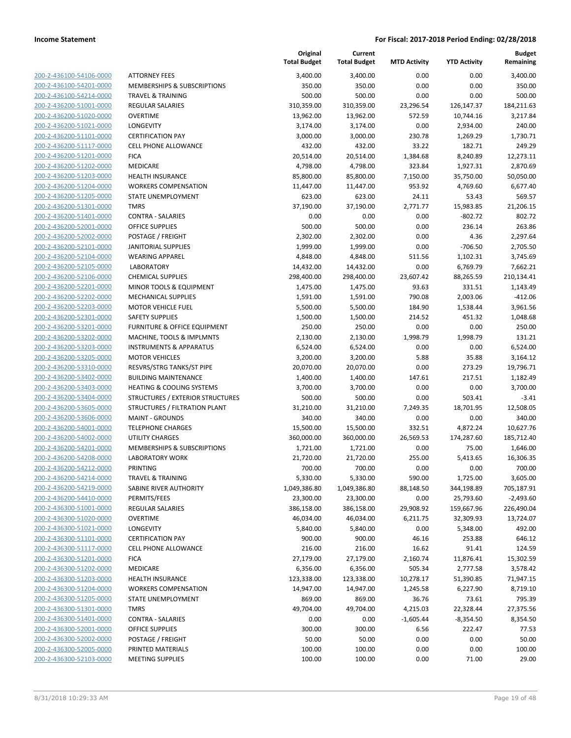**Income Statement** | **For Fiscal: 2017-2018 Period Ending: 02/28/2018**

| | | Original Total Budget | Current Total Budget | MTD Activity | YTD Activity | Budget Remaining |
|---|---|---|---|---|---|---|
| 200-2-436100-54106-0000 | ATTORNEY FEES | 3,400.00 | 3,400.00 | 0.00 | 0.00 | 3,400.00 |
| 200-2-436100-54201-0000 | MEMBERSHIPS & SUBSCRIPTIONS | 350.00 | 350.00 | 0.00 | 0.00 | 350.00 |
| 200-2-436100-54214-0000 | TRAVEL & TRAINING | 500.00 | 500.00 | 0.00 | 0.00 | 500.00 |
| 200-2-436200-51001-0000 | REGULAR SALARIES | 310,359.00 | 310,359.00 | 23,296.54 | 126,147.37 | 184,211.63 |
| 200-2-436200-51020-0000 | OVERTIME | 13,962.00 | 13,962.00 | 572.59 | 10,744.16 | 3,217.84 |
| 200-2-436200-51021-0000 | LONGEVITY | 3,174.00 | 3,174.00 | 0.00 | 2,934.00 | 240.00 |
| 200-2-436200-51101-0000 | CERTIFICATION PAY | 3,000.00 | 3,000.00 | 230.78 | 1,269.29 | 1,730.71 |
| 200-2-436200-51117-0000 | CELL PHONE ALLOWANCE | 432.00 | 432.00 | 33.22 | 182.71 | 249.29 |
| 200-2-436200-51201-0000 | FICA | 20,514.00 | 20,514.00 | 1,384.68 | 8,240.89 | 12,273.11 |
| 200-2-436200-51202-0000 | MEDICARE | 4,798.00 | 4,798.00 | 323.84 | 1,927.31 | 2,870.69 |
| 200-2-436200-51203-0000 | HEALTH INSURANCE | 85,800.00 | 85,800.00 | 7,150.00 | 35,750.00 | 50,050.00 |
| 200-2-436200-51204-0000 | WORKERS COMPENSATION | 11,447.00 | 11,447.00 | 953.92 | 4,769.60 | 6,677.40 |
| 200-2-436200-51205-0000 | STATE UNEMPLOYMENT | 623.00 | 623.00 | 24.11 | 53.43 | 569.57 |
| 200-2-436200-51301-0000 | TMRS | 37,190.00 | 37,190.00 | 2,771.77 | 15,983.85 | 21,206.15 |
| 200-2-436200-51401-0000 | CONTRA - SALARIES | 0.00 | 0.00 | 0.00 | -802.72 | 802.72 |
| 200-2-436200-52001-0000 | OFFICE SUPPLIES | 500.00 | 500.00 | 0.00 | 236.14 | 263.86 |
| 200-2-436200-52002-0000 | POSTAGE / FREIGHT | 2,302.00 | 2,302.00 | 0.00 | 4.36 | 2,297.64 |
| 200-2-436200-52101-0000 | JANITORIAL SUPPLIES | 1,999.00 | 1,999.00 | 0.00 | -706.50 | 2,705.50 |
| 200-2-436200-52104-0000 | WEARING APPAREL | 4,848.00 | 4,848.00 | 511.56 | 1,102.31 | 3,745.69 |
| 200-2-436200-52105-0000 | LABORATORY | 14,432.00 | 14,432.00 | 0.00 | 6,769.79 | 7,662.21 |
| 200-2-436200-52106-0000 | CHEMICAL SUPPLIES | 298,400.00 | 298,400.00 | 23,607.42 | 88,265.59 | 210,134.41 |
| 200-2-436200-52201-0000 | MINOR TOOLS & EQUIPMENT | 1,475.00 | 1,475.00 | 93.63 | 331.51 | 1,143.49 |
| 200-2-436200-52202-0000 | MECHANICAL SUPPLIES | 1,591.00 | 1,591.00 | 790.08 | 2,003.06 | -412.06 |
| 200-2-436200-52203-0000 | MOTOR VEHICLE FUEL | 5,500.00 | 5,500.00 | 184.90 | 1,538.44 | 3,961.56 |
| 200-2-436200-52301-0000 | SAFETY SUPPLIES | 1,500.00 | 1,500.00 | 214.52 | 451.32 | 1,048.68 |
| 200-2-436200-53201-0000 | FURNITURE & OFFICE EQUIPMENT | 250.00 | 250.00 | 0.00 | 0.00 | 250.00 |
| 200-2-436200-53202-0000 | MACHINE, TOOLS & IMPLMNTS | 2,130.00 | 2,130.00 | 1,998.79 | 1,998.79 | 131.21 |
| 200-2-436200-53203-0000 | INSTRUMENTS & APPARATUS | 6,524.00 | 6,524.00 | 0.00 | 0.00 | 6,524.00 |
| 200-2-436200-53205-0000 | MOTOR VEHICLES | 3,200.00 | 3,200.00 | 5.88 | 35.88 | 3,164.12 |
| 200-2-436200-53310-0000 | RESVRS/STRG TANKS/ST PIPE | 20,070.00 | 20,070.00 | 0.00 | 273.29 | 19,796.71 |
| 200-2-436200-53402-0000 | BUILDING MAINTENANCE | 1,400.00 | 1,400.00 | 147.61 | 217.51 | 1,182.49 |
| 200-2-436200-53403-0000 | HEATING & COOLING SYSTEMS | 3,700.00 | 3,700.00 | 0.00 | 0.00 | 3,700.00 |
| 200-2-436200-53404-0000 | STRUCTURES / EXTERIOR STRUCTURES | 500.00 | 500.00 | 0.00 | 503.41 | -3.41 |
| 200-2-436200-53605-0000 | STRUCTURES / FILTRATION PLANT | 31,210.00 | 31,210.00 | 7,249.35 | 18,701.95 | 12,508.05 |
| 200-2-436200-53606-0000 | MAINT - GROUNDS | 340.00 | 340.00 | 0.00 | 0.00 | 340.00 |
| 200-2-436200-54001-0000 | TELEPHONE CHARGES | 15,500.00 | 15,500.00 | 332.51 | 4,872.24 | 10,627.76 |
| 200-2-436200-54002-0000 | UTILITY CHARGES | 360,000.00 | 360,000.00 | 26,569.53 | 174,287.60 | 185,712.40 |
| 200-2-436200-54201-0000 | MEMBERSHIPS & SUBSCRIPTIONS | 1,721.00 | 1,721.00 | 0.00 | 75.00 | 1,646.00 |
| 200-2-436200-54208-0000 | LABORATORY WORK | 21,720.00 | 21,720.00 | 255.00 | 5,413.65 | 16,306.35 |
| 200-2-436200-54212-0000 | PRINTING | 700.00 | 700.00 | 0.00 | 0.00 | 700.00 |
| 200-2-436200-54214-0000 | TRAVEL & TRAINING | 5,330.00 | 5,330.00 | 590.00 | 1,725.00 | 3,605.00 |
| 200-2-436200-54219-0000 | SABINE RIVER AUTHORITY | 1,049,386.80 | 1,049,386.80 | 88,148.50 | 344,198.89 | 705,187.91 |
| 200-2-436200-54410-0000 | PERMITS/FEES | 23,300.00 | 23,300.00 | 0.00 | 25,793.60 | -2,493.60 |
| 200-2-436300-51001-0000 | REGULAR SALARIES | 386,158.00 | 386,158.00 | 29,908.92 | 159,667.96 | 226,490.04 |
| 200-2-436300-51020-0000 | OVERTIME | 46,034.00 | 46,034.00 | 6,211.75 | 32,309.93 | 13,724.07 |
| 200-2-436300-51021-0000 | LONGEVITY | 5,840.00 | 5,840.00 | 0.00 | 5,348.00 | 492.00 |
| 200-2-436300-51101-0000 | CERTIFICATION PAY | 900.00 | 900.00 | 46.16 | 253.88 | 646.12 |
| 200-2-436300-51117-0000 | CELL PHONE ALLOWANCE | 216.00 | 216.00 | 16.62 | 91.41 | 124.59 |
| 200-2-436300-51201-0000 | FICA | 27,179.00 | 27,179.00 | 2,160.74 | 11,876.41 | 15,302.59 |
| 200-2-436300-51202-0000 | MEDICARE | 6,356.00 | 6,356.00 | 505.34 | 2,777.58 | 3,578.42 |
| 200-2-436300-51203-0000 | HEALTH INSURANCE | 123,338.00 | 123,338.00 | 10,278.17 | 51,390.85 | 71,947.15 |
| 200-2-436300-51204-0000 | WORKERS COMPENSATION | 14,947.00 | 14,947.00 | 1,245.58 | 6,227.90 | 8,719.10 |
| 200-2-436300-51205-0000 | STATE UNEMPLOYMENT | 869.00 | 869.00 | 36.76 | 73.61 | 795.39 |
| 200-2-436300-51301-0000 | TMRS | 49,704.00 | 49,704.00 | 4,215.03 | 22,328.44 | 27,375.56 |
| 200-2-436300-51401-0000 | CONTRA - SALARIES | 0.00 | 0.00 | -1,605.44 | -8,354.50 | 8,354.50 |
| 200-2-436300-52001-0000 | OFFICE SUPPLIES | 300.00 | 300.00 | 6.56 | 222.47 | 77.53 |
| 200-2-436300-52002-0000 | POSTAGE / FREIGHT | 50.00 | 50.00 | 0.00 | 0.00 | 50.00 |
| 200-2-436300-52005-0000 | PRINTED MATERIALS | 100.00 | 100.00 | 0.00 | 0.00 | 100.00 |
| 200-2-436300-52103-0000 | MEETING SUPPLIES | 100.00 | 100.00 | 0.00 | 71.00 | 29.00 |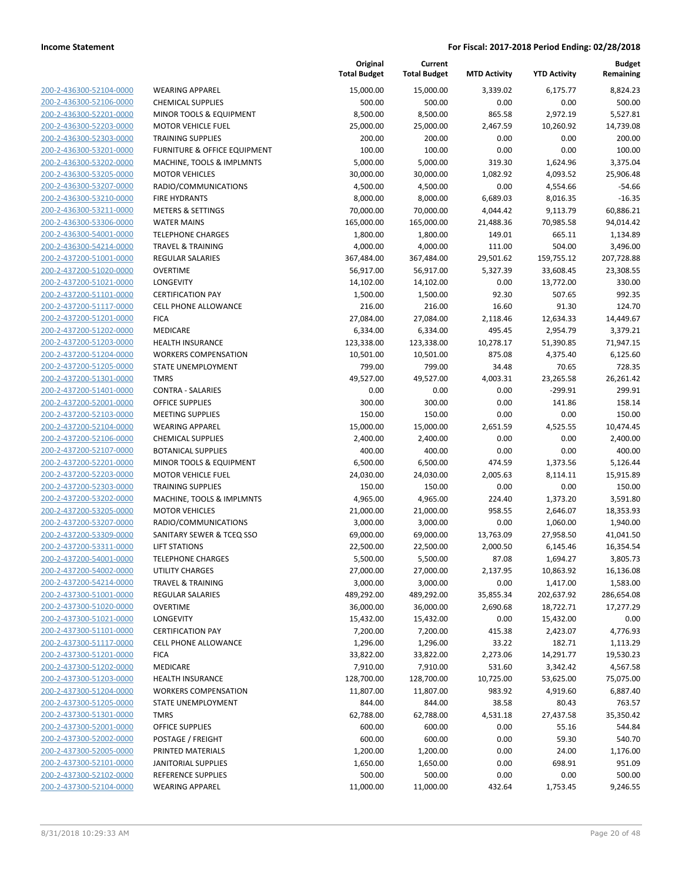**Income Statement** — **For Fiscal: 2017-2018 Period Ending: 02/28/2018**

| | | Original Total Budget | Current Total Budget | MTD Activity | YTD Activity | Budget Remaining |
|---|---|---|---|---|---|---|
| 200-2-436300-52104-0000 | WEARING APPAREL | 15,000.00 | 15,000.00 | 3,339.02 | 6,175.77 | 8,824.23 |
| 200-2-436300-52106-0000 | CHEMICAL SUPPLIES | 500.00 | 500.00 | 0.00 | 0.00 | 500.00 |
| 200-2-436300-52201-0000 | MINOR TOOLS & EQUIPMENT | 8,500.00 | 8,500.00 | 865.58 | 2,972.19 | 5,527.81 |
| 200-2-436300-52203-0000 | MOTOR VEHICLE FUEL | 25,000.00 | 25,000.00 | 2,467.59 | 10,260.92 | 14,739.08 |
| 200-2-436300-52303-0000 | TRAINING SUPPLIES | 200.00 | 200.00 | 0.00 | 0.00 | 200.00 |
| 200-2-436300-53201-0000 | FURNITURE & OFFICE EQUIPMENT | 100.00 | 100.00 | 0.00 | 0.00 | 100.00 |
| 200-2-436300-53202-0000 | MACHINE, TOOLS & IMPLMNTS | 5,000.00 | 5,000.00 | 319.30 | 1,624.96 | 3,375.04 |
| 200-2-436300-53205-0000 | MOTOR VEHICLES | 30,000.00 | 30,000.00 | 1,082.92 | 4,093.52 | 25,906.48 |
| 200-2-436300-53207-0000 | RADIO/COMMUNICATIONS | 4,500.00 | 4,500.00 | 0.00 | 4,554.66 | -54.66 |
| 200-2-436300-53210-0000 | FIRE HYDRANTS | 8,000.00 | 8,000.00 | 6,689.03 | 8,016.35 | -16.35 |
| 200-2-436300-53211-0000 | METERS & SETTINGS | 70,000.00 | 70,000.00 | 4,044.42 | 9,113.79 | 60,886.21 |
| 200-2-436300-53306-0000 | WATER MAINS | 165,000.00 | 165,000.00 | 21,488.36 | 70,985.58 | 94,014.42 |
| 200-2-436300-54001-0000 | TELEPHONE CHARGES | 1,800.00 | 1,800.00 | 149.01 | 665.11 | 1,134.89 |
| 200-2-436300-54214-0000 | TRAVEL & TRAINING | 4,000.00 | 4,000.00 | 111.00 | 504.00 | 3,496.00 |
| 200-2-437200-51001-0000 | REGULAR SALARIES | 367,484.00 | 367,484.00 | 29,501.62 | 159,755.12 | 207,728.88 |
| 200-2-437200-51020-0000 | OVERTIME | 56,917.00 | 56,917.00 | 5,327.39 | 33,608.45 | 23,308.55 |
| 200-2-437200-51021-0000 | LONGEVITY | 14,102.00 | 14,102.00 | 0.00 | 13,772.00 | 330.00 |
| 200-2-437200-51101-0000 | CERTIFICATION PAY | 1,500.00 | 1,500.00 | 92.30 | 507.65 | 992.35 |
| 200-2-437200-51117-0000 | CELL PHONE ALLOWANCE | 216.00 | 216.00 | 16.60 | 91.30 | 124.70 |
| 200-2-437200-51201-0000 | FICA | 27,084.00 | 27,084.00 | 2,118.46 | 12,634.33 | 14,449.67 |
| 200-2-437200-51202-0000 | MEDICARE | 6,334.00 | 6,334.00 | 495.45 | 2,954.79 | 3,379.21 |
| 200-2-437200-51203-0000 | HEALTH INSURANCE | 123,338.00 | 123,338.00 | 10,278.17 | 51,390.85 | 71,947.15 |
| 200-2-437200-51204-0000 | WORKERS COMPENSATION | 10,501.00 | 10,501.00 | 875.08 | 4,375.40 | 6,125.60 |
| 200-2-437200-51205-0000 | STATE UNEMPLOYMENT | 799.00 | 799.00 | 34.48 | 70.65 | 728.35 |
| 200-2-437200-51301-0000 | TMRS | 49,527.00 | 49,527.00 | 4,003.31 | 23,265.58 | 26,261.42 |
| 200-2-437200-51401-0000 | CONTRA - SALARIES | 0.00 | 0.00 | 0.00 | -299.91 | 299.91 |
| 200-2-437200-52001-0000 | OFFICE SUPPLIES | 300.00 | 300.00 | 0.00 | 141.86 | 158.14 |
| 200-2-437200-52103-0000 | MEETING SUPPLIES | 150.00 | 150.00 | 0.00 | 0.00 | 150.00 |
| 200-2-437200-52104-0000 | WEARING APPAREL | 15,000.00 | 15,000.00 | 2,651.59 | 4,525.55 | 10,474.45 |
| 200-2-437200-52106-0000 | CHEMICAL SUPPLIES | 2,400.00 | 2,400.00 | 0.00 | 0.00 | 2,400.00 |
| 200-2-437200-52107-0000 | BOTANICAL SUPPLIES | 400.00 | 400.00 | 0.00 | 0.00 | 400.00 |
| 200-2-437200-52201-0000 | MINOR TOOLS & EQUIPMENT | 6,500.00 | 6,500.00 | 474.59 | 1,373.56 | 5,126.44 |
| 200-2-437200-52203-0000 | MOTOR VEHICLE FUEL | 24,030.00 | 24,030.00 | 2,005.63 | 8,114.11 | 15,915.89 |
| 200-2-437200-52303-0000 | TRAINING SUPPLIES | 150.00 | 150.00 | 0.00 | 0.00 | 150.00 |
| 200-2-437200-53202-0000 | MACHINE, TOOLS & IMPLMNTS | 4,965.00 | 4,965.00 | 224.40 | 1,373.20 | 3,591.80 |
| 200-2-437200-53205-0000 | MOTOR VEHICLES | 21,000.00 | 21,000.00 | 958.55 | 2,646.07 | 18,353.93 |
| 200-2-437200-53207-0000 | RADIO/COMMUNICATIONS | 3,000.00 | 3,000.00 | 0.00 | 1,060.00 | 1,940.00 |
| 200-2-437200-53309-0000 | SANITARY SEWER & TCEQ SSO | 69,000.00 | 69,000.00 | 13,763.09 | 27,958.50 | 41,041.50 |
| 200-2-437200-53311-0000 | LIFT STATIONS | 22,500.00 | 22,500.00 | 2,000.50 | 6,145.46 | 16,354.54 |
| 200-2-437200-54001-0000 | TELEPHONE CHARGES | 5,500.00 | 5,500.00 | 87.08 | 1,694.27 | 3,805.73 |
| 200-2-437200-54002-0000 | UTILITY CHARGES | 27,000.00 | 27,000.00 | 2,137.95 | 10,863.92 | 16,136.08 |
| 200-2-437200-54214-0000 | TRAVEL & TRAINING | 3,000.00 | 3,000.00 | 0.00 | 1,417.00 | 1,583.00 |
| 200-2-437300-51001-0000 | REGULAR SALARIES | 489,292.00 | 489,292.00 | 35,855.34 | 202,637.92 | 286,654.08 |
| 200-2-437300-51020-0000 | OVERTIME | 36,000.00 | 36,000.00 | 2,690.68 | 18,722.71 | 17,277.29 |
| 200-2-437300-51021-0000 | LONGEVITY | 15,432.00 | 15,432.00 | 0.00 | 15,432.00 | 0.00 |
| 200-2-437300-51101-0000 | CERTIFICATION PAY | 7,200.00 | 7,200.00 | 415.38 | 2,423.07 | 4,776.93 |
| 200-2-437300-51117-0000 | CELL PHONE ALLOWANCE | 1,296.00 | 1,296.00 | 33.22 | 182.71 | 1,113.29 |
| 200-2-437300-51201-0000 | FICA | 33,822.00 | 33,822.00 | 2,273.06 | 14,291.77 | 19,530.23 |
| 200-2-437300-51202-0000 | MEDICARE | 7,910.00 | 7,910.00 | 531.60 | 3,342.42 | 4,567.58 |
| 200-2-437300-51203-0000 | HEALTH INSURANCE | 128,700.00 | 128,700.00 | 10,725.00 | 53,625.00 | 75,075.00 |
| 200-2-437300-51204-0000 | WORKERS COMPENSATION | 11,807.00 | 11,807.00 | 983.92 | 4,919.60 | 6,887.40 |
| 200-2-437300-51205-0000 | STATE UNEMPLOYMENT | 844.00 | 844.00 | 38.58 | 80.43 | 763.57 |
| 200-2-437300-51301-0000 | TMRS | 62,788.00 | 62,788.00 | 4,531.18 | 27,437.58 | 35,350.42 |
| 200-2-437300-52001-0000 | OFFICE SUPPLIES | 600.00 | 600.00 | 0.00 | 55.16 | 544.84 |
| 200-2-437300-52002-0000 | POSTAGE / FREIGHT | 600.00 | 600.00 | 0.00 | 59.30 | 540.70 |
| 200-2-437300-52005-0000 | PRINTED MATERIALS | 1,200.00 | 1,200.00 | 0.00 | 24.00 | 1,176.00 |
| 200-2-437300-52101-0000 | JANITORIAL SUPPLIES | 1,650.00 | 1,650.00 | 0.00 | 698.91 | 951.09 |
| 200-2-437300-52102-0000 | REFERENCE SUPPLIES | 500.00 | 500.00 | 0.00 | 0.00 | 500.00 |
| 200-2-437300-52104-0000 | WEARING APPAREL | 11,000.00 | 11,000.00 | 432.64 | 1,753.45 | 9,246.55 |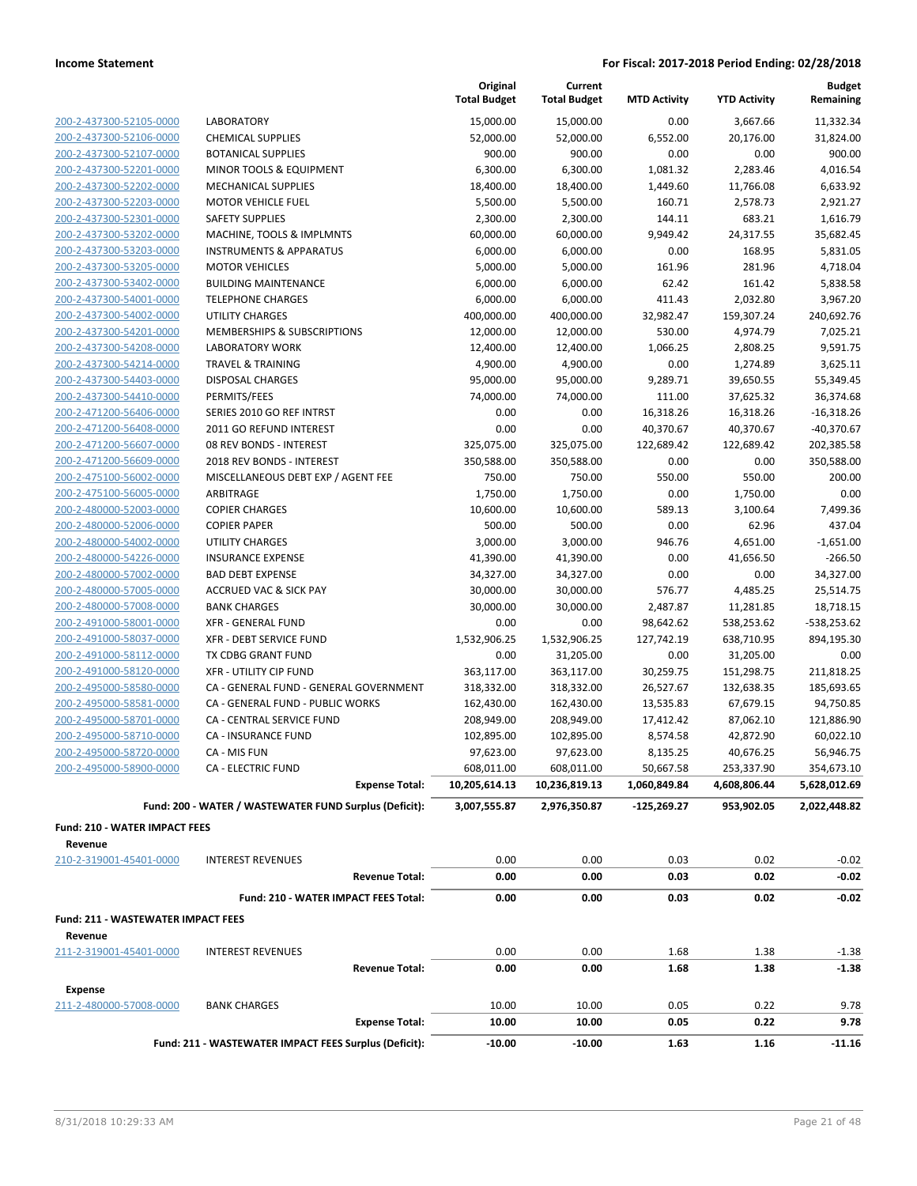## Income Statement

**For Fiscal: 2017-2018 Period Ending: 02/28/2018**

| | | Original Total Budget | Current Total Budget | MTD Activity | YTD Activity | Budget Remaining |
|---|---|---|---|---|---|---|
| 200-2-437300-52105-0000 | LABORATORY | 15,000.00 | 15,000.00 | 0.00 | 3,667.66 | 11,332.34 |
| 200-2-437300-52106-0000 | CHEMICAL SUPPLIES | 52,000.00 | 52,000.00 | 6,552.00 | 20,176.00 | 31,824.00 |
| 200-2-437300-52107-0000 | BOTANICAL SUPPLIES | 900.00 | 900.00 | 0.00 | 0.00 | 900.00 |
| 200-2-437300-52201-0000 | MINOR TOOLS & EQUIPMENT | 6,300.00 | 6,300.00 | 1,081.32 | 2,283.46 | 4,016.54 |
| 200-2-437300-52202-0000 | MECHANICAL SUPPLIES | 18,400.00 | 18,400.00 | 1,449.60 | 11,766.08 | 6,633.92 |
| 200-2-437300-52203-0000 | MOTOR VEHICLE FUEL | 5,500.00 | 5,500.00 | 160.71 | 2,578.73 | 2,921.27 |
| 200-2-437300-52301-0000 | SAFETY SUPPLIES | 2,300.00 | 2,300.00 | 144.11 | 683.21 | 1,616.79 |
| 200-2-437300-53202-0000 | MACHINE, TOOLS & IMPLMNTS | 60,000.00 | 60,000.00 | 9,949.42 | 24,317.55 | 35,682.45 |
| 200-2-437300-53203-0000 | INSTRUMENTS & APPARATUS | 6,000.00 | 6,000.00 | 0.00 | 168.95 | 5,831.05 |
| 200-2-437300-53205-0000 | MOTOR VEHICLES | 5,000.00 | 5,000.00 | 161.96 | 281.96 | 4,718.04 |
| 200-2-437300-53402-0000 | BUILDING MAINTENANCE | 6,000.00 | 6,000.00 | 62.42 | 161.42 | 5,838.58 |
| 200-2-437300-54001-0000 | TELEPHONE CHARGES | 6,000.00 | 6,000.00 | 411.43 | 2,032.80 | 3,967.20 |
| 200-2-437300-54002-0000 | UTILITY CHARGES | 400,000.00 | 400,000.00 | 32,982.47 | 159,307.24 | 240,692.76 |
| 200-2-437300-54201-0000 | MEMBERSHIPS & SUBSCRIPTIONS | 12,000.00 | 12,000.00 | 530.00 | 4,974.79 | 7,025.21 |
| 200-2-437300-54208-0000 | LABORATORY WORK | 12,400.00 | 12,400.00 | 1,066.25 | 2,808.25 | 9,591.75 |
| 200-2-437300-54214-0000 | TRAVEL & TRAINING | 4,900.00 | 4,900.00 | 0.00 | 1,274.89 | 3,625.11 |
| 200-2-437300-54403-0000 | DISPOSAL CHARGES | 95,000.00 | 95,000.00 | 9,289.71 | 39,650.55 | 55,349.45 |
| 200-2-437300-54410-0000 | PERMITS/FEES | 74,000.00 | 74,000.00 | 111.00 | 37,625.32 | 36,374.68 |
| 200-2-471200-56406-0000 | SERIES 2010 GO REF INTRST | 0.00 | 0.00 | 16,318.26 | 16,318.26 | -16,318.26 |
| 200-2-471200-56408-0000 | 2011 GO REFUND INTEREST | 0.00 | 0.00 | 40,370.67 | 40,370.67 | -40,370.67 |
| 200-2-471200-56607-0000 | 08 REV BONDS - INTEREST | 325,075.00 | 325,075.00 | 122,689.42 | 122,689.42 | 202,385.58 |
| 200-2-471200-56609-0000 | 2018 REV BONDS - INTEREST | 350,588.00 | 350,588.00 | 0.00 | 0.00 | 350,588.00 |
| 200-2-475100-56002-0000 | MISCELLANEOUS DEBT EXP / AGENT FEE | 750.00 | 750.00 | 550.00 | 550.00 | 200.00 |
| 200-2-475100-56005-0000 | ARBITRAGE | 1,750.00 | 1,750.00 | 0.00 | 1,750.00 | 0.00 |
| 200-2-480000-52003-0000 | COPIER CHARGES | 10,600.00 | 10,600.00 | 589.13 | 3,100.64 | 7,499.36 |
| 200-2-480000-52006-0000 | COPIER PAPER | 500.00 | 500.00 | 0.00 | 62.96 | 437.04 |
| 200-2-480000-54002-0000 | UTILITY CHARGES | 3,000.00 | 3,000.00 | 946.76 | 4,651.00 | -1,651.00 |
| 200-2-480000-54226-0000 | INSURANCE EXPENSE | 41,390.00 | 41,390.00 | 0.00 | 41,656.50 | -266.50 |
| 200-2-480000-57002-0000 | BAD DEBT EXPENSE | 34,327.00 | 34,327.00 | 0.00 | 0.00 | 34,327.00 |
| 200-2-480000-57005-0000 | ACCRUED VAC & SICK PAY | 30,000.00 | 30,000.00 | 576.77 | 4,485.25 | 25,514.75 |
| 200-2-480000-57008-0000 | BANK CHARGES | 30,000.00 | 30,000.00 | 2,487.87 | 11,281.85 | 18,718.15 |
| 200-2-491000-58001-0000 | XFR - GENERAL FUND | 0.00 | 0.00 | 98,642.62 | 538,253.62 | -538,253.62 |
| 200-2-491000-58037-0000 | XFR - DEBT SERVICE FUND | 1,532,906.25 | 1,532,906.25 | 127,742.19 | 638,710.95 | 894,195.30 |
| 200-2-491000-58112-0000 | TX CDBG GRANT FUND | 0.00 | 31,205.00 | 0.00 | 31,205.00 | 0.00 |
| 200-2-491000-58120-0000 | XFR - UTILITY CIP FUND | 363,117.00 | 363,117.00 | 30,259.75 | 151,298.25 | 211,818.25 |
| 200-2-495000-58580-0000 | CA - GENERAL FUND - GENERAL GOVERNMENT | 318,332.00 | 318,332.00 | 26,527.67 | 132,638.35 | 185,693.65 |
| 200-2-495000-58581-0000 | CA - GENERAL FUND - PUBLIC WORKS | 162,430.00 | 162,430.00 | 13,535.83 | 67,679.15 | 94,750.85 |
| 200-2-495000-58701-0000 | CA - CENTRAL SERVICE FUND | 208,949.00 | 208,949.00 | 17,412.42 | 87,062.10 | 121,886.90 |
| 200-2-495000-58710-0000 | CA - INSURANCE FUND | 102,895.00 | 102,895.00 | 8,574.58 | 42,872.90 | 60,022.10 |
| 200-2-495000-58720-0000 | CA - MIS FUN | 97,623.00 | 97,623.00 | 8,135.25 | 40,676.25 | 56,946.75 |
| 200-2-495000-58900-0000 | CA - ELECTRIC FUND | 608,011.00 | 608,011.00 | 50,667.58 | 253,337.90 | 354,673.10 |
| | **Expense Total:** | **10,205,614.13** | **10,236,819.13** | **1,060,849.84** | **4,608,806.44** | **5,628,012.69** |
| | **Fund: 200 - WATER / WASTEWATER FUND Surplus (Deficit):** | **3,007,555.87** | **2,976,350.87** | **-125,269.27** | **953,902.05** | **2,022,448.82** |

**Fund: 210 - WATER IMPACT FEES**

**Revenue**

| | | Original Total Budget | Current Total Budget | MTD Activity | YTD Activity | Budget Remaining |
|---|---|---|---|---|---|---|
| 210-2-319001-45401-0000 | INTEREST REVENUES | 0.00 | 0.00 | 0.03 | 0.02 | -0.02 |
| | **Revenue Total:** | **0.00** | **0.00** | **0.03** | **0.02** | **-0.02** |
| | **Fund: 210 - WATER IMPACT FEES Total:** | **0.00** | **0.00** | **0.03** | **0.02** | **-0.02** |

**Fund: 211 - WASTEWATER IMPACT FEES**

**Revenue**

| | | Original Total Budget | Current Total Budget | MTD Activity | YTD Activity | Budget Remaining |
|---|---|---|---|---|---|---|
| 211-2-319001-45401-0000 | INTEREST REVENUES | 0.00 | 0.00 | 1.68 | 1.38 | -1.38 |
| | **Revenue Total:** | **0.00** | **0.00** | **1.68** | **1.38** | **-1.38** |

**Expense**

| | | Original Total Budget | Current Total Budget | MTD Activity | YTD Activity | Budget Remaining |
|---|---|---|---|---|---|---|
| 211-2-480000-57008-0000 | BANK CHARGES | 10.00 | 10.00 | 0.05 | 0.22 | 9.78 |
| | **Expense Total:** | **10.00** | **10.00** | **0.05** | **0.22** | **9.78** |
| | **Fund: 211 - WASTEWATER IMPACT FEES Surplus (Deficit):** | **-10.00** | **-10.00** | **1.63** | **1.16** | **-11.16** |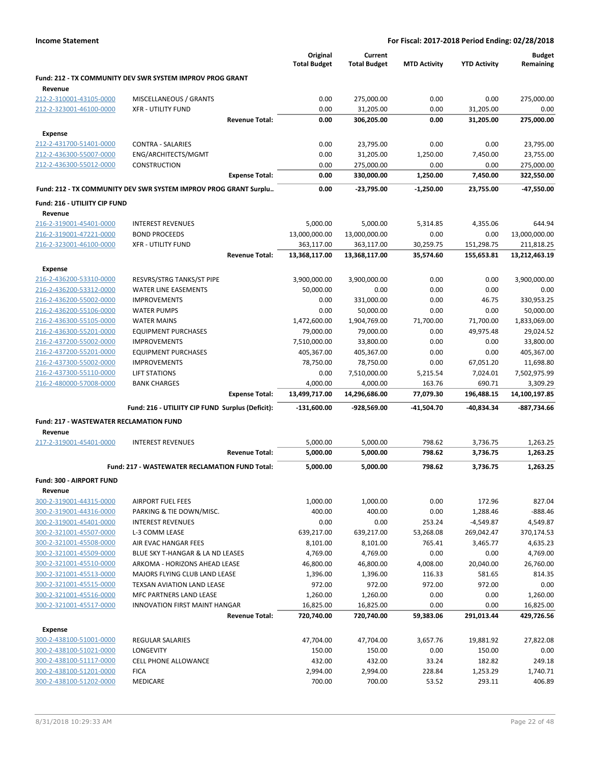**Income Statement** — **For Fiscal: 2017-2018 Period Ending: 02/28/2018**

| | | Original Total Budget | Current Total Budget | MTD Activity | YTD Activity | Budget Remaining |
|---|---|---|---|---|---|---|
| **Fund: 212 - TX COMMUNITY DEV SWR SYSTEM IMPROV PROG GRANT** | | | | | | |
| **Revenue** | | | | | | |
| 212-2-310001-43105-0000 | MISCELLANEOUS / GRANTS | 0.00 | 275,000.00 | 0.00 | 0.00 | 275,000.00 |
| 212-2-323001-46100-0000 | XFR - UTILITY FUND | 0.00 | 31,205.00 | 0.00 | 31,205.00 | 0.00 |
| | **Revenue Total:** | **0.00** | **306,205.00** | **0.00** | **31,205.00** | **275,000.00** |
| **Expense** | | | | | | |
| 212-2-431700-51401-0000 | CONTRA - SALARIES | 0.00 | 23,795.00 | 0.00 | 0.00 | 23,795.00 |
| 212-2-436300-55007-0000 | ENG/ARCHITECTS/MGMT | 0.00 | 31,205.00 | 1,250.00 | 7,450.00 | 23,755.00 |
| 212-2-436300-55012-0000 | CONSTRUCTION | 0.00 | 275,000.00 | 0.00 | 0.00 | 275,000.00 |
| | **Expense Total:** | **0.00** | **330,000.00** | **1,250.00** | **7,450.00** | **322,550.00** |
| **Fund: 212 - TX COMMUNITY DEV SWR SYSTEM IMPROV PROG GRANT Surplu..** | | **0.00** | **-23,795.00** | **-1,250.00** | **23,755.00** | **-47,550.00** |
| **Fund: 216 - UTILIITY CIP FUND** | | | | | | |
| **Revenue** | | | | | | |
| 216-2-319001-45401-0000 | INTEREST REVENUES | 5,000.00 | 5,000.00 | 5,314.85 | 4,355.06 | 644.94 |
| 216-2-319001-47221-0000 | BOND PROCEEDS | 13,000,000.00 | 13,000,000.00 | 0.00 | 0.00 | 13,000,000.00 |
| 216-2-323001-46100-0000 | XFR - UTILITY FUND | 363,117.00 | 363,117.00 | 30,259.75 | 151,298.75 | 211,818.25 |
| | **Revenue Total:** | **13,368,117.00** | **13,368,117.00** | **35,574.60** | **155,653.81** | **13,212,463.19** |
| **Expense** | | | | | | |
| 216-2-436200-53310-0000 | RESVRS/STRG TANKS/ST PIPE | 3,900,000.00 | 3,900,000.00 | 0.00 | 0.00 | 3,900,000.00 |
| 216-2-436200-53312-0000 | WATER LINE EASEMENTS | 50,000.00 | 0.00 | 0.00 | 0.00 | 0.00 |
| 216-2-436200-55002-0000 | IMPROVEMENTS | 0.00 | 331,000.00 | 0.00 | 46.75 | 330,953.25 |
| 216-2-436200-55106-0000 | WATER PUMPS | 0.00 | 50,000.00 | 0.00 | 0.00 | 50,000.00 |
| 216-2-436300-55105-0000 | WATER MAINS | 1,472,600.00 | 1,904,769.00 | 71,700.00 | 71,700.00 | 1,833,069.00 |
| 216-2-436300-55201-0000 | EQUIPMENT PURCHASES | 79,000.00 | 79,000.00 | 0.00 | 49,975.48 | 29,024.52 |
| 216-2-437200-55002-0000 | IMPROVEMENTS | 7,510,000.00 | 33,800.00 | 0.00 | 0.00 | 33,800.00 |
| 216-2-437200-55201-0000 | EQUIPMENT PURCHASES | 405,367.00 | 405,367.00 | 0.00 | 0.00 | 405,367.00 |
| 216-2-437300-55002-0000 | IMPROVEMENTS | 78,750.00 | 78,750.00 | 0.00 | 67,051.20 | 11,698.80 |
| 216-2-437300-55110-0000 | LIFT STATIONS | 0.00 | 7,510,000.00 | 5,215.54 | 7,024.01 | 7,502,975.99 |
| 216-2-480000-57008-0000 | BANK CHARGES | 4,000.00 | 4,000.00 | 163.76 | 690.71 | 3,309.29 |
| | **Expense Total:** | **13,499,717.00** | **14,296,686.00** | **77,079.30** | **196,488.15** | **14,100,197.85** |
| | **Fund: 216 - UTILIITY CIP FUND Surplus (Deficit):** | **-131,600.00** | **-928,569.00** | **-41,504.70** | **-40,834.34** | **-887,734.66** |
| **Fund: 217 - WASTEWATER RECLAMATION FUND** | | | | | | |
| **Revenue** | | | | | | |
| 217-2-319001-45401-0000 | INTEREST REVENUES | 5,000.00 | 5,000.00 | 798.62 | 3,736.75 | 1,263.25 |
| | **Revenue Total:** | **5,000.00** | **5,000.00** | **798.62** | **3,736.75** | **1,263.25** |
| | **Fund: 217 - WASTEWATER RECLAMATION FUND Total:** | **5,000.00** | **5,000.00** | **798.62** | **3,736.75** | **1,263.25** |
| **Fund: 300 - AIRPORT FUND** | | | | | | |
| **Revenue** | | | | | | |
| 300-2-319001-44315-0000 | AIRPORT FUEL FEES | 1,000.00 | 1,000.00 | 0.00 | 172.96 | 827.04 |
| 300-2-319001-44316-0000 | PARKING & TIE DOWN/MISC. | 400.00 | 400.00 | 0.00 | 1,288.46 | -888.46 |
| 300-2-319001-45401-0000 | INTEREST REVENUES | 0.00 | 0.00 | 253.24 | -4,549.87 | 4,549.87 |
| 300-2-321001-45507-0000 | L-3 COMM LEASE | 639,217.00 | 639,217.00 | 53,268.08 | 269,042.47 | 370,174.53 |
| 300-2-321001-45508-0000 | AIR EVAC HANGAR FEES | 8,101.00 | 8,101.00 | 765.41 | 3,465.77 | 4,635.23 |
| 300-2-321001-45509-0000 | BLUE SKY T-HANGAR & LA ND LEASES | 4,769.00 | 4,769.00 | 0.00 | 0.00 | 4,769.00 |
| 300-2-321001-45510-0000 | ARKOMA - HORIZONS AHEAD LEASE | 46,800.00 | 46,800.00 | 4,008.00 | 20,040.00 | 26,760.00 |
| 300-2-321001-45513-0000 | MAJORS FLYING CLUB LAND LEASE | 1,396.00 | 1,396.00 | 116.33 | 581.65 | 814.35 |
| 300-2-321001-45515-0000 | TEXSAN AVIATION LAND LEASE | 972.00 | 972.00 | 972.00 | 972.00 | 0.00 |
| 300-2-321001-45516-0000 | MFC PARTNERS LAND LEASE | 1,260.00 | 1,260.00 | 0.00 | 0.00 | 1,260.00 |
| 300-2-321001-45517-0000 | INNOVATION FIRST MAINT HANGAR | 16,825.00 | 16,825.00 | 0.00 | 0.00 | 16,825.00 |
| | **Revenue Total:** | **720,740.00** | **720,740.00** | **59,383.06** | **291,013.44** | **429,726.56** |
| **Expense** | | | | | | |
| 300-2-438100-51001-0000 | REGULAR SALARIES | 47,704.00 | 47,704.00 | 3,657.76 | 19,881.92 | 27,822.08 |
| 300-2-438100-51021-0000 | LONGEVITY | 150.00 | 150.00 | 0.00 | 150.00 | 0.00 |
| 300-2-438100-51117-0000 | CELL PHONE ALLOWANCE | 432.00 | 432.00 | 33.24 | 182.82 | 249.18 |
| 300-2-438100-51201-0000 | FICA | 2,994.00 | 2,994.00 | 228.84 | 1,253.29 | 1,740.71 |
| 300-2-438100-51202-0000 | MEDICARE | 700.00 | 700.00 | 53.52 | 293.11 | 406.89 |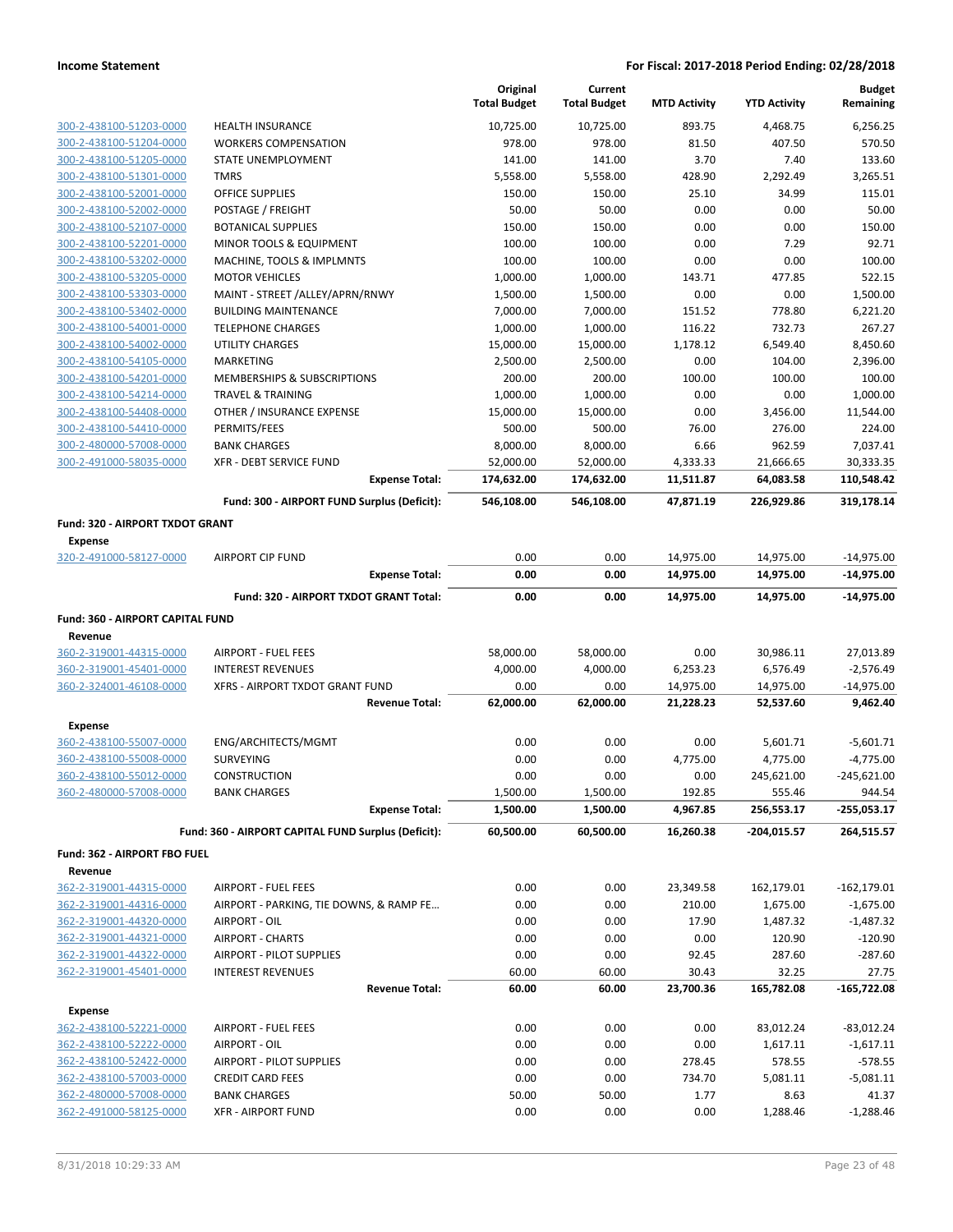**Income Statement** — **For Fiscal: 2017-2018 Period Ending: 02/28/2018**

| | | Original Total Budget | Current Total Budget | MTD Activity | YTD Activity | Budget Remaining |
|---|---|---|---|---|---|---|
| 300-2-438100-51203-0000 | HEALTH INSURANCE | 10,725.00 | 10,725.00 | 893.75 | 4,468.75 | 6,256.25 |
| 300-2-438100-51204-0000 | WORKERS COMPENSATION | 978.00 | 978.00 | 81.50 | 407.50 | 570.50 |
| 300-2-438100-51205-0000 | STATE UNEMPLOYMENT | 141.00 | 141.00 | 3.70 | 7.40 | 133.60 |
| 300-2-438100-51301-0000 | TMRS | 5,558.00 | 5,558.00 | 428.90 | 2,292.49 | 3,265.51 |
| 300-2-438100-52001-0000 | OFFICE SUPPLIES | 150.00 | 150.00 | 25.10 | 34.99 | 115.01 |
| 300-2-438100-52002-0000 | POSTAGE / FREIGHT | 50.00 | 50.00 | 0.00 | 0.00 | 50.00 |
| 300-2-438100-52107-0000 | BOTANICAL SUPPLIES | 150.00 | 150.00 | 0.00 | 0.00 | 150.00 |
| 300-2-438100-52201-0000 | MINOR TOOLS & EQUIPMENT | 100.00 | 100.00 | 0.00 | 7.29 | 92.71 |
| 300-2-438100-53202-0000 | MACHINE, TOOLS & IMPLMNTS | 100.00 | 100.00 | 0.00 | 0.00 | 100.00 |
| 300-2-438100-53205-0000 | MOTOR VEHICLES | 1,000.00 | 1,000.00 | 143.71 | 477.85 | 522.15 |
| 300-2-438100-53303-0000 | MAINT - STREET /ALLEY/APRN/RNWY | 1,500.00 | 1,500.00 | 0.00 | 0.00 | 1,500.00 |
| 300-2-438100-53402-0000 | BUILDING MAINTENANCE | 7,000.00 | 7,000.00 | 151.52 | 778.80 | 6,221.20 |
| 300-2-438100-54001-0000 | TELEPHONE CHARGES | 1,000.00 | 1,000.00 | 116.22 | 732.73 | 267.27 |
| 300-2-438100-54002-0000 | UTILITY CHARGES | 15,000.00 | 15,000.00 | 1,178.12 | 6,549.40 | 8,450.60 |
| 300-2-438100-54105-0000 | MARKETING | 2,500.00 | 2,500.00 | 0.00 | 104.00 | 2,396.00 |
| 300-2-438100-54201-0000 | MEMBERSHIPS & SUBSCRIPTIONS | 200.00 | 200.00 | 100.00 | 100.00 | 100.00 |
| 300-2-438100-54214-0000 | TRAVEL & TRAINING | 1,000.00 | 1,000.00 | 0.00 | 0.00 | 1,000.00 |
| 300-2-438100-54408-0000 | OTHER / INSURANCE EXPENSE | 15,000.00 | 15,000.00 | 0.00 | 3,456.00 | 11,544.00 |
| 300-2-438100-54410-0000 | PERMITS/FEES | 500.00 | 500.00 | 76.00 | 276.00 | 224.00 |
| 300-2-480000-57008-0000 | BANK CHARGES | 8,000.00 | 8,000.00 | 6.66 | 962.59 | 7,037.41 |
| 300-2-491000-58035-0000 | XFR - DEBT SERVICE FUND | 52,000.00 | 52,000.00 | 4,333.33 | 21,666.65 | 30,333.35 |
| | **Expense Total:** | **174,632.00** | **174,632.00** | **11,511.87** | **64,083.58** | **110,548.42** |
| | **Fund: 300 - AIRPORT FUND Surplus (Deficit):** | **546,108.00** | **546,108.00** | **47,871.19** | **226,929.86** | **319,178.14** |
| **Fund: 320 - AIRPORT TXDOT GRANT** | | | | | | |
| **Expense** | | | | | | |
| 320-2-491000-58127-0000 | AIRPORT CIP FUND | 0.00 | 0.00 | 14,975.00 | 14,975.00 | -14,975.00 |
| | **Expense Total:** | **0.00** | **0.00** | **14,975.00** | **14,975.00** | **-14,975.00** |
| | **Fund: 320 - AIRPORT TXDOT GRANT Total:** | **0.00** | **0.00** | **14,975.00** | **14,975.00** | **-14,975.00** |
| **Fund: 360 - AIRPORT CAPITAL FUND** | | | | | | |
| **Revenue** | | | | | | |
| 360-2-319001-44315-0000 | AIRPORT - FUEL FEES | 58,000.00 | 58,000.00 | 0.00 | 30,986.11 | 27,013.89 |
| 360-2-319001-45401-0000 | INTEREST REVENUES | 4,000.00 | 4,000.00 | 6,253.23 | 6,576.49 | -2,576.49 |
| 360-2-324001-46108-0000 | XFRS - AIRPORT TXDOT GRANT FUND | 0.00 | 0.00 | 14,975.00 | 14,975.00 | -14,975.00 |
| | **Revenue Total:** | **62,000.00** | **62,000.00** | **21,228.23** | **52,537.60** | **9,462.40** |
| **Expense** | | | | | | |
| 360-2-438100-55007-0000 | ENG/ARCHITECTS/MGMT | 0.00 | 0.00 | 0.00 | 5,601.71 | -5,601.71 |
| 360-2-438100-55008-0000 | SURVEYING | 0.00 | 0.00 | 4,775.00 | 4,775.00 | -4,775.00 |
| 360-2-438100-55012-0000 | CONSTRUCTION | 0.00 | 0.00 | 0.00 | 245,621.00 | -245,621.00 |
| 360-2-480000-57008-0000 | BANK CHARGES | 1,500.00 | 1,500.00 | 192.85 | 555.46 | 944.54 |
| | **Expense Total:** | **1,500.00** | **1,500.00** | **4,967.85** | **256,553.17** | **-255,053.17** |
| | **Fund: 360 - AIRPORT CAPITAL FUND Surplus (Deficit):** | **60,500.00** | **60,500.00** | **16,260.38** | **-204,015.57** | **264,515.57** |
| **Fund: 362 - AIRPORT FBO FUEL** | | | | | | |
| **Revenue** | | | | | | |
| 362-2-319001-44315-0000 | AIRPORT - FUEL FEES | 0.00 | 0.00 | 23,349.58 | 162,179.01 | -162,179.01 |
| 362-2-319001-44316-0000 | AIRPORT - PARKING, TIE DOWNS, & RAMP FE… | 0.00 | 0.00 | 210.00 | 1,675.00 | -1,675.00 |
| 362-2-319001-44320-0000 | AIRPORT - OIL | 0.00 | 0.00 | 17.90 | 1,487.32 | -1,487.32 |
| 362-2-319001-44321-0000 | AIRPORT - CHARTS | 0.00 | 0.00 | 0.00 | 120.90 | -120.90 |
| 362-2-319001-44322-0000 | AIRPORT - PILOT SUPPLIES | 0.00 | 0.00 | 92.45 | 287.60 | -287.60 |
| 362-2-319001-45401-0000 | INTEREST REVENUES | 60.00 | 60.00 | 30.43 | 32.25 | 27.75 |
| | **Revenue Total:** | **60.00** | **60.00** | **23,700.36** | **165,782.08** | **-165,722.08** |
| **Expense** | | | | | | |
| 362-2-438100-52221-0000 | AIRPORT - FUEL FEES | 0.00 | 0.00 | 0.00 | 83,012.24 | -83,012.24 |
| 362-2-438100-52222-0000 | AIRPORT - OIL | 0.00 | 0.00 | 0.00 | 1,617.11 | -1,617.11 |
| 362-2-438100-52422-0000 | AIRPORT - PILOT SUPPLIES | 0.00 | 0.00 | 278.45 | 578.55 | -578.55 |
| 362-2-438100-57003-0000 | CREDIT CARD FEES | 0.00 | 0.00 | 734.70 | 5,081.11 | -5,081.11 |
| 362-2-480000-57008-0000 | BANK CHARGES | 50.00 | 50.00 | 1.77 | 8.63 | 41.37 |
| 362-2-491000-58125-0000 | XFR - AIRPORT FUND | 0.00 | 0.00 | 0.00 | 1,288.46 | -1,288.46 |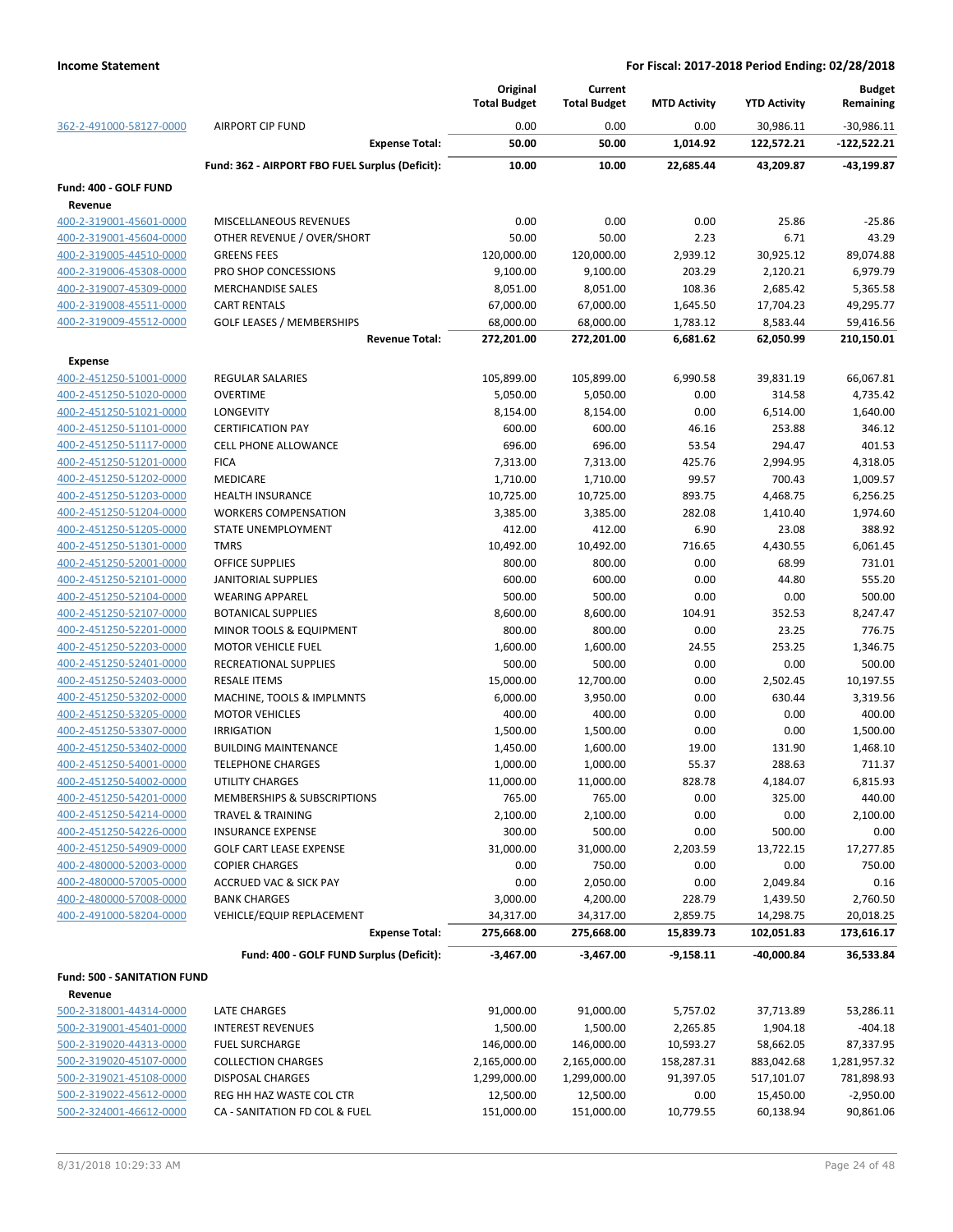**Income Statement** | **For Fiscal: 2017-2018 Period Ending: 02/28/2018**

| | | Original Total Budget | Current Total Budget | MTD Activity | YTD Activity | Budget Remaining |
|---|---|---|---|---|---|---|
| 362-2-491000-58127-0000 | AIRPORT CIP FUND | 0.00 | 0.00 | 0.00 | 30,986.11 | -30,986.11 |
| | **Expense Total:** | **50.00** | **50.00** | **1,014.92** | **122,572.21** | **-122,522.21** |
| | **Fund: 362 - AIRPORT FBO FUEL Surplus (Deficit):** | **10.00** | **10.00** | **22,685.44** | **43,209.87** | **-43,199.87** |
| **Fund: 400 - GOLF FUND** | | | | | | |
| **Revenue** | | | | | | |
| 400-2-319001-45601-0000 | MISCELLANEOUS REVENUES | 0.00 | 0.00 | 0.00 | 25.86 | -25.86 |
| 400-2-319001-45604-0000 | OTHER REVENUE / OVER/SHORT | 50.00 | 50.00 | 2.23 | 6.71 | 43.29 |
| 400-2-319005-44510-0000 | GREENS FEES | 120,000.00 | 120,000.00 | 2,939.12 | 30,925.12 | 89,074.88 |
| 400-2-319006-45308-0000 | PRO SHOP CONCESSIONS | 9,100.00 | 9,100.00 | 203.29 | 2,120.21 | 6,979.79 |
| 400-2-319007-45309-0000 | MERCHANDISE SALES | 8,051.00 | 8,051.00 | 108.36 | 2,685.42 | 5,365.58 |
| 400-2-319008-45511-0000 | CART RENTALS | 67,000.00 | 67,000.00 | 1,645.50 | 17,704.23 | 49,295.77 |
| 400-2-319009-45512-0000 | GOLF LEASES / MEMBERSHIPS | 68,000.00 | 68,000.00 | 1,783.12 | 8,583.44 | 59,416.56 |
| | **Revenue Total:** | **272,201.00** | **272,201.00** | **6,681.62** | **62,050.99** | **210,150.01** |
| **Expense** | | | | | | |
| 400-2-451250-51001-0000 | REGULAR SALARIES | 105,899.00 | 105,899.00 | 6,990.58 | 39,831.19 | 66,067.81 |
| 400-2-451250-51020-0000 | OVERTIME | 5,050.00 | 5,050.00 | 0.00 | 314.58 | 4,735.42 |
| 400-2-451250-51021-0000 | LONGEVITY | 8,154.00 | 8,154.00 | 0.00 | 6,514.00 | 1,640.00 |
| 400-2-451250-51101-0000 | CERTIFICATION PAY | 600.00 | 600.00 | 46.16 | 253.88 | 346.12 |
| 400-2-451250-51117-0000 | CELL PHONE ALLOWANCE | 696.00 | 696.00 | 53.54 | 294.47 | 401.53 |
| 400-2-451250-51201-0000 | FICA | 7,313.00 | 7,313.00 | 425.76 | 2,994.95 | 4,318.05 |
| 400-2-451250-51202-0000 | MEDICARE | 1,710.00 | 1,710.00 | 99.57 | 700.43 | 1,009.57 |
| 400-2-451250-51203-0000 | HEALTH INSURANCE | 10,725.00 | 10,725.00 | 893.75 | 4,468.75 | 6,256.25 |
| 400-2-451250-51204-0000 | WORKERS COMPENSATION | 3,385.00 | 3,385.00 | 282.08 | 1,410.40 | 1,974.60 |
| 400-2-451250-51205-0000 | STATE UNEMPLOYMENT | 412.00 | 412.00 | 6.90 | 23.08 | 388.92 |
| 400-2-451250-51301-0000 | TMRS | 10,492.00 | 10,492.00 | 716.65 | 4,430.55 | 6,061.45 |
| 400-2-451250-52001-0000 | OFFICE SUPPLIES | 800.00 | 800.00 | 0.00 | 68.99 | 731.01 |
| 400-2-451250-52101-0000 | JANITORIAL SUPPLIES | 600.00 | 600.00 | 0.00 | 44.80 | 555.20 |
| 400-2-451250-52104-0000 | WEARING APPAREL | 500.00 | 500.00 | 0.00 | 0.00 | 500.00 |
| 400-2-451250-52107-0000 | BOTANICAL SUPPLIES | 8,600.00 | 8,600.00 | 104.91 | 352.53 | 8,247.47 |
| 400-2-451250-52201-0000 | MINOR TOOLS & EQUIPMENT | 800.00 | 800.00 | 0.00 | 23.25 | 776.75 |
| 400-2-451250-52203-0000 | MOTOR VEHICLE FUEL | 1,600.00 | 1,600.00 | 24.55 | 253.25 | 1,346.75 |
| 400-2-451250-52401-0000 | RECREATIONAL SUPPLIES | 500.00 | 500.00 | 0.00 | 0.00 | 500.00 |
| 400-2-451250-52403-0000 | RESALE ITEMS | 15,000.00 | 12,700.00 | 0.00 | 2,502.45 | 10,197.55 |
| 400-2-451250-53202-0000 | MACHINE, TOOLS & IMPLMNTS | 6,000.00 | 3,950.00 | 0.00 | 630.44 | 3,319.56 |
| 400-2-451250-53205-0000 | MOTOR VEHICLES | 400.00 | 400.00 | 0.00 | 0.00 | 400.00 |
| 400-2-451250-53307-0000 | IRRIGATION | 1,500.00 | 1,500.00 | 0.00 | 0.00 | 1,500.00 |
| 400-2-451250-53402-0000 | BUILDING MAINTENANCE | 1,450.00 | 1,600.00 | 19.00 | 131.90 | 1,468.10 |
| 400-2-451250-54001-0000 | TELEPHONE CHARGES | 1,000.00 | 1,000.00 | 55.37 | 288.63 | 711.37 |
| 400-2-451250-54002-0000 | UTILITY CHARGES | 11,000.00 | 11,000.00 | 828.78 | 4,184.07 | 6,815.93 |
| 400-2-451250-54201-0000 | MEMBERSHIPS & SUBSCRIPTIONS | 765.00 | 765.00 | 0.00 | 325.00 | 440.00 |
| 400-2-451250-54214-0000 | TRAVEL & TRAINING | 2,100.00 | 2,100.00 | 0.00 | 0.00 | 2,100.00 |
| 400-2-451250-54226-0000 | INSURANCE EXPENSE | 300.00 | 500.00 | 0.00 | 500.00 | 0.00 |
| 400-2-451250-54909-0000 | GOLF CART LEASE EXPENSE | 31,000.00 | 31,000.00 | 2,203.59 | 13,722.15 | 17,277.85 |
| 400-2-480000-52003-0000 | COPIER CHARGES | 0.00 | 750.00 | 0.00 | 0.00 | 750.00 |
| 400-2-480000-57005-0000 | ACCRUED VAC & SICK PAY | 0.00 | 2,050.00 | 0.00 | 2,049.84 | 0.16 |
| 400-2-480000-57008-0000 | BANK CHARGES | 3,000.00 | 4,200.00 | 228.79 | 1,439.50 | 2,760.50 |
| 400-2-491000-58204-0000 | VEHICLE/EQUIP REPLACEMENT | 34,317.00 | 34,317.00 | 2,859.75 | 14,298.75 | 20,018.25 |
| | **Expense Total:** | **275,668.00** | **275,668.00** | **15,839.73** | **102,051.83** | **173,616.17** |
| | **Fund: 400 - GOLF FUND Surplus (Deficit):** | **-3,467.00** | **-3,467.00** | **-9,158.11** | **-40,000.84** | **36,533.84** |
| **Fund: 500 - SANITATION FUND** | | | | | | |
| **Revenue** | | | | | | |
| 500-2-318001-44314-0000 | LATE CHARGES | 91,000.00 | 91,000.00 | 5,757.02 | 37,713.89 | 53,286.11 |
| 500-2-319001-45401-0000 | INTEREST REVENUES | 1,500.00 | 1,500.00 | 2,265.85 | 1,904.18 | -404.18 |
| 500-2-319020-44313-0000 | FUEL SURCHARGE | 146,000.00 | 146,000.00 | 10,593.27 | 58,662.05 | 87,337.95 |
| 500-2-319020-45107-0000 | COLLECTION CHARGES | 2,165,000.00 | 2,165,000.00 | 158,287.31 | 883,042.68 | 1,281,957.32 |
| 500-2-319021-45108-0000 | DISPOSAL CHARGES | 1,299,000.00 | 1,299,000.00 | 91,397.05 | 517,101.07 | 781,898.93 |
| 500-2-319022-45612-0000 | REG HH HAZ WASTE COL CTR | 12,500.00 | 12,500.00 | 0.00 | 15,450.00 | -2,950.00 |
| 500-2-324001-46612-0000 | CA - SANITATION FD COL & FUEL | 151,000.00 | 151,000.00 | 10,779.55 | 60,138.94 | 90,861.06 |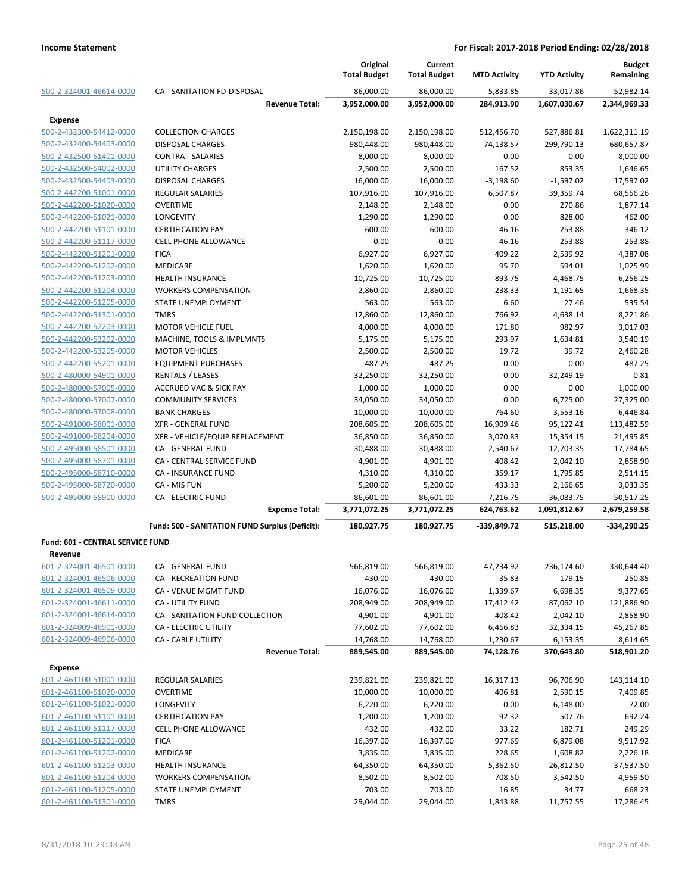**Income Statement** — For Fiscal: 2017-2018 Period Ending: 02/28/2018

| | | Original Total Budget | Current Total Budget | MTD Activity | YTD Activity | Budget Remaining |
|---|---|---|---|---|---|---|
| 500-2-324001-46614-0000 | CA - SANITATION FD-DISPOSAL | 86,000.00 | 86,000.00 | 5,833.85 | 33,017.86 | 52,982.14 |
| | **Revenue Total:** | **3,952,000.00** | **3,952,000.00** | **284,913.90** | **1,607,030.67** | **2,344,969.33** |
| **Expense** | | | | | | |
| 500-2-432300-54412-0000 | COLLECTION CHARGES | 2,150,198.00 | 2,150,198.00 | 512,456.70 | 527,886.81 | 1,622,311.19 |
| 500-2-432400-54403-0000 | DISPOSAL CHARGES | 980,448.00 | 980,448.00 | 74,138.57 | 299,790.13 | 680,657.87 |
| 500-2-432500-51401-0000 | CONTRA - SALARIES | 8,000.00 | 8,000.00 | 0.00 | 0.00 | 8,000.00 |
| 500-2-432500-54002-0000 | UTILITY CHARGES | 2,500.00 | 2,500.00 | 167.52 | 853.35 | 1,646.65 |
| 500-2-432500-54403-0000 | DISPOSAL CHARGES | 16,000.00 | 16,000.00 | -3,198.60 | -1,597.02 | 17,597.02 |
| 500-2-442200-51001-0000 | REGULAR SALARIES | 107,916.00 | 107,916.00 | 6,507.87 | 39,359.74 | 68,556.26 |
| 500-2-442200-51020-0000 | OVERTIME | 2,148.00 | 2,148.00 | 0.00 | 270.86 | 1,877.14 |
| 500-2-442200-51021-0000 | LONGEVITY | 1,290.00 | 1,290.00 | 0.00 | 828.00 | 462.00 |
| 500-2-442200-51101-0000 | CERTIFICATION PAY | 600.00 | 600.00 | 46.16 | 253.88 | 346.12 |
| 500-2-442200-51117-0000 | CELL PHONE ALLOWANCE | 0.00 | 0.00 | 46.16 | 253.88 | -253.88 |
| 500-2-442200-51201-0000 | FICA | 6,927.00 | 6,927.00 | 409.22 | 2,539.92 | 4,387.08 |
| 500-2-442200-51202-0000 | MEDICARE | 1,620.00 | 1,620.00 | 95.70 | 594.01 | 1,025.99 |
| 500-2-442200-51203-0000 | HEALTH INSURANCE | 10,725.00 | 10,725.00 | 893.75 | 4,468.75 | 6,256.25 |
| 500-2-442200-51204-0000 | WORKERS COMPENSATION | 2,860.00 | 2,860.00 | 238.33 | 1,191.65 | 1,668.35 |
| 500-2-442200-51205-0000 | STATE UNEMPLOYMENT | 563.00 | 563.00 | 6.60 | 27.46 | 535.54 |
| 500-2-442200-51301-0000 | TMRS | 12,860.00 | 12,860.00 | 766.92 | 4,638.14 | 8,221.86 |
| 500-2-442200-52203-0000 | MOTOR VEHICLE FUEL | 4,000.00 | 4,000.00 | 171.80 | 982.97 | 3,017.03 |
| 500-2-442200-53202-0000 | MACHINE, TOOLS & IMPLMNTS | 5,175.00 | 5,175.00 | 293.97 | 1,634.81 | 3,540.19 |
| 500-2-442200-53205-0000 | MOTOR VEHICLES | 2,500.00 | 2,500.00 | 19.72 | 39.72 | 2,460.28 |
| 500-2-442200-55201-0000 | EQUIPMENT PURCHASES | 487.25 | 487.25 | 0.00 | 0.00 | 487.25 |
| 500-2-480000-54901-0000 | RENTALS / LEASES | 32,250.00 | 32,250.00 | 0.00 | 32,249.19 | 0.81 |
| 500-2-480000-57005-0000 | ACCRUED VAC & SICK PAY | 1,000.00 | 1,000.00 | 0.00 | 0.00 | 1,000.00 |
| 500-2-480000-57007-0000 | COMMUNITY SERVICES | 34,050.00 | 34,050.00 | 0.00 | 6,725.00 | 27,325.00 |
| 500-2-480000-57008-0000 | BANK CHARGES | 10,000.00 | 10,000.00 | 764.60 | 3,553.16 | 6,446.84 |
| 500-2-491000-58001-0000 | XFR - GENERAL FUND | 208,605.00 | 208,605.00 | 16,909.46 | 95,122.41 | 113,482.59 |
| 500-2-491000-58204-0000 | XFR - VEHICLE/EQUIP REPLACEMENT | 36,850.00 | 36,850.00 | 3,070.83 | 15,354.15 | 21,495.85 |
| 500-2-495000-58501-0000 | CA - GENERAL FUND | 30,488.00 | 30,488.00 | 2,540.67 | 12,703.35 | 17,784.65 |
| 500-2-495000-58701-0000 | CA - CENTRAL SERVICE FUND | 4,901.00 | 4,901.00 | 408.42 | 2,042.10 | 2,858.90 |
| 500-2-495000-58710-0000 | CA - INSURANCE FUND | 4,310.00 | 4,310.00 | 359.17 | 1,795.85 | 2,514.15 |
| 500-2-495000-58720-0000 | CA - MIS FUN | 5,200.00 | 5,200.00 | 433.33 | 2,166.65 | 3,033.35 |
| 500-2-495000-58900-0000 | CA - ELECTRIC FUND | 86,601.00 | 86,601.00 | 7,216.75 | 36,083.75 | 50,517.25 |
| | **Expense Total:** | **3,771,072.25** | **3,771,072.25** | **624,763.62** | **1,091,812.67** | **2,679,259.58** |
| | **Fund: 500 - SANITATION FUND Surplus (Deficit):** | **180,927.75** | **180,927.75** | **-339,849.72** | **515,218.00** | **-334,290.25** |
| **Fund: 601 - CENTRAL SERVICE FUND** | | | | | | |
| **Revenue** | | | | | | |
| 601-2-324001-46501-0000 | CA - GENERAL FUND | 566,819.00 | 566,819.00 | 47,234.92 | 236,174.60 | 330,644.40 |
| 601-2-324001-46506-0000 | CA - RECREATION FUND | 430.00 | 430.00 | 35.83 | 179.15 | 250.85 |
| 601-2-324001-46509-0000 | CA - VENUE MGMT FUND | 16,076.00 | 16,076.00 | 1,339.67 | 6,698.35 | 9,377.65 |
| 601-2-324001-46611-0000 | CA - UTILITY FUND | 208,949.00 | 208,949.00 | 17,412.42 | 87,062.10 | 121,886.90 |
| 601-2-324001-46614-0000 | CA - SANITATION FUND COLLECTION | 4,901.00 | 4,901.00 | 408.42 | 2,042.10 | 2,858.90 |
| 601-2-324009-46901-0000 | CA - ELECTRIC UTILITY | 77,602.00 | 77,602.00 | 6,466.83 | 32,334.15 | 45,267.85 |
| 601-2-324009-46906-0000 | CA - CABLE UTILITY | 14,768.00 | 14,768.00 | 1,230.67 | 6,153.35 | 8,614.65 |
| | **Revenue Total:** | **889,545.00** | **889,545.00** | **74,128.76** | **370,643.80** | **518,901.20** |
| **Expense** | | | | | | |
| 601-2-461100-51001-0000 | REGULAR SALARIES | 239,821.00 | 239,821.00 | 16,317.13 | 96,706.90 | 143,114.10 |
| 601-2-461100-51020-0000 | OVERTIME | 10,000.00 | 10,000.00 | 406.81 | 2,590.15 | 7,409.85 |
| 601-2-461100-51021-0000 | LONGEVITY | 6,220.00 | 6,220.00 | 0.00 | 6,148.00 | 72.00 |
| 601-2-461100-51101-0000 | CERTIFICATION PAY | 1,200.00 | 1,200.00 | 92.32 | 507.76 | 692.24 |
| 601-2-461100-51117-0000 | CELL PHONE ALLOWANCE | 432.00 | 432.00 | 33.22 | 182.71 | 249.29 |
| 601-2-461100-51201-0000 | FICA | 16,397.00 | 16,397.00 | 977.69 | 6,879.08 | 9,517.92 |
| 601-2-461100-51202-0000 | MEDICARE | 3,835.00 | 3,835.00 | 228.65 | 1,608.82 | 2,226.18 |
| 601-2-461100-51203-0000 | HEALTH INSURANCE | 64,350.00 | 64,350.00 | 5,362.50 | 26,812.50 | 37,537.50 |
| 601-2-461100-51204-0000 | WORKERS COMPENSATION | 8,502.00 | 8,502.00 | 708.50 | 3,542.50 | 4,959.50 |
| 601-2-461100-51205-0000 | STATE UNEMPLOYMENT | 703.00 | 703.00 | 16.85 | 34.77 | 668.23 |
| 601-2-461100-51301-0000 | TMRS | 29,044.00 | 29,044.00 | 1,843.88 | 11,757.55 | 17,286.45 |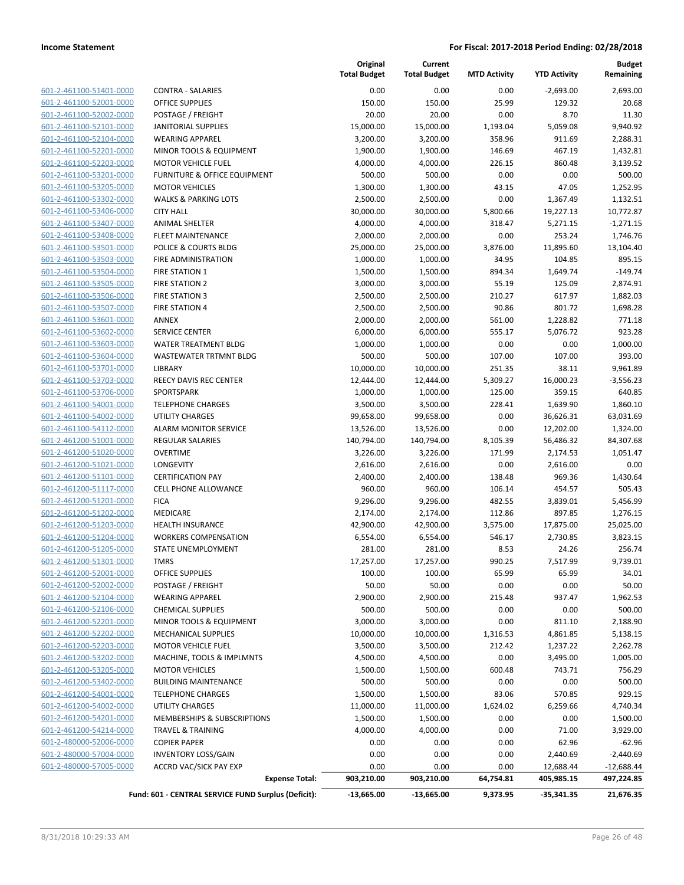**Income Statement** | **For Fiscal: 2017-2018 Period Ending: 02/28/2018**

| | | Original Total Budget | Current Total Budget | MTD Activity | YTD Activity | Budget Remaining |
|---|---|---|---|---|---|---|
| 601-2-461100-51401-0000 | CONTRA - SALARIES | 0.00 | 0.00 | 0.00 | -2,693.00 | 2,693.00 |
| 601-2-461100-52001-0000 | OFFICE SUPPLIES | 150.00 | 150.00 | 25.99 | 129.32 | 20.68 |
| 601-2-461100-52002-0000 | POSTAGE / FREIGHT | 20.00 | 20.00 | 0.00 | 8.70 | 11.30 |
| 601-2-461100-52101-0000 | JANITORIAL SUPPLIES | 15,000.00 | 15,000.00 | 1,193.04 | 5,059.08 | 9,940.92 |
| 601-2-461100-52104-0000 | WEARING APPAREL | 3,200.00 | 3,200.00 | 358.96 | 911.69 | 2,288.31 |
| 601-2-461100-52201-0000 | MINOR TOOLS & EQUIPMENT | 1,900.00 | 1,900.00 | 146.69 | 467.19 | 1,432.81 |
| 601-2-461100-52203-0000 | MOTOR VEHICLE FUEL | 4,000.00 | 4,000.00 | 226.15 | 860.48 | 3,139.52 |
| 601-2-461100-53201-0000 | FURNITURE & OFFICE EQUIPMENT | 500.00 | 500.00 | 0.00 | 0.00 | 500.00 |
| 601-2-461100-53205-0000 | MOTOR VEHICLES | 1,300.00 | 1,300.00 | 43.15 | 47.05 | 1,252.95 |
| 601-2-461100-53302-0000 | WALKS & PARKING LOTS | 2,500.00 | 2,500.00 | 0.00 | 1,367.49 | 1,132.51 |
| 601-2-461100-53406-0000 | CITY HALL | 30,000.00 | 30,000.00 | 5,800.66 | 19,227.13 | 10,772.87 |
| 601-2-461100-53407-0000 | ANIMAL SHELTER | 4,000.00 | 4,000.00 | 318.47 | 5,271.15 | -1,271.15 |
| 601-2-461100-53408-0000 | FLEET MAINTENANCE | 2,000.00 | 2,000.00 | 0.00 | 253.24 | 1,746.76 |
| 601-2-461100-53501-0000 | POLICE & COURTS BLDG | 25,000.00 | 25,000.00 | 3,876.00 | 11,895.60 | 13,104.40 |
| 601-2-461100-53503-0000 | FIRE ADMINISTRATION | 1,000.00 | 1,000.00 | 34.95 | 104.85 | 895.15 |
| 601-2-461100-53504-0000 | FIRE STATION 1 | 1,500.00 | 1,500.00 | 894.34 | 1,649.74 | -149.74 |
| 601-2-461100-53505-0000 | FIRE STATION 2 | 3,000.00 | 3,000.00 | 55.19 | 125.09 | 2,874.91 |
| 601-2-461100-53506-0000 | FIRE STATION 3 | 2,500.00 | 2,500.00 | 210.27 | 617.97 | 1,882.03 |
| 601-2-461100-53507-0000 | FIRE STATION 4 | 2,500.00 | 2,500.00 | 90.86 | 801.72 | 1,698.28 |
| 601-2-461100-53601-0000 | ANNEX | 2,000.00 | 2,000.00 | 561.00 | 1,228.82 | 771.18 |
| 601-2-461100-53602-0000 | SERVICE CENTER | 6,000.00 | 6,000.00 | 555.17 | 5,076.72 | 923.28 |
| 601-2-461100-53603-0000 | WATER TREATMENT BLDG | 1,000.00 | 1,000.00 | 0.00 | 0.00 | 1,000.00 |
| 601-2-461100-53604-0000 | WASTEWATER TRTMNT BLDG | 500.00 | 500.00 | 107.00 | 107.00 | 393.00 |
| 601-2-461100-53701-0000 | LIBRARY | 10,000.00 | 10,000.00 | 251.35 | 38.11 | 9,961.89 |
| 601-2-461100-53703-0000 | REECY DAVIS REC CENTER | 12,444.00 | 12,444.00 | 5,309.27 | 16,000.23 | -3,556.23 |
| 601-2-461100-53706-0000 | SPORTSPARK | 1,000.00 | 1,000.00 | 125.00 | 359.15 | 640.85 |
| 601-2-461100-54001-0000 | TELEPHONE CHARGES | 3,500.00 | 3,500.00 | 228.41 | 1,639.90 | 1,860.10 |
| 601-2-461100-54002-0000 | UTILITY CHARGES | 99,658.00 | 99,658.00 | 0.00 | 36,626.31 | 63,031.69 |
| 601-2-461100-54112-0000 | ALARM MONITOR SERVICE | 13,526.00 | 13,526.00 | 0.00 | 12,202.00 | 1,324.00 |
| 601-2-461200-51001-0000 | REGULAR SALARIES | 140,794.00 | 140,794.00 | 8,105.39 | 56,486.32 | 84,307.68 |
| 601-2-461200-51020-0000 | OVERTIME | 3,226.00 | 3,226.00 | 171.99 | 2,174.53 | 1,051.47 |
| 601-2-461200-51021-0000 | LONGEVITY | 2,616.00 | 2,616.00 | 0.00 | 2,616.00 | 0.00 |
| 601-2-461200-51101-0000 | CERTIFICATION PAY | 2,400.00 | 2,400.00 | 138.48 | 969.36 | 1,430.64 |
| 601-2-461200-51117-0000 | CELL PHONE ALLOWANCE | 960.00 | 960.00 | 106.14 | 454.57 | 505.43 |
| 601-2-461200-51201-0000 | FICA | 9,296.00 | 9,296.00 | 482.55 | 3,839.01 | 5,456.99 |
| 601-2-461200-51202-0000 | MEDICARE | 2,174.00 | 2,174.00 | 112.86 | 897.85 | 1,276.15 |
| 601-2-461200-51203-0000 | HEALTH INSURANCE | 42,900.00 | 42,900.00 | 3,575.00 | 17,875.00 | 25,025.00 |
| 601-2-461200-51204-0000 | WORKERS COMPENSATION | 6,554.00 | 6,554.00 | 546.17 | 2,730.85 | 3,823.15 |
| 601-2-461200-51205-0000 | STATE UNEMPLOYMENT | 281.00 | 281.00 | 8.53 | 24.26 | 256.74 |
| 601-2-461200-51301-0000 | TMRS | 17,257.00 | 17,257.00 | 990.25 | 7,517.99 | 9,739.01 |
| 601-2-461200-52001-0000 | OFFICE SUPPLIES | 100.00 | 100.00 | 65.99 | 65.99 | 34.01 |
| 601-2-461200-52002-0000 | POSTAGE / FREIGHT | 50.00 | 50.00 | 0.00 | 0.00 | 50.00 |
| 601-2-461200-52104-0000 | WEARING APPAREL | 2,900.00 | 2,900.00 | 215.48 | 937.47 | 1,962.53 |
| 601-2-461200-52106-0000 | CHEMICAL SUPPLIES | 500.00 | 500.00 | 0.00 | 0.00 | 500.00 |
| 601-2-461200-52201-0000 | MINOR TOOLS & EQUIPMENT | 3,000.00 | 3,000.00 | 0.00 | 811.10 | 2,188.90 |
| 601-2-461200-52202-0000 | MECHANICAL SUPPLIES | 10,000.00 | 10,000.00 | 1,316.53 | 4,861.85 | 5,138.15 |
| 601-2-461200-52203-0000 | MOTOR VEHICLE FUEL | 3,500.00 | 3,500.00 | 212.42 | 1,237.22 | 2,262.78 |
| 601-2-461200-53202-0000 | MACHINE, TOOLS & IMPLMNTS | 4,500.00 | 4,500.00 | 0.00 | 3,495.00 | 1,005.00 |
| 601-2-461200-53205-0000 | MOTOR VEHICLES | 1,500.00 | 1,500.00 | 600.48 | 743.71 | 756.29 |
| 601-2-461200-53402-0000 | BUILDING MAINTENANCE | 500.00 | 500.00 | 0.00 | 0.00 | 500.00 |
| 601-2-461200-54001-0000 | TELEPHONE CHARGES | 1,500.00 | 1,500.00 | 83.06 | 570.85 | 929.15 |
| 601-2-461200-54002-0000 | UTILITY CHARGES | 11,000.00 | 11,000.00 | 1,624.02 | 6,259.66 | 4,740.34 |
| 601-2-461200-54201-0000 | MEMBERSHIPS & SUBSCRIPTIONS | 1,500.00 | 1,500.00 | 0.00 | 0.00 | 1,500.00 |
| 601-2-461200-54214-0000 | TRAVEL & TRAINING | 4,000.00 | 4,000.00 | 0.00 | 71.00 | 3,929.00 |
| 601-2-480000-52006-0000 | COPIER PAPER | 0.00 | 0.00 | 0.00 | 62.96 | -62.96 |
| 601-2-480000-57004-0000 | INVENTORY LOSS/GAIN | 0.00 | 0.00 | 0.00 | 2,440.69 | -2,440.69 |
| 601-2-480000-57005-0000 | ACCRD VAC/SICK PAY EXP | 0.00 | 0.00 | 0.00 | 12,688.44 | -12,688.44 |
| | **Expense Total:** | **903,210.00** | **903,210.00** | **64,754.81** | **405,985.15** | **497,224.85** |
| | **Fund: 601 - CENTRAL SERVICE FUND Surplus (Deficit):** | **-13,665.00** | **-13,665.00** | **9,373.95** | **-35,341.35** | **21,676.35** |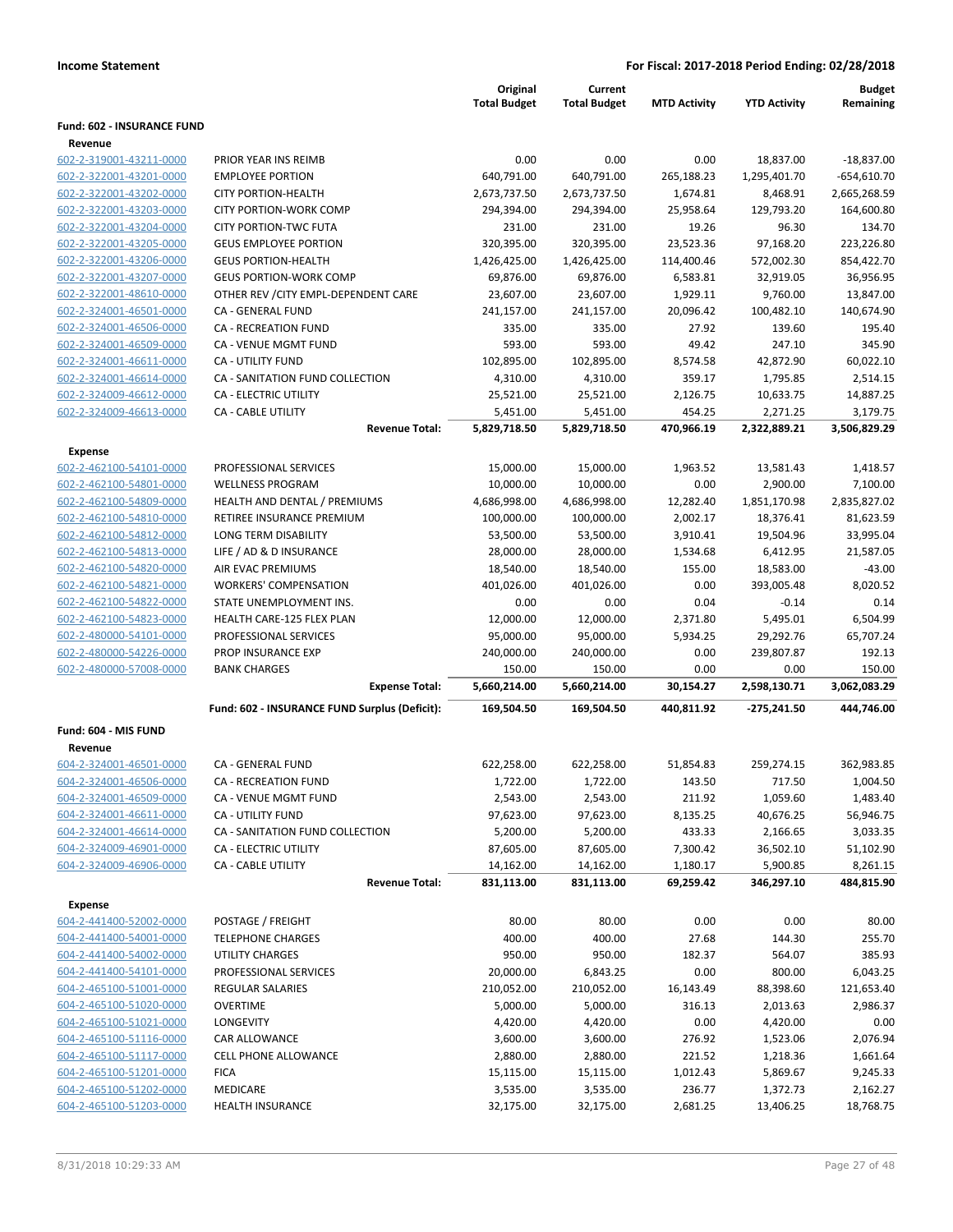**Income Statement** — For Fiscal: 2017-2018 Period Ending: 02/28/2018

| | | Original Total Budget | Current Total Budget | MTD Activity | YTD Activity | Budget Remaining |
|---|---|---|---|---|---|---|
| **Fund: 602 - INSURANCE FUND** | | | | | | |
| **Revenue** | | | | | | |
| 602-2-319001-43211-0000 | PRIOR YEAR INS REIMB | 0.00 | 0.00 | 0.00 | 18,837.00 | -18,837.00 |
| 602-2-322001-43201-0000 | EMPLOYEE PORTION | 640,791.00 | 640,791.00 | 265,188.23 | 1,295,401.70 | -654,610.70 |
| 602-2-322001-43202-0000 | CITY PORTION-HEALTH | 2,673,737.50 | 2,673,737.50 | 1,674.81 | 8,468.91 | 2,665,268.59 |
| 602-2-322001-43203-0000 | CITY PORTION-WORK COMP | 294,394.00 | 294,394.00 | 25,958.64 | 129,793.20 | 164,600.80 |
| 602-2-322001-43204-0000 | CITY PORTION-TWC FUTA | 231.00 | 231.00 | 19.26 | 96.30 | 134.70 |
| 602-2-322001-43205-0000 | GEUS EMPLOYEE PORTION | 320,395.00 | 320,395.00 | 23,523.36 | 97,168.20 | 223,226.80 |
| 602-2-322001-43206-0000 | GEUS PORTION-HEALTH | 1,426,425.00 | 1,426,425.00 | 114,400.46 | 572,002.30 | 854,422.70 |
| 602-2-322001-43207-0000 | GEUS PORTION-WORK COMP | 69,876.00 | 69,876.00 | 6,583.81 | 32,919.05 | 36,956.95 |
| 602-2-322001-48610-0000 | OTHER REV /CITY EMPL-DEPENDENT CARE | 23,607.00 | 23,607.00 | 1,929.11 | 9,760.00 | 13,847.00 |
| 602-2-324001-46501-0000 | CA - GENERAL FUND | 241,157.00 | 241,157.00 | 20,096.42 | 100,482.10 | 140,674.90 |
| 602-2-324001-46506-0000 | CA - RECREATION FUND | 335.00 | 335.00 | 27.92 | 139.60 | 195.40 |
| 602-2-324001-46509-0000 | CA - VENUE MGMT FUND | 593.00 | 593.00 | 49.42 | 247.10 | 345.90 |
| 602-2-324001-46611-0000 | CA - UTILITY FUND | 102,895.00 | 102,895.00 | 8,574.58 | 42,872.90 | 60,022.10 |
| 602-2-324001-46614-0000 | CA - SANITATION FUND COLLECTION | 4,310.00 | 4,310.00 | 359.17 | 1,795.85 | 2,514.15 |
| 602-2-324009-46612-0000 | CA - ELECTRIC UTILITY | 25,521.00 | 25,521.00 | 2,126.75 | 10,633.75 | 14,887.25 |
| 602-2-324009-46613-0000 | CA - CABLE UTILITY | 5,451.00 | 5,451.00 | 454.25 | 2,271.25 | 3,179.75 |
| | **Revenue Total:** | **5,829,718.50** | **5,829,718.50** | **470,966.19** | **2,322,889.21** | **3,506,829.29** |
| **Expense** | | | | | | |
| 602-2-462100-54101-0000 | PROFESSIONAL SERVICES | 15,000.00 | 15,000.00 | 1,963.52 | 13,581.43 | 1,418.57 |
| 602-2-462100-54801-0000 | WELLNESS PROGRAM | 10,000.00 | 10,000.00 | 0.00 | 2,900.00 | 7,100.00 |
| 602-2-462100-54809-0000 | HEALTH AND DENTAL / PREMIUMS | 4,686,998.00 | 4,686,998.00 | 12,282.40 | 1,851,170.98 | 2,835,827.02 |
| 602-2-462100-54810-0000 | RETIREE INSURANCE PREMIUM | 100,000.00 | 100,000.00 | 2,002.17 | 18,376.41 | 81,623.59 |
| 602-2-462100-54812-0000 | LONG TERM DISABILITY | 53,500.00 | 53,500.00 | 3,910.41 | 19,504.96 | 33,995.04 |
| 602-2-462100-54813-0000 | LIFE / AD & D INSURANCE | 28,000.00 | 28,000.00 | 1,534.68 | 6,412.95 | 21,587.05 |
| 602-2-462100-54820-0000 | AIR EVAC PREMIUMS | 18,540.00 | 18,540.00 | 155.00 | 18,583.00 | -43.00 |
| 602-2-462100-54821-0000 | WORKERS' COMPENSATION | 401,026.00 | 401,026.00 | 0.00 | 393,005.48 | 8,020.52 |
| 602-2-462100-54822-0000 | STATE UNEMPLOYMENT INS. | 0.00 | 0.00 | 0.04 | -0.14 | 0.14 |
| 602-2-462100-54823-0000 | HEALTH CARE-125 FLEX PLAN | 12,000.00 | 12,000.00 | 2,371.80 | 5,495.01 | 6,504.99 |
| 602-2-480000-54101-0000 | PROFESSIONAL SERVICES | 95,000.00 | 95,000.00 | 5,934.25 | 29,292.76 | 65,707.24 |
| 602-2-480000-54226-0000 | PROP INSURANCE EXP | 240,000.00 | 240,000.00 | 0.00 | 239,807.87 | 192.13 |
| 602-2-480000-57008-0000 | BANK CHARGES | 150.00 | 150.00 | 0.00 | 0.00 | 150.00 |
| | **Expense Total:** | **5,660,214.00** | **5,660,214.00** | **30,154.27** | **2,598,130.71** | **3,062,083.29** |
| | **Fund: 602 - INSURANCE FUND Surplus (Deficit):** | **169,504.50** | **169,504.50** | **440,811.92** | **-275,241.50** | **444,746.00** |
| **Fund: 604 - MIS FUND** | | | | | | |
| **Revenue** | | | | | | |
| 604-2-324001-46501-0000 | CA - GENERAL FUND | 622,258.00 | 622,258.00 | 51,854.83 | 259,274.15 | 362,983.85 |
| 604-2-324001-46506-0000 | CA - RECREATION FUND | 1,722.00 | 1,722.00 | 143.50 | 717.50 | 1,004.50 |
| 604-2-324001-46509-0000 | CA - VENUE MGMT FUND | 2,543.00 | 2,543.00 | 211.92 | 1,059.60 | 1,483.40 |
| 604-2-324001-46611-0000 | CA - UTILITY FUND | 97,623.00 | 97,623.00 | 8,135.25 | 40,676.25 | 56,946.75 |
| 604-2-324001-46614-0000 | CA - SANITATION FUND COLLECTION | 5,200.00 | 5,200.00 | 433.33 | 2,166.65 | 3,033.35 |
| 604-2-324009-46901-0000 | CA - ELECTRIC UTILITY | 87,605.00 | 87,605.00 | 7,300.42 | 36,502.10 | 51,102.90 |
| 604-2-324009-46906-0000 | CA - CABLE UTILITY | 14,162.00 | 14,162.00 | 1,180.17 | 5,900.85 | 8,261.15 |
| | **Revenue Total:** | **831,113.00** | **831,113.00** | **69,259.42** | **346,297.10** | **484,815.90** |
| **Expense** | | | | | | |
| 604-2-441400-52002-0000 | POSTAGE / FREIGHT | 80.00 | 80.00 | 0.00 | 0.00 | 80.00 |
| 604-2-441400-54001-0000 | TELEPHONE CHARGES | 400.00 | 400.00 | 27.68 | 144.30 | 255.70 |
| 604-2-441400-54002-0000 | UTILITY CHARGES | 950.00 | 950.00 | 182.37 | 564.07 | 385.93 |
| 604-2-441400-54101-0000 | PROFESSIONAL SERVICES | 20,000.00 | 6,843.25 | 0.00 | 800.00 | 6,043.25 |
| 604-2-465100-51001-0000 | REGULAR SALARIES | 210,052.00 | 210,052.00 | 16,143.49 | 88,398.60 | 121,653.40 |
| 604-2-465100-51020-0000 | OVERTIME | 5,000.00 | 5,000.00 | 316.13 | 2,013.63 | 2,986.37 |
| 604-2-465100-51021-0000 | LONGEVITY | 4,420.00 | 4,420.00 | 0.00 | 4,420.00 | 0.00 |
| 604-2-465100-51116-0000 | CAR ALLOWANCE | 3,600.00 | 3,600.00 | 276.92 | 1,523.06 | 2,076.94 |
| 604-2-465100-51117-0000 | CELL PHONE ALLOWANCE | 2,880.00 | 2,880.00 | 221.52 | 1,218.36 | 1,661.64 |
| 604-2-465100-51201-0000 | FICA | 15,115.00 | 15,115.00 | 1,012.43 | 5,869.67 | 9,245.33 |
| 604-2-465100-51202-0000 | MEDICARE | 3,535.00 | 3,535.00 | 236.77 | 1,372.73 | 2,162.27 |
| 604-2-465100-51203-0000 | HEALTH INSURANCE | 32,175.00 | 32,175.00 | 2,681.25 | 13,406.25 | 18,768.75 |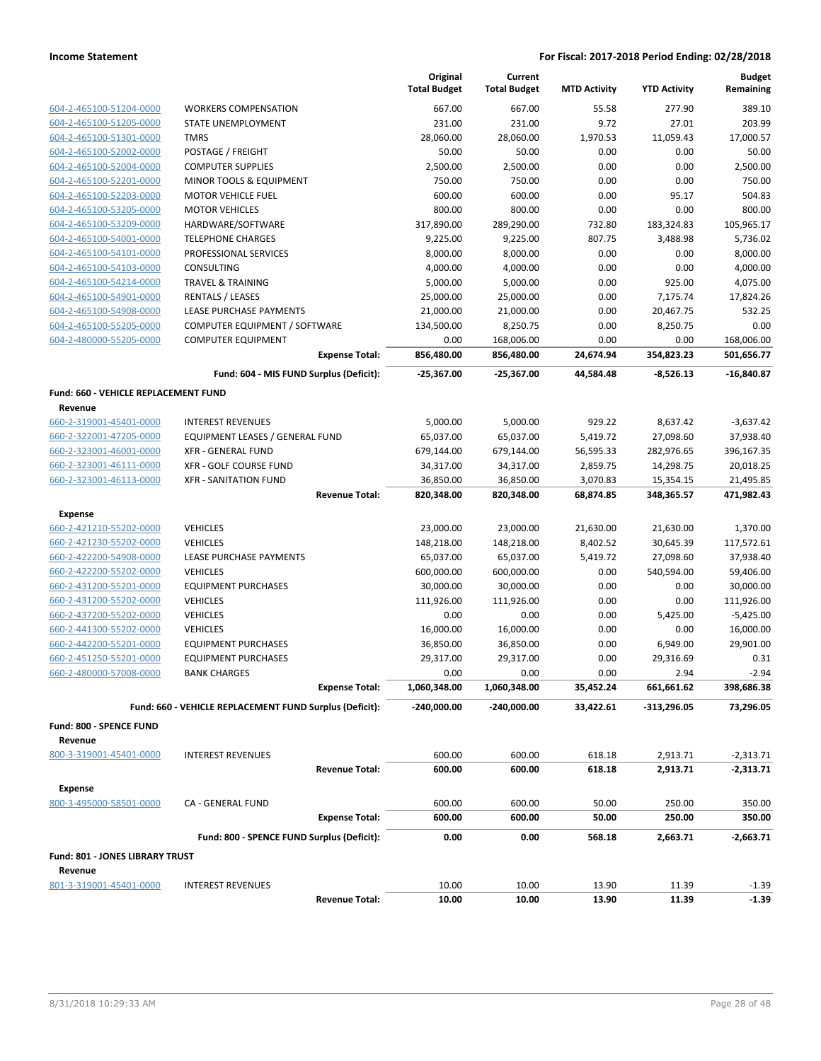**Income Statement** — For Fiscal: 2017-2018 Period Ending: 02/28/2018

| | | Original Total Budget | Current Total Budget | MTD Activity | YTD Activity | Budget Remaining |
|---|---|---|---|---|---|---|
| 604-2-465100-51204-0000 | WORKERS COMPENSATION | 667.00 | 667.00 | 55.58 | 277.90 | 389.10 |
| 604-2-465100-51205-0000 | STATE UNEMPLOYMENT | 231.00 | 231.00 | 9.72 | 27.01 | 203.99 |
| 604-2-465100-51301-0000 | TMRS | 28,060.00 | 28,060.00 | 1,970.53 | 11,059.43 | 17,000.57 |
| 604-2-465100-52002-0000 | POSTAGE / FREIGHT | 50.00 | 50.00 | 0.00 | 0.00 | 50.00 |
| 604-2-465100-52004-0000 | COMPUTER SUPPLIES | 2,500.00 | 2,500.00 | 0.00 | 0.00 | 2,500.00 |
| 604-2-465100-52201-0000 | MINOR TOOLS & EQUIPMENT | 750.00 | 750.00 | 0.00 | 0.00 | 750.00 |
| 604-2-465100-52203-0000 | MOTOR VEHICLE FUEL | 600.00 | 600.00 | 0.00 | 95.17 | 504.83 |
| 604-2-465100-53205-0000 | MOTOR VEHICLES | 800.00 | 800.00 | 0.00 | 0.00 | 800.00 |
| 604-2-465100-53209-0000 | HARDWARE/SOFTWARE | 317,890.00 | 289,290.00 | 732.80 | 183,324.83 | 105,965.17 |
| 604-2-465100-54001-0000 | TELEPHONE CHARGES | 9,225.00 | 9,225.00 | 807.75 | 3,488.98 | 5,736.02 |
| 604-2-465100-54101-0000 | PROFESSIONAL SERVICES | 8,000.00 | 8,000.00 | 0.00 | 0.00 | 8,000.00 |
| 604-2-465100-54103-0000 | CONSULTING | 4,000.00 | 4,000.00 | 0.00 | 0.00 | 4,000.00 |
| 604-2-465100-54214-0000 | TRAVEL & TRAINING | 5,000.00 | 5,000.00 | 0.00 | 925.00 | 4,075.00 |
| 604-2-465100-54901-0000 | RENTALS / LEASES | 25,000.00 | 25,000.00 | 0.00 | 7,175.74 | 17,824.26 |
| 604-2-465100-54908-0000 | LEASE PURCHASE PAYMENTS | 21,000.00 | 21,000.00 | 0.00 | 20,467.75 | 532.25 |
| 604-2-465100-55205-0000 | COMPUTER EQUIPMENT / SOFTWARE | 134,500.00 | 8,250.75 | 0.00 | 8,250.75 | 0.00 |
| 604-2-480000-55205-0000 | COMPUTER EQUIPMENT | 0.00 | 168,006.00 | 0.00 | 0.00 | 168,006.00 |
| | **Expense Total:** | **856,480.00** | **856,480.00** | **24,674.94** | **354,823.23** | **501,656.77** |
| | **Fund: 604 - MIS FUND Surplus (Deficit):** | **-25,367.00** | **-25,367.00** | **44,584.48** | **-8,526.13** | **-16,840.87** |
| **Fund: 660 - VEHICLE REPLACEMENT FUND** | | | | | | |
| **Revenue** | | | | | | |
| 660-2-319001-45401-0000 | INTEREST REVENUES | 5,000.00 | 5,000.00 | 929.22 | 8,637.42 | -3,637.42 |
| 660-2-322001-47205-0000 | EQUIPMENT LEASES / GENERAL FUND | 65,037.00 | 65,037.00 | 5,419.72 | 27,098.60 | 37,938.40 |
| 660-2-323001-46001-0000 | XFR - GENERAL FUND | 679,144.00 | 679,144.00 | 56,595.33 | 282,976.65 | 396,167.35 |
| 660-2-323001-46111-0000 | XFR - GOLF COURSE FUND | 34,317.00 | 34,317.00 | 2,859.75 | 14,298.75 | 20,018.25 |
| 660-2-323001-46113-0000 | XFR - SANITATION FUND | 36,850.00 | 36,850.00 | 3,070.83 | 15,354.15 | 21,495.85 |
| | **Revenue Total:** | **820,348.00** | **820,348.00** | **68,874.85** | **348,365.57** | **471,982.43** |
| **Expense** | | | | | | |
| 660-2-421210-55202-0000 | VEHICLES | 23,000.00 | 23,000.00 | 21,630.00 | 21,630.00 | 1,370.00 |
| 660-2-421230-55202-0000 | VEHICLES | 148,218.00 | 148,218.00 | 8,402.52 | 30,645.39 | 117,572.61 |
| 660-2-422200-54908-0000 | LEASE PURCHASE PAYMENTS | 65,037.00 | 65,037.00 | 5,419.72 | 27,098.60 | 37,938.40 |
| 660-2-422200-55202-0000 | VEHICLES | 600,000.00 | 600,000.00 | 0.00 | 540,594.00 | 59,406.00 |
| 660-2-431200-55201-0000 | EQUIPMENT PURCHASES | 30,000.00 | 30,000.00 | 0.00 | 0.00 | 30,000.00 |
| 660-2-431200-55202-0000 | VEHICLES | 111,926.00 | 111,926.00 | 0.00 | 0.00 | 111,926.00 |
| 660-2-437200-55202-0000 | VEHICLES | 0.00 | 0.00 | 0.00 | 5,425.00 | -5,425.00 |
| 660-2-441300-55202-0000 | VEHICLES | 16,000.00 | 16,000.00 | 0.00 | 0.00 | 16,000.00 |
| 660-2-442200-55201-0000 | EQUIPMENT PURCHASES | 36,850.00 | 36,850.00 | 0.00 | 6,949.00 | 29,901.00 |
| 660-2-451250-55201-0000 | EQUIPMENT PURCHASES | 29,317.00 | 29,317.00 | 0.00 | 29,316.69 | 0.31 |
| 660-2-480000-57008-0000 | BANK CHARGES | 0.00 | 0.00 | 0.00 | 2.94 | -2.94 |
| | **Expense Total:** | **1,060,348.00** | **1,060,348.00** | **35,452.24** | **661,661.62** | **398,686.38** |
| | **Fund: 660 - VEHICLE REPLACEMENT FUND Surplus (Deficit):** | **-240,000.00** | **-240,000.00** | **33,422.61** | **-313,296.05** | **73,296.05** |
| **Fund: 800 - SPENCE FUND** | | | | | | |
| **Revenue** | | | | | | |
| 800-3-319001-45401-0000 | INTEREST REVENUES | 600.00 | 600.00 | 618.18 | 2,913.71 | -2,313.71 |
| | **Revenue Total:** | **600.00** | **600.00** | **618.18** | **2,913.71** | **-2,313.71** |
| **Expense** | | | | | | |
| 800-3-495000-58501-0000 | CA - GENERAL FUND | 600.00 | 600.00 | 50.00 | 250.00 | 350.00 |
| | **Expense Total:** | **600.00** | **600.00** | **50.00** | **250.00** | **350.00** |
| | **Fund: 800 - SPENCE FUND Surplus (Deficit):** | **0.00** | **0.00** | **568.18** | **2,663.71** | **-2,663.71** |
| **Fund: 801 - JONES LIBRARY TRUST** | | | | | | |
| **Revenue** | | | | | | |
| 801-3-319001-45401-0000 | INTEREST REVENUES | 10.00 | 10.00 | 13.90 | 11.39 | -1.39 |
| | **Revenue Total:** | **10.00** | **10.00** | **13.90** | **11.39** | **-1.39** |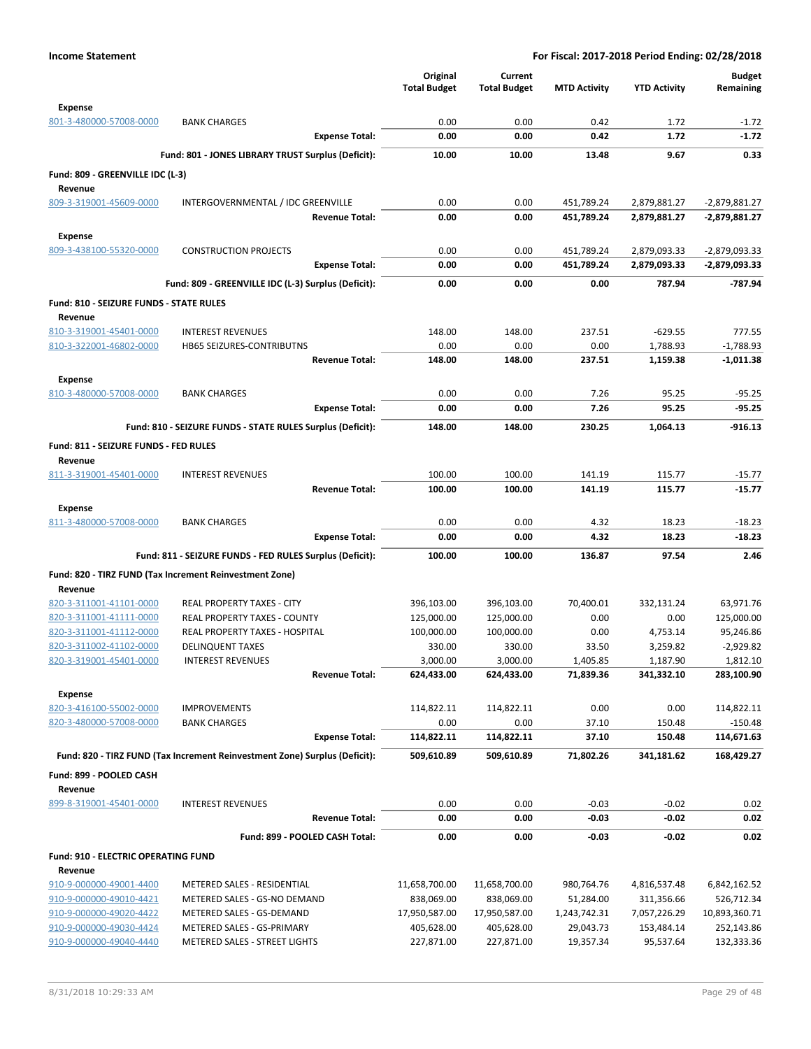**Income Statement** | **For Fiscal: 2017-2018 Period Ending: 02/28/2018**

| | | Original Total Budget | Current Total Budget | MTD Activity | YTD Activity | Budget Remaining |
|---|---|---|---|---|---|---|
| **Expense** | | | | | | |
| 801-3-480000-57008-0000 | BANK CHARGES | 0.00 | 0.00 | 0.42 | 1.72 | -1.72 |
| | **Expense Total:** | **0.00** | **0.00** | **0.42** | **1.72** | **-1.72** |
| | **Fund: 801 - JONES LIBRARY TRUST Surplus (Deficit):** | **10.00** | **10.00** | **13.48** | **9.67** | **0.33** |
| **Fund: 809 - GREENVILLE IDC (L-3)** | | | | | | |
| **Revenue** | | | | | | |
| 809-3-319001-45609-0000 | INTERGOVERNMENTAL / IDC GREENVILLE | 0.00 | 0.00 | 451,789.24 | 2,879,881.27 | -2,879,881.27 |
| | **Revenue Total:** | **0.00** | **0.00** | **451,789.24** | **2,879,881.27** | **-2,879,881.27** |
| **Expense** | | | | | | |
| 809-3-438100-55320-0000 | CONSTRUCTION PROJECTS | 0.00 | 0.00 | 451,789.24 | 2,879,093.33 | -2,879,093.33 |
| | **Expense Total:** | **0.00** | **0.00** | **451,789.24** | **2,879,093.33** | **-2,879,093.33** |
| | **Fund: 809 - GREENVILLE IDC (L-3) Surplus (Deficit):** | **0.00** | **0.00** | **0.00** | **787.94** | **-787.94** |
| **Fund: 810 - SEIZURE FUNDS - STATE RULES** | | | | | | |
| **Revenue** | | | | | | |
| 810-3-319001-45401-0000 | INTEREST REVENUES | 148.00 | 148.00 | 237.51 | -629.55 | 777.55 |
| 810-3-322001-46802-0000 | HB65 SEIZURES-CONTRIBUTNS | 0.00 | 0.00 | 0.00 | 1,788.93 | -1,788.93 |
| | **Revenue Total:** | **148.00** | **148.00** | **237.51** | **1,159.38** | **-1,011.38** |
| **Expense** | | | | | | |
| 810-3-480000-57008-0000 | BANK CHARGES | 0.00 | 0.00 | 7.26 | 95.25 | -95.25 |
| | **Expense Total:** | **0.00** | **0.00** | **7.26** | **95.25** | **-95.25** |
| | **Fund: 810 - SEIZURE FUNDS - STATE RULES Surplus (Deficit):** | **148.00** | **148.00** | **230.25** | **1,064.13** | **-916.13** |
| **Fund: 811 - SEIZURE FUNDS - FED RULES** | | | | | | |
| **Revenue** | | | | | | |
| 811-3-319001-45401-0000 | INTEREST REVENUES | 100.00 | 100.00 | 141.19 | 115.77 | -15.77 |
| | **Revenue Total:** | **100.00** | **100.00** | **141.19** | **115.77** | **-15.77** |
| **Expense** | | | | | | |
| 811-3-480000-57008-0000 | BANK CHARGES | 0.00 | 0.00 | 4.32 | 18.23 | -18.23 |
| | **Expense Total:** | **0.00** | **0.00** | **4.32** | **18.23** | **-18.23** |
| | **Fund: 811 - SEIZURE FUNDS - FED RULES Surplus (Deficit):** | **100.00** | **100.00** | **136.87** | **97.54** | **2.46** |
| **Fund: 820 - TIRZ FUND (Tax Increment Reinvestment Zone)** | | | | | | |
| **Revenue** | | | | | | |
| 820-3-311001-41101-0000 | REAL PROPERTY TAXES - CITY | 396,103.00 | 396,103.00 | 70,400.01 | 332,131.24 | 63,971.76 |
| 820-3-311001-41111-0000 | REAL PROPERTY TAXES - COUNTY | 125,000.00 | 125,000.00 | 0.00 | 0.00 | 125,000.00 |
| 820-3-311001-41112-0000 | REAL PROPERTY TAXES - HOSPITAL | 100,000.00 | 100,000.00 | 0.00 | 4,753.14 | 95,246.86 |
| 820-3-311002-41102-0000 | DELINQUENT TAXES | 330.00 | 330.00 | 33.50 | 3,259.82 | -2,929.82 |
| 820-3-319001-45401-0000 | INTEREST REVENUES | 3,000.00 | 3,000.00 | 1,405.85 | 1,187.90 | 1,812.10 |
| | **Revenue Total:** | **624,433.00** | **624,433.00** | **71,839.36** | **341,332.10** | **283,100.90** |
| **Expense** | | | | | | |
| 820-3-416100-55002-0000 | IMPROVEMENTS | 114,822.11 | 114,822.11 | 0.00 | 0.00 | 114,822.11 |
| 820-3-480000-57008-0000 | BANK CHARGES | 0.00 | 0.00 | 37.10 | 150.48 | -150.48 |
| | **Expense Total:** | **114,822.11** | **114,822.11** | **37.10** | **150.48** | **114,671.63** |
| | **Fund: 820 - TIRZ FUND (Tax Increment Reinvestment Zone) Surplus (Deficit):** | **509,610.89** | **509,610.89** | **71,802.26** | **341,181.62** | **168,429.27** |
| **Fund: 899 - POOLED CASH** | | | | | | |
| **Revenue** | | | | | | |
| 899-8-319001-45401-0000 | INTEREST REVENUES | 0.00 | 0.00 | -0.03 | -0.02 | 0.02 |
| | **Revenue Total:** | **0.00** | **0.00** | **-0.03** | **-0.02** | **0.02** |
| | **Fund: 899 - POOLED CASH Total:** | **0.00** | **0.00** | **-0.03** | **-0.02** | **0.02** |
| **Fund: 910 - ELECTRIC OPERATING FUND** | | | | | | |
| **Revenue** | | | | | | |
| 910-9-000000-49001-4400 | METERED SALES - RESIDENTIAL | 11,658,700.00 | 11,658,700.00 | 980,764.76 | 4,816,537.48 | 6,842,162.52 |
| 910-9-000000-49010-4421 | METERED SALES - GS-NO DEMAND | 838,069.00 | 838,069.00 | 51,284.00 | 311,356.66 | 526,712.34 |
| 910-9-000000-49020-4422 | METERED SALES - GS-DEMAND | 17,950,587.00 | 17,950,587.00 | 1,243,742.31 | 7,057,226.29 | 10,893,360.71 |
| 910-9-000000-49030-4424 | METERED SALES - GS-PRIMARY | 405,628.00 | 405,628.00 | 29,043.73 | 153,484.14 | 252,143.86 |
| 910-9-000000-49040-4440 | METERED SALES - STREET LIGHTS | 227,871.00 | 227,871.00 | 19,357.34 | 95,537.64 | 132,333.36 |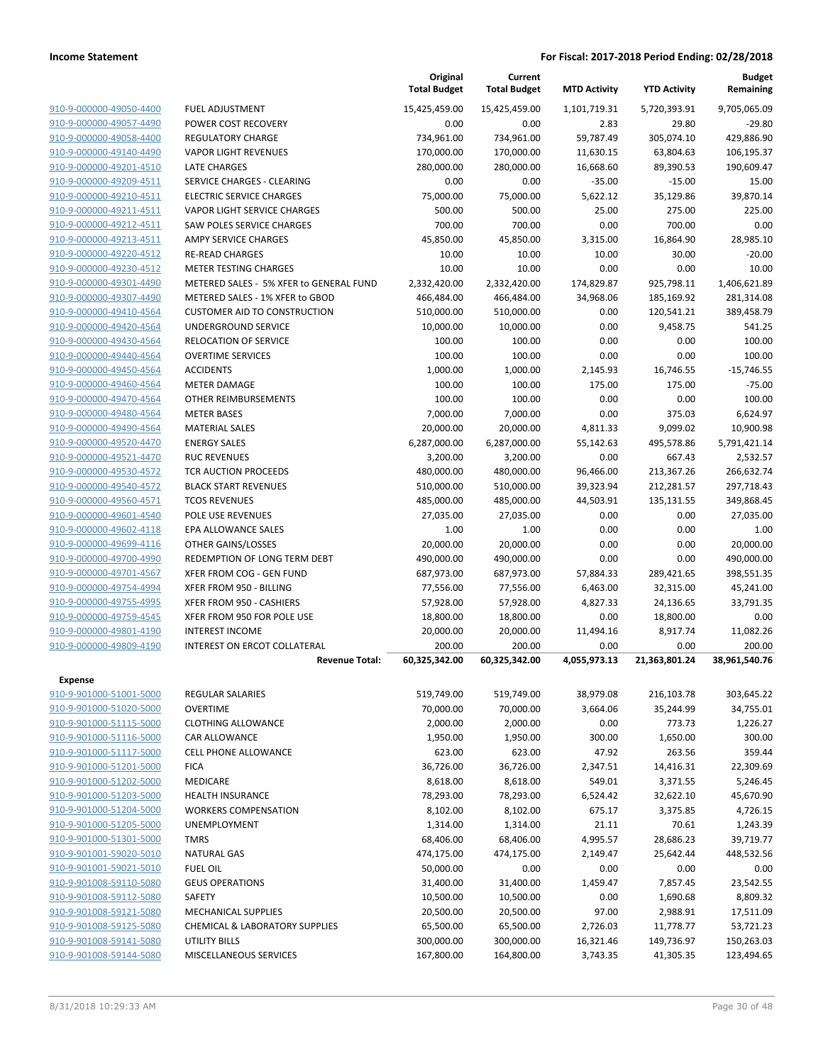| | | Original Total Budget | Current Total Budget | MTD Activity | YTD Activity | Budget Remaining |
|---|---|---|---|---|---|---|
| 910-9-000000-49050-4400 | FUEL ADJUSTMENT | 15,425,459.00 | 15,425,459.00 | 1,101,719.31 | 5,720,393.91 | 9,705,065.09 |
| 910-9-000000-49057-4490 | POWER COST RECOVERY | 0.00 | 0.00 | 2.83 | 29.80 | -29.80 |
| 910-9-000000-49058-4400 | REGULATORY CHARGE | 734,961.00 | 734,961.00 | 59,787.49 | 305,074.10 | 429,886.90 |
| 910-9-000000-49140-4490 | VAPOR LIGHT REVENUES | 170,000.00 | 170,000.00 | 11,630.15 | 63,804.63 | 106,195.37 |
| 910-9-000000-49201-4510 | LATE CHARGES | 280,000.00 | 280,000.00 | 16,668.60 | 89,390.53 | 190,609.47 |
| 910-9-000000-49209-4511 | SERVICE CHARGES - CLEARING | 0.00 | 0.00 | -35.00 | -15.00 | 15.00 |
| 910-9-000000-49210-4511 | ELECTRIC SERVICE CHARGES | 75,000.00 | 75,000.00 | 5,622.12 | 35,129.86 | 39,870.14 |
| 910-9-000000-49211-4511 | VAPOR LIGHT SERVICE CHARGES | 500.00 | 500.00 | 25.00 | 275.00 | 225.00 |
| 910-9-000000-49212-4511 | SAW POLES SERVICE CHARGES | 700.00 | 700.00 | 0.00 | 700.00 | 0.00 |
| 910-9-000000-49213-4511 | AMPY SERVICE CHARGES | 45,850.00 | 45,850.00 | 3,315.00 | 16,864.90 | 28,985.10 |
| 910-9-000000-49220-4512 | RE-READ CHARGES | 10.00 | 10.00 | 10.00 | 30.00 | -20.00 |
| 910-9-000000-49230-4512 | METER TESTING CHARGES | 10.00 | 10.00 | 0.00 | 0.00 | 10.00 |
| 910-9-000000-49301-4490 | METERED SALES - 5% XFER to GENERAL FUND | 2,332,420.00 | 2,332,420.00 | 174,829.87 | 925,798.11 | 1,406,621.89 |
| 910-9-000000-49307-4490 | METERED SALES - 1% XFER to GBOD | 466,484.00 | 466,484.00 | 34,968.06 | 185,169.92 | 281,314.08 |
| 910-9-000000-49410-4564 | CUSTOMER AID TO CONSTRUCTION | 510,000.00 | 510,000.00 | 0.00 | 120,541.21 | 389,458.79 |
| 910-9-000000-49420-4564 | UNDERGROUND SERVICE | 10,000.00 | 10,000.00 | 0.00 | 9,458.75 | 541.25 |
| 910-9-000000-49430-4564 | RELOCATION OF SERVICE | 100.00 | 100.00 | 0.00 | 0.00 | 100.00 |
| 910-9-000000-49440-4564 | OVERTIME SERVICES | 100.00 | 100.00 | 0.00 | 0.00 | 100.00 |
| 910-9-000000-49450-4564 | ACCIDENTS | 1,000.00 | 1,000.00 | 2,145.93 | 16,746.55 | -15,746.55 |
| 910-9-000000-49460-4564 | METER DAMAGE | 100.00 | 100.00 | 175.00 | 175.00 | -75.00 |
| 910-9-000000-49470-4564 | OTHER REIMBURSEMENTS | 100.00 | 100.00 | 0.00 | 0.00 | 100.00 |
| 910-9-000000-49480-4564 | METER BASES | 7,000.00 | 7,000.00 | 0.00 | 375.03 | 6,624.97 |
| 910-9-000000-49490-4564 | MATERIAL SALES | 20,000.00 | 20,000.00 | 4,811.33 | 9,099.02 | 10,900.98 |
| 910-9-000000-49520-4470 | ENERGY SALES | 6,287,000.00 | 6,287,000.00 | 55,142.63 | 495,578.86 | 5,791,421.14 |
| 910-9-000000-49521-4470 | RUC REVENUES | 3,200.00 | 3,200.00 | 0.00 | 667.43 | 2,532.57 |
| 910-9-000000-49530-4572 | TCR AUCTION PROCEEDS | 480,000.00 | 480,000.00 | 96,466.00 | 213,367.26 | 266,632.74 |
| 910-9-000000-49540-4572 | BLACK START REVENUES | 510,000.00 | 510,000.00 | 39,323.94 | 212,281.57 | 297,718.43 |
| 910-9-000000-49560-4571 | TCOS REVENUES | 485,000.00 | 485,000.00 | 44,503.91 | 135,131.55 | 349,868.45 |
| 910-9-000000-49601-4540 | POLE USE REVENUES | 27,035.00 | 27,035.00 | 0.00 | 0.00 | 27,035.00 |
| 910-9-000000-49602-4118 | EPA ALLOWANCE SALES | 1.00 | 1.00 | 0.00 | 0.00 | 1.00 |
| 910-9-000000-49699-4116 | OTHER GAINS/LOSSES | 20,000.00 | 20,000.00 | 0.00 | 0.00 | 20,000.00 |
| 910-9-000000-49700-4990 | REDEMPTION OF LONG TERM DEBT | 490,000.00 | 490,000.00 | 0.00 | 0.00 | 490,000.00 |
| 910-9-000000-49701-4567 | XFER FROM COG - GEN FUND | 687,973.00 | 687,973.00 | 57,884.33 | 289,421.65 | 398,551.35 |
| 910-9-000000-49754-4994 | XFER FROM 950 - BILLING | 77,556.00 | 77,556.00 | 6,463.00 | 32,315.00 | 45,241.00 |
| 910-9-000000-49755-4995 | XFER FROM 950 - CASHIERS | 57,928.00 | 57,928.00 | 4,827.33 | 24,136.65 | 33,791.35 |
| 910-9-000000-49759-4545 | XFER FROM 950 FOR POLE USE | 18,800.00 | 18,800.00 | 0.00 | 18,800.00 | 0.00 |
| 910-9-000000-49801-4190 | INTEREST INCOME | 20,000.00 | 20,000.00 | 11,494.16 | 8,917.74 | 11,082.26 |
| 910-9-000000-49809-4190 | INTEREST ON ERCOT COLLATERAL | 200.00 | 200.00 | 0.00 | 0.00 | 200.00 |
| | **Revenue Total:** | **60,325,342.00** | **60,325,342.00** | **4,055,973.13** | **21,363,801.24** | **38,961,540.76** |
| **Expense** | | | | | | |
| 910-9-901000-51001-5000 | REGULAR SALARIES | 519,749.00 | 519,749.00 | 38,979.08 | 216,103.78 | 303,645.22 |
| 910-9-901000-51020-5000 | OVERTIME | 70,000.00 | 70,000.00 | 3,664.06 | 35,244.99 | 34,755.01 |
| 910-9-901000-51115-5000 | CLOTHING ALLOWANCE | 2,000.00 | 2,000.00 | 0.00 | 773.73 | 1,226.27 |
| 910-9-901000-51116-5000 | CAR ALLOWANCE | 1,950.00 | 1,950.00 | 300.00 | 1,650.00 | 300.00 |
| 910-9-901000-51117-5000 | CELL PHONE ALLOWANCE | 623.00 | 623.00 | 47.92 | 263.56 | 359.44 |
| 910-9-901000-51201-5000 | FICA | 36,726.00 | 36,726.00 | 2,347.51 | 14,416.31 | 22,309.69 |
| 910-9-901000-51202-5000 | MEDICARE | 8,618.00 | 8,618.00 | 549.01 | 3,371.55 | 5,246.45 |
| 910-9-901000-51203-5000 | HEALTH INSURANCE | 78,293.00 | 78,293.00 | 6,524.42 | 32,622.10 | 45,670.90 |
| 910-9-901000-51204-5000 | WORKERS COMPENSATION | 8,102.00 | 8,102.00 | 675.17 | 3,375.85 | 4,726.15 |
| 910-9-901000-51205-5000 | UNEMPLOYMENT | 1,314.00 | 1,314.00 | 21.11 | 70.61 | 1,243.39 |
| 910-9-901000-51301-5000 | TMRS | 68,406.00 | 68,406.00 | 4,995.57 | 28,686.23 | 39,719.77 |
| 910-9-901001-59020-5010 | NATURAL GAS | 474,175.00 | 474,175.00 | 2,149.47 | 25,642.44 | 448,532.56 |
| 910-9-901001-59021-5010 | FUEL OIL | 50,000.00 | 0.00 | 0.00 | 0.00 | 0.00 |
| 910-9-901008-59110-5080 | GEUS OPERATIONS | 31,400.00 | 31,400.00 | 1,459.47 | 7,857.45 | 23,542.55 |
| 910-9-901008-59112-5080 | SAFETY | 10,500.00 | 10,500.00 | 0.00 | 1,690.68 | 8,809.32 |
| 910-9-901008-59121-5080 | MECHANICAL SUPPLIES | 20,500.00 | 20,500.00 | 97.00 | 2,988.91 | 17,511.09 |
| 910-9-901008-59125-5080 | CHEMICAL & LABORATORY SUPPLIES | 65,500.00 | 65,500.00 | 2,726.03 | 11,778.77 | 53,721.23 |
| 910-9-901008-59141-5080 | UTILITY BILLS | 300,000.00 | 300,000.00 | 16,321.46 | 149,736.97 | 150,263.03 |
| 910-9-901008-59144-5080 | MISCELLANEOUS SERVICES | 167,800.00 | 164,800.00 | 3,743.35 | 41,305.35 | 123,494.65 |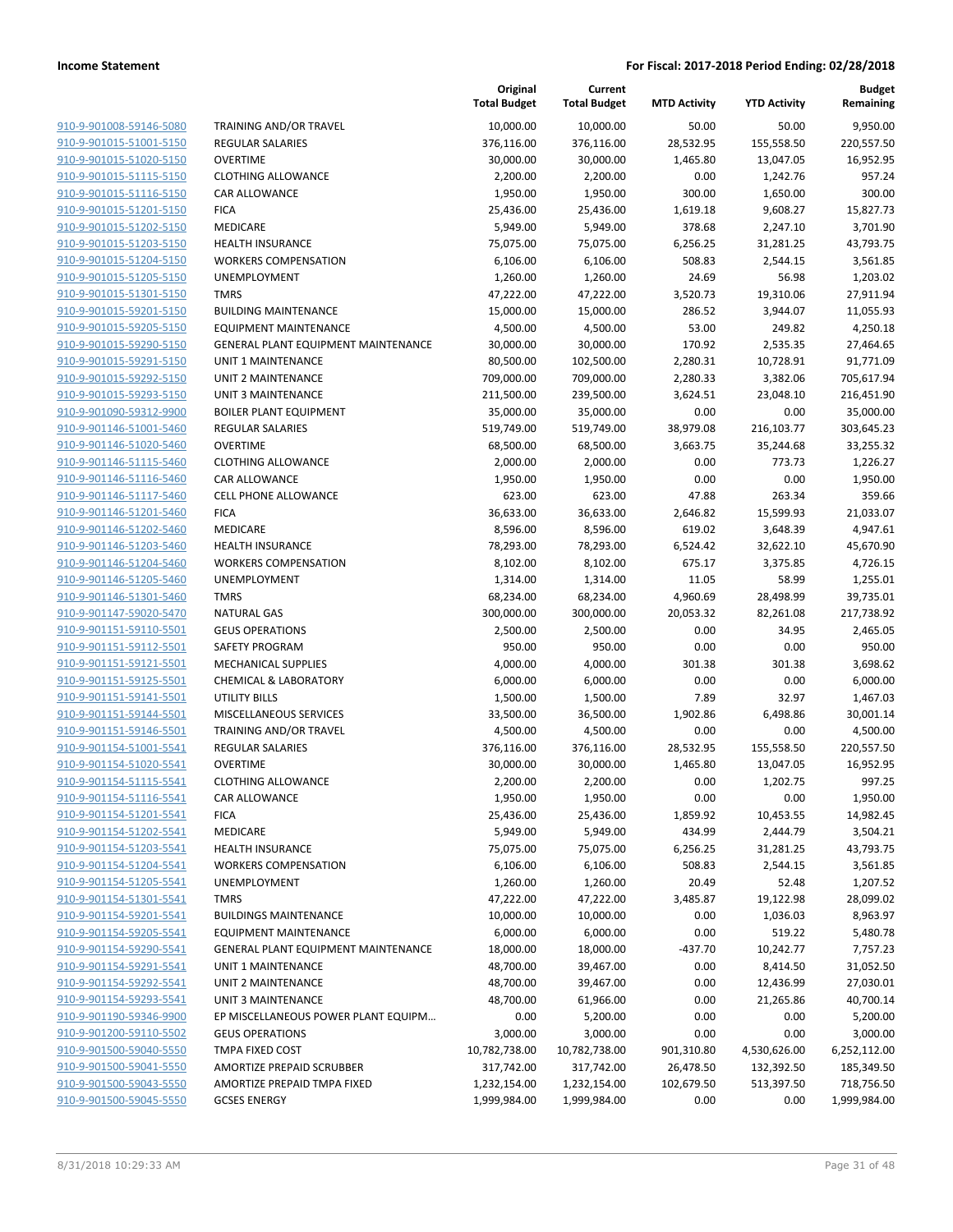**Income Statement** | **For Fiscal: 2017-2018 Period Ending: 02/28/2018**

| | | Original Total Budget | Current Total Budget | MTD Activity | YTD Activity | Budget Remaining |
|---|---|---|---|---|---|---|
| 910-9-901008-59146-5080 | TRAINING AND/OR TRAVEL | 10,000.00 | 10,000.00 | 50.00 | 50.00 | 9,950.00 |
| 910-9-901015-51001-5150 | REGULAR SALARIES | 376,116.00 | 376,116.00 | 28,532.95 | 155,558.50 | 220,557.50 |
| 910-9-901015-51020-5150 | OVERTIME | 30,000.00 | 30,000.00 | 1,465.80 | 13,047.05 | 16,952.95 |
| 910-9-901015-51115-5150 | CLOTHING ALLOWANCE | 2,200.00 | 2,200.00 | 0.00 | 1,242.76 | 957.24 |
| 910-9-901015-51116-5150 | CAR ALLOWANCE | 1,950.00 | 1,950.00 | 300.00 | 1,650.00 | 300.00 |
| 910-9-901015-51201-5150 | FICA | 25,436.00 | 25,436.00 | 1,619.18 | 9,608.27 | 15,827.73 |
| 910-9-901015-51202-5150 | MEDICARE | 5,949.00 | 5,949.00 | 378.68 | 2,247.10 | 3,701.90 |
| 910-9-901015-51203-5150 | HEALTH INSURANCE | 75,075.00 | 75,075.00 | 6,256.25 | 31,281.25 | 43,793.75 |
| 910-9-901015-51204-5150 | WORKERS COMPENSATION | 6,106.00 | 6,106.00 | 508.83 | 2,544.15 | 3,561.85 |
| 910-9-901015-51205-5150 | UNEMPLOYMENT | 1,260.00 | 1,260.00 | 24.69 | 56.98 | 1,203.02 |
| 910-9-901015-51301-5150 | TMRS | 47,222.00 | 47,222.00 | 3,520.73 | 19,310.06 | 27,911.94 |
| 910-9-901015-59201-5150 | BUILDING MAINTENANCE | 15,000.00 | 15,000.00 | 286.52 | 3,944.07 | 11,055.93 |
| 910-9-901015-59205-5150 | EQUIPMENT MAINTENANCE | 4,500.00 | 4,500.00 | 53.00 | 249.82 | 4,250.18 |
| 910-9-901015-59290-5150 | GENERAL PLANT EQUIPMENT MAINTENANCE | 30,000.00 | 30,000.00 | 170.92 | 2,535.35 | 27,464.65 |
| 910-9-901015-59291-5150 | UNIT 1 MAINTENANCE | 80,500.00 | 102,500.00 | 2,280.31 | 10,728.91 | 91,771.09 |
| 910-9-901015-59292-5150 | UNIT 2 MAINTENANCE | 709,000.00 | 709,000.00 | 2,280.33 | 3,382.06 | 705,617.94 |
| 910-9-901015-59293-5150 | UNIT 3 MAINTENANCE | 211,500.00 | 239,500.00 | 3,624.51 | 23,048.10 | 216,451.90 |
| 910-9-901090-59312-9900 | BOILER PLANT EQUIPMENT | 35,000.00 | 35,000.00 | 0.00 | 0.00 | 35,000.00 |
| 910-9-901146-51001-5460 | REGULAR SALARIES | 519,749.00 | 519,749.00 | 38,979.08 | 216,103.77 | 303,645.23 |
| 910-9-901146-51020-5460 | OVERTIME | 68,500.00 | 68,500.00 | 3,663.75 | 35,244.68 | 33,255.32 |
| 910-9-901146-51115-5460 | CLOTHING ALLOWANCE | 2,000.00 | 2,000.00 | 0.00 | 773.73 | 1,226.27 |
| 910-9-901146-51116-5460 | CAR ALLOWANCE | 1,950.00 | 1,950.00 | 0.00 | 0.00 | 1,950.00 |
| 910-9-901146-51117-5460 | CELL PHONE ALLOWANCE | 623.00 | 623.00 | 47.88 | 263.34 | 359.66 |
| 910-9-901146-51201-5460 | FICA | 36,633.00 | 36,633.00 | 2,646.82 | 15,599.93 | 21,033.07 |
| 910-9-901146-51202-5460 | MEDICARE | 8,596.00 | 8,596.00 | 619.02 | 3,648.39 | 4,947.61 |
| 910-9-901146-51203-5460 | HEALTH INSURANCE | 78,293.00 | 78,293.00 | 6,524.42 | 32,622.10 | 45,670.90 |
| 910-9-901146-51204-5460 | WORKERS COMPENSATION | 8,102.00 | 8,102.00 | 675.17 | 3,375.85 | 4,726.15 |
| 910-9-901146-51205-5460 | UNEMPLOYMENT | 1,314.00 | 1,314.00 | 11.05 | 58.99 | 1,255.01 |
| 910-9-901146-51301-5460 | TMRS | 68,234.00 | 68,234.00 | 4,960.69 | 28,498.99 | 39,735.01 |
| 910-9-901147-59020-5470 | NATURAL GAS | 300,000.00 | 300,000.00 | 20,053.32 | 82,261.08 | 217,738.92 |
| 910-9-901151-59110-5501 | GEUS OPERATIONS | 2,500.00 | 2,500.00 | 0.00 | 34.95 | 2,465.05 |
| 910-9-901151-59112-5501 | SAFETY PROGRAM | 950.00 | 950.00 | 0.00 | 0.00 | 950.00 |
| 910-9-901151-59121-5501 | MECHANICAL SUPPLIES | 4,000.00 | 4,000.00 | 301.38 | 301.38 | 3,698.62 |
| 910-9-901151-59125-5501 | CHEMICAL & LABORATORY | 6,000.00 | 6,000.00 | 0.00 | 0.00 | 6,000.00 |
| 910-9-901151-59141-5501 | UTILITY BILLS | 1,500.00 | 1,500.00 | 7.89 | 32.97 | 1,467.03 |
| 910-9-901151-59144-5501 | MISCELLANEOUS SERVICES | 33,500.00 | 36,500.00 | 1,902.86 | 6,498.86 | 30,001.14 |
| 910-9-901151-59146-5501 | TRAINING AND/OR TRAVEL | 4,500.00 | 4,500.00 | 0.00 | 0.00 | 4,500.00 |
| 910-9-901154-51001-5541 | REGULAR SALARIES | 376,116.00 | 376,116.00 | 28,532.95 | 155,558.50 | 220,557.50 |
| 910-9-901154-51020-5541 | OVERTIME | 30,000.00 | 30,000.00 | 1,465.80 | 13,047.05 | 16,952.95 |
| 910-9-901154-51115-5541 | CLOTHING ALLOWANCE | 2,200.00 | 2,200.00 | 0.00 | 1,202.75 | 997.25 |
| 910-9-901154-51116-5541 | CAR ALLOWANCE | 1,950.00 | 1,950.00 | 0.00 | 0.00 | 1,950.00 |
| 910-9-901154-51201-5541 | FICA | 25,436.00 | 25,436.00 | 1,859.92 | 10,453.55 | 14,982.45 |
| 910-9-901154-51202-5541 | MEDICARE | 5,949.00 | 5,949.00 | 434.99 | 2,444.79 | 3,504.21 |
| 910-9-901154-51203-5541 | HEALTH INSURANCE | 75,075.00 | 75,075.00 | 6,256.25 | 31,281.25 | 43,793.75 |
| 910-9-901154-51204-5541 | WORKERS COMPENSATION | 6,106.00 | 6,106.00 | 508.83 | 2,544.15 | 3,561.85 |
| 910-9-901154-51205-5541 | UNEMPLOYMENT | 1,260.00 | 1,260.00 | 20.49 | 52.48 | 1,207.52 |
| 910-9-901154-51301-5541 | TMRS | 47,222.00 | 47,222.00 | 3,485.87 | 19,122.98 | 28,099.02 |
| 910-9-901154-59201-5541 | BUILDINGS MAINTENANCE | 10,000.00 | 10,000.00 | 0.00 | 1,036.03 | 8,963.97 |
| 910-9-901154-59205-5541 | EQUIPMENT MAINTENANCE | 6,000.00 | 6,000.00 | 0.00 | 519.22 | 5,480.78 |
| 910-9-901154-59290-5541 | GENERAL PLANT EQUIPMENT MAINTENANCE | 18,000.00 | 18,000.00 | -437.70 | 10,242.77 | 7,757.23 |
| 910-9-901154-59291-5541 | UNIT 1 MAINTENANCE | 48,700.00 | 39,467.00 | 0.00 | 8,414.50 | 31,052.50 |
| 910-9-901154-59292-5541 | UNIT 2 MAINTENANCE | 48,700.00 | 39,467.00 | 0.00 | 12,436.99 | 27,030.01 |
| 910-9-901154-59293-5541 | UNIT 3 MAINTENANCE | 48,700.00 | 61,966.00 | 0.00 | 21,265.86 | 40,700.14 |
| 910-9-901190-59346-9900 | EP MISCELLANEOUS POWER PLANT EQUIPM… | 0.00 | 5,200.00 | 0.00 | 0.00 | 5,200.00 |
| 910-9-901200-59110-5502 | GEUS OPERATIONS | 3,000.00 | 3,000.00 | 0.00 | 0.00 | 3,000.00 |
| 910-9-901500-59040-5550 | TMPA FIXED COST | 10,782,738.00 | 10,782,738.00 | 901,310.80 | 4,530,626.00 | 6,252,112.00 |
| 910-9-901500-59041-5550 | AMORTIZE PREPAID SCRUBBER | 317,742.00 | 317,742.00 | 26,478.50 | 132,392.50 | 185,349.50 |
| 910-9-901500-59043-5550 | AMORTIZE PREPAID TMPA FIXED | 1,232,154.00 | 1,232,154.00 | 102,679.50 | 513,397.50 | 718,756.50 |
| 910-9-901500-59045-5550 | GCSES ENERGY | 1,999,984.00 | 1,999,984.00 | 0.00 | 0.00 | 1,999,984.00 |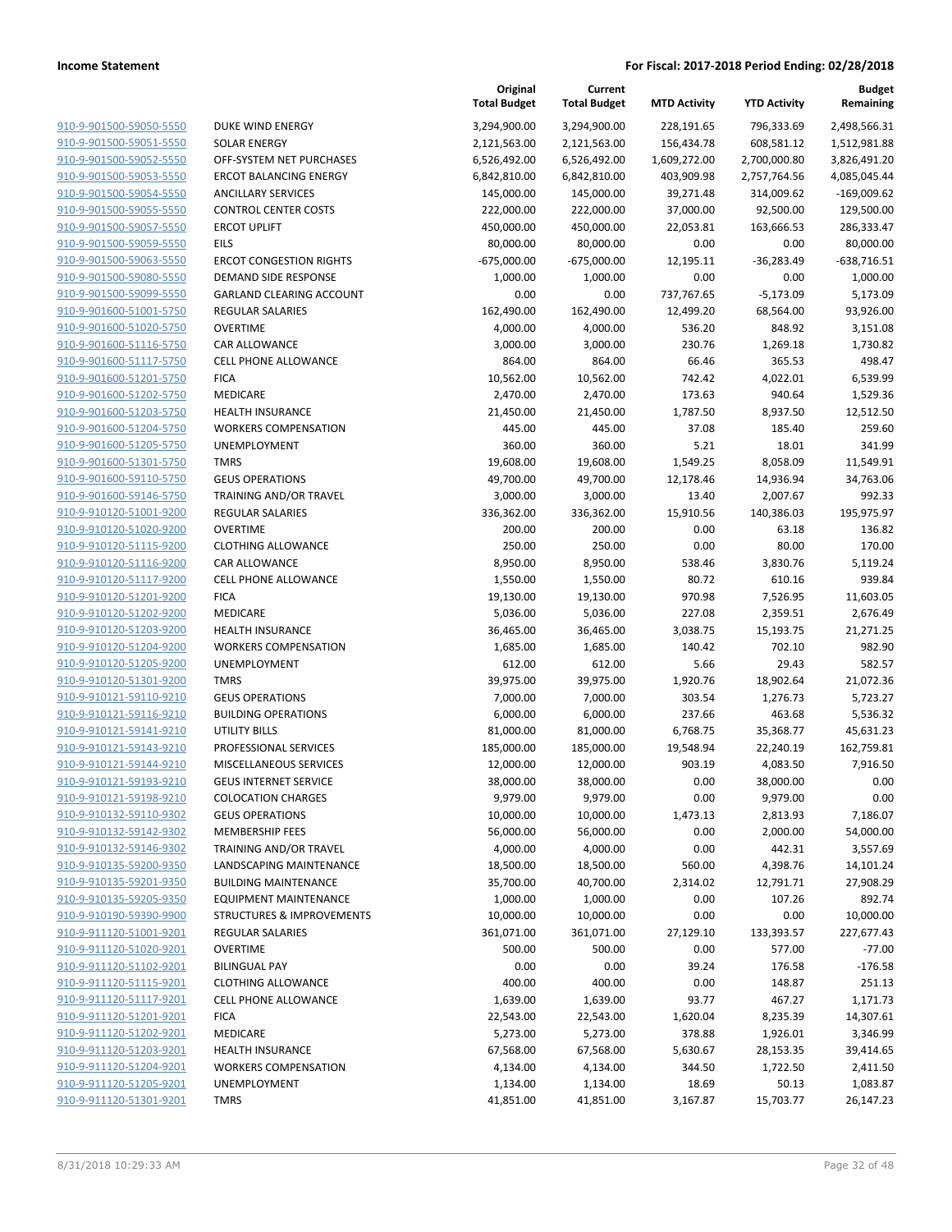| | | Original Total Budget | Current Total Budget | MTD Activity | YTD Activity | Budget Remaining |
|---|---|---|---|---|---|---|
| 910-9-901500-59050-5550 | DUKE WIND ENERGY | 3,294,900.00 | 3,294,900.00 | 228,191.65 | 796,333.69 | 2,498,566.31 |
| 910-9-901500-59051-5550 | SOLAR ENERGY | 2,121,563.00 | 2,121,563.00 | 156,434.78 | 608,581.12 | 1,512,981.88 |
| 910-9-901500-59052-5550 | OFF-SYSTEM NET PURCHASES | 6,526,492.00 | 6,526,492.00 | 1,609,272.00 | 2,700,000.80 | 3,826,491.20 |
| 910-9-901500-59053-5550 | ERCOT BALANCING ENERGY | 6,842,810.00 | 6,842,810.00 | 403,909.98 | 2,757,764.56 | 4,085,045.44 |
| 910-9-901500-59054-5550 | ANCILLARY SERVICES | 145,000.00 | 145,000.00 | 39,271.48 | 314,009.62 | -169,009.62 |
| 910-9-901500-59055-5550 | CONTROL CENTER COSTS | 222,000.00 | 222,000.00 | 37,000.00 | 92,500.00 | 129,500.00 |
| 910-9-901500-59057-5550 | ERCOT UPLIFT | 450,000.00 | 450,000.00 | 22,053.81 | 163,666.53 | 286,333.47 |
| 910-9-901500-59059-5550 | EILS | 80,000.00 | 80,000.00 | 0.00 | 0.00 | 80,000.00 |
| 910-9-901500-59063-5550 | ERCOT CONGESTION RIGHTS | -675,000.00 | -675,000.00 | 12,195.11 | -36,283.49 | -638,716.51 |
| 910-9-901500-59080-5550 | DEMAND SIDE RESPONSE | 1,000.00 | 1,000.00 | 0.00 | 0.00 | 1,000.00 |
| 910-9-901500-59099-5550 | GARLAND CLEARING ACCOUNT | 0.00 | 0.00 | 737,767.65 | -5,173.09 | 5,173.09 |
| 910-9-901600-51001-5750 | REGULAR SALARIES | 162,490.00 | 162,490.00 | 12,499.20 | 68,564.00 | 93,926.00 |
| 910-9-901600-51020-5750 | OVERTIME | 4,000.00 | 4,000.00 | 536.20 | 848.92 | 3,151.08 |
| 910-9-901600-51116-5750 | CAR ALLOWANCE | 3,000.00 | 3,000.00 | 230.76 | 1,269.18 | 1,730.82 |
| 910-9-901600-51117-5750 | CELL PHONE ALLOWANCE | 864.00 | 864.00 | 66.46 | 365.53 | 498.47 |
| 910-9-901600-51201-5750 | FICA | 10,562.00 | 10,562.00 | 742.42 | 4,022.01 | 6,539.99 |
| 910-9-901600-51202-5750 | MEDICARE | 2,470.00 | 2,470.00 | 173.63 | 940.64 | 1,529.36 |
| 910-9-901600-51203-5750 | HEALTH INSURANCE | 21,450.00 | 21,450.00 | 1,787.50 | 8,937.50 | 12,512.50 |
| 910-9-901600-51204-5750 | WORKERS COMPENSATION | 445.00 | 445.00 | 37.08 | 185.40 | 259.60 |
| 910-9-901600-51205-5750 | UNEMPLOYMENT | 360.00 | 360.00 | 5.21 | 18.01 | 341.99 |
| 910-9-901600-51301-5750 | TMRS | 19,608.00 | 19,608.00 | 1,549.25 | 8,058.09 | 11,549.91 |
| 910-9-901600-59110-5750 | GEUS OPERATIONS | 49,700.00 | 49,700.00 | 12,178.46 | 14,936.94 | 34,763.06 |
| 910-9-901600-59146-5750 | TRAINING AND/OR TRAVEL | 3,000.00 | 3,000.00 | 13.40 | 2,007.67 | 992.33 |
| 910-9-910120-51001-9200 | REGULAR SALARIES | 336,362.00 | 336,362.00 | 15,910.56 | 140,386.03 | 195,975.97 |
| 910-9-910120-51020-9200 | OVERTIME | 200.00 | 200.00 | 0.00 | 63.18 | 136.82 |
| 910-9-910120-51115-9200 | CLOTHING ALLOWANCE | 250.00 | 250.00 | 0.00 | 80.00 | 170.00 |
| 910-9-910120-51116-9200 | CAR ALLOWANCE | 8,950.00 | 8,950.00 | 538.46 | 3,830.76 | 5,119.24 |
| 910-9-910120-51117-9200 | CELL PHONE ALLOWANCE | 1,550.00 | 1,550.00 | 80.72 | 610.16 | 939.84 |
| 910-9-910120-51201-9200 | FICA | 19,130.00 | 19,130.00 | 970.98 | 7,526.95 | 11,603.05 |
| 910-9-910120-51202-9200 | MEDICARE | 5,036.00 | 5,036.00 | 227.08 | 2,359.51 | 2,676.49 |
| 910-9-910120-51203-9200 | HEALTH INSURANCE | 36,465.00 | 36,465.00 | 3,038.75 | 15,193.75 | 21,271.25 |
| 910-9-910120-51204-9200 | WORKERS COMPENSATION | 1,685.00 | 1,685.00 | 140.42 | 702.10 | 982.90 |
| 910-9-910120-51205-9200 | UNEMPLOYMENT | 612.00 | 612.00 | 5.66 | 29.43 | 582.57 |
| 910-9-910120-51301-9200 | TMRS | 39,975.00 | 39,975.00 | 1,920.76 | 18,902.64 | 21,072.36 |
| 910-9-910121-59110-9210 | GEUS OPERATIONS | 7,000.00 | 7,000.00 | 303.54 | 1,276.73 | 5,723.27 |
| 910-9-910121-59116-9210 | BUILDING OPERATIONS | 6,000.00 | 6,000.00 | 237.66 | 463.68 | 5,536.32 |
| 910-9-910121-59141-9210 | UTILITY BILLS | 81,000.00 | 81,000.00 | 6,768.75 | 35,368.77 | 45,631.23 |
| 910-9-910121-59143-9210 | PROFESSIONAL SERVICES | 185,000.00 | 185,000.00 | 19,548.94 | 22,240.19 | 162,759.81 |
| 910-9-910121-59144-9210 | MISCELLANEOUS SERVICES | 12,000.00 | 12,000.00 | 903.19 | 4,083.50 | 7,916.50 |
| 910-9-910121-59193-9210 | GEUS INTERNET SERVICE | 38,000.00 | 38,000.00 | 0.00 | 38,000.00 | 0.00 |
| 910-9-910121-59198-9210 | COLOCATION CHARGES | 9,979.00 | 9,979.00 | 0.00 | 9,979.00 | 0.00 |
| 910-9-910132-59110-9302 | GEUS OPERATIONS | 10,000.00 | 10,000.00 | 1,473.13 | 2,813.93 | 7,186.07 |
| 910-9-910132-59142-9302 | MEMBERSHIP FEES | 56,000.00 | 56,000.00 | 0.00 | 2,000.00 | 54,000.00 |
| 910-9-910132-59146-9302 | TRAINING AND/OR TRAVEL | 4,000.00 | 4,000.00 | 0.00 | 442.31 | 3,557.69 |
| 910-9-910135-59200-9350 | LANDSCAPING MAINTENANCE | 18,500.00 | 18,500.00 | 560.00 | 4,398.76 | 14,101.24 |
| 910-9-910135-59201-9350 | BUILDING MAINTENANCE | 35,700.00 | 40,700.00 | 2,314.02 | 12,791.71 | 27,908.29 |
| 910-9-910135-59205-9350 | EQUIPMENT MAINTENANCE | 1,000.00 | 1,000.00 | 0.00 | 107.26 | 892.74 |
| 910-9-910190-59390-9900 | STRUCTURES & IMPROVEMENTS | 10,000.00 | 10,000.00 | 0.00 | 0.00 | 10,000.00 |
| 910-9-911120-51001-9201 | REGULAR SALARIES | 361,071.00 | 361,071.00 | 27,129.10 | 133,393.57 | 227,677.43 |
| 910-9-911120-51020-9201 | OVERTIME | 500.00 | 500.00 | 0.00 | 577.00 | -77.00 |
| 910-9-911120-51102-9201 | BILINGUAL PAY | 0.00 | 0.00 | 39.24 | 176.58 | -176.58 |
| 910-9-911120-51115-9201 | CLOTHING ALLOWANCE | 400.00 | 400.00 | 0.00 | 148.87 | 251.13 |
| 910-9-911120-51117-9201 | CELL PHONE ALLOWANCE | 1,639.00 | 1,639.00 | 93.77 | 467.27 | 1,171.73 |
| 910-9-911120-51201-9201 | FICA | 22,543.00 | 22,543.00 | 1,620.04 | 8,235.39 | 14,307.61 |
| 910-9-911120-51202-9201 | MEDICARE | 5,273.00 | 5,273.00 | 378.88 | 1,926.01 | 3,346.99 |
| 910-9-911120-51203-9201 | HEALTH INSURANCE | 67,568.00 | 67,568.00 | 5,630.67 | 28,153.35 | 39,414.65 |
| 910-9-911120-51204-9201 | WORKERS COMPENSATION | 4,134.00 | 4,134.00 | 344.50 | 1,722.50 | 2,411.50 |
| 910-9-911120-51205-9201 | UNEMPLOYMENT | 1,134.00 | 1,134.00 | 18.69 | 50.13 | 1,083.87 |
| 910-9-911120-51301-9201 | TMRS | 41,851.00 | 41,851.00 | 3,167.87 | 15,703.77 | 26,147.23 |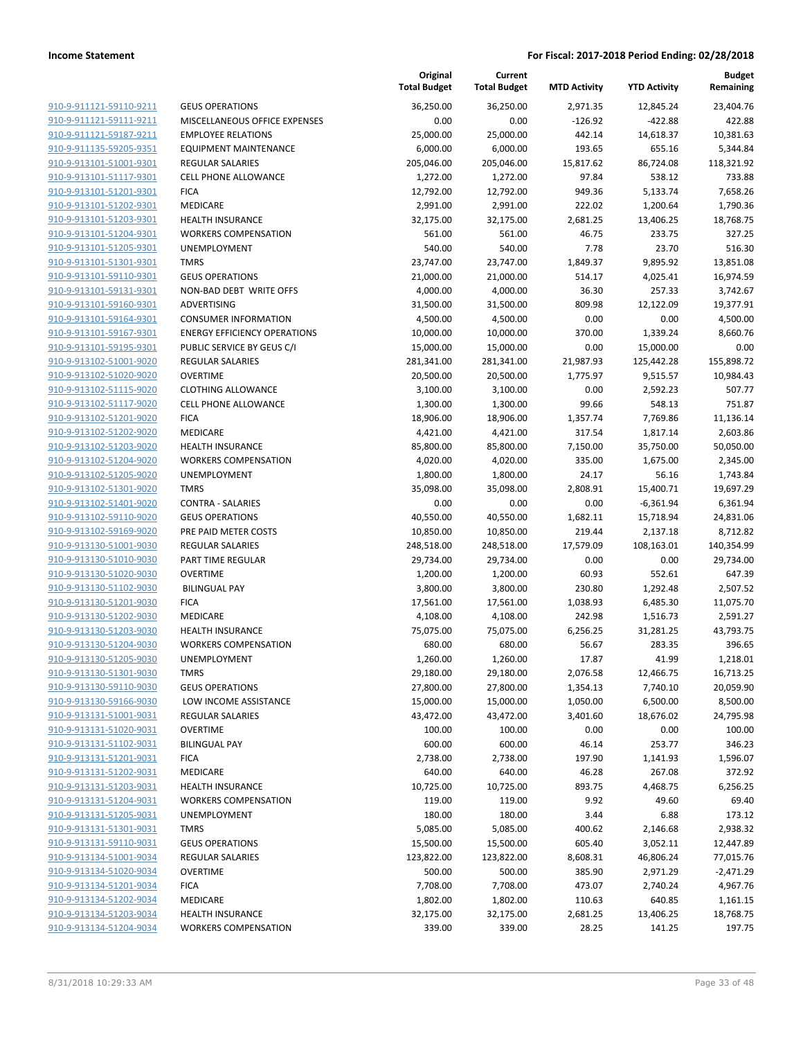| | | Original Total Budget | Current Total Budget | MTD Activity | YTD Activity | Budget Remaining |
|---|---|---|---|---|---|---|
| 910-9-911121-59110-9211 | GEUS OPERATIONS | 36,250.00 | 36,250.00 | 2,971.35 | 12,845.24 | 23,404.76 |
| 910-9-911121-59111-9211 | MISCELLANEOUS OFFICE EXPENSES | 0.00 | 0.00 | -126.92 | -422.88 | 422.88 |
| 910-9-911121-59187-9211 | EMPLOYEE RELATIONS | 25,000.00 | 25,000.00 | 442.14 | 14,618.37 | 10,381.63 |
| 910-9-911135-59205-9351 | EQUIPMENT MAINTENANCE | 6,000.00 | 6,000.00 | 193.65 | 655.16 | 5,344.84 |
| 910-9-913101-51001-9301 | REGULAR SALARIES | 205,046.00 | 205,046.00 | 15,817.62 | 86,724.08 | 118,321.92 |
| 910-9-913101-51117-9301 | CELL PHONE ALLOWANCE | 1,272.00 | 1,272.00 | 97.84 | 538.12 | 733.88 |
| 910-9-913101-51201-9301 | FICA | 12,792.00 | 12,792.00 | 949.36 | 5,133.74 | 7,658.26 |
| 910-9-913101-51202-9301 | MEDICARE | 2,991.00 | 2,991.00 | 222.02 | 1,200.64 | 1,790.36 |
| 910-9-913101-51203-9301 | HEALTH INSURANCE | 32,175.00 | 32,175.00 | 2,681.25 | 13,406.25 | 18,768.75 |
| 910-9-913101-51204-9301 | WORKERS COMPENSATION | 561.00 | 561.00 | 46.75 | 233.75 | 327.25 |
| 910-9-913101-51205-9301 | UNEMPLOYMENT | 540.00 | 540.00 | 7.78 | 23.70 | 516.30 |
| 910-9-913101-51301-9301 | TMRS | 23,747.00 | 23,747.00 | 1,849.37 | 9,895.92 | 13,851.08 |
| 910-9-913101-59110-9301 | GEUS OPERATIONS | 21,000.00 | 21,000.00 | 514.17 | 4,025.41 | 16,974.59 |
| 910-9-913101-59131-9301 | NON-BAD DEBT WRITE OFFS | 4,000.00 | 4,000.00 | 36.30 | 257.33 | 3,742.67 |
| 910-9-913101-59160-9301 | ADVERTISING | 31,500.00 | 31,500.00 | 809.98 | 12,122.09 | 19,377.91 |
| 910-9-913101-59164-9301 | CONSUMER INFORMATION | 4,500.00 | 4,500.00 | 0.00 | 0.00 | 4,500.00 |
| 910-9-913101-59167-9301 | ENERGY EFFICIENCY OPERATIONS | 10,000.00 | 10,000.00 | 370.00 | 1,339.24 | 8,660.76 |
| 910-9-913101-59195-9301 | PUBLIC SERVICE BY GEUS C/I | 15,000.00 | 15,000.00 | 0.00 | 15,000.00 | 0.00 |
| 910-9-913102-51001-9020 | REGULAR SALARIES | 281,341.00 | 281,341.00 | 21,987.93 | 125,442.28 | 155,898.72 |
| 910-9-913102-51020-9020 | OVERTIME | 20,500.00 | 20,500.00 | 1,775.97 | 9,515.57 | 10,984.43 |
| 910-9-913102-51115-9020 | CLOTHING ALLOWANCE | 3,100.00 | 3,100.00 | 0.00 | 2,592.23 | 507.77 |
| 910-9-913102-51117-9020 | CELL PHONE ALLOWANCE | 1,300.00 | 1,300.00 | 99.66 | 548.13 | 751.87 |
| 910-9-913102-51201-9020 | FICA | 18,906.00 | 18,906.00 | 1,357.74 | 7,769.86 | 11,136.14 |
| 910-9-913102-51202-9020 | MEDICARE | 4,421.00 | 4,421.00 | 317.54 | 1,817.14 | 2,603.86 |
| 910-9-913102-51203-9020 | HEALTH INSURANCE | 85,800.00 | 85,800.00 | 7,150.00 | 35,750.00 | 50,050.00 |
| 910-9-913102-51204-9020 | WORKERS COMPENSATION | 4,020.00 | 4,020.00 | 335.00 | 1,675.00 | 2,345.00 |
| 910-9-913102-51205-9020 | UNEMPLOYMENT | 1,800.00 | 1,800.00 | 24.17 | 56.16 | 1,743.84 |
| 910-9-913102-51301-9020 | TMRS | 35,098.00 | 35,098.00 | 2,808.91 | 15,400.71 | 19,697.29 |
| 910-9-913102-51401-9020 | CONTRA - SALARIES | 0.00 | 0.00 | 0.00 | -6,361.94 | 6,361.94 |
| 910-9-913102-59110-9020 | GEUS OPERATIONS | 40,550.00 | 40,550.00 | 1,682.11 | 15,718.94 | 24,831.06 |
| 910-9-913102-59169-9020 | PRE PAID METER COSTS | 10,850.00 | 10,850.00 | 219.44 | 2,137.18 | 8,712.82 |
| 910-9-913130-51001-9030 | REGULAR SALARIES | 248,518.00 | 248,518.00 | 17,579.09 | 108,163.01 | 140,354.99 |
| 910-9-913130-51010-9030 | PART TIME REGULAR | 29,734.00 | 29,734.00 | 0.00 | 0.00 | 29,734.00 |
| 910-9-913130-51020-9030 | OVERTIME | 1,200.00 | 1,200.00 | 60.93 | 552.61 | 647.39 |
| 910-9-913130-51102-9030 | BILINGUAL PAY | 3,800.00 | 3,800.00 | 230.80 | 1,292.48 | 2,507.52 |
| 910-9-913130-51201-9030 | FICA | 17,561.00 | 17,561.00 | 1,038.93 | 6,485.30 | 11,075.70 |
| 910-9-913130-51202-9030 | MEDICARE | 4,108.00 | 4,108.00 | 242.98 | 1,516.73 | 2,591.27 |
| 910-9-913130-51203-9030 | HEALTH INSURANCE | 75,075.00 | 75,075.00 | 6,256.25 | 31,281.25 | 43,793.75 |
| 910-9-913130-51204-9030 | WORKERS COMPENSATION | 680.00 | 680.00 | 56.67 | 283.35 | 396.65 |
| 910-9-913130-51205-9030 | UNEMPLOYMENT | 1,260.00 | 1,260.00 | 17.87 | 41.99 | 1,218.01 |
| 910-9-913130-51301-9030 | TMRS | 29,180.00 | 29,180.00 | 2,076.58 | 12,466.75 | 16,713.25 |
| 910-9-913130-59110-9030 | GEUS OPERATIONS | 27,800.00 | 27,800.00 | 1,354.13 | 7,740.10 | 20,059.90 |
| 910-9-913130-59166-9030 | LOW INCOME ASSISTANCE | 15,000.00 | 15,000.00 | 1,050.00 | 6,500.00 | 8,500.00 |
| 910-9-913131-51001-9031 | REGULAR SALARIES | 43,472.00 | 43,472.00 | 3,401.60 | 18,676.02 | 24,795.98 |
| 910-9-913131-51020-9031 | OVERTIME | 100.00 | 100.00 | 0.00 | 0.00 | 100.00 |
| 910-9-913131-51102-9031 | BILINGUAL PAY | 600.00 | 600.00 | 46.14 | 253.77 | 346.23 |
| 910-9-913131-51201-9031 | FICA | 2,738.00 | 2,738.00 | 197.90 | 1,141.93 | 1,596.07 |
| 910-9-913131-51202-9031 | MEDICARE | 640.00 | 640.00 | 46.28 | 267.08 | 372.92 |
| 910-9-913131-51203-9031 | HEALTH INSURANCE | 10,725.00 | 10,725.00 | 893.75 | 4,468.75 | 6,256.25 |
| 910-9-913131-51204-9031 | WORKERS COMPENSATION | 119.00 | 119.00 | 9.92 | 49.60 | 69.40 |
| 910-9-913131-51205-9031 | UNEMPLOYMENT | 180.00 | 180.00 | 3.44 | 6.88 | 173.12 |
| 910-9-913131-51301-9031 | TMRS | 5,085.00 | 5,085.00 | 400.62 | 2,146.68 | 2,938.32 |
| 910-9-913131-59110-9031 | GEUS OPERATIONS | 15,500.00 | 15,500.00 | 605.40 | 3,052.11 | 12,447.89 |
| 910-9-913134-51001-9034 | REGULAR SALARIES | 123,822.00 | 123,822.00 | 8,608.31 | 46,806.24 | 77,015.76 |
| 910-9-913134-51020-9034 | OVERTIME | 500.00 | 500.00 | 385.90 | 2,971.29 | -2,471.29 |
| 910-9-913134-51201-9034 | FICA | 7,708.00 | 7,708.00 | 473.07 | 2,740.24 | 4,967.76 |
| 910-9-913134-51202-9034 | MEDICARE | 1,802.00 | 1,802.00 | 110.63 | 640.85 | 1,161.15 |
| 910-9-913134-51203-9034 | HEALTH INSURANCE | 32,175.00 | 32,175.00 | 2,681.25 | 13,406.25 | 18,768.75 |
| 910-9-913134-51204-9034 | WORKERS COMPENSATION | 339.00 | 339.00 | 28.25 | 141.25 | 197.75 |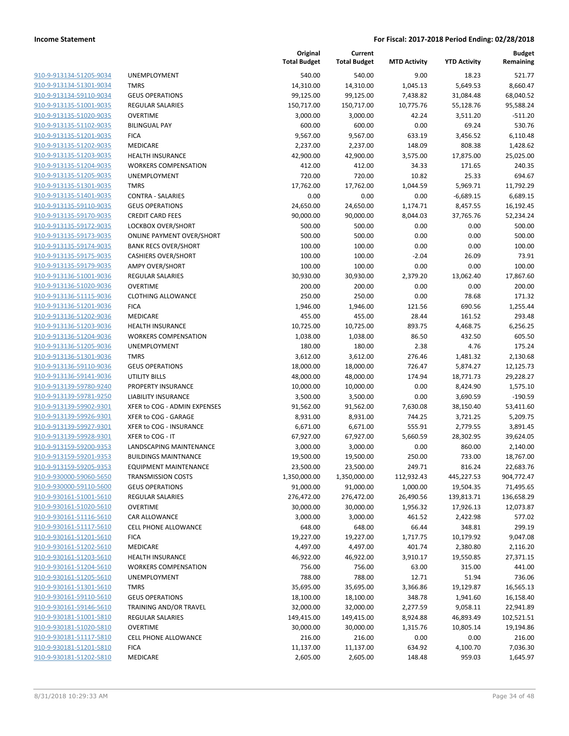**Income Statement** — **For Fiscal: 2017-2018 Period Ending: 02/28/2018**

| | | Original Total Budget | Current Total Budget | MTD Activity | YTD Activity | Budget Remaining |
|---|---|---|---|---|---|---|
| 910-9-913134-51205-9034 | UNEMPLOYMENT | 540.00 | 540.00 | 9.00 | 18.23 | 521.77 |
| 910-9-913134-51301-9034 | TMRS | 14,310.00 | 14,310.00 | 1,045.13 | 5,649.53 | 8,660.47 |
| 910-9-913134-59110-9034 | GEUS OPERATIONS | 99,125.00 | 99,125.00 | 7,438.82 | 31,084.48 | 68,040.52 |
| 910-9-913135-51001-9035 | REGULAR SALARIES | 150,717.00 | 150,717.00 | 10,775.76 | 55,128.76 | 95,588.24 |
| 910-9-913135-51020-9035 | OVERTIME | 3,000.00 | 3,000.00 | 42.24 | 3,511.20 | -511.20 |
| 910-9-913135-51102-9035 | BILINGUAL PAY | 600.00 | 600.00 | 0.00 | 69.24 | 530.76 |
| 910-9-913135-51201-9035 | FICA | 9,567.00 | 9,567.00 | 633.19 | 3,456.52 | 6,110.48 |
| 910-9-913135-51202-9035 | MEDICARE | 2,237.00 | 2,237.00 | 148.09 | 808.38 | 1,428.62 |
| 910-9-913135-51203-9035 | HEALTH INSURANCE | 42,900.00 | 42,900.00 | 3,575.00 | 17,875.00 | 25,025.00 |
| 910-9-913135-51204-9035 | WORKERS COMPENSATION | 412.00 | 412.00 | 34.33 | 171.65 | 240.35 |
| 910-9-913135-51205-9035 | UNEMPLOYMENT | 720.00 | 720.00 | 10.82 | 25.33 | 694.67 |
| 910-9-913135-51301-9035 | TMRS | 17,762.00 | 17,762.00 | 1,044.59 | 5,969.71 | 11,792.29 |
| 910-9-913135-51401-9035 | CONTRA - SALARIES | 0.00 | 0.00 | 0.00 | -6,689.15 | 6,689.15 |
| 910-9-913135-59110-9035 | GEUS OPERATIONS | 24,650.00 | 24,650.00 | 1,174.71 | 8,457.55 | 16,192.45 |
| 910-9-913135-59170-9035 | CREDIT CARD FEES | 90,000.00 | 90,000.00 | 8,044.03 | 37,765.76 | 52,234.24 |
| 910-9-913135-59172-9035 | LOCKBOX OVER/SHORT | 500.00 | 500.00 | 0.00 | 0.00 | 500.00 |
| 910-9-913135-59173-9035 | ONLINE PAYMENT OVER/SHORT | 500.00 | 500.00 | 0.00 | 0.00 | 500.00 |
| 910-9-913135-59174-9035 | BANK RECS OVER/SHORT | 100.00 | 100.00 | 0.00 | 0.00 | 100.00 |
| 910-9-913135-59175-9035 | CASHIERS OVER/SHORT | 100.00 | 100.00 | -2.04 | 26.09 | 73.91 |
| 910-9-913135-59179-9035 | AMPY OVER/SHORT | 100.00 | 100.00 | 0.00 | 0.00 | 100.00 |
| 910-9-913136-51001-9036 | REGULAR SALARIES | 30,930.00 | 30,930.00 | 2,379.20 | 13,062.40 | 17,867.60 |
| 910-9-913136-51020-9036 | OVERTIME | 200.00 | 200.00 | 0.00 | 0.00 | 200.00 |
| 910-9-913136-51115-9036 | CLOTHING ALLOWANCE | 250.00 | 250.00 | 0.00 | 78.68 | 171.32 |
| 910-9-913136-51201-9036 | FICA | 1,946.00 | 1,946.00 | 121.56 | 690.56 | 1,255.44 |
| 910-9-913136-51202-9036 | MEDICARE | 455.00 | 455.00 | 28.44 | 161.52 | 293.48 |
| 910-9-913136-51203-9036 | HEALTH INSURANCE | 10,725.00 | 10,725.00 | 893.75 | 4,468.75 | 6,256.25 |
| 910-9-913136-51204-9036 | WORKERS COMPENSATION | 1,038.00 | 1,038.00 | 86.50 | 432.50 | 605.50 |
| 910-9-913136-51205-9036 | UNEMPLOYMENT | 180.00 | 180.00 | 2.38 | 4.76 | 175.24 |
| 910-9-913136-51301-9036 | TMRS | 3,612.00 | 3,612.00 | 276.46 | 1,481.32 | 2,130.68 |
| 910-9-913136-59110-9036 | GEUS OPERATIONS | 18,000.00 | 18,000.00 | 726.47 | 5,874.27 | 12,125.73 |
| 910-9-913136-59141-9036 | UTILITY BILLS | 48,000.00 | 48,000.00 | 174.94 | 18,771.73 | 29,228.27 |
| 910-9-913139-59780-9240 | PROPERTY INSURANCE | 10,000.00 | 10,000.00 | 0.00 | 8,424.90 | 1,575.10 |
| 910-9-913139-59781-9250 | LIABILITY INSURANCE | 3,500.00 | 3,500.00 | 0.00 | 3,690.59 | -190.59 |
| 910-9-913139-59902-9301 | XFER to COG - ADMIN EXPENSES | 91,562.00 | 91,562.00 | 7,630.08 | 38,150.40 | 53,411.60 |
| 910-9-913139-59926-9301 | XFER to COG - GARAGE | 8,931.00 | 8,931.00 | 744.25 | 3,721.25 | 5,209.75 |
| 910-9-913139-59927-9301 | XFER to COG - INSURANCE | 6,671.00 | 6,671.00 | 555.91 | 2,779.55 | 3,891.45 |
| 910-9-913139-59928-9301 | XFER to COG - IT | 67,927.00 | 67,927.00 | 5,660.59 | 28,302.95 | 39,624.05 |
| 910-9-913159-59200-9353 | LANDSCAPING MAINTENANCE | 3,000.00 | 3,000.00 | 0.00 | 860.00 | 2,140.00 |
| 910-9-913159-59201-9353 | BUILDINGS MAINTNANCE | 19,500.00 | 19,500.00 | 250.00 | 733.00 | 18,767.00 |
| 910-9-913159-59205-9353 | EQUIPMENT MAINTENANCE | 23,500.00 | 23,500.00 | 249.71 | 816.24 | 22,683.76 |
| 910-9-930000-59060-5650 | TRANSMISSION COSTS | 1,350,000.00 | 1,350,000.00 | 112,932.43 | 445,227.53 | 904,772.47 |
| 910-9-930000-59110-5600 | GEUS OPERATIONS | 91,000.00 | 91,000.00 | 1,000.00 | 19,504.35 | 71,495.65 |
| 910-9-930161-51001-5610 | REGULAR SALARIES | 276,472.00 | 276,472.00 | 26,490.56 | 139,813.71 | 136,658.29 |
| 910-9-930161-51020-5610 | OVERTIME | 30,000.00 | 30,000.00 | 1,956.32 | 17,926.13 | 12,073.87 |
| 910-9-930161-51116-5610 | CAR ALLOWANCE | 3,000.00 | 3,000.00 | 461.52 | 2,422.98 | 577.02 |
| 910-9-930161-51117-5610 | CELL PHONE ALLOWANCE | 648.00 | 648.00 | 66.44 | 348.81 | 299.19 |
| 910-9-930161-51201-5610 | FICA | 19,227.00 | 19,227.00 | 1,717.75 | 10,179.92 | 9,047.08 |
| 910-9-930161-51202-5610 | MEDICARE | 4,497.00 | 4,497.00 | 401.74 | 2,380.80 | 2,116.20 |
| 910-9-930161-51203-5610 | HEALTH INSURANCE | 46,922.00 | 46,922.00 | 3,910.17 | 19,550.85 | 27,371.15 |
| 910-9-930161-51204-5610 | WORKERS COMPENSATION | 756.00 | 756.00 | 63.00 | 315.00 | 441.00 |
| 910-9-930161-51205-5610 | UNEMPLOYMENT | 788.00 | 788.00 | 12.71 | 51.94 | 736.06 |
| 910-9-930161-51301-5610 | TMRS | 35,695.00 | 35,695.00 | 3,366.86 | 19,129.87 | 16,565.13 |
| 910-9-930161-59110-5610 | GEUS OPERATIONS | 18,100.00 | 18,100.00 | 348.78 | 1,941.60 | 16,158.40 |
| 910-9-930161-59146-5610 | TRAINING AND/OR TRAVEL | 32,000.00 | 32,000.00 | 2,277.59 | 9,058.11 | 22,941.89 |
| 910-9-930181-51001-5810 | REGULAR SALARIES | 149,415.00 | 149,415.00 | 8,924.88 | 46,893.49 | 102,521.51 |
| 910-9-930181-51020-5810 | OVERTIME | 30,000.00 | 30,000.00 | 1,315.76 | 10,805.14 | 19,194.86 |
| 910-9-930181-51117-5810 | CELL PHONE ALLOWANCE | 216.00 | 216.00 | 0.00 | 0.00 | 216.00 |
| 910-9-930181-51201-5810 | FICA | 11,137.00 | 11,137.00 | 634.92 | 4,100.70 | 7,036.30 |
| 910-9-930181-51202-5810 | MEDICARE | 2,605.00 | 2,605.00 | 148.48 | 959.03 | 1,645.97 |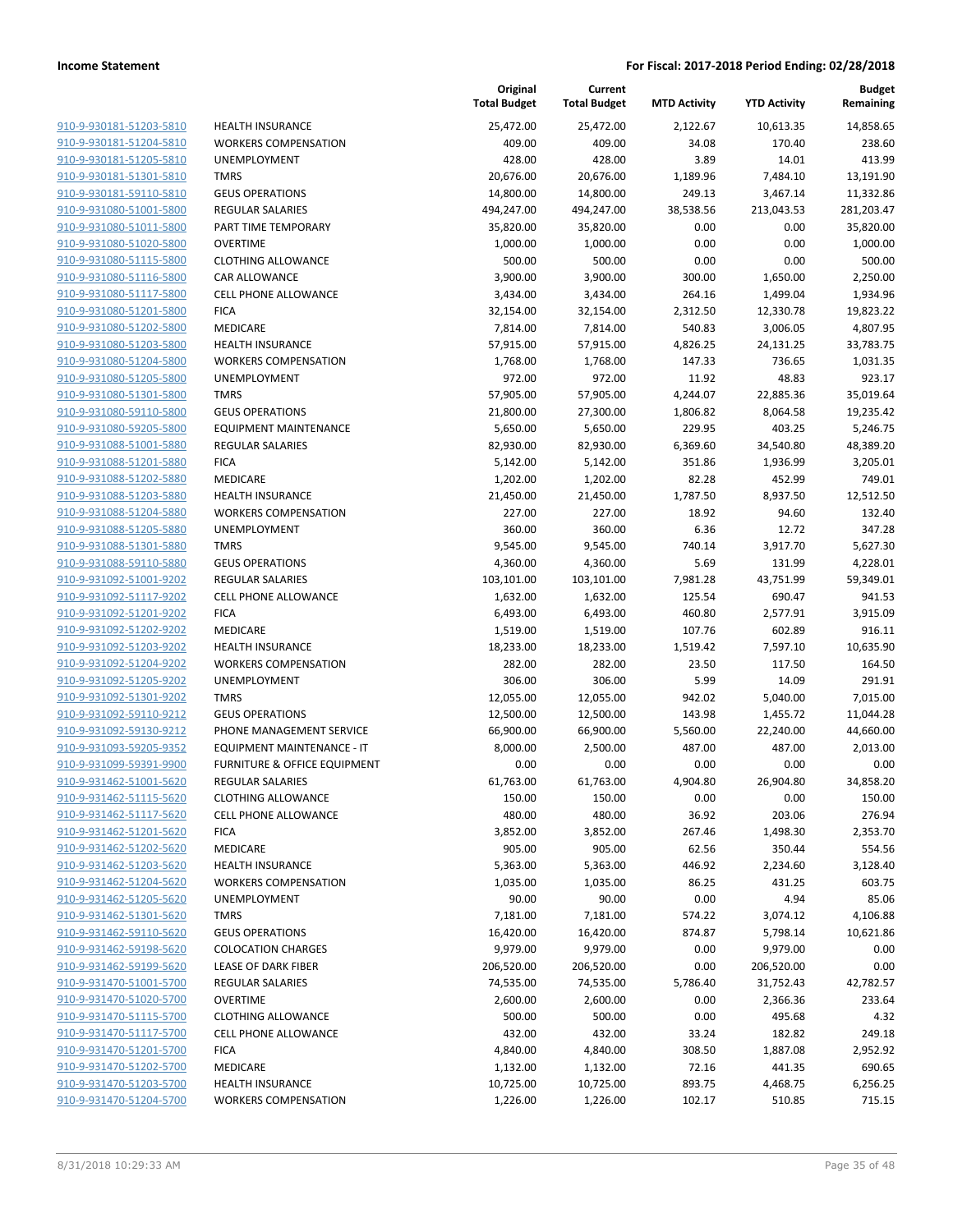**Income Statement** — **For Fiscal: 2017-2018 Period Ending: 02/28/2018**

| | | Original Total Budget | Current Total Budget | MTD Activity | YTD Activity | Budget Remaining |
|---|---|---|---|---|---|---|
| 910-9-930181-51203-5810 | HEALTH INSURANCE | 25,472.00 | 25,472.00 | 2,122.67 | 10,613.35 | 14,858.65 |
| 910-9-930181-51204-5810 | WORKERS COMPENSATION | 409.00 | 409.00 | 34.08 | 170.40 | 238.60 |
| 910-9-930181-51205-5810 | UNEMPLOYMENT | 428.00 | 428.00 | 3.89 | 14.01 | 413.99 |
| 910-9-930181-51301-5810 | TMRS | 20,676.00 | 20,676.00 | 1,189.96 | 7,484.10 | 13,191.90 |
| 910-9-930181-59110-5810 | GEUS OPERATIONS | 14,800.00 | 14,800.00 | 249.13 | 3,467.14 | 11,332.86 |
| 910-9-931080-51001-5800 | REGULAR SALARIES | 494,247.00 | 494,247.00 | 38,538.56 | 213,043.53 | 281,203.47 |
| 910-9-931080-51011-5800 | PART TIME TEMPORARY | 35,820.00 | 35,820.00 | 0.00 | 0.00 | 35,820.00 |
| 910-9-931080-51020-5800 | OVERTIME | 1,000.00 | 1,000.00 | 0.00 | 0.00 | 1,000.00 |
| 910-9-931080-51115-5800 | CLOTHING ALLOWANCE | 500.00 | 500.00 | 0.00 | 0.00 | 500.00 |
| 910-9-931080-51116-5800 | CAR ALLOWANCE | 3,900.00 | 3,900.00 | 300.00 | 1,650.00 | 2,250.00 |
| 910-9-931080-51117-5800 | CELL PHONE ALLOWANCE | 3,434.00 | 3,434.00 | 264.16 | 1,499.04 | 1,934.96 |
| 910-9-931080-51201-5800 | FICA | 32,154.00 | 32,154.00 | 2,312.50 | 12,330.78 | 19,823.22 |
| 910-9-931080-51202-5800 | MEDICARE | 7,814.00 | 7,814.00 | 540.83 | 3,006.05 | 4,807.95 |
| 910-9-931080-51203-5800 | HEALTH INSURANCE | 57,915.00 | 57,915.00 | 4,826.25 | 24,131.25 | 33,783.75 |
| 910-9-931080-51204-5800 | WORKERS COMPENSATION | 1,768.00 | 1,768.00 | 147.33 | 736.65 | 1,031.35 |
| 910-9-931080-51205-5800 | UNEMPLOYMENT | 972.00 | 972.00 | 11.92 | 48.83 | 923.17 |
| 910-9-931080-51301-5800 | TMRS | 57,905.00 | 57,905.00 | 4,244.07 | 22,885.36 | 35,019.64 |
| 910-9-931080-59110-5800 | GEUS OPERATIONS | 21,800.00 | 27,300.00 | 1,806.82 | 8,064.58 | 19,235.42 |
| 910-9-931080-59205-5800 | EQUIPMENT MAINTENANCE | 5,650.00 | 5,650.00 | 229.95 | 403.25 | 5,246.75 |
| 910-9-931088-51001-5880 | REGULAR SALARIES | 82,930.00 | 82,930.00 | 6,369.60 | 34,540.80 | 48,389.20 |
| 910-9-931088-51201-5880 | FICA | 5,142.00 | 5,142.00 | 351.86 | 1,936.99 | 3,205.01 |
| 910-9-931088-51202-5880 | MEDICARE | 1,202.00 | 1,202.00 | 82.28 | 452.99 | 749.01 |
| 910-9-931088-51203-5880 | HEALTH INSURANCE | 21,450.00 | 21,450.00 | 1,787.50 | 8,937.50 | 12,512.50 |
| 910-9-931088-51204-5880 | WORKERS COMPENSATION | 227.00 | 227.00 | 18.92 | 94.60 | 132.40 |
| 910-9-931088-51205-5880 | UNEMPLOYMENT | 360.00 | 360.00 | 6.36 | 12.72 | 347.28 |
| 910-9-931088-51301-5880 | TMRS | 9,545.00 | 9,545.00 | 740.14 | 3,917.70 | 5,627.30 |
| 910-9-931088-59110-5880 | GEUS OPERATIONS | 4,360.00 | 4,360.00 | 5.69 | 131.99 | 4,228.01 |
| 910-9-931092-51001-9202 | REGULAR SALARIES | 103,101.00 | 103,101.00 | 7,981.28 | 43,751.99 | 59,349.01 |
| 910-9-931092-51117-9202 | CELL PHONE ALLOWANCE | 1,632.00 | 1,632.00 | 125.54 | 690.47 | 941.53 |
| 910-9-931092-51201-9202 | FICA | 6,493.00 | 6,493.00 | 460.80 | 2,577.91 | 3,915.09 |
| 910-9-931092-51202-9202 | MEDICARE | 1,519.00 | 1,519.00 | 107.76 | 602.89 | 916.11 |
| 910-9-931092-51203-9202 | HEALTH INSURANCE | 18,233.00 | 18,233.00 | 1,519.42 | 7,597.10 | 10,635.90 |
| 910-9-931092-51204-9202 | WORKERS COMPENSATION | 282.00 | 282.00 | 23.50 | 117.50 | 164.50 |
| 910-9-931092-51205-9202 | UNEMPLOYMENT | 306.00 | 306.00 | 5.99 | 14.09 | 291.91 |
| 910-9-931092-51301-9202 | TMRS | 12,055.00 | 12,055.00 | 942.02 | 5,040.00 | 7,015.00 |
| 910-9-931092-59110-9212 | GEUS OPERATIONS | 12,500.00 | 12,500.00 | 143.98 | 1,455.72 | 11,044.28 |
| 910-9-931092-59130-9212 | PHONE MANAGEMENT SERVICE | 66,900.00 | 66,900.00 | 5,560.00 | 22,240.00 | 44,660.00 |
| 910-9-931093-59205-9352 | EQUIPMENT MAINTENANCE - IT | 8,000.00 | 2,500.00 | 487.00 | 487.00 | 2,013.00 |
| 910-9-931099-59391-9900 | FURNITURE & OFFICE EQUIPMENT | 0.00 | 0.00 | 0.00 | 0.00 | 0.00 |
| 910-9-931462-51001-5620 | REGULAR SALARIES | 61,763.00 | 61,763.00 | 4,904.80 | 26,904.80 | 34,858.20 |
| 910-9-931462-51115-5620 | CLOTHING ALLOWANCE | 150.00 | 150.00 | 0.00 | 0.00 | 150.00 |
| 910-9-931462-51117-5620 | CELL PHONE ALLOWANCE | 480.00 | 480.00 | 36.92 | 203.06 | 276.94 |
| 910-9-931462-51201-5620 | FICA | 3,852.00 | 3,852.00 | 267.46 | 1,498.30 | 2,353.70 |
| 910-9-931462-51202-5620 | MEDICARE | 905.00 | 905.00 | 62.56 | 350.44 | 554.56 |
| 910-9-931462-51203-5620 | HEALTH INSURANCE | 5,363.00 | 5,363.00 | 446.92 | 2,234.60 | 3,128.40 |
| 910-9-931462-51204-5620 | WORKERS COMPENSATION | 1,035.00 | 1,035.00 | 86.25 | 431.25 | 603.75 |
| 910-9-931462-51205-5620 | UNEMPLOYMENT | 90.00 | 90.00 | 0.00 | 4.94 | 85.06 |
| 910-9-931462-51301-5620 | TMRS | 7,181.00 | 7,181.00 | 574.22 | 3,074.12 | 4,106.88 |
| 910-9-931462-59110-5620 | GEUS OPERATIONS | 16,420.00 | 16,420.00 | 874.87 | 5,798.14 | 10,621.86 |
| 910-9-931462-59198-5620 | COLOCATION CHARGES | 9,979.00 | 9,979.00 | 0.00 | 9,979.00 | 0.00 |
| 910-9-931462-59199-5620 | LEASE OF DARK FIBER | 206,520.00 | 206,520.00 | 0.00 | 206,520.00 | 0.00 |
| 910-9-931470-51001-5700 | REGULAR SALARIES | 74,535.00 | 74,535.00 | 5,786.40 | 31,752.43 | 42,782.57 |
| 910-9-931470-51020-5700 | OVERTIME | 2,600.00 | 2,600.00 | 0.00 | 2,366.36 | 233.64 |
| 910-9-931470-51115-5700 | CLOTHING ALLOWANCE | 500.00 | 500.00 | 0.00 | 495.68 | 4.32 |
| 910-9-931470-51117-5700 | CELL PHONE ALLOWANCE | 432.00 | 432.00 | 33.24 | 182.82 | 249.18 |
| 910-9-931470-51201-5700 | FICA | 4,840.00 | 4,840.00 | 308.50 | 1,887.08 | 2,952.92 |
| 910-9-931470-51202-5700 | MEDICARE | 1,132.00 | 1,132.00 | 72.16 | 441.35 | 690.65 |
| 910-9-931470-51203-5700 | HEALTH INSURANCE | 10,725.00 | 10,725.00 | 893.75 | 4,468.75 | 6,256.25 |
| 910-9-931470-51204-5700 | WORKERS COMPENSATION | 1,226.00 | 1,226.00 | 102.17 | 510.85 | 715.15 |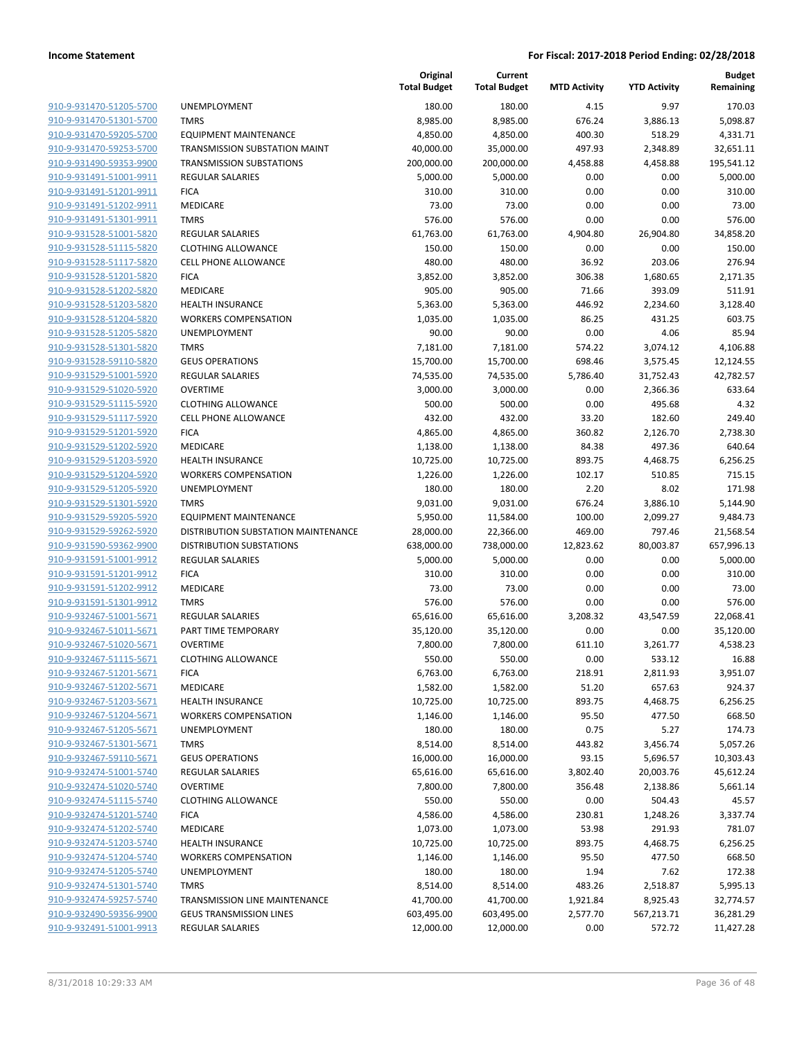**Income Statement** **For Fiscal: 2017-2018 Period Ending: 02/28/2018**

| | | Original Total Budget | Current Total Budget | MTD Activity | YTD Activity | Budget Remaining |
|---|---|---|---|---|---|---|
| 910-9-931470-51205-5700 | UNEMPLOYMENT | 180.00 | 180.00 | 4.15 | 9.97 | 170.03 |
| 910-9-931470-51301-5700 | TMRS | 8,985.00 | 8,985.00 | 676.24 | 3,886.13 | 5,098.87 |
| 910-9-931470-59205-5700 | EQUIPMENT MAINTENANCE | 4,850.00 | 4,850.00 | 400.30 | 518.29 | 4,331.71 |
| 910-9-931470-59253-5700 | TRANSMISSION SUBSTATION MAINT | 40,000.00 | 35,000.00 | 497.93 | 2,348.89 | 32,651.11 |
| 910-9-931490-59353-9900 | TRANSMISSION SUBSTATIONS | 200,000.00 | 200,000.00 | 4,458.88 | 4,458.88 | 195,541.12 |
| 910-9-931491-51001-9911 | REGULAR SALARIES | 5,000.00 | 5,000.00 | 0.00 | 0.00 | 5,000.00 |
| 910-9-931491-51201-9911 | FICA | 310.00 | 310.00 | 0.00 | 0.00 | 310.00 |
| 910-9-931491-51202-9911 | MEDICARE | 73.00 | 73.00 | 0.00 | 0.00 | 73.00 |
| 910-9-931491-51301-9911 | TMRS | 576.00 | 576.00 | 0.00 | 0.00 | 576.00 |
| 910-9-931528-51001-5820 | REGULAR SALARIES | 61,763.00 | 61,763.00 | 4,904.80 | 26,904.80 | 34,858.20 |
| 910-9-931528-51115-5820 | CLOTHING ALLOWANCE | 150.00 | 150.00 | 0.00 | 0.00 | 150.00 |
| 910-9-931528-51117-5820 | CELL PHONE ALLOWANCE | 480.00 | 480.00 | 36.92 | 203.06 | 276.94 |
| 910-9-931528-51201-5820 | FICA | 3,852.00 | 3,852.00 | 306.38 | 1,680.65 | 2,171.35 |
| 910-9-931528-51202-5820 | MEDICARE | 905.00 | 905.00 | 71.66 | 393.09 | 511.91 |
| 910-9-931528-51203-5820 | HEALTH INSURANCE | 5,363.00 | 5,363.00 | 446.92 | 2,234.60 | 3,128.40 |
| 910-9-931528-51204-5820 | WORKERS COMPENSATION | 1,035.00 | 1,035.00 | 86.25 | 431.25 | 603.75 |
| 910-9-931528-51205-5820 | UNEMPLOYMENT | 90.00 | 90.00 | 0.00 | 4.06 | 85.94 |
| 910-9-931528-51301-5820 | TMRS | 7,181.00 | 7,181.00 | 574.22 | 3,074.12 | 4,106.88 |
| 910-9-931528-59110-5820 | GEUS OPERATIONS | 15,700.00 | 15,700.00 | 698.46 | 3,575.45 | 12,124.55 |
| 910-9-931529-51001-5920 | REGULAR SALARIES | 74,535.00 | 74,535.00 | 5,786.40 | 31,752.43 | 42,782.57 |
| 910-9-931529-51020-5920 | OVERTIME | 3,000.00 | 3,000.00 | 0.00 | 2,366.36 | 633.64 |
| 910-9-931529-51115-5920 | CLOTHING ALLOWANCE | 500.00 | 500.00 | 0.00 | 495.68 | 4.32 |
| 910-9-931529-51117-5920 | CELL PHONE ALLOWANCE | 432.00 | 432.00 | 33.20 | 182.60 | 249.40 |
| 910-9-931529-51201-5920 | FICA | 4,865.00 | 4,865.00 | 360.82 | 2,126.70 | 2,738.30 |
| 910-9-931529-51202-5920 | MEDICARE | 1,138.00 | 1,138.00 | 84.38 | 497.36 | 640.64 |
| 910-9-931529-51203-5920 | HEALTH INSURANCE | 10,725.00 | 10,725.00 | 893.75 | 4,468.75 | 6,256.25 |
| 910-9-931529-51204-5920 | WORKERS COMPENSATION | 1,226.00 | 1,226.00 | 102.17 | 510.85 | 715.15 |
| 910-9-931529-51205-5920 | UNEMPLOYMENT | 180.00 | 180.00 | 2.20 | 8.02 | 171.98 |
| 910-9-931529-51301-5920 | TMRS | 9,031.00 | 9,031.00 | 676.24 | 3,886.10 | 5,144.90 |
| 910-9-931529-59205-5920 | EQUIPMENT MAINTENANCE | 5,950.00 | 11,584.00 | 100.00 | 2,099.27 | 9,484.73 |
| 910-9-931529-59262-5920 | DISTRIBUTION SUBSTATION MAINTENANCE | 28,000.00 | 22,366.00 | 469.00 | 797.46 | 21,568.54 |
| 910-9-931590-59362-9900 | DISTRIBUTION SUBSTATIONS | 638,000.00 | 738,000.00 | 12,823.62 | 80,003.87 | 657,996.13 |
| 910-9-931591-51001-9912 | REGULAR SALARIES | 5,000.00 | 5,000.00 | 0.00 | 0.00 | 5,000.00 |
| 910-9-931591-51201-9912 | FICA | 310.00 | 310.00 | 0.00 | 0.00 | 310.00 |
| 910-9-931591-51202-9912 | MEDICARE | 73.00 | 73.00 | 0.00 | 0.00 | 73.00 |
| 910-9-931591-51301-9912 | TMRS | 576.00 | 576.00 | 0.00 | 0.00 | 576.00 |
| 910-9-932467-51001-5671 | REGULAR SALARIES | 65,616.00 | 65,616.00 | 3,208.32 | 43,547.59 | 22,068.41 |
| 910-9-932467-51011-5671 | PART TIME TEMPORARY | 35,120.00 | 35,120.00 | 0.00 | 0.00 | 35,120.00 |
| 910-9-932467-51020-5671 | OVERTIME | 7,800.00 | 7,800.00 | 611.10 | 3,261.77 | 4,538.23 |
| 910-9-932467-51115-5671 | CLOTHING ALLOWANCE | 550.00 | 550.00 | 0.00 | 533.12 | 16.88 |
| 910-9-932467-51201-5671 | FICA | 6,763.00 | 6,763.00 | 218.91 | 2,811.93 | 3,951.07 |
| 910-9-932467-51202-5671 | MEDICARE | 1,582.00 | 1,582.00 | 51.20 | 657.63 | 924.37 |
| 910-9-932467-51203-5671 | HEALTH INSURANCE | 10,725.00 | 10,725.00 | 893.75 | 4,468.75 | 6,256.25 |
| 910-9-932467-51204-5671 | WORKERS COMPENSATION | 1,146.00 | 1,146.00 | 95.50 | 477.50 | 668.50 |
| 910-9-932467-51205-5671 | UNEMPLOYMENT | 180.00 | 180.00 | 0.75 | 5.27 | 174.73 |
| 910-9-932467-51301-5671 | TMRS | 8,514.00 | 8,514.00 | 443.82 | 3,456.74 | 5,057.26 |
| 910-9-932467-59110-5671 | GEUS OPERATIONS | 16,000.00 | 16,000.00 | 93.15 | 5,696.57 | 10,303.43 |
| 910-9-932474-51001-5740 | REGULAR SALARIES | 65,616.00 | 65,616.00 | 3,802.40 | 20,003.76 | 45,612.24 |
| 910-9-932474-51020-5740 | OVERTIME | 7,800.00 | 7,800.00 | 356.48 | 2,138.86 | 5,661.14 |
| 910-9-932474-51115-5740 | CLOTHING ALLOWANCE | 550.00 | 550.00 | 0.00 | 504.43 | 45.57 |
| 910-9-932474-51201-5740 | FICA | 4,586.00 | 4,586.00 | 230.81 | 1,248.26 | 3,337.74 |
| 910-9-932474-51202-5740 | MEDICARE | 1,073.00 | 1,073.00 | 53.98 | 291.93 | 781.07 |
| 910-9-932474-51203-5740 | HEALTH INSURANCE | 10,725.00 | 10,725.00 | 893.75 | 4,468.75 | 6,256.25 |
| 910-9-932474-51204-5740 | WORKERS COMPENSATION | 1,146.00 | 1,146.00 | 95.50 | 477.50 | 668.50 |
| 910-9-932474-51205-5740 | UNEMPLOYMENT | 180.00 | 180.00 | 1.94 | 7.62 | 172.38 |
| 910-9-932474-51301-5740 | TMRS | 8,514.00 | 8,514.00 | 483.26 | 2,518.87 | 5,995.13 |
| 910-9-932474-59257-5740 | TRANSMISSION LINE MAINTENANCE | 41,700.00 | 41,700.00 | 1,921.84 | 8,925.43 | 32,774.57 |
| 910-9-932490-59356-9900 | GEUS TRANSMISSION LINES | 603,495.00 | 603,495.00 | 2,577.70 | 567,213.71 | 36,281.29 |
| 910-9-932491-51001-9913 | REGULAR SALARIES | 12,000.00 | 12,000.00 | 0.00 | 572.72 | 11,427.28 |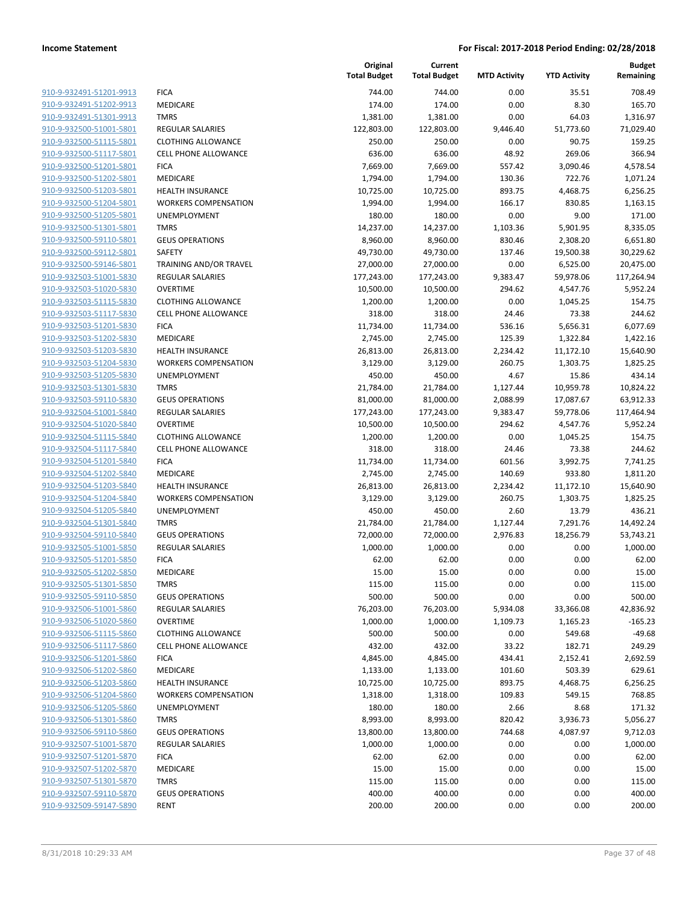**Income Statement** **For Fiscal: 2017-2018 Period Ending: 02/28/2018**

| | | Original Total Budget | Current Total Budget | MTD Activity | YTD Activity | Budget Remaining |
|---|---|---|---|---|---|---|
| 910-9-932491-51201-9913 | FICA | 744.00 | 744.00 | 0.00 | 35.51 | 708.49 |
| 910-9-932491-51202-9913 | MEDICARE | 174.00 | 174.00 | 0.00 | 8.30 | 165.70 |
| 910-9-932491-51301-9913 | TMRS | 1,381.00 | 1,381.00 | 0.00 | 64.03 | 1,316.97 |
| 910-9-932500-51001-5801 | REGULAR SALARIES | 122,803.00 | 122,803.00 | 9,446.40 | 51,773.60 | 71,029.40 |
| 910-9-932500-51115-5801 | CLOTHING ALLOWANCE | 250.00 | 250.00 | 0.00 | 90.75 | 159.25 |
| 910-9-932500-51117-5801 | CELL PHONE ALLOWANCE | 636.00 | 636.00 | 48.92 | 269.06 | 366.94 |
| 910-9-932500-51201-5801 | FICA | 7,669.00 | 7,669.00 | 557.42 | 3,090.46 | 4,578.54 |
| 910-9-932500-51202-5801 | MEDICARE | 1,794.00 | 1,794.00 | 130.36 | 722.76 | 1,071.24 |
| 910-9-932500-51203-5801 | HEALTH INSURANCE | 10,725.00 | 10,725.00 | 893.75 | 4,468.75 | 6,256.25 |
| 910-9-932500-51204-5801 | WORKERS COMPENSATION | 1,994.00 | 1,994.00 | 166.17 | 830.85 | 1,163.15 |
| 910-9-932500-51205-5801 | UNEMPLOYMENT | 180.00 | 180.00 | 0.00 | 9.00 | 171.00 |
| 910-9-932500-51301-5801 | TMRS | 14,237.00 | 14,237.00 | 1,103.36 | 5,901.95 | 8,335.05 |
| 910-9-932500-59110-5801 | GEUS OPERATIONS | 8,960.00 | 8,960.00 | 830.46 | 2,308.20 | 6,651.80 |
| 910-9-932500-59112-5801 | SAFETY | 49,730.00 | 49,730.00 | 137.46 | 19,500.38 | 30,229.62 |
| 910-9-932500-59146-5801 | TRAINING AND/OR TRAVEL | 27,000.00 | 27,000.00 | 0.00 | 6,525.00 | 20,475.00 |
| 910-9-932503-51001-5830 | REGULAR SALARIES | 177,243.00 | 177,243.00 | 9,383.47 | 59,978.06 | 117,264.94 |
| 910-9-932503-51020-5830 | OVERTIME | 10,500.00 | 10,500.00 | 294.62 | 4,547.76 | 5,952.24 |
| 910-9-932503-51115-5830 | CLOTHING ALLOWANCE | 1,200.00 | 1,200.00 | 0.00 | 1,045.25 | 154.75 |
| 910-9-932503-51117-5830 | CELL PHONE ALLOWANCE | 318.00 | 318.00 | 24.46 | 73.38 | 244.62 |
| 910-9-932503-51201-5830 | FICA | 11,734.00 | 11,734.00 | 536.16 | 5,656.31 | 6,077.69 |
| 910-9-932503-51202-5830 | MEDICARE | 2,745.00 | 2,745.00 | 125.39 | 1,322.84 | 1,422.16 |
| 910-9-932503-51203-5830 | HEALTH INSURANCE | 26,813.00 | 26,813.00 | 2,234.42 | 11,172.10 | 15,640.90 |
| 910-9-932503-51204-5830 | WORKERS COMPENSATION | 3,129.00 | 3,129.00 | 260.75 | 1,303.75 | 1,825.25 |
| 910-9-932503-51205-5830 | UNEMPLOYMENT | 450.00 | 450.00 | 4.67 | 15.86 | 434.14 |
| 910-9-932503-51301-5830 | TMRS | 21,784.00 | 21,784.00 | 1,127.44 | 10,959.78 | 10,824.22 |
| 910-9-932503-59110-5830 | GEUS OPERATIONS | 81,000.00 | 81,000.00 | 2,088.99 | 17,087.67 | 63,912.33 |
| 910-9-932504-51001-5840 | REGULAR SALARIES | 177,243.00 | 177,243.00 | 9,383.47 | 59,778.06 | 117,464.94 |
| 910-9-932504-51020-5840 | OVERTIME | 10,500.00 | 10,500.00 | 294.62 | 4,547.76 | 5,952.24 |
| 910-9-932504-51115-5840 | CLOTHING ALLOWANCE | 1,200.00 | 1,200.00 | 0.00 | 1,045.25 | 154.75 |
| 910-9-932504-51117-5840 | CELL PHONE ALLOWANCE | 318.00 | 318.00 | 24.46 | 73.38 | 244.62 |
| 910-9-932504-51201-5840 | FICA | 11,734.00 | 11,734.00 | 601.56 | 3,992.75 | 7,741.25 |
| 910-9-932504-51202-5840 | MEDICARE | 2,745.00 | 2,745.00 | 140.69 | 933.80 | 1,811.20 |
| 910-9-932504-51203-5840 | HEALTH INSURANCE | 26,813.00 | 26,813.00 | 2,234.42 | 11,172.10 | 15,640.90 |
| 910-9-932504-51204-5840 | WORKERS COMPENSATION | 3,129.00 | 3,129.00 | 260.75 | 1,303.75 | 1,825.25 |
| 910-9-932504-51205-5840 | UNEMPLOYMENT | 450.00 | 450.00 | 2.60 | 13.79 | 436.21 |
| 910-9-932504-51301-5840 | TMRS | 21,784.00 | 21,784.00 | 1,127.44 | 7,291.76 | 14,492.24 |
| 910-9-932504-59110-5840 | GEUS OPERATIONS | 72,000.00 | 72,000.00 | 2,976.83 | 18,256.79 | 53,743.21 |
| 910-9-932505-51001-5850 | REGULAR SALARIES | 1,000.00 | 1,000.00 | 0.00 | 0.00 | 1,000.00 |
| 910-9-932505-51201-5850 | FICA | 62.00 | 62.00 | 0.00 | 0.00 | 62.00 |
| 910-9-932505-51202-5850 | MEDICARE | 15.00 | 15.00 | 0.00 | 0.00 | 15.00 |
| 910-9-932505-51301-5850 | TMRS | 115.00 | 115.00 | 0.00 | 0.00 | 115.00 |
| 910-9-932505-59110-5850 | GEUS OPERATIONS | 500.00 | 500.00 | 0.00 | 0.00 | 500.00 |
| 910-9-932506-51001-5860 | REGULAR SALARIES | 76,203.00 | 76,203.00 | 5,934.08 | 33,366.08 | 42,836.92 |
| 910-9-932506-51020-5860 | OVERTIME | 1,000.00 | 1,000.00 | 1,109.73 | 1,165.23 | -165.23 |
| 910-9-932506-51115-5860 | CLOTHING ALLOWANCE | 500.00 | 500.00 | 0.00 | 549.68 | -49.68 |
| 910-9-932506-51117-5860 | CELL PHONE ALLOWANCE | 432.00 | 432.00 | 33.22 | 182.71 | 249.29 |
| 910-9-932506-51201-5860 | FICA | 4,845.00 | 4,845.00 | 434.41 | 2,152.41 | 2,692.59 |
| 910-9-932506-51202-5860 | MEDICARE | 1,133.00 | 1,133.00 | 101.60 | 503.39 | 629.61 |
| 910-9-932506-51203-5860 | HEALTH INSURANCE | 10,725.00 | 10,725.00 | 893.75 | 4,468.75 | 6,256.25 |
| 910-9-932506-51204-5860 | WORKERS COMPENSATION | 1,318.00 | 1,318.00 | 109.83 | 549.15 | 768.85 |
| 910-9-932506-51205-5860 | UNEMPLOYMENT | 180.00 | 180.00 | 2.66 | 8.68 | 171.32 |
| 910-9-932506-51301-5860 | TMRS | 8,993.00 | 8,993.00 | 820.42 | 3,936.73 | 5,056.27 |
| 910-9-932506-59110-5860 | GEUS OPERATIONS | 13,800.00 | 13,800.00 | 744.68 | 4,087.97 | 9,712.03 |
| 910-9-932507-51001-5870 | REGULAR SALARIES | 1,000.00 | 1,000.00 | 0.00 | 0.00 | 1,000.00 |
| 910-9-932507-51201-5870 | FICA | 62.00 | 62.00 | 0.00 | 0.00 | 62.00 |
| 910-9-932507-51202-5870 | MEDICARE | 15.00 | 15.00 | 0.00 | 0.00 | 15.00 |
| 910-9-932507-51301-5870 | TMRS | 115.00 | 115.00 | 0.00 | 0.00 | 115.00 |
| 910-9-932507-59110-5870 | GEUS OPERATIONS | 400.00 | 400.00 | 0.00 | 0.00 | 400.00 |
| 910-9-932509-59147-5890 | RENT | 200.00 | 200.00 | 0.00 | 0.00 | 200.00 |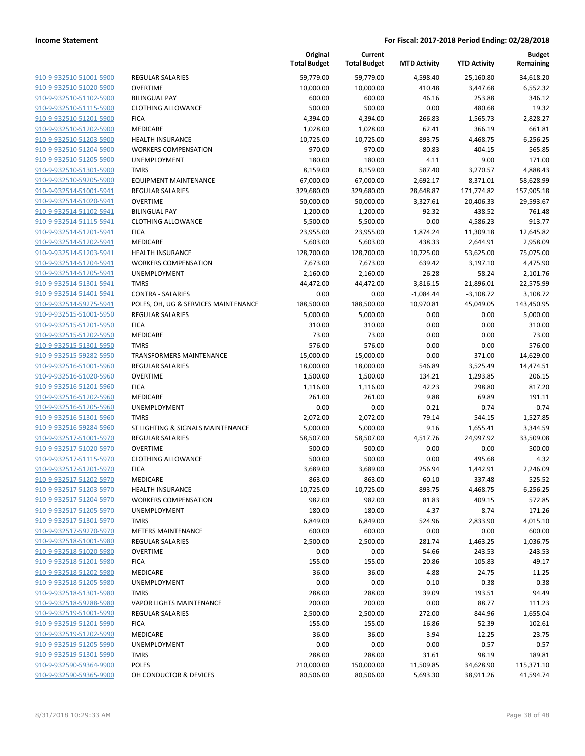| | | Original Total Budget | Current Total Budget | MTD Activity | YTD Activity | Budget Remaining |
|---|---|---|---|---|---|---|
| 910-9-932510-51001-5900 | REGULAR SALARIES | 59,779.00 | 59,779.00 | 4,598.40 | 25,160.80 | 34,618.20 |
| 910-9-932510-51020-5900 | OVERTIME | 10,000.00 | 10,000.00 | 410.48 | 3,447.68 | 6,552.32 |
| 910-9-932510-51102-5900 | BILINGUAL PAY | 600.00 | 600.00 | 46.16 | 253.88 | 346.12 |
| 910-9-932510-51115-5900 | CLOTHING ALLOWANCE | 500.00 | 500.00 | 0.00 | 480.68 | 19.32 |
| 910-9-932510-51201-5900 | FICA | 4,394.00 | 4,394.00 | 266.83 | 1,565.73 | 2,828.27 |
| 910-9-932510-51202-5900 | MEDICARE | 1,028.00 | 1,028.00 | 62.41 | 366.19 | 661.81 |
| 910-9-932510-51203-5900 | HEALTH INSURANCE | 10,725.00 | 10,725.00 | 893.75 | 4,468.75 | 6,256.25 |
| 910-9-932510-51204-5900 | WORKERS COMPENSATION | 970.00 | 970.00 | 80.83 | 404.15 | 565.85 |
| 910-9-932510-51205-5900 | UNEMPLOYMENT | 180.00 | 180.00 | 4.11 | 9.00 | 171.00 |
| 910-9-932510-51301-5900 | TMRS | 8,159.00 | 8,159.00 | 587.40 | 3,270.57 | 4,888.43 |
| 910-9-932510-59205-5900 | EQUIPMENT MAINTENANCE | 67,000.00 | 67,000.00 | 2,692.17 | 8,371.01 | 58,628.99 |
| 910-9-932514-51001-5941 | REGULAR SALARIES | 329,680.00 | 329,680.00 | 28,648.87 | 171,774.82 | 157,905.18 |
| 910-9-932514-51020-5941 | OVERTIME | 50,000.00 | 50,000.00 | 3,327.61 | 20,406.33 | 29,593.67 |
| 910-9-932514-51102-5941 | BILINGUAL PAY | 1,200.00 | 1,200.00 | 92.32 | 438.52 | 761.48 |
| 910-9-932514-51115-5941 | CLOTHING ALLOWANCE | 5,500.00 | 5,500.00 | 0.00 | 4,586.23 | 913.77 |
| 910-9-932514-51201-5941 | FICA | 23,955.00 | 23,955.00 | 1,874.24 | 11,309.18 | 12,645.82 |
| 910-9-932514-51202-5941 | MEDICARE | 5,603.00 | 5,603.00 | 438.33 | 2,644.91 | 2,958.09 |
| 910-9-932514-51203-5941 | HEALTH INSURANCE | 128,700.00 | 128,700.00 | 10,725.00 | 53,625.00 | 75,075.00 |
| 910-9-932514-51204-5941 | WORKERS COMPENSATION | 7,673.00 | 7,673.00 | 639.42 | 3,197.10 | 4,475.90 |
| 910-9-932514-51205-5941 | UNEMPLOYMENT | 2,160.00 | 2,160.00 | 26.28 | 58.24 | 2,101.76 |
| 910-9-932514-51301-5941 | TMRS | 44,472.00 | 44,472.00 | 3,816.15 | 21,896.01 | 22,575.99 |
| 910-9-932514-51401-5941 | CONTRA - SALARIES | 0.00 | 0.00 | -1,084.44 | -3,108.72 | 3,108.72 |
| 910-9-932514-59275-5941 | POLES, OH, UG & SERVICES MAINTENANCE | 188,500.00 | 188,500.00 | 10,970.81 | 45,049.05 | 143,450.95 |
| 910-9-932515-51001-5950 | REGULAR SALARIES | 5,000.00 | 5,000.00 | 0.00 | 0.00 | 5,000.00 |
| 910-9-932515-51201-5950 | FICA | 310.00 | 310.00 | 0.00 | 0.00 | 310.00 |
| 910-9-932515-51202-5950 | MEDICARE | 73.00 | 73.00 | 0.00 | 0.00 | 73.00 |
| 910-9-932515-51301-5950 | TMRS | 576.00 | 576.00 | 0.00 | 0.00 | 576.00 |
| 910-9-932515-59282-5950 | TRANSFORMERS MAINTENANCE | 15,000.00 | 15,000.00 | 0.00 | 371.00 | 14,629.00 |
| 910-9-932516-51001-5960 | REGULAR SALARIES | 18,000.00 | 18,000.00 | 546.89 | 3,525.49 | 14,474.51 |
| 910-9-932516-51020-5960 | OVERTIME | 1,500.00 | 1,500.00 | 134.21 | 1,293.85 | 206.15 |
| 910-9-932516-51201-5960 | FICA | 1,116.00 | 1,116.00 | 42.23 | 298.80 | 817.20 |
| 910-9-932516-51202-5960 | MEDICARE | 261.00 | 261.00 | 9.88 | 69.89 | 191.11 |
| 910-9-932516-51205-5960 | UNEMPLOYMENT | 0.00 | 0.00 | 0.21 | 0.74 | -0.74 |
| 910-9-932516-51301-5960 | TMRS | 2,072.00 | 2,072.00 | 79.14 | 544.15 | 1,527.85 |
| 910-9-932516-59284-5960 | ST LIGHTING & SIGNALS MAINTENANCE | 5,000.00 | 5,000.00 | 9.16 | 1,655.41 | 3,344.59 |
| 910-9-932517-51001-5970 | REGULAR SALARIES | 58,507.00 | 58,507.00 | 4,517.76 | 24,997.92 | 33,509.08 |
| 910-9-932517-51020-5970 | OVERTIME | 500.00 | 500.00 | 0.00 | 0.00 | 500.00 |
| 910-9-932517-51115-5970 | CLOTHING ALLOWANCE | 500.00 | 500.00 | 0.00 | 495.68 | 4.32 |
| 910-9-932517-51201-5970 | FICA | 3,689.00 | 3,689.00 | 256.94 | 1,442.91 | 2,246.09 |
| 910-9-932517-51202-5970 | MEDICARE | 863.00 | 863.00 | 60.10 | 337.48 | 525.52 |
| 910-9-932517-51203-5970 | HEALTH INSURANCE | 10,725.00 | 10,725.00 | 893.75 | 4,468.75 | 6,256.25 |
| 910-9-932517-51204-5970 | WORKERS COMPENSATION | 982.00 | 982.00 | 81.83 | 409.15 | 572.85 |
| 910-9-932517-51205-5970 | UNEMPLOYMENT | 180.00 | 180.00 | 4.37 | 8.74 | 171.26 |
| 910-9-932517-51301-5970 | TMRS | 6,849.00 | 6,849.00 | 524.96 | 2,833.90 | 4,015.10 |
| 910-9-932517-59270-5970 | METERS MAINTENANCE | 600.00 | 600.00 | 0.00 | 0.00 | 600.00 |
| 910-9-932518-51001-5980 | REGULAR SALARIES | 2,500.00 | 2,500.00 | 281.74 | 1,463.25 | 1,036.75 |
| 910-9-932518-51020-5980 | OVERTIME | 0.00 | 0.00 | 54.66 | 243.53 | -243.53 |
| 910-9-932518-51201-5980 | FICA | 155.00 | 155.00 | 20.86 | 105.83 | 49.17 |
| 910-9-932518-51202-5980 | MEDICARE | 36.00 | 36.00 | 4.88 | 24.75 | 11.25 |
| 910-9-932518-51205-5980 | UNEMPLOYMENT | 0.00 | 0.00 | 0.10 | 0.38 | -0.38 |
| 910-9-932518-51301-5980 | TMRS | 288.00 | 288.00 | 39.09 | 193.51 | 94.49 |
| 910-9-932518-59288-5980 | VAPOR LIGHTS MAINTENANCE | 200.00 | 200.00 | 0.00 | 88.77 | 111.23 |
| 910-9-932519-51001-5990 | REGULAR SALARIES | 2,500.00 | 2,500.00 | 272.00 | 844.96 | 1,655.04 |
| 910-9-932519-51201-5990 | FICA | 155.00 | 155.00 | 16.86 | 52.39 | 102.61 |
| 910-9-932519-51202-5990 | MEDICARE | 36.00 | 36.00 | 3.94 | 12.25 | 23.75 |
| 910-9-932519-51205-5990 | UNEMPLOYMENT | 0.00 | 0.00 | 0.00 | 0.57 | -0.57 |
| 910-9-932519-51301-5990 | TMRS | 288.00 | 288.00 | 31.61 | 98.19 | 189.81 |
| 910-9-932590-59364-9900 | POLES | 210,000.00 | 150,000.00 | 11,509.85 | 34,628.90 | 115,371.10 |
| 910-9-932590-59365-9900 | OH CONDUCTOR & DEVICES | 80,506.00 | 80,506.00 | 5,693.30 | 38,911.26 | 41,594.74 |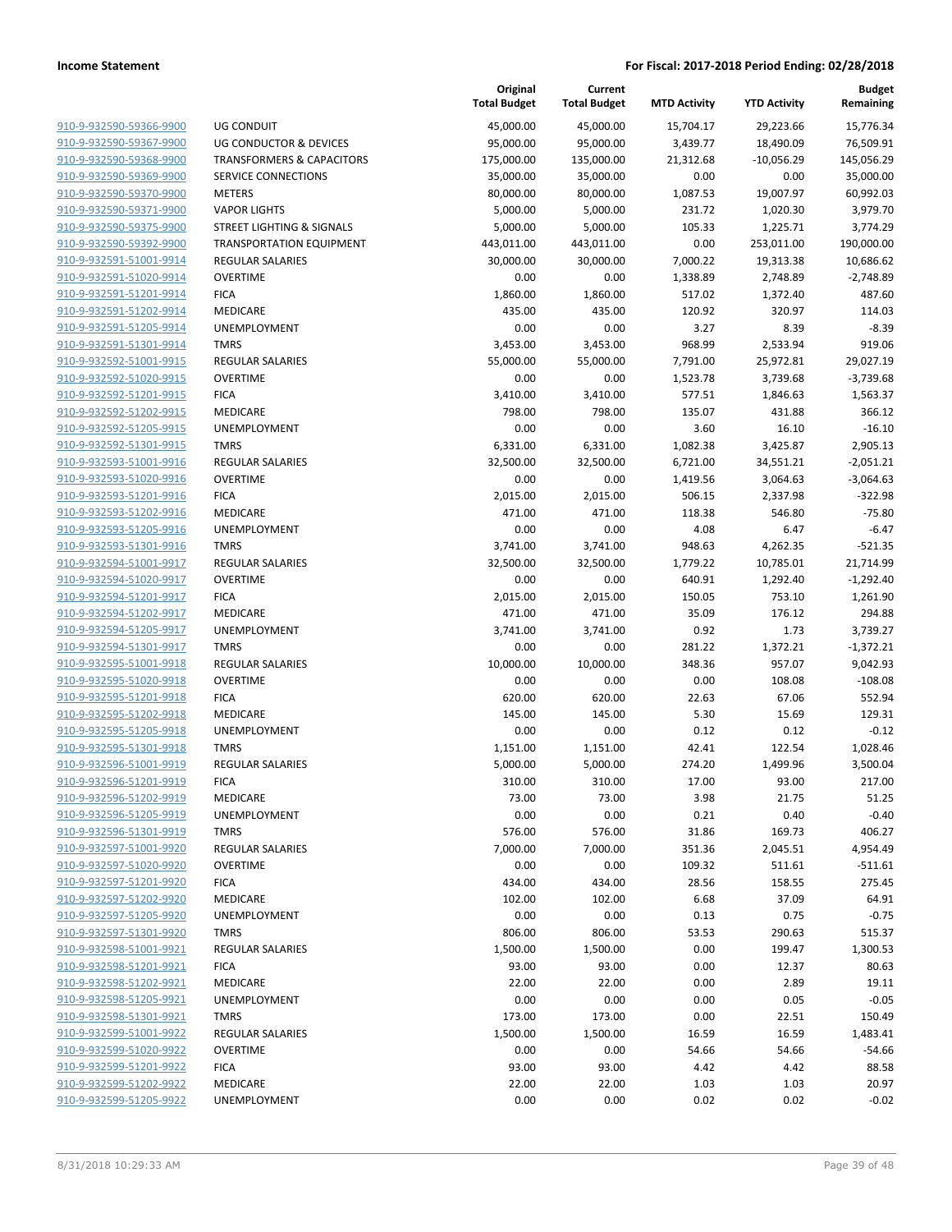**Income Statement** — For Fiscal: 2017-2018 Period Ending: 02/28/2018

| | | Original Total Budget | Current Total Budget | MTD Activity | YTD Activity | Budget Remaining |
|---|---|---|---|---|---|---|
| 910-9-932590-59366-9900 | UG CONDUIT | 45,000.00 | 45,000.00 | 15,704.17 | 29,223.66 | 15,776.34 |
| 910-9-932590-59367-9900 | UG CONDUCTOR & DEVICES | 95,000.00 | 95,000.00 | 3,439.77 | 18,490.09 | 76,509.91 |
| 910-9-932590-59368-9900 | TRANSFORMERS & CAPACITORS | 175,000.00 | 135,000.00 | 21,312.68 | -10,056.29 | 145,056.29 |
| 910-9-932590-59369-9900 | SERVICE CONNECTIONS | 35,000.00 | 35,000.00 | 0.00 | 0.00 | 35,000.00 |
| 910-9-932590-59370-9900 | METERS | 80,000.00 | 80,000.00 | 1,087.53 | 19,007.97 | 60,992.03 |
| 910-9-932590-59371-9900 | VAPOR LIGHTS | 5,000.00 | 5,000.00 | 231.72 | 1,020.30 | 3,979.70 |
| 910-9-932590-59375-9900 | STREET LIGHTING & SIGNALS | 5,000.00 | 5,000.00 | 105.33 | 1,225.71 | 3,774.29 |
| 910-9-932590-59392-9900 | TRANSPORTATION EQUIPMENT | 443,011.00 | 443,011.00 | 0.00 | 253,011.00 | 190,000.00 |
| 910-9-932591-51001-9914 | REGULAR SALARIES | 30,000.00 | 30,000.00 | 7,000.22 | 19,313.38 | 10,686.62 |
| 910-9-932591-51020-9914 | OVERTIME | 0.00 | 0.00 | 1,338.89 | 2,748.89 | -2,748.89 |
| 910-9-932591-51201-9914 | FICA | 1,860.00 | 1,860.00 | 517.02 | 1,372.40 | 487.60 |
| 910-9-932591-51202-9914 | MEDICARE | 435.00 | 435.00 | 120.92 | 320.97 | 114.03 |
| 910-9-932591-51205-9914 | UNEMPLOYMENT | 0.00 | 0.00 | 3.27 | 8.39 | -8.39 |
| 910-9-932591-51301-9914 | TMRS | 3,453.00 | 3,453.00 | 968.99 | 2,533.94 | 919.06 |
| 910-9-932592-51001-9915 | REGULAR SALARIES | 55,000.00 | 55,000.00 | 7,791.00 | 25,972.81 | 29,027.19 |
| 910-9-932592-51020-9915 | OVERTIME | 0.00 | 0.00 | 1,523.78 | 3,739.68 | -3,739.68 |
| 910-9-932592-51201-9915 | FICA | 3,410.00 | 3,410.00 | 577.51 | 1,846.63 | 1,563.37 |
| 910-9-932592-51202-9915 | MEDICARE | 798.00 | 798.00 | 135.07 | 431.88 | 366.12 |
| 910-9-932592-51205-9915 | UNEMPLOYMENT | 0.00 | 0.00 | 3.60 | 16.10 | -16.10 |
| 910-9-932592-51301-9915 | TMRS | 6,331.00 | 6,331.00 | 1,082.38 | 3,425.87 | 2,905.13 |
| 910-9-932593-51001-9916 | REGULAR SALARIES | 32,500.00 | 32,500.00 | 6,721.00 | 34,551.21 | -2,051.21 |
| 910-9-932593-51020-9916 | OVERTIME | 0.00 | 0.00 | 1,419.56 | 3,064.63 | -3,064.63 |
| 910-9-932593-51201-9916 | FICA | 2,015.00 | 2,015.00 | 506.15 | 2,337.98 | -322.98 |
| 910-9-932593-51202-9916 | MEDICARE | 471.00 | 471.00 | 118.38 | 546.80 | -75.80 |
| 910-9-932593-51205-9916 | UNEMPLOYMENT | 0.00 | 0.00 | 4.08 | 6.47 | -6.47 |
| 910-9-932593-51301-9916 | TMRS | 3,741.00 | 3,741.00 | 948.63 | 4,262.35 | -521.35 |
| 910-9-932594-51001-9917 | REGULAR SALARIES | 32,500.00 | 32,500.00 | 1,779.22 | 10,785.01 | 21,714.99 |
| 910-9-932594-51020-9917 | OVERTIME | 0.00 | 0.00 | 640.91 | 1,292.40 | -1,292.40 |
| 910-9-932594-51201-9917 | FICA | 2,015.00 | 2,015.00 | 150.05 | 753.10 | 1,261.90 |
| 910-9-932594-51202-9917 | MEDICARE | 471.00 | 471.00 | 35.09 | 176.12 | 294.88 |
| 910-9-932594-51205-9917 | UNEMPLOYMENT | 3,741.00 | 3,741.00 | 0.92 | 1.73 | 3,739.27 |
| 910-9-932594-51301-9917 | TMRS | 0.00 | 0.00 | 281.22 | 1,372.21 | -1,372.21 |
| 910-9-932595-51001-9918 | REGULAR SALARIES | 10,000.00 | 10,000.00 | 348.36 | 957.07 | 9,042.93 |
| 910-9-932595-51020-9918 | OVERTIME | 0.00 | 0.00 | 0.00 | 108.08 | -108.08 |
| 910-9-932595-51201-9918 | FICA | 620.00 | 620.00 | 22.63 | 67.06 | 552.94 |
| 910-9-932595-51202-9918 | MEDICARE | 145.00 | 145.00 | 5.30 | 15.69 | 129.31 |
| 910-9-932595-51205-9918 | UNEMPLOYMENT | 0.00 | 0.00 | 0.12 | 0.12 | -0.12 |
| 910-9-932595-51301-9918 | TMRS | 1,151.00 | 1,151.00 | 42.41 | 122.54 | 1,028.46 |
| 910-9-932596-51001-9919 | REGULAR SALARIES | 5,000.00 | 5,000.00 | 274.20 | 1,499.96 | 3,500.04 |
| 910-9-932596-51201-9919 | FICA | 310.00 | 310.00 | 17.00 | 93.00 | 217.00 |
| 910-9-932596-51202-9919 | MEDICARE | 73.00 | 73.00 | 3.98 | 21.75 | 51.25 |
| 910-9-932596-51205-9919 | UNEMPLOYMENT | 0.00 | 0.00 | 0.21 | 0.40 | -0.40 |
| 910-9-932596-51301-9919 | TMRS | 576.00 | 576.00 | 31.86 | 169.73 | 406.27 |
| 910-9-932597-51001-9920 | REGULAR SALARIES | 7,000.00 | 7,000.00 | 351.36 | 2,045.51 | 4,954.49 |
| 910-9-932597-51020-9920 | OVERTIME | 0.00 | 0.00 | 109.32 | 511.61 | -511.61 |
| 910-9-932597-51201-9920 | FICA | 434.00 | 434.00 | 28.56 | 158.55 | 275.45 |
| 910-9-932597-51202-9920 | MEDICARE | 102.00 | 102.00 | 6.68 | 37.09 | 64.91 |
| 910-9-932597-51205-9920 | UNEMPLOYMENT | 0.00 | 0.00 | 0.13 | 0.75 | -0.75 |
| 910-9-932597-51301-9920 | TMRS | 806.00 | 806.00 | 53.53 | 290.63 | 515.37 |
| 910-9-932598-51001-9921 | REGULAR SALARIES | 1,500.00 | 1,500.00 | 0.00 | 199.47 | 1,300.53 |
| 910-9-932598-51201-9921 | FICA | 93.00 | 93.00 | 0.00 | 12.37 | 80.63 |
| 910-9-932598-51202-9921 | MEDICARE | 22.00 | 22.00 | 0.00 | 2.89 | 19.11 |
| 910-9-932598-51205-9921 | UNEMPLOYMENT | 0.00 | 0.00 | 0.00 | 0.05 | -0.05 |
| 910-9-932598-51301-9921 | TMRS | 173.00 | 173.00 | 0.00 | 22.51 | 150.49 |
| 910-9-932599-51001-9922 | REGULAR SALARIES | 1,500.00 | 1,500.00 | 16.59 | 16.59 | 1,483.41 |
| 910-9-932599-51020-9922 | OVERTIME | 0.00 | 0.00 | 54.66 | 54.66 | -54.66 |
| 910-9-932599-51201-9922 | FICA | 93.00 | 93.00 | 4.42 | 4.42 | 88.58 |
| 910-9-932599-51202-9922 | MEDICARE | 22.00 | 22.00 | 1.03 | 1.03 | 20.97 |
| 910-9-932599-51205-9922 | UNEMPLOYMENT | 0.00 | 0.00 | 0.02 | 0.02 | -0.02 |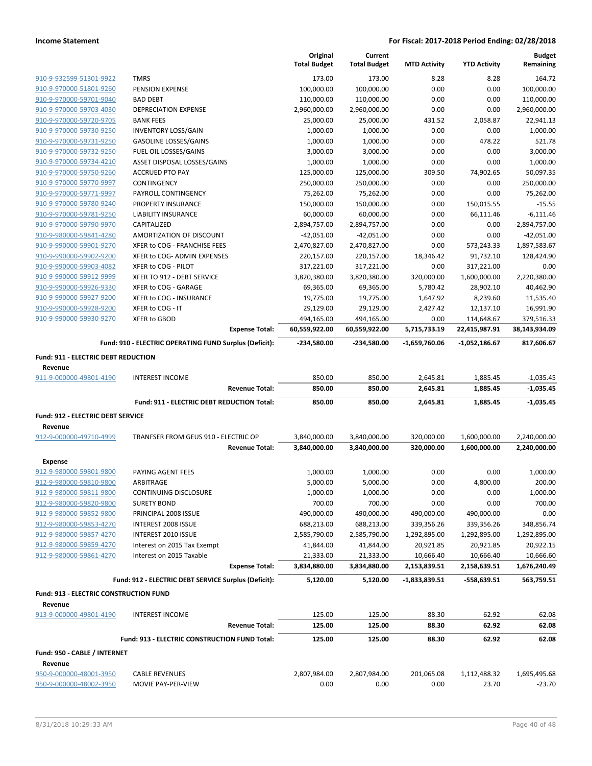**Income Statement** | **For Fiscal: 2017-2018 Period Ending: 02/28/2018**

| | | Original Total Budget | Current Total Budget | MTD Activity | YTD Activity | Budget Remaining |
|---|---|---|---|---|---|---|
| 910-9-932599-51301-9922 | TMRS | 173.00 | 173.00 | 8.28 | 8.28 | 164.72 |
| 910-9-970000-51801-9260 | PENSION EXPENSE | 100,000.00 | 100,000.00 | 0.00 | 0.00 | 100,000.00 |
| 910-9-970000-59701-9040 | BAD DEBT | 110,000.00 | 110,000.00 | 0.00 | 0.00 | 110,000.00 |
| 910-9-970000-59703-4030 | DEPRECIATION EXPENSE | 2,960,000.00 | 2,960,000.00 | 0.00 | 0.00 | 2,960,000.00 |
| 910-9-970000-59720-9705 | BANK FEES | 25,000.00 | 25,000.00 | 431.52 | 2,058.87 | 22,941.13 |
| 910-9-970000-59730-9250 | INVENTORY LOSS/GAIN | 1,000.00 | 1,000.00 | 0.00 | 0.00 | 1,000.00 |
| 910-9-970000-59731-9250 | GASOLINE LOSSES/GAINS | 1,000.00 | 1,000.00 | 0.00 | 478.22 | 521.78 |
| 910-9-970000-59732-9250 | FUEL OIL LOSSES/GAINS | 3,000.00 | 3,000.00 | 0.00 | 0.00 | 3,000.00 |
| 910-9-970000-59734-4210 | ASSET DISPOSAL LOSSES/GAINS | 1,000.00 | 1,000.00 | 0.00 | 0.00 | 1,000.00 |
| 910-9-970000-59750-9260 | ACCRUED PTO PAY | 125,000.00 | 125,000.00 | 309.50 | 74,902.65 | 50,097.35 |
| 910-9-970000-59770-9997 | CONTINGENCY | 250,000.00 | 250,000.00 | 0.00 | 0.00 | 250,000.00 |
| 910-9-970000-59771-9997 | PAYROLL CONTINGENCY | 75,262.00 | 75,262.00 | 0.00 | 0.00 | 75,262.00 |
| 910-9-970000-59780-9240 | PROPERTY INSURANCE | 150,000.00 | 150,000.00 | 0.00 | 150,015.55 | -15.55 |
| 910-9-970000-59781-9250 | LIABILITY INSURANCE | 60,000.00 | 60,000.00 | 0.00 | 66,111.46 | -6,111.46 |
| 910-9-970000-59790-9970 | CAPITALIZED | -2,894,757.00 | -2,894,757.00 | 0.00 | 0.00 | -2,894,757.00 |
| 910-9-980000-59841-4280 | AMORTIZATION OF DISCOUNT | -42,051.00 | -42,051.00 | 0.00 | 0.00 | -42,051.00 |
| 910-9-990000-59901-9270 | XFER to COG - FRANCHISE FEES | 2,470,827.00 | 2,470,827.00 | 0.00 | 573,243.33 | 1,897,583.67 |
| 910-9-990000-59902-9200 | XFER to COG- ADMIN EXPENSES | 220,157.00 | 220,157.00 | 18,346.42 | 91,732.10 | 128,424.90 |
| 910-9-990000-59903-4082 | XFER to COG - PILOT | 317,221.00 | 317,221.00 | 0.00 | 317,221.00 | 0.00 |
| 910-9-990000-59912-9999 | XFER TO 912 - DEBT SERVICE | 3,820,380.00 | 3,820,380.00 | 320,000.00 | 1,600,000.00 | 2,220,380.00 |
| 910-9-990000-59926-9330 | XFER to COG - GARAGE | 69,365.00 | 69,365.00 | 5,780.42 | 28,902.10 | 40,462.90 |
| 910-9-990000-59927-9200 | XFER to COG - INSURANCE | 19,775.00 | 19,775.00 | 1,647.92 | 8,239.60 | 11,535.40 |
| 910-9-990000-59928-9200 | XFER to COG - IT | 29,129.00 | 29,129.00 | 2,427.42 | 12,137.10 | 16,991.90 |
| 910-9-990000-59930-9270 | XFER to GBOD | 494,165.00 | 494,165.00 | 0.00 | 114,648.67 | 379,516.33 |
| | **Expense Total:** | **60,559,922.00** | **60,559,922.00** | **5,715,733.19** | **22,415,987.91** | **38,143,934.09** |
| | **Fund: 910 - ELECTRIC OPERATING FUND Surplus (Deficit):** | **-234,580.00** | **-234,580.00** | **-1,659,760.06** | **-1,052,186.67** | **817,606.67** |
| **Fund: 911 - ELECTRIC DEBT REDUCTION** | | | | | | |
| **Revenue** | | | | | | |
| 911-9-000000-49801-4190 | INTEREST INCOME | 850.00 | 850.00 | 2,645.81 | 1,885.45 | -1,035.45 |
| | **Revenue Total:** | **850.00** | **850.00** | **2,645.81** | **1,885.45** | **-1,035.45** |
| | **Fund: 911 - ELECTRIC DEBT REDUCTION Total:** | **850.00** | **850.00** | **2,645.81** | **1,885.45** | **-1,035.45** |
| **Fund: 912 - ELECTRIC DEBT SERVICE** | | | | | | |
| **Revenue** | | | | | | |
| 912-9-000000-49710-4999 | TRANFSER FROM GEUS 910 - ELECTRIC OP | 3,840,000.00 | 3,840,000.00 | 320,000.00 | 1,600,000.00 | 2,240,000.00 |
| | **Revenue Total:** | **3,840,000.00** | **3,840,000.00** | **320,000.00** | **1,600,000.00** | **2,240,000.00** |
| **Expense** | | | | | | |
| 912-9-980000-59801-9800 | PAYING AGENT FEES | 1,000.00 | 1,000.00 | 0.00 | 0.00 | 1,000.00 |
| 912-9-980000-59810-9800 | ARBITRAGE | 5,000.00 | 5,000.00 | 0.00 | 4,800.00 | 200.00 |
| 912-9-980000-59811-9800 | CONTINUING DISCLOSURE | 1,000.00 | 1,000.00 | 0.00 | 0.00 | 1,000.00 |
| 912-9-980000-59820-9800 | SURETY BOND | 700.00 | 700.00 | 0.00 | 0.00 | 700.00 |
| 912-9-980000-59852-9800 | PRINCIPAL 2008 ISSUE | 490,000.00 | 490,000.00 | 490,000.00 | 490,000.00 | 0.00 |
| 912-9-980000-59853-4270 | INTEREST 2008 ISSUE | 688,213.00 | 688,213.00 | 339,356.26 | 339,356.26 | 348,856.74 |
| 912-9-980000-59857-4270 | INTEREST 2010 ISSUE | 2,585,790.00 | 2,585,790.00 | 1,292,895.00 | 1,292,895.00 | 1,292,895.00 |
| 912-9-980000-59859-4270 | Interest on 2015 Tax Exempt | 41,844.00 | 41,844.00 | 20,921.85 | 20,921.85 | 20,922.15 |
| 912-9-980000-59861-4270 | Interest on 2015 Taxable | 21,333.00 | 21,333.00 | 10,666.40 | 10,666.40 | 10,666.60 |
| | **Expense Total:** | **3,834,880.00** | **3,834,880.00** | **2,153,839.51** | **2,158,639.51** | **1,676,240.49** |
| | **Fund: 912 - ELECTRIC DEBT SERVICE Surplus (Deficit):** | **5,120.00** | **5,120.00** | **-1,833,839.51** | **-558,639.51** | **563,759.51** |
| **Fund: 913 - ELECTRIC CONSTRUCTION FUND** | | | | | | |
| **Revenue** | | | | | | |
| 913-9-000000-49801-4190 | INTEREST INCOME | 125.00 | 125.00 | 88.30 | 62.92 | 62.08 |
| | **Revenue Total:** | **125.00** | **125.00** | **88.30** | **62.92** | **62.08** |
| | **Fund: 913 - ELECTRIC CONSTRUCTION FUND Total:** | **125.00** | **125.00** | **88.30** | **62.92** | **62.08** |
| **Fund: 950 - CABLE / INTERNET** | | | | | | |
| **Revenue** | | | | | | |
| 950-9-000000-48001-3950 | CABLE REVENUES | 2,807,984.00 | 2,807,984.00 | 201,065.08 | 1,112,488.32 | 1,695,495.68 |
| 950-9-000000-48002-3950 | MOVIE PAY-PER-VIEW | 0.00 | 0.00 | 0.00 | 23.70 | -23.70 |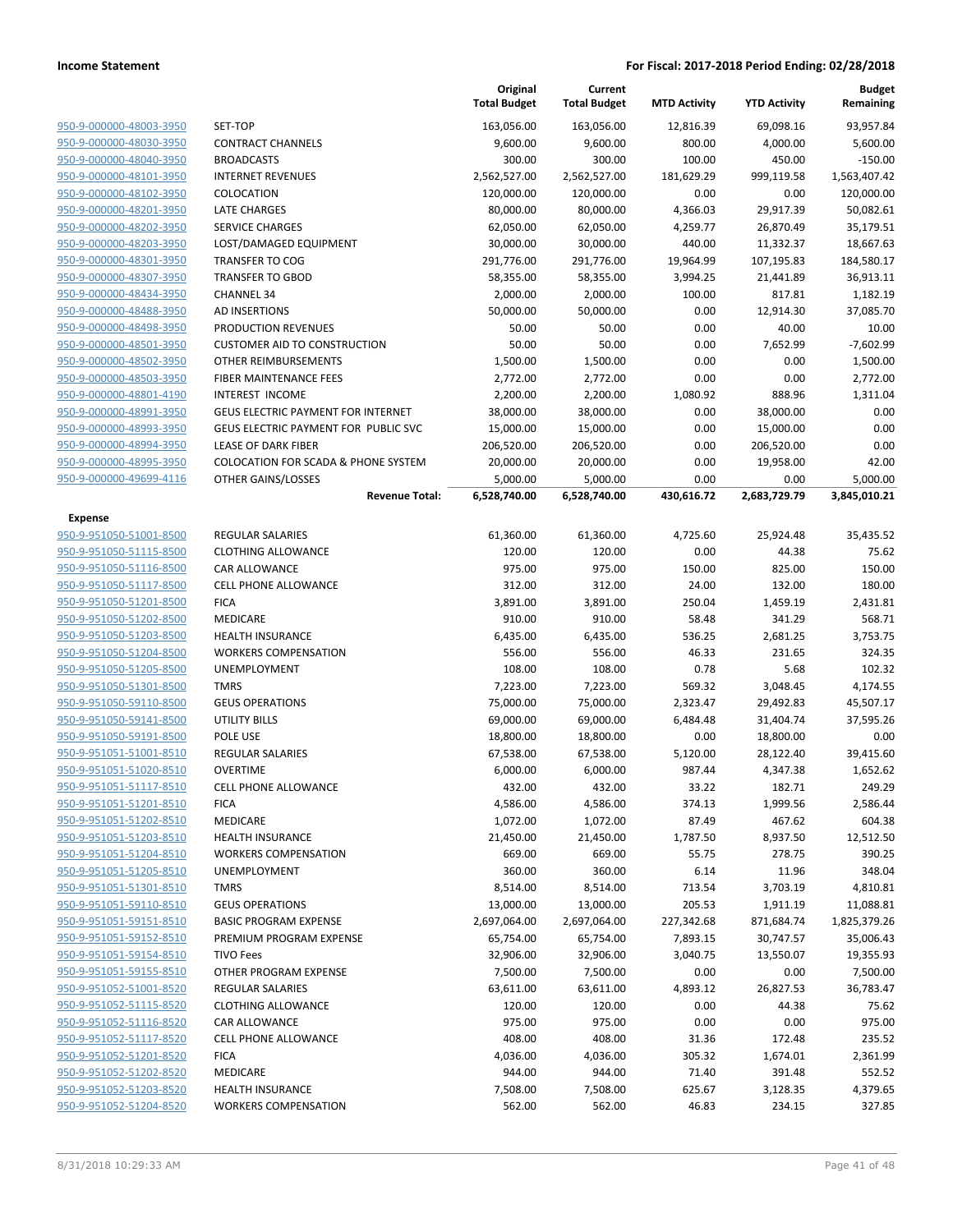**Income Statement** — **For Fiscal: 2017-2018 Period Ending: 02/28/2018**

| | | Original Total Budget | Current Total Budget | MTD Activity | YTD Activity | Budget Remaining |
|---|---|---|---|---|---|---|
| 950-9-000000-48003-3950 | SET-TOP | 163,056.00 | 163,056.00 | 12,816.39 | 69,098.16 | 93,957.84 |
| 950-9-000000-48030-3950 | CONTRACT CHANNELS | 9,600.00 | 9,600.00 | 800.00 | 4,000.00 | 5,600.00 |
| 950-9-000000-48040-3950 | BROADCASTS | 300.00 | 300.00 | 100.00 | 450.00 | -150.00 |
| 950-9-000000-48101-3950 | INTERNET REVENUES | 2,562,527.00 | 2,562,527.00 | 181,629.29 | 999,119.58 | 1,563,407.42 |
| 950-9-000000-48102-3950 | COLOCATION | 120,000.00 | 120,000.00 | 0.00 | 0.00 | 120,000.00 |
| 950-9-000000-48201-3950 | LATE CHARGES | 80,000.00 | 80,000.00 | 4,366.03 | 29,917.39 | 50,082.61 |
| 950-9-000000-48202-3950 | SERVICE CHARGES | 62,050.00 | 62,050.00 | 4,259.77 | 26,870.49 | 35,179.51 |
| 950-9-000000-48203-3950 | LOST/DAMAGED EQUIPMENT | 30,000.00 | 30,000.00 | 440.00 | 11,332.37 | 18,667.63 |
| 950-9-000000-48301-3950 | TRANSFER TO COG | 291,776.00 | 291,776.00 | 19,964.99 | 107,195.83 | 184,580.17 |
| 950-9-000000-48307-3950 | TRANSFER TO GBOD | 58,355.00 | 58,355.00 | 3,994.25 | 21,441.89 | 36,913.11 |
| 950-9-000000-48434-3950 | CHANNEL 34 | 2,000.00 | 2,000.00 | 100.00 | 817.81 | 1,182.19 |
| 950-9-000000-48488-3950 | AD INSERTIONS | 50,000.00 | 50,000.00 | 0.00 | 12,914.30 | 37,085.70 |
| 950-9-000000-48498-3950 | PRODUCTION REVENUES | 50.00 | 50.00 | 0.00 | 40.00 | 10.00 |
| 950-9-000000-48501-3950 | CUSTOMER AID TO CONSTRUCTION | 50.00 | 50.00 | 0.00 | 7,652.99 | -7,602.99 |
| 950-9-000000-48502-3950 | OTHER REIMBURSEMENTS | 1,500.00 | 1,500.00 | 0.00 | 0.00 | 1,500.00 |
| 950-9-000000-48503-3950 | FIBER MAINTENANCE FEES | 2,772.00 | 2,772.00 | 0.00 | 0.00 | 2,772.00 |
| 950-9-000000-48801-4190 | INTEREST INCOME | 2,200.00 | 2,200.00 | 1,080.92 | 888.96 | 1,311.04 |
| 950-9-000000-48991-3950 | GEUS ELECTRIC PAYMENT FOR INTERNET | 38,000.00 | 38,000.00 | 0.00 | 38,000.00 | 0.00 |
| 950-9-000000-48993-3950 | GEUS ELECTRIC PAYMENT FOR PUBLIC SVC | 15,000.00 | 15,000.00 | 0.00 | 15,000.00 | 0.00 |
| 950-9-000000-48994-3950 | LEASE OF DARK FIBER | 206,520.00 | 206,520.00 | 0.00 | 206,520.00 | 0.00 |
| 950-9-000000-48995-3950 | COLOCATION FOR SCADA & PHONE SYSTEM | 20,000.00 | 20,000.00 | 0.00 | 19,958.00 | 42.00 |
| 950-9-000000-49699-4116 | OTHER GAINS/LOSSES | 5,000.00 | 5,000.00 | 0.00 | 0.00 | 5,000.00 |
| | **Revenue Total:** | **6,528,740.00** | **6,528,740.00** | **430,616.72** | **2,683,729.79** | **3,845,010.21** |
| **Expense** | | | | | | |
| 950-9-951050-51001-8500 | REGULAR SALARIES | 61,360.00 | 61,360.00 | 4,725.60 | 25,924.48 | 35,435.52 |
| 950-9-951050-51115-8500 | CLOTHING ALLOWANCE | 120.00 | 120.00 | 0.00 | 44.38 | 75.62 |
| 950-9-951050-51116-8500 | CAR ALLOWANCE | 975.00 | 975.00 | 150.00 | 825.00 | 150.00 |
| 950-9-951050-51117-8500 | CELL PHONE ALLOWANCE | 312.00 | 312.00 | 24.00 | 132.00 | 180.00 |
| 950-9-951050-51201-8500 | FICA | 3,891.00 | 3,891.00 | 250.04 | 1,459.19 | 2,431.81 |
| 950-9-951050-51202-8500 | MEDICARE | 910.00 | 910.00 | 58.48 | 341.29 | 568.71 |
| 950-9-951050-51203-8500 | HEALTH INSURANCE | 6,435.00 | 6,435.00 | 536.25 | 2,681.25 | 3,753.75 |
| 950-9-951050-51204-8500 | WORKERS COMPENSATION | 556.00 | 556.00 | 46.33 | 231.65 | 324.35 |
| 950-9-951050-51205-8500 | UNEMPLOYMENT | 108.00 | 108.00 | 0.78 | 5.68 | 102.32 |
| 950-9-951050-51301-8500 | TMRS | 7,223.00 | 7,223.00 | 569.32 | 3,048.45 | 4,174.55 |
| 950-9-951050-59110-8500 | GEUS OPERATIONS | 75,000.00 | 75,000.00 | 2,323.47 | 29,492.83 | 45,507.17 |
| 950-9-951050-59141-8500 | UTILITY BILLS | 69,000.00 | 69,000.00 | 6,484.48 | 31,404.74 | 37,595.26 |
| 950-9-951050-59191-8500 | POLE USE | 18,800.00 | 18,800.00 | 0.00 | 18,800.00 | 0.00 |
| 950-9-951051-51001-8510 | REGULAR SALARIES | 67,538.00 | 67,538.00 | 5,120.00 | 28,122.40 | 39,415.60 |
| 950-9-951051-51020-8510 | OVERTIME | 6,000.00 | 6,000.00 | 987.44 | 4,347.38 | 1,652.62 |
| 950-9-951051-51117-8510 | CELL PHONE ALLOWANCE | 432.00 | 432.00 | 33.22 | 182.71 | 249.29 |
| 950-9-951051-51201-8510 | FICA | 4,586.00 | 4,586.00 | 374.13 | 1,999.56 | 2,586.44 |
| 950-9-951051-51202-8510 | MEDICARE | 1,072.00 | 1,072.00 | 87.49 | 467.62 | 604.38 |
| 950-9-951051-51203-8510 | HEALTH INSURANCE | 21,450.00 | 21,450.00 | 1,787.50 | 8,937.50 | 12,512.50 |
| 950-9-951051-51204-8510 | WORKERS COMPENSATION | 669.00 | 669.00 | 55.75 | 278.75 | 390.25 |
| 950-9-951051-51205-8510 | UNEMPLOYMENT | 360.00 | 360.00 | 6.14 | 11.96 | 348.04 |
| 950-9-951051-51301-8510 | TMRS | 8,514.00 | 8,514.00 | 713.54 | 3,703.19 | 4,810.81 |
| 950-9-951051-59110-8510 | GEUS OPERATIONS | 13,000.00 | 13,000.00 | 205.53 | 1,911.19 | 11,088.81 |
| 950-9-951051-59151-8510 | BASIC PROGRAM EXPENSE | 2,697,064.00 | 2,697,064.00 | 227,342.68 | 871,684.74 | 1,825,379.26 |
| 950-9-951051-59152-8510 | PREMIUM PROGRAM EXPENSE | 65,754.00 | 65,754.00 | 7,893.15 | 30,747.57 | 35,006.43 |
| 950-9-951051-59154-8510 | TIVO Fees | 32,906.00 | 32,906.00 | 3,040.75 | 13,550.07 | 19,355.93 |
| 950-9-951051-59155-8510 | OTHER PROGRAM EXPENSE | 7,500.00 | 7,500.00 | 0.00 | 0.00 | 7,500.00 |
| 950-9-951052-51001-8520 | REGULAR SALARIES | 63,611.00 | 63,611.00 | 4,893.12 | 26,827.53 | 36,783.47 |
| 950-9-951052-51115-8520 | CLOTHING ALLOWANCE | 120.00 | 120.00 | 0.00 | 44.38 | 75.62 |
| 950-9-951052-51116-8520 | CAR ALLOWANCE | 975.00 | 975.00 | 0.00 | 0.00 | 975.00 |
| 950-9-951052-51117-8520 | CELL PHONE ALLOWANCE | 408.00 | 408.00 | 31.36 | 172.48 | 235.52 |
| 950-9-951052-51201-8520 | FICA | 4,036.00 | 4,036.00 | 305.32 | 1,674.01 | 2,361.99 |
| 950-9-951052-51202-8520 | MEDICARE | 944.00 | 944.00 | 71.40 | 391.48 | 552.52 |
| 950-9-951052-51203-8520 | HEALTH INSURANCE | 7,508.00 | 7,508.00 | 625.67 | 3,128.35 | 4,379.65 |
| 950-9-951052-51204-8520 | WORKERS COMPENSATION | 562.00 | 562.00 | 46.83 | 234.15 | 327.85 |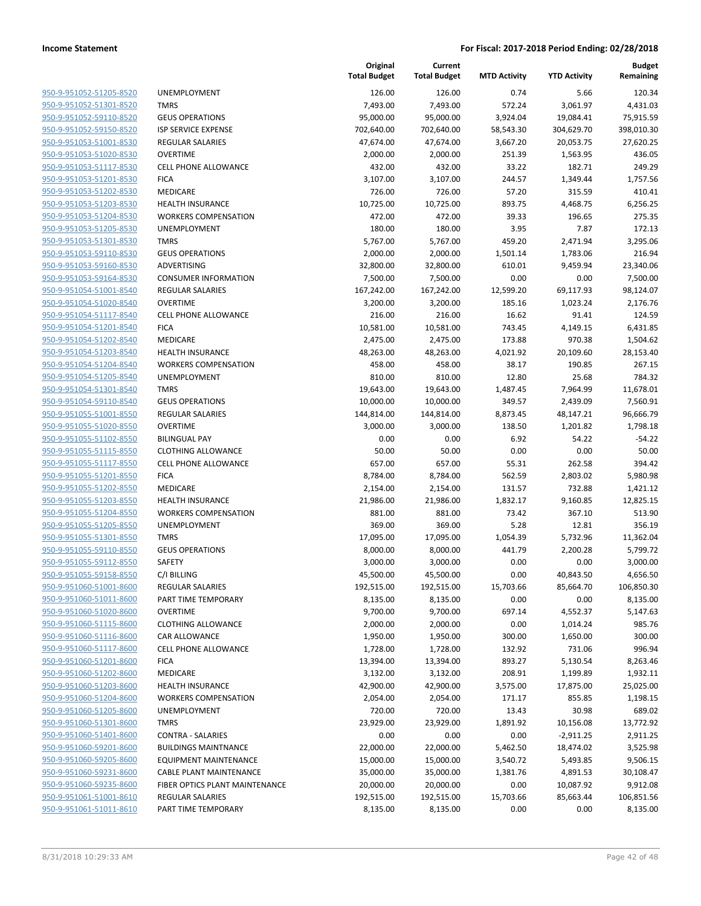**Income Statement** **For Fiscal: 2017-2018 Period Ending: 02/28/2018**

| | | Original Total Budget | Current Total Budget | MTD Activity | YTD Activity | Budget Remaining |
|---|---|---|---|---|---|---|
| 950-9-951052-51205-8520 | UNEMPLOYMENT | 126.00 | 126.00 | 0.74 | 5.66 | 120.34 |
| 950-9-951052-51301-8520 | TMRS | 7,493.00 | 7,493.00 | 572.24 | 3,061.97 | 4,431.03 |
| 950-9-951052-59110-8520 | GEUS OPERATIONS | 95,000.00 | 95,000.00 | 3,924.04 | 19,084.41 | 75,915.59 |
| 950-9-951052-59150-8520 | ISP SERVICE EXPENSE | 702,640.00 | 702,640.00 | 58,543.30 | 304,629.70 | 398,010.30 |
| 950-9-951053-51001-8530 | REGULAR SALARIES | 47,674.00 | 47,674.00 | 3,667.20 | 20,053.75 | 27,620.25 |
| 950-9-951053-51020-8530 | OVERTIME | 2,000.00 | 2,000.00 | 251.39 | 1,563.95 | 436.05 |
| 950-9-951053-51117-8530 | CELL PHONE ALLOWANCE | 432.00 | 432.00 | 33.22 | 182.71 | 249.29 |
| 950-9-951053-51201-8530 | FICA | 3,107.00 | 3,107.00 | 244.57 | 1,349.44 | 1,757.56 |
| 950-9-951053-51202-8530 | MEDICARE | 726.00 | 726.00 | 57.20 | 315.59 | 410.41 |
| 950-9-951053-51203-8530 | HEALTH INSURANCE | 10,725.00 | 10,725.00 | 893.75 | 4,468.75 | 6,256.25 |
| 950-9-951053-51204-8530 | WORKERS COMPENSATION | 472.00 | 472.00 | 39.33 | 196.65 | 275.35 |
| 950-9-951053-51205-8530 | UNEMPLOYMENT | 180.00 | 180.00 | 3.95 | 7.87 | 172.13 |
| 950-9-951053-51301-8530 | TMRS | 5,767.00 | 5,767.00 | 459.20 | 2,471.94 | 3,295.06 |
| 950-9-951053-59110-8530 | GEUS OPERATIONS | 2,000.00 | 2,000.00 | 1,501.14 | 1,783.06 | 216.94 |
| 950-9-951053-59160-8530 | ADVERTISING | 32,800.00 | 32,800.00 | 610.01 | 9,459.94 | 23,340.06 |
| 950-9-951053-59164-8530 | CONSUMER INFORMATION | 7,500.00 | 7,500.00 | 0.00 | 0.00 | 7,500.00 |
| 950-9-951054-51001-8540 | REGULAR SALARIES | 167,242.00 | 167,242.00 | 12,599.20 | 69,117.93 | 98,124.07 |
| 950-9-951054-51020-8540 | OVERTIME | 3,200.00 | 3,200.00 | 185.16 | 1,023.24 | 2,176.76 |
| 950-9-951054-51117-8540 | CELL PHONE ALLOWANCE | 216.00 | 216.00 | 16.62 | 91.41 | 124.59 |
| 950-9-951054-51201-8540 | FICA | 10,581.00 | 10,581.00 | 743.45 | 4,149.15 | 6,431.85 |
| 950-9-951054-51202-8540 | MEDICARE | 2,475.00 | 2,475.00 | 173.88 | 970.38 | 1,504.62 |
| 950-9-951054-51203-8540 | HEALTH INSURANCE | 48,263.00 | 48,263.00 | 4,021.92 | 20,109.60 | 28,153.40 |
| 950-9-951054-51204-8540 | WORKERS COMPENSATION | 458.00 | 458.00 | 38.17 | 190.85 | 267.15 |
| 950-9-951054-51205-8540 | UNEMPLOYMENT | 810.00 | 810.00 | 12.80 | 25.68 | 784.32 |
| 950-9-951054-51301-8540 | TMRS | 19,643.00 | 19,643.00 | 1,487.45 | 7,964.99 | 11,678.01 |
| 950-9-951054-59110-8540 | GEUS OPERATIONS | 10,000.00 | 10,000.00 | 349.57 | 2,439.09 | 7,560.91 |
| 950-9-951055-51001-8550 | REGULAR SALARIES | 144,814.00 | 144,814.00 | 8,873.45 | 48,147.21 | 96,666.79 |
| 950-9-951055-51020-8550 | OVERTIME | 3,000.00 | 3,000.00 | 138.50 | 1,201.82 | 1,798.18 |
| 950-9-951055-51102-8550 | BILINGUAL PAY | 0.00 | 0.00 | 6.92 | 54.22 | -54.22 |
| 950-9-951055-51115-8550 | CLOTHING ALLOWANCE | 50.00 | 50.00 | 0.00 | 0.00 | 50.00 |
| 950-9-951055-51117-8550 | CELL PHONE ALLOWANCE | 657.00 | 657.00 | 55.31 | 262.58 | 394.42 |
| 950-9-951055-51201-8550 | FICA | 8,784.00 | 8,784.00 | 562.59 | 2,803.02 | 5,980.98 |
| 950-9-951055-51202-8550 | MEDICARE | 2,154.00 | 2,154.00 | 131.57 | 732.88 | 1,421.12 |
| 950-9-951055-51203-8550 | HEALTH INSURANCE | 21,986.00 | 21,986.00 | 1,832.17 | 9,160.85 | 12,825.15 |
| 950-9-951055-51204-8550 | WORKERS COMPENSATION | 881.00 | 881.00 | 73.42 | 367.10 | 513.90 |
| 950-9-951055-51205-8550 | UNEMPLOYMENT | 369.00 | 369.00 | 5.28 | 12.81 | 356.19 |
| 950-9-951055-51301-8550 | TMRS | 17,095.00 | 17,095.00 | 1,054.39 | 5,732.96 | 11,362.04 |
| 950-9-951055-59110-8550 | GEUS OPERATIONS | 8,000.00 | 8,000.00 | 441.79 | 2,200.28 | 5,799.72 |
| 950-9-951055-59112-8550 | SAFETY | 3,000.00 | 3,000.00 | 0.00 | 0.00 | 3,000.00 |
| 950-9-951055-59158-8550 | C/I BILLING | 45,500.00 | 45,500.00 | 0.00 | 40,843.50 | 4,656.50 |
| 950-9-951060-51001-8600 | REGULAR SALARIES | 192,515.00 | 192,515.00 | 15,703.66 | 85,664.70 | 106,850.30 |
| 950-9-951060-51011-8600 | PART TIME TEMPORARY | 8,135.00 | 8,135.00 | 0.00 | 0.00 | 8,135.00 |
| 950-9-951060-51020-8600 | OVERTIME | 9,700.00 | 9,700.00 | 697.14 | 4,552.37 | 5,147.63 |
| 950-9-951060-51115-8600 | CLOTHING ALLOWANCE | 2,000.00 | 2,000.00 | 0.00 | 1,014.24 | 985.76 |
| 950-9-951060-51116-8600 | CAR ALLOWANCE | 1,950.00 | 1,950.00 | 300.00 | 1,650.00 | 300.00 |
| 950-9-951060-51117-8600 | CELL PHONE ALLOWANCE | 1,728.00 | 1,728.00 | 132.92 | 731.06 | 996.94 |
| 950-9-951060-51201-8600 | FICA | 13,394.00 | 13,394.00 | 893.27 | 5,130.54 | 8,263.46 |
| 950-9-951060-51202-8600 | MEDICARE | 3,132.00 | 3,132.00 | 208.91 | 1,199.89 | 1,932.11 |
| 950-9-951060-51203-8600 | HEALTH INSURANCE | 42,900.00 | 42,900.00 | 3,575.00 | 17,875.00 | 25,025.00 |
| 950-9-951060-51204-8600 | WORKERS COMPENSATION | 2,054.00 | 2,054.00 | 171.17 | 855.85 | 1,198.15 |
| 950-9-951060-51205-8600 | UNEMPLOYMENT | 720.00 | 720.00 | 13.43 | 30.98 | 689.02 |
| 950-9-951060-51301-8600 | TMRS | 23,929.00 | 23,929.00 | 1,891.92 | 10,156.08 | 13,772.92 |
| 950-9-951060-51401-8600 | CONTRA - SALARIES | 0.00 | 0.00 | 0.00 | -2,911.25 | 2,911.25 |
| 950-9-951060-59201-8600 | BUILDINGS MAINTNANCE | 22,000.00 | 22,000.00 | 5,462.50 | 18,474.02 | 3,525.98 |
| 950-9-951060-59205-8600 | EQUIPMENT MAINTENANCE | 15,000.00 | 15,000.00 | 3,540.72 | 5,493.85 | 9,506.15 |
| 950-9-951060-59231-8600 | CABLE PLANT MAINTENANCE | 35,000.00 | 35,000.00 | 1,381.76 | 4,891.53 | 30,108.47 |
| 950-9-951060-59235-8600 | FIBER OPTICS PLANT MAINTENANCE | 20,000.00 | 20,000.00 | 0.00 | 10,087.92 | 9,912.08 |
| 950-9-951061-51001-8610 | REGULAR SALARIES | 192,515.00 | 192,515.00 | 15,703.66 | 85,663.44 | 106,851.56 |
| 950-9-951061-51011-8610 | PART TIME TEMPORARY | 8,135.00 | 8,135.00 | 0.00 | 0.00 | 8,135.00 |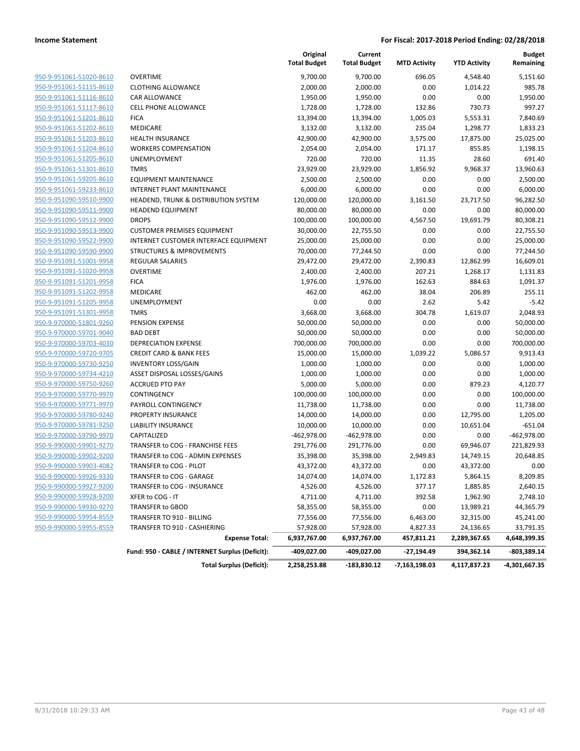**Income Statement** — For Fiscal: 2017-2018 Period Ending: 02/28/2018

| | | Original Total Budget | Current Total Budget | MTD Activity | YTD Activity | Budget Remaining |
|---|---|---|---|---|---|---|
| 950-9-951061-51020-8610 | OVERTIME | 9,700.00 | 9,700.00 | 696.05 | 4,548.40 | 5,151.60 |
| 950-9-951061-51115-8610 | CLOTHING ALLOWANCE | 2,000.00 | 2,000.00 | 0.00 | 1,014.22 | 985.78 |
| 950-9-951061-51116-8610 | CAR ALLOWANCE | 1,950.00 | 1,950.00 | 0.00 | 0.00 | 1,950.00 |
| 950-9-951061-51117-8610 | CELL PHONE ALLOWANCE | 1,728.00 | 1,728.00 | 132.86 | 730.73 | 997.27 |
| 950-9-951061-51201-8610 | FICA | 13,394.00 | 13,394.00 | 1,005.03 | 5,553.31 | 7,840.69 |
| 950-9-951061-51202-8610 | MEDICARE | 3,132.00 | 3,132.00 | 235.04 | 1,298.77 | 1,833.23 |
| 950-9-951061-51203-8610 | HEALTH INSURANCE | 42,900.00 | 42,900.00 | 3,575.00 | 17,875.00 | 25,025.00 |
| 950-9-951061-51204-8610 | WORKERS COMPENSATION | 2,054.00 | 2,054.00 | 171.17 | 855.85 | 1,198.15 |
| 950-9-951061-51205-8610 | UNEMPLOYMENT | 720.00 | 720.00 | 11.35 | 28.60 | 691.40 |
| 950-9-951061-51301-8610 | TMRS | 23,929.00 | 23,929.00 | 1,856.92 | 9,968.37 | 13,960.63 |
| 950-9-951061-59205-8610 | EQUIPMENT MAINTENANCE | 2,500.00 | 2,500.00 | 0.00 | 0.00 | 2,500.00 |
| 950-9-951061-59233-8610 | INTERNET PLANT MAINTENANCE | 6,000.00 | 6,000.00 | 0.00 | 0.00 | 6,000.00 |
| 950-9-951090-59510-9900 | HEADEND, TRUNK & DISTRIBUTION SYSTEM | 120,000.00 | 120,000.00 | 3,161.50 | 23,717.50 | 96,282.50 |
| 950-9-951090-59511-9900 | HEADEND EQUIPMENT | 80,000.00 | 80,000.00 | 0.00 | 0.00 | 80,000.00 |
| 950-9-951090-59512-9900 | DROPS | 100,000.00 | 100,000.00 | 4,567.50 | 19,691.79 | 80,308.21 |
| 950-9-951090-59513-9900 | CUSTOMER PREMISES EQUIPMENT | 30,000.00 | 22,755.50 | 0.00 | 0.00 | 22,755.50 |
| 950-9-951090-59522-9900 | INTERNET CUSTOMER INTERFACE EQUIPMENT | 25,000.00 | 25,000.00 | 0.00 | 0.00 | 25,000.00 |
| 950-9-951090-59590-9900 | STRUCTURES & IMPROVEMENTS | 70,000.00 | 77,244.50 | 0.00 | 0.00 | 77,244.50 |
| 950-9-951091-51001-9958 | REGULAR SALARIES | 29,472.00 | 29,472.00 | 2,390.83 | 12,862.99 | 16,609.01 |
| 950-9-951091-51020-9958 | OVERTIME | 2,400.00 | 2,400.00 | 207.21 | 1,268.17 | 1,131.83 |
| 950-9-951091-51201-9958 | FICA | 1,976.00 | 1,976.00 | 162.63 | 884.63 | 1,091.37 |
| 950-9-951091-51202-9958 | MEDICARE | 462.00 | 462.00 | 38.04 | 206.89 | 255.11 |
| 950-9-951091-51205-9958 | UNEMPLOYMENT | 0.00 | 0.00 | 2.62 | 5.42 | -5.42 |
| 950-9-951091-51301-9958 | TMRS | 3,668.00 | 3,668.00 | 304.78 | 1,619.07 | 2,048.93 |
| 950-9-970000-51801-9260 | PENSION EXPENSE | 50,000.00 | 50,000.00 | 0.00 | 0.00 | 50,000.00 |
| 950-9-970000-59701-9040 | BAD DEBT | 50,000.00 | 50,000.00 | 0.00 | 0.00 | 50,000.00 |
| 950-9-970000-59703-4030 | DEPRECIATION EXPENSE | 700,000.00 | 700,000.00 | 0.00 | 0.00 | 700,000.00 |
| 950-9-970000-59720-9705 | CREDIT CARD & BANK FEES | 15,000.00 | 15,000.00 | 1,039.22 | 5,086.57 | 9,913.43 |
| 950-9-970000-59730-9250 | INVENTORY LOSS/GAIN | 1,000.00 | 1,000.00 | 0.00 | 0.00 | 1,000.00 |
| 950-9-970000-59734-4210 | ASSET DISPOSAL LOSSES/GAINS | 1,000.00 | 1,000.00 | 0.00 | 0.00 | 1,000.00 |
| 950-9-970000-59750-9260 | ACCRUED PTO PAY | 5,000.00 | 5,000.00 | 0.00 | 879.23 | 4,120.77 |
| 950-9-970000-59770-9970 | CONTINGENCY | 100,000.00 | 100,000.00 | 0.00 | 0.00 | 100,000.00 |
| 950-9-970000-59771-9970 | PAYROLL CONTINGENCY | 11,738.00 | 11,738.00 | 0.00 | 0.00 | 11,738.00 |
| 950-9-970000-59780-9240 | PROPERTY INSURANCE | 14,000.00 | 14,000.00 | 0.00 | 12,795.00 | 1,205.00 |
| 950-9-970000-59781-9250 | LIABILITY INSURANCE | 10,000.00 | 10,000.00 | 0.00 | 10,651.04 | -651.04 |
| 950-9-970000-59790-9970 | CAPITALIZED | -462,978.00 | -462,978.00 | 0.00 | 0.00 | -462,978.00 |
| 950-9-990000-59901-9270 | TRANSFER to COG - FRANCHISE FEES | 291,776.00 | 291,776.00 | 0.00 | 69,946.07 | 221,829.93 |
| 950-9-990000-59902-9200 | TRANSFER to COG - ADMIN EXPENSES | 35,398.00 | 35,398.00 | 2,949.83 | 14,749.15 | 20,648.85 |
| 950-9-990000-59903-4082 | TRANSFER to COG - PILOT | 43,372.00 | 43,372.00 | 0.00 | 43,372.00 | 0.00 |
| 950-9-990000-59926-9330 | TRANSFER to COG - GARAGE | 14,074.00 | 14,074.00 | 1,172.83 | 5,864.15 | 8,209.85 |
| 950-9-990000-59927-9200 | TRANSFER to COG - INSURANCE | 4,526.00 | 4,526.00 | 377.17 | 1,885.85 | 2,640.15 |
| 950-9-990000-59928-9200 | XFER to COG - IT | 4,711.00 | 4,711.00 | 392.58 | 1,962.90 | 2,748.10 |
| 950-9-990000-59930-9270 | TRANSFER to GBOD | 58,355.00 | 58,355.00 | 0.00 | 13,989.21 | 44,365.79 |
| 950-9-990000-59954-8559 | TRANSFER TO 910 - BILLING | 77,556.00 | 77,556.00 | 6,463.00 | 32,315.00 | 45,241.00 |
| 950-9-990000-59955-8559 | TRANSFER TO 910 - CASHIERING | 57,928.00 | 57,928.00 | 4,827.33 | 24,136.65 | 33,791.35 |
| | **Expense Total:** | **6,937,767.00** | **6,937,767.00** | **457,811.21** | **2,289,367.65** | **4,648,399.35** |
| | **Fund: 950 - CABLE / INTERNET Surplus (Deficit):** | **-409,027.00** | **-409,027.00** | **-27,194.49** | **394,362.14** | **-803,389.14** |
| | **Total Surplus (Deficit):** | **2,258,253.88** | **-183,830.12** | **-7,163,198.03** | **4,117,837.23** | **-4,301,667.35** |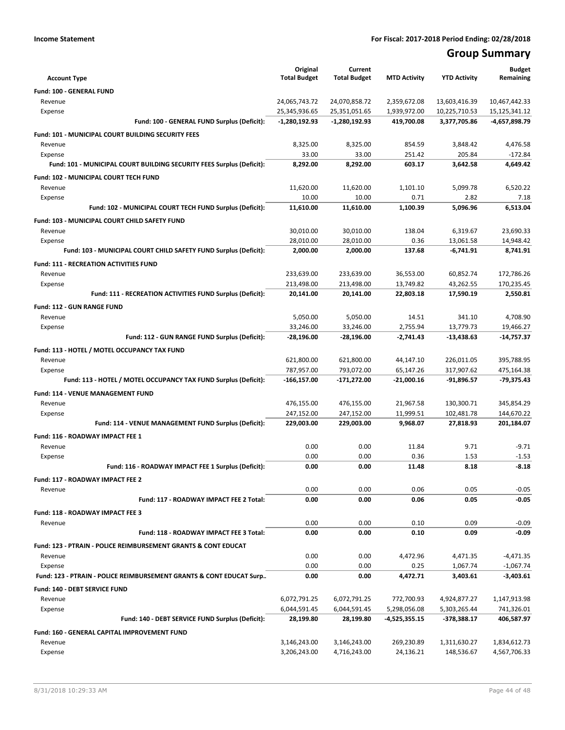**Income Statement** | **For Fiscal: 2017-2018 Period Ending: 02/28/2018**

# Group Summary

| Account Type | Original Total Budget | Current Total Budget | MTD Activity | YTD Activity | Budget Remaining |
|---|---|---|---|---|---|
| **Fund: 100 - GENERAL FUND** | | | | | |
| Revenue | 24,065,743.72 | 24,070,858.72 | 2,359,672.08 | 13,603,416.39 | 10,467,442.33 |
| Expense | 25,345,936.65 | 25,351,051.65 | 1,939,972.00 | 10,225,710.53 | 15,125,341.12 |
| **Fund: 100 - GENERAL FUND Surplus (Deficit):** | **-1,280,192.93** | **-1,280,192.93** | **419,700.08** | **3,377,705.86** | **-4,657,898.79** |
| **Fund: 101 - MUNICIPAL COURT BUILDING SECURITY FEES** | | | | | |
| Revenue | 8,325.00 | 8,325.00 | 854.59 | 3,848.42 | 4,476.58 |
| Expense | 33.00 | 33.00 | 251.42 | 205.84 | -172.84 |
| **Fund: 101 - MUNICIPAL COURT BUILDING SECURITY FEES Surplus (Deficit):** | **8,292.00** | **8,292.00** | **603.17** | **3,642.58** | **4,649.42** |
| **Fund: 102 - MUNICIPAL COURT TECH FUND** | | | | | |
| Revenue | 11,620.00 | 11,620.00 | 1,101.10 | 5,099.78 | 6,520.22 |
| Expense | 10.00 | 10.00 | 0.71 | 2.82 | 7.18 |
| **Fund: 102 - MUNICIPAL COURT TECH FUND Surplus (Deficit):** | **11,610.00** | **11,610.00** | **1,100.39** | **5,096.96** | **6,513.04** |
| **Fund: 103 - MUNICIPAL COURT CHILD SAFETY FUND** | | | | | |
| Revenue | 30,010.00 | 30,010.00 | 138.04 | 6,319.67 | 23,690.33 |
| Expense | 28,010.00 | 28,010.00 | 0.36 | 13,061.58 | 14,948.42 |
| **Fund: 103 - MUNICIPAL COURT CHILD SAFETY FUND Surplus (Deficit):** | **2,000.00** | **2,000.00** | **137.68** | **-6,741.91** | **8,741.91** |
| **Fund: 111 - RECREATION ACTIVITIES FUND** | | | | | |
| Revenue | 233,639.00 | 233,639.00 | 36,553.00 | 60,852.74 | 172,786.26 |
| Expense | 213,498.00 | 213,498.00 | 13,749.82 | 43,262.55 | 170,235.45 |
| **Fund: 111 - RECREATION ACTIVITIES FUND Surplus (Deficit):** | **20,141.00** | **20,141.00** | **22,803.18** | **17,590.19** | **2,550.81** |
| **Fund: 112 - GUN RANGE FUND** | | | | | |
| Revenue | 5,050.00 | 5,050.00 | 14.51 | 341.10 | 4,708.90 |
| Expense | 33,246.00 | 33,246.00 | 2,755.94 | 13,779.73 | 19,466.27 |
| **Fund: 112 - GUN RANGE FUND Surplus (Deficit):** | **-28,196.00** | **-28,196.00** | **-2,741.43** | **-13,438.63** | **-14,757.37** |
| **Fund: 113 - HOTEL / MOTEL OCCUPANCY TAX FUND** | | | | | |
| Revenue | 621,800.00 | 621,800.00 | 44,147.10 | 226,011.05 | 395,788.95 |
| Expense | 787,957.00 | 793,072.00 | 65,147.26 | 317,907.62 | 475,164.38 |
| **Fund: 113 - HOTEL / MOTEL OCCUPANCY TAX FUND Surplus (Deficit):** | **-166,157.00** | **-171,272.00** | **-21,000.16** | **-91,896.57** | **-79,375.43** |
| **Fund: 114 - VENUE MANAGEMENT FUND** | | | | | |
| Revenue | 476,155.00 | 476,155.00 | 21,967.58 | 130,300.71 | 345,854.29 |
| Expense | 247,152.00 | 247,152.00 | 11,999.51 | 102,481.78 | 144,670.22 |
| **Fund: 114 - VENUE MANAGEMENT FUND Surplus (Deficit):** | **229,003.00** | **229,003.00** | **9,968.07** | **27,818.93** | **201,184.07** |
| **Fund: 116 - ROADWAY IMPACT FEE 1** | | | | | |
| Revenue | 0.00 | 0.00 | 11.84 | 9.71 | -9.71 |
| Expense | 0.00 | 0.00 | 0.36 | 1.53 | -1.53 |
| **Fund: 116 - ROADWAY IMPACT FEE 1 Surplus (Deficit):** | **0.00** | **0.00** | **11.48** | **8.18** | **-8.18** |
| **Fund: 117 - ROADWAY IMPACT FEE 2** | | | | | |
| Revenue | 0.00 | 0.00 | 0.06 | 0.05 | -0.05 |
| **Fund: 117 - ROADWAY IMPACT FEE 2 Total:** | **0.00** | **0.00** | **0.06** | **0.05** | **-0.05** |
| **Fund: 118 - ROADWAY IMPACT FEE 3** | | | | | |
| Revenue | 0.00 | 0.00 | 0.10 | 0.09 | -0.09 |
| **Fund: 118 - ROADWAY IMPACT FEE 3 Total:** | **0.00** | **0.00** | **0.10** | **0.09** | **-0.09** |
| **Fund: 123 - PTRAIN - POLICE REIMBURSEMENT GRANTS & CONT EDUCAT** | | | | | |
| Revenue | 0.00 | 0.00 | 4,472.96 | 4,471.35 | -4,471.35 |
| Expense | 0.00 | 0.00 | 0.25 | 1,067.74 | -1,067.74 |
| **Fund: 123 - PTRAIN - POLICE REIMBURSEMENT GRANTS & CONT EDUCAT Surp..** | **0.00** | **0.00** | **4,472.71** | **3,403.61** | **-3,403.61** |
| **Fund: 140 - DEBT SERVICE FUND** | | | | | |
| Revenue | 6,072,791.25 | 6,072,791.25 | 772,700.93 | 4,924,877.27 | 1,147,913.98 |
| Expense | 6,044,591.45 | 6,044,591.45 | 5,298,056.08 | 5,303,265.44 | 741,326.01 |
| **Fund: 140 - DEBT SERVICE FUND Surplus (Deficit):** | **28,199.80** | **28,199.80** | **-4,525,355.15** | **-378,388.17** | **406,587.97** |
| **Fund: 160 - GENERAL CAPITAL IMPROVEMENT FUND** | | | | | |
| Revenue | 3,146,243.00 | 3,146,243.00 | 269,230.89 | 1,311,630.27 | 1,834,612.73 |
| Expense | 3,206,243.00 | 4,716,243.00 | 24,136.21 | 148,536.67 | 4,567,706.33 |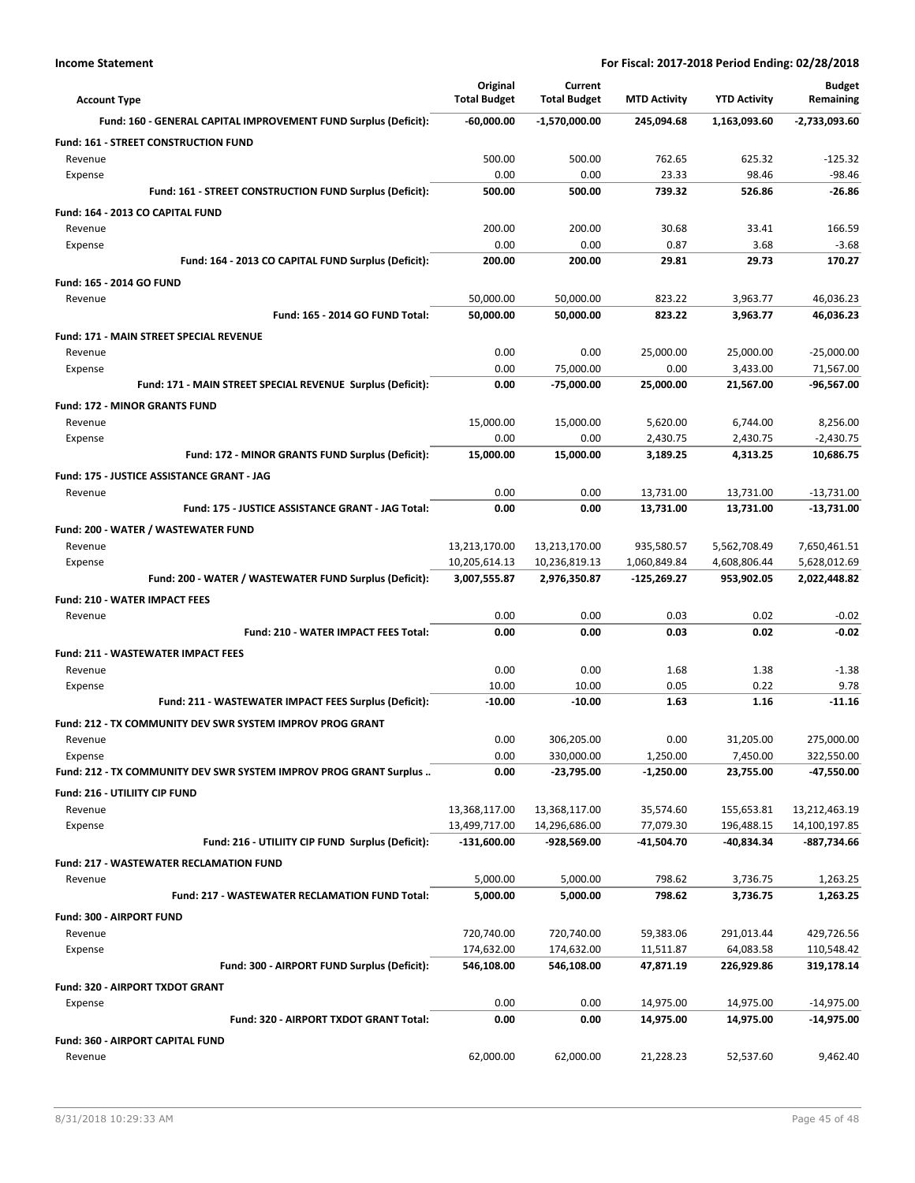**Income Statement** — For Fiscal: 2017-2018 Period Ending: 02/28/2018

| Account Type | Original Total Budget | Current Total Budget | MTD Activity | YTD Activity | Budget Remaining |
|---|---|---|---|---|---|
| **Fund: 160 - GENERAL CAPITAL IMPROVEMENT FUND Surplus (Deficit):** | **-60,000.00** | **-1,570,000.00** | **245,094.68** | **1,163,093.60** | **-2,733,093.60** |
| **Fund: 161 - STREET CONSTRUCTION FUND** | | | | | |
| Revenue | 500.00 | 500.00 | 762.65 | 625.32 | -125.32 |
| Expense | 0.00 | 0.00 | 23.33 | 98.46 | -98.46 |
| **Fund: 161 - STREET CONSTRUCTION FUND Surplus (Deficit):** | **500.00** | **500.00** | **739.32** | **526.86** | **-26.86** |
| **Fund: 164 - 2013 CO CAPITAL FUND** | | | | | |
| Revenue | 200.00 | 200.00 | 30.68 | 33.41 | 166.59 |
| Expense | 0.00 | 0.00 | 0.87 | 3.68 | -3.68 |
| **Fund: 164 - 2013 CO CAPITAL FUND Surplus (Deficit):** | **200.00** | **200.00** | **29.81** | **29.73** | **170.27** |
| **Fund: 165 - 2014 GO FUND** | | | | | |
| Revenue | 50,000.00 | 50,000.00 | 823.22 | 3,963.77 | 46,036.23 |
| **Fund: 165 - 2014 GO FUND Total:** | **50,000.00** | **50,000.00** | **823.22** | **3,963.77** | **46,036.23** |
| **Fund: 171 - MAIN STREET SPECIAL REVENUE** | | | | | |
| Revenue | 0.00 | 0.00 | 25,000.00 | 25,000.00 | -25,000.00 |
| Expense | 0.00 | 75,000.00 | 0.00 | 3,433.00 | 71,567.00 |
| **Fund: 171 - MAIN STREET SPECIAL REVENUE Surplus (Deficit):** | **0.00** | **-75,000.00** | **25,000.00** | **21,567.00** | **-96,567.00** |
| **Fund: 172 - MINOR GRANTS FUND** | | | | | |
| Revenue | 15,000.00 | 15,000.00 | 5,620.00 | 6,744.00 | 8,256.00 |
| Expense | 0.00 | 0.00 | 2,430.75 | 2,430.75 | -2,430.75 |
| **Fund: 172 - MINOR GRANTS FUND Surplus (Deficit):** | **15,000.00** | **15,000.00** | **3,189.25** | **4,313.25** | **10,686.75** |
| **Fund: 175 - JUSTICE ASSISTANCE GRANT - JAG** | | | | | |
| Revenue | 0.00 | 0.00 | 13,731.00 | 13,731.00 | -13,731.00 |
| **Fund: 175 - JUSTICE ASSISTANCE GRANT - JAG Total:** | **0.00** | **0.00** | **13,731.00** | **13,731.00** | **-13,731.00** |
| **Fund: 200 - WATER / WASTEWATER FUND** | | | | | |
| Revenue | 13,213,170.00 | 13,213,170.00 | 935,580.57 | 5,562,708.49 | 7,650,461.51 |
| Expense | 10,205,614.13 | 10,236,819.13 | 1,060,849.84 | 4,608,806.44 | 5,628,012.69 |
| **Fund: 200 - WATER / WASTEWATER FUND Surplus (Deficit):** | **3,007,555.87** | **2,976,350.87** | **-125,269.27** | **953,902.05** | **2,022,448.82** |
| **Fund: 210 - WATER IMPACT FEES** | | | | | |
| Revenue | 0.00 | 0.00 | 0.03 | 0.02 | -0.02 |
| **Fund: 210 - WATER IMPACT FEES Total:** | **0.00** | **0.00** | **0.03** | **0.02** | **-0.02** |
| **Fund: 211 - WASTEWATER IMPACT FEES** | | | | | |
| Revenue | 0.00 | 0.00 | 1.68 | 1.38 | -1.38 |
| Expense | 10.00 | 10.00 | 0.05 | 0.22 | 9.78 |
| **Fund: 211 - WASTEWATER IMPACT FEES Surplus (Deficit):** | **-10.00** | **-10.00** | **1.63** | **1.16** | **-11.16** |
| **Fund: 212 - TX COMMUNITY DEV SWR SYSTEM IMPROV PROG GRANT** | | | | | |
| Revenue | 0.00 | 306,205.00 | 0.00 | 31,205.00 | 275,000.00 |
| Expense | 0.00 | 330,000.00 | 1,250.00 | 7,450.00 | 322,550.00 |
| **Fund: 212 - TX COMMUNITY DEV SWR SYSTEM IMPROV PROG GRANT Surplus ..** | **0.00** | **-23,795.00** | **-1,250.00** | **23,755.00** | **-47,550.00** |
| **Fund: 216 - UTILIITY CIP FUND** | | | | | |
| Revenue | 13,368,117.00 | 13,368,117.00 | 35,574.60 | 155,653.81 | 13,212,463.19 |
| Expense | 13,499,717.00 | 14,296,686.00 | 77,079.30 | 196,488.15 | 14,100,197.85 |
| **Fund: 216 - UTILIITY CIP FUND Surplus (Deficit):** | **-131,600.00** | **-928,569.00** | **-41,504.70** | **-40,834.34** | **-887,734.66** |
| **Fund: 217 - WASTEWATER RECLAMATION FUND** | | | | | |
| Revenue | 5,000.00 | 5,000.00 | 798.62 | 3,736.75 | 1,263.25 |
| **Fund: 217 - WASTEWATER RECLAMATION FUND Total:** | **5,000.00** | **5,000.00** | **798.62** | **3,736.75** | **1,263.25** |
| **Fund: 300 - AIRPORT FUND** | | | | | |
| Revenue | 720,740.00 | 720,740.00 | 59,383.06 | 291,013.44 | 429,726.56 |
| Expense | 174,632.00 | 174,632.00 | 11,511.87 | 64,083.58 | 110,548.42 |
| **Fund: 300 - AIRPORT FUND Surplus (Deficit):** | **546,108.00** | **546,108.00** | **47,871.19** | **226,929.86** | **319,178.14** |
| **Fund: 320 - AIRPORT TXDOT GRANT** | | | | | |
| Expense | 0.00 | 0.00 | 14,975.00 | 14,975.00 | -14,975.00 |
| **Fund: 320 - AIRPORT TXDOT GRANT Total:** | **0.00** | **0.00** | **14,975.00** | **14,975.00** | **-14,975.00** |
| **Fund: 360 - AIRPORT CAPITAL FUND** | | | | | |
| Revenue | 62,000.00 | 62,000.00 | 21,228.23 | 52,537.60 | 9,462.40 |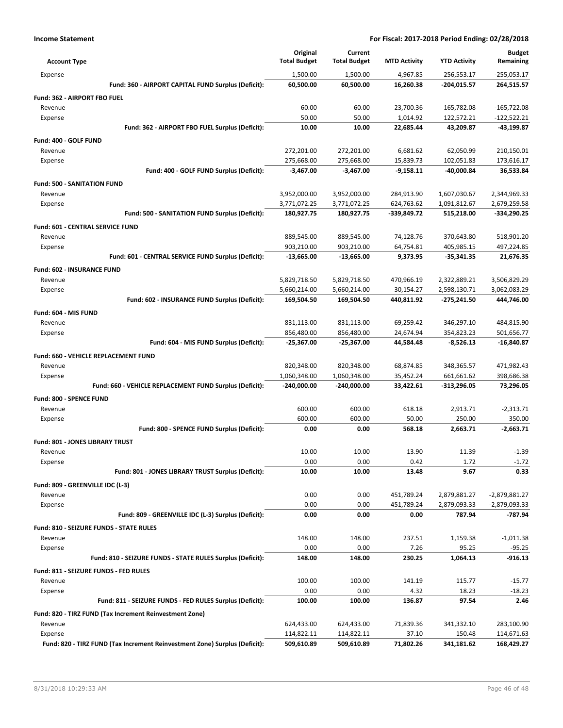**Income Statement** | **For Fiscal: 2017-2018 Period Ending: 02/28/2018**

| Account Type | Original Total Budget | Current Total Budget | MTD Activity | YTD Activity | Budget Remaining |
|---|---|---|---|---|---|
| Expense | 1,500.00 | 1,500.00 | 4,967.85 | 256,553.17 | -255,053.17 |
| **Fund: 360 - AIRPORT CAPITAL FUND Surplus (Deficit):** | **60,500.00** | **60,500.00** | **16,260.38** | **-204,015.57** | **264,515.57** |
| **Fund: 362 - AIRPORT FBO FUEL** | | | | | |
| Revenue | 60.00 | 60.00 | 23,700.36 | 165,782.08 | -165,722.08 |
| Expense | 50.00 | 50.00 | 1,014.92 | 122,572.21 | -122,522.21 |
| **Fund: 362 - AIRPORT FBO FUEL Surplus (Deficit):** | **10.00** | **10.00** | **22,685.44** | **43,209.87** | **-43,199.87** |
| **Fund: 400 - GOLF FUND** | | | | | |
| Revenue | 272,201.00 | 272,201.00 | 6,681.62 | 62,050.99 | 210,150.01 |
| Expense | 275,668.00 | 275,668.00 | 15,839.73 | 102,051.83 | 173,616.17 |
| **Fund: 400 - GOLF FUND Surplus (Deficit):** | **-3,467.00** | **-3,467.00** | **-9,158.11** | **-40,000.84** | **36,533.84** |
| **Fund: 500 - SANITATION FUND** | | | | | |
| Revenue | 3,952,000.00 | 3,952,000.00 | 284,913.90 | 1,607,030.67 | 2,344,969.33 |
| Expense | 3,771,072.25 | 3,771,072.25 | 624,763.62 | 1,091,812.67 | 2,679,259.58 |
| **Fund: 500 - SANITATION FUND Surplus (Deficit):** | **180,927.75** | **180,927.75** | **-339,849.72** | **515,218.00** | **-334,290.25** |
| **Fund: 601 - CENTRAL SERVICE FUND** | | | | | |
| Revenue | 889,545.00 | 889,545.00 | 74,128.76 | 370,643.80 | 518,901.20 |
| Expense | 903,210.00 | 903,210.00 | 64,754.81 | 405,985.15 | 497,224.85 |
| **Fund: 601 - CENTRAL SERVICE FUND Surplus (Deficit):** | **-13,665.00** | **-13,665.00** | **9,373.95** | **-35,341.35** | **21,676.35** |
| **Fund: 602 - INSURANCE FUND** | | | | | |
| Revenue | 5,829,718.50 | 5,829,718.50 | 470,966.19 | 2,322,889.21 | 3,506,829.29 |
| Expense | 5,660,214.00 | 5,660,214.00 | 30,154.27 | 2,598,130.71 | 3,062,083.29 |
| **Fund: 602 - INSURANCE FUND Surplus (Deficit):** | **169,504.50** | **169,504.50** | **440,811.92** | **-275,241.50** | **444,746.00** |
| **Fund: 604 - MIS FUND** | | | | | |
| Revenue | 831,113.00 | 831,113.00 | 69,259.42 | 346,297.10 | 484,815.90 |
| Expense | 856,480.00 | 856,480.00 | 24,674.94 | 354,823.23 | 501,656.77 |
| **Fund: 604 - MIS FUND Surplus (Deficit):** | **-25,367.00** | **-25,367.00** | **44,584.48** | **-8,526.13** | **-16,840.87** |
| **Fund: 660 - VEHICLE REPLACEMENT FUND** | | | | | |
| Revenue | 820,348.00 | 820,348.00 | 68,874.85 | 348,365.57 | 471,982.43 |
| Expense | 1,060,348.00 | 1,060,348.00 | 35,452.24 | 661,661.62 | 398,686.38 |
| **Fund: 660 - VEHICLE REPLACEMENT FUND Surplus (Deficit):** | **-240,000.00** | **-240,000.00** | **33,422.61** | **-313,296.05** | **73,296.05** |
| **Fund: 800 - SPENCE FUND** | | | | | |
| Revenue | 600.00 | 600.00 | 618.18 | 2,913.71 | -2,313.71 |
| Expense | 600.00 | 600.00 | 50.00 | 250.00 | 350.00 |
| **Fund: 800 - SPENCE FUND Surplus (Deficit):** | **0.00** | **0.00** | **568.18** | **2,663.71** | **-2,663.71** |
| **Fund: 801 - JONES LIBRARY TRUST** | | | | | |
| Revenue | 10.00 | 10.00 | 13.90 | 11.39 | -1.39 |
| Expense | 0.00 | 0.00 | 0.42 | 1.72 | -1.72 |
| **Fund: 801 - JONES LIBRARY TRUST Surplus (Deficit):** | **10.00** | **10.00** | **13.48** | **9.67** | **0.33** |
| **Fund: 809 - GREENVILLE IDC (L-3)** | | | | | |
| Revenue | 0.00 | 0.00 | 451,789.24 | 2,879,881.27 | -2,879,881.27 |
| Expense | 0.00 | 0.00 | 451,789.24 | 2,879,093.33 | -2,879,093.33 |
| **Fund: 809 - GREENVILLE IDC (L-3) Surplus (Deficit):** | **0.00** | **0.00** | **0.00** | **787.94** | **-787.94** |
| **Fund: 810 - SEIZURE FUNDS - STATE RULES** | | | | | |
| Revenue | 148.00 | 148.00 | 237.51 | 1,159.38 | -1,011.38 |
| Expense | 0.00 | 0.00 | 7.26 | 95.25 | -95.25 |
| **Fund: 810 - SEIZURE FUNDS - STATE RULES Surplus (Deficit):** | **148.00** | **148.00** | **230.25** | **1,064.13** | **-916.13** |
| **Fund: 811 - SEIZURE FUNDS - FED RULES** | | | | | |
| Revenue | 100.00 | 100.00 | 141.19 | 115.77 | -15.77 |
| Expense | 0.00 | 0.00 | 4.32 | 18.23 | -18.23 |
| **Fund: 811 - SEIZURE FUNDS - FED RULES Surplus (Deficit):** | **100.00** | **100.00** | **136.87** | **97.54** | **2.46** |
| **Fund: 820 - TIRZ FUND (Tax Increment Reinvestment Zone)** | | | | | |
| Revenue | 624,433.00 | 624,433.00 | 71,839.36 | 341,332.10 | 283,100.90 |
| Expense | 114,822.11 | 114,822.11 | 37.10 | 150.48 | 114,671.63 |
| **Fund: 820 - TIRZ FUND (Tax Increment Reinvestment Zone) Surplus (Deficit):** | **509,610.89** | **509,610.89** | **71,802.26** | **341,181.62** | **168,429.27** |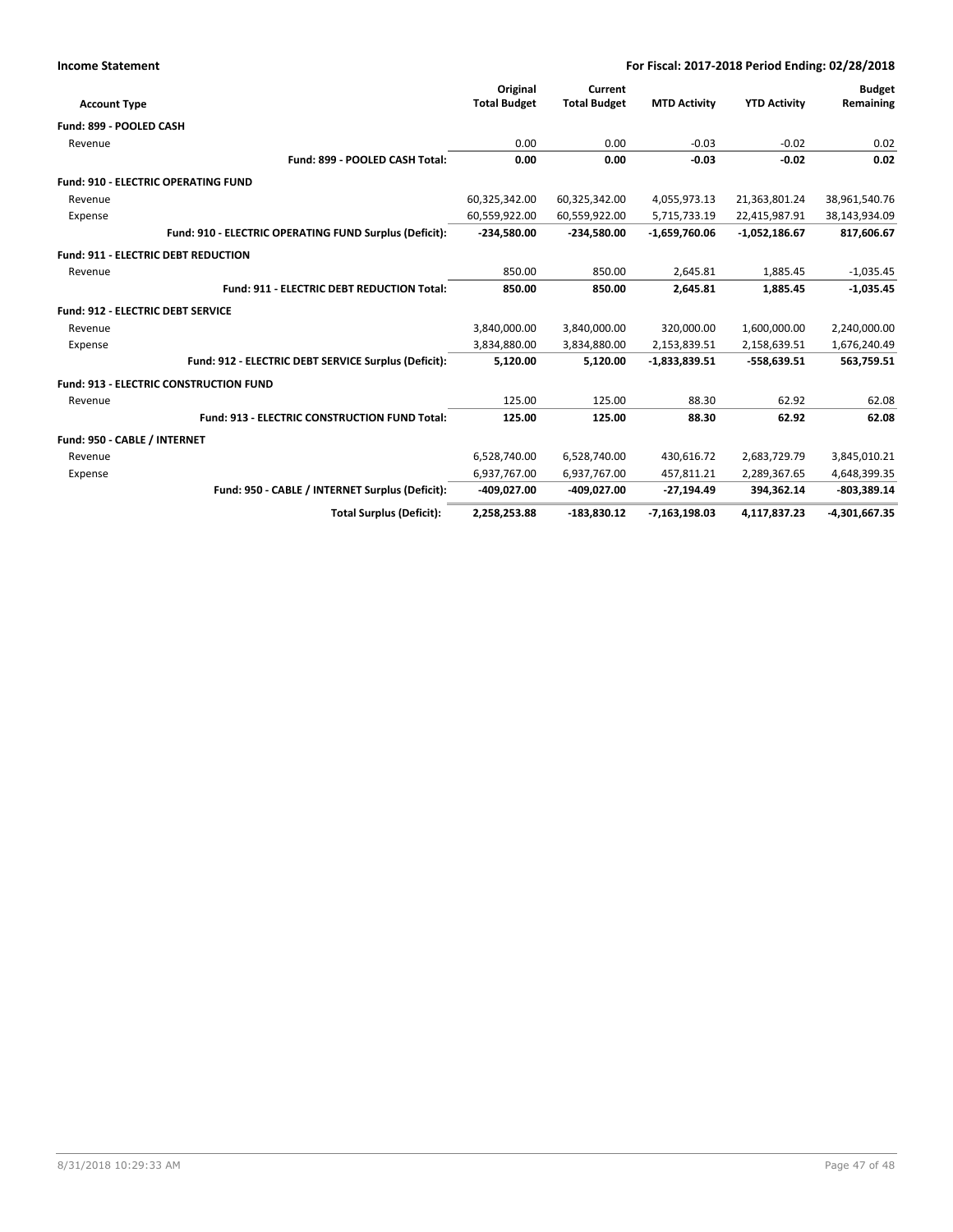**Income Statement** — For Fiscal: 2017-2018 Period Ending: 02/28/2018

| Account Type | Original Total Budget | Current Total Budget | MTD Activity | YTD Activity | Budget Remaining |
|---|---|---|---|---|---|
| **Fund: 899 - POOLED CASH** | | | | | |
| Revenue | 0.00 | 0.00 | -0.03 | -0.02 | 0.02 |
| **Fund: 899 - POOLED CASH Total:** | **0.00** | **0.00** | **-0.03** | **-0.02** | **0.02** |
| **Fund: 910 - ELECTRIC OPERATING FUND** | | | | | |
| Revenue | 60,325,342.00 | 60,325,342.00 | 4,055,973.13 | 21,363,801.24 | 38,961,540.76 |
| Expense | 60,559,922.00 | 60,559,922.00 | 5,715,733.19 | 22,415,987.91 | 38,143,934.09 |
| **Fund: 910 - ELECTRIC OPERATING FUND Surplus (Deficit):** | **-234,580.00** | **-234,580.00** | **-1,659,760.06** | **-1,052,186.67** | **817,606.67** |
| **Fund: 911 - ELECTRIC DEBT REDUCTION** | | | | | |
| Revenue | 850.00 | 850.00 | 2,645.81 | 1,885.45 | -1,035.45 |
| **Fund: 911 - ELECTRIC DEBT REDUCTION Total:** | **850.00** | **850.00** | **2,645.81** | **1,885.45** | **-1,035.45** |
| **Fund: 912 - ELECTRIC DEBT SERVICE** | | | | | |
| Revenue | 3,840,000.00 | 3,840,000.00 | 320,000.00 | 1,600,000.00 | 2,240,000.00 |
| Expense | 3,834,880.00 | 3,834,880.00 | 2,153,839.51 | 2,158,639.51 | 1,676,240.49 |
| **Fund: 912 - ELECTRIC DEBT SERVICE Surplus (Deficit):** | **5,120.00** | **5,120.00** | **-1,833,839.51** | **-558,639.51** | **563,759.51** |
| **Fund: 913 - ELECTRIC CONSTRUCTION FUND** | | | | | |
| Revenue | 125.00 | 125.00 | 88.30 | 62.92 | 62.08 |
| **Fund: 913 - ELECTRIC CONSTRUCTION FUND Total:** | **125.00** | **125.00** | **88.30** | **62.92** | **62.08** |
| **Fund: 950 - CABLE / INTERNET** | | | | | |
| Revenue | 6,528,740.00 | 6,528,740.00 | 430,616.72 | 2,683,729.79 | 3,845,010.21 |
| Expense | 6,937,767.00 | 6,937,767.00 | 457,811.21 | 2,289,367.65 | 4,648,399.35 |
| **Fund: 950 - CABLE / INTERNET Surplus (Deficit):** | **-409,027.00** | **-409,027.00** | **-27,194.49** | **394,362.14** | **-803,389.14** |
| **Total Surplus (Deficit):** | **2,258,253.88** | **-183,830.12** | **-7,163,198.03** | **4,117,837.23** | **-4,301,667.35** |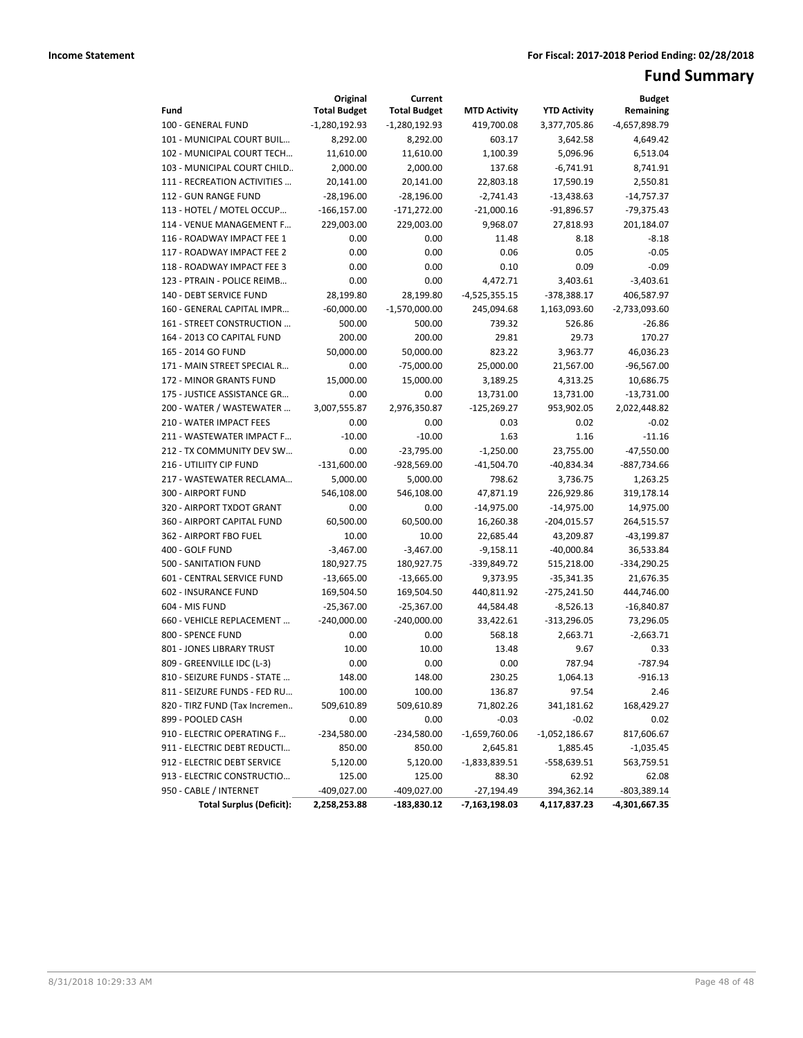**Income Statement** **For Fiscal: 2017-2018 Period Ending: 02/28/2018**

# Fund Summary

| Fund | Original Total Budget | Current Total Budget | MTD Activity | YTD Activity | Budget Remaining |
|---|---|---|---|---|---|
| 100 - GENERAL FUND | -1,280,192.93 | -1,280,192.93 | 419,700.08 | 3,377,705.86 | -4,657,898.79 |
| 101 - MUNICIPAL COURT BUIL… | 8,292.00 | 8,292.00 | 603.17 | 3,642.58 | 4,649.42 |
| 102 - MUNICIPAL COURT TECH… | 11,610.00 | 11,610.00 | 1,100.39 | 5,096.96 | 6,513.04 |
| 103 - MUNICIPAL COURT CHILD.. | 2,000.00 | 2,000.00 | 137.68 | -6,741.91 | 8,741.91 |
| 111 - RECREATION ACTIVITIES … | 20,141.00 | 20,141.00 | 22,803.18 | 17,590.19 | 2,550.81 |
| 112 - GUN RANGE FUND | -28,196.00 | -28,196.00 | -2,741.43 | -13,438.63 | -14,757.37 |
| 113 - HOTEL / MOTEL OCCUP… | -166,157.00 | -171,272.00 | -21,000.16 | -91,896.57 | -79,375.43 |
| 114 - VENUE MANAGEMENT F… | 229,003.00 | 229,003.00 | 9,968.07 | 27,818.93 | 201,184.07 |
| 116 - ROADWAY IMPACT FEE 1 | 0.00 | 0.00 | 11.48 | 8.18 | -8.18 |
| 117 - ROADWAY IMPACT FEE 2 | 0.00 | 0.00 | 0.06 | 0.05 | -0.05 |
| 118 - ROADWAY IMPACT FEE 3 | 0.00 | 0.00 | 0.10 | 0.09 | -0.09 |
| 123 - PTRAIN - POLICE REIMB… | 0.00 | 0.00 | 4,472.71 | 3,403.61 | -3,403.61 |
| 140 - DEBT SERVICE FUND | 28,199.80 | 28,199.80 | -4,525,355.15 | -378,388.17 | 406,587.97 |
| 160 - GENERAL CAPITAL IMPR… | -60,000.00 | -1,570,000.00 | 245,094.68 | 1,163,093.60 | -2,733,093.60 |
| 161 - STREET CONSTRUCTION … | 500.00 | 500.00 | 739.32 | 526.86 | -26.86 |
| 164 - 2013 CO CAPITAL FUND | 200.00 | 200.00 | 29.81 | 29.73 | 170.27 |
| 165 - 2014 GO FUND | 50,000.00 | 50,000.00 | 823.22 | 3,963.77 | 46,036.23 |
| 171 - MAIN STREET SPECIAL R… | 0.00 | -75,000.00 | 25,000.00 | 21,567.00 | -96,567.00 |
| 172 - MINOR GRANTS FUND | 15,000.00 | 15,000.00 | 3,189.25 | 4,313.25 | 10,686.75 |
| 175 - JUSTICE ASSISTANCE GR… | 0.00 | 0.00 | 13,731.00 | 13,731.00 | -13,731.00 |
| 200 - WATER / WASTEWATER … | 3,007,555.87 | 2,976,350.87 | -125,269.27 | 953,902.05 | 2,022,448.82 |
| 210 - WATER IMPACT FEES | 0.00 | 0.00 | 0.03 | 0.02 | -0.02 |
| 211 - WASTEWATER IMPACT F… | -10.00 | -10.00 | 1.63 | 1.16 | -11.16 |
| 212 - TX COMMUNITY DEV SW… | 0.00 | -23,795.00 | -1,250.00 | 23,755.00 | -47,550.00 |
| 216 - UTILIITY CIP FUND | -131,600.00 | -928,569.00 | -41,504.70 | -40,834.34 | -887,734.66 |
| 217 - WASTEWATER RECLAMA… | 5,000.00 | 5,000.00 | 798.62 | 3,736.75 | 1,263.25 |
| 300 - AIRPORT FUND | 546,108.00 | 546,108.00 | 47,871.19 | 226,929.86 | 319,178.14 |
| 320 - AIRPORT TXDOT GRANT | 0.00 | 0.00 | -14,975.00 | -14,975.00 | 14,975.00 |
| 360 - AIRPORT CAPITAL FUND | 60,500.00 | 60,500.00 | 16,260.38 | -204,015.57 | 264,515.57 |
| 362 - AIRPORT FBO FUEL | 10.00 | 10.00 | 22,685.44 | 43,209.87 | -43,199.87 |
| 400 - GOLF FUND | -3,467.00 | -3,467.00 | -9,158.11 | -40,000.84 | 36,533.84 |
| 500 - SANITATION FUND | 180,927.75 | 180,927.75 | -339,849.72 | 515,218.00 | -334,290.25 |
| 601 - CENTRAL SERVICE FUND | -13,665.00 | -13,665.00 | 9,373.95 | -35,341.35 | 21,676.35 |
| 602 - INSURANCE FUND | 169,504.50 | 169,504.50 | 440,811.92 | -275,241.50 | 444,746.00 |
| 604 - MIS FUND | -25,367.00 | -25,367.00 | 44,584.48 | -8,526.13 | -16,840.87 |
| 660 - VEHICLE REPLACEMENT … | -240,000.00 | -240,000.00 | 33,422.61 | -313,296.05 | 73,296.05 |
| 800 - SPENCE FUND | 0.00 | 0.00 | 568.18 | 2,663.71 | -2,663.71 |
| 801 - JONES LIBRARY TRUST | 10.00 | 10.00 | 13.48 | 9.67 | 0.33 |
| 809 - GREENVILLE IDC (L-3) | 0.00 | 0.00 | 0.00 | 787.94 | -787.94 |
| 810 - SEIZURE FUNDS - STATE … | 148.00 | 148.00 | 230.25 | 1,064.13 | -916.13 |
| 811 - SEIZURE FUNDS - FED RU… | 100.00 | 100.00 | 136.87 | 97.54 | 2.46 |
| 820 - TIRZ FUND (Tax Incremen.. | 509,610.89 | 509,610.89 | 71,802.26 | 341,181.62 | 168,429.27 |
| 899 - POOLED CASH | 0.00 | 0.00 | -0.03 | -0.02 | 0.02 |
| 910 - ELECTRIC OPERATING F… | -234,580.00 | -234,580.00 | -1,659,760.06 | -1,052,186.67 | 817,606.67 |
| 911 - ELECTRIC DEBT REDUCTI… | 850.00 | 850.00 | 2,645.81 | 1,885.45 | -1,035.45 |
| 912 - ELECTRIC DEBT SERVICE | 5,120.00 | 5,120.00 | -1,833,839.51 | -558,639.51 | 563,759.51 |
| 913 - ELECTRIC CONSTRUCTIO… | 125.00 | 125.00 | 88.30 | 62.92 | 62.08 |
| 950 - CABLE / INTERNET | -409,027.00 | -409,027.00 | -27,194.49 | 394,362.14 | -803,389.14 |
| **Total Surplus (Deficit):** | **2,258,253.88** | **-183,830.12** | **-7,163,198.03** | **4,117,837.23** | **-4,301,667.35** |

8/31/2018 10:29:33 AM